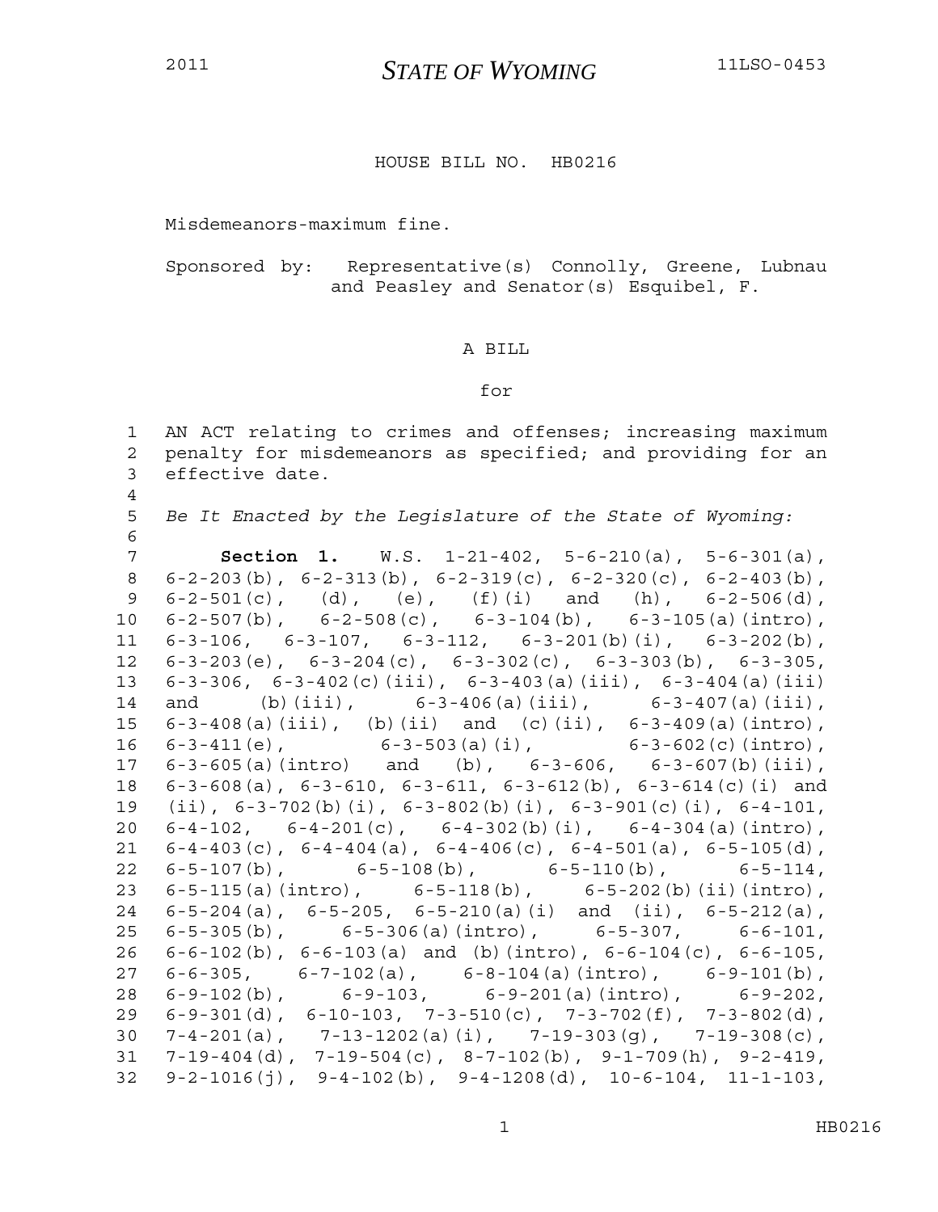2011 **STATE OF WYOMING** 11LSO-0453

HOUSE BILL NO. HB0216

Misdemeanors-maximum fine.

Sponsored by: Representative(s) Connolly, Greene, Lubnau and Peasley and Senator(s) Esquibel, F.

A BILL

for

1 AN ACT relating to crimes and offenses; increasing maximum
2 penalty for misdemeanors as specified; and providing for an
3 effective date.
4
5 *Be It Enacted by the Legislature of the State of Wyoming:*
6
7 **Section 1.** W.S. 1-21-402, 5-6-210(a), 5-6-301(a),
8 6-2-203(b), 6-2-313(b), 6-2-319(c), 6-2-320(c), 6-2-403(b),
9 6-2-501(c), (d), (e), (f)(i) and (h), 6-2-506(d),
10 6-2-507(b), 6-2-508(c), 6-3-104(b), 6-3-105(a)(intro),
11 6-3-106, 6-3-107, 6-3-112, 6-3-201(b)(i), 6-3-202(b),
12 6-3-203(e), 6-3-204(c), 6-3-302(c), 6-3-303(b), 6-3-305,
13 6-3-306, 6-3-402(c)(iii), 6-3-403(a)(iii), 6-3-404(a)(iii)
14 and (b)(iii), 6-3-406(a)(iii), 6-3-407(a)(iii),
15 6-3-408(a)(iii), (b)(ii) and (c)(ii), 6-3-409(a)(intro),
16 6-3-411(e), 6-3-503(a)(i), 6-3-602(c)(intro),
17 6-3-605(a)(intro) and (b), 6-3-606, 6-3-607(b)(iii),
18 6-3-608(a), 6-3-610, 6-3-611, 6-3-612(b), 6-3-614(c)(i) and
19 (ii), 6-3-702(b)(i), 6-3-802(b)(i), 6-3-901(c)(i), 6-4-101,
20 6-4-102, 6-4-201(c), 6-4-302(b)(i), 6-4-304(a)(intro),
21 6-4-403(c), 6-4-404(a), 6-4-406(c), 6-4-501(a), 6-5-105(d),
22 6-5-107(b), 6-5-108(b), 6-5-110(b), 6-5-114,
23 6-5-115(a)(intro), 6-5-118(b), 6-5-202(b)(ii)(intro),
24 6-5-204(a), 6-5-205, 6-5-210(a)(i) and (ii), 6-5-212(a),
25 6-5-305(b), 6-5-306(a)(intro), 6-5-307, 6-6-101,
26 6-6-102(b), 6-6-103(a) and (b)(intro), 6-6-104(c), 6-6-105,
27 6-6-305, 6-7-102(a), 6-8-104(a)(intro), 6-9-101(b),
28 6-9-102(b), 6-9-103, 6-9-201(a)(intro), 6-9-202,
29 6-9-301(d), 6-10-103, 7-3-510(c), 7-3-702(f), 7-3-802(d),
30 7-4-201(a), 7-13-1202(a)(i), 7-19-303(g), 7-19-308(c),
31 7-19-404(d), 7-19-504(c), 8-7-102(b), 9-1-709(h), 9-2-419,
32 9-2-1016(j), 9-4-102(b), 9-4-1208(d), 10-6-104, 11-1-103,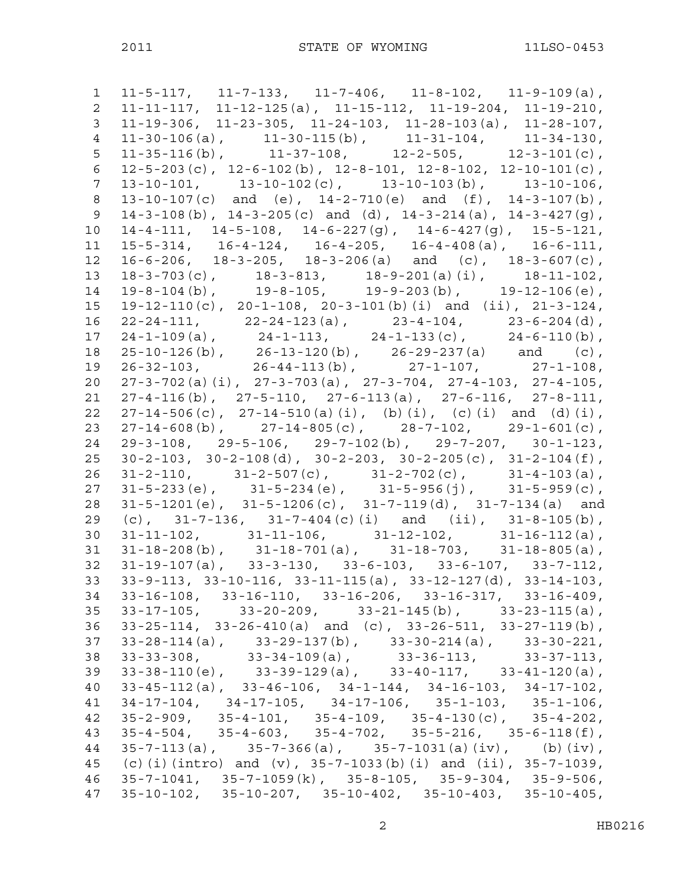11-5-117, 11-7-133, 11-7-406, 11-8-102, 11-9-109(a), 11-11-117, 11-12-125(a), 11-15-112, 11-19-204, 11-19-210, 11-19-306, 11-23-305, 11-24-103, 11-28-103(a), 11-28-107, 11-30-106(a), 11-30-115(b), 11-31-104, 11-34-130, 11-35-116(b), 11-37-108, 12-2-505, 12-3-101(c), 12-5-203(c), 12-6-102(b), 12-8-101, 12-8-102, 12-10-101(c), 13-10-101, 13-10-102(c), 13-10-103(b), 13-10-106, 13-10-107(c) and (e), 14-2-710(e) and (f), 14-3-107(b), 14-3-108(b), 14-3-205(c) and (d), 14-3-214(a), 14-3-427(g), 14-4-111, 14-5-108, 14-6-227(g), 14-6-427(g), 15-5-121, 15-5-314, 16-4-124, 16-4-205, 16-4-408(a), 16-6-111, 16-6-206, 18-3-205, 18-3-206(a) and (c), 18-3-607(c), 18-3-703(c), 18-3-813, 18-9-201(a)(i), 18-11-102, 19-8-104(b), 19-8-105, 19-9-203(b), 19-12-106(e), 19-12-110(c), 20-1-108, 20-3-101(b)(i) and (ii), 21-3-124, 22-24-111, 22-24-123(a), 23-4-104, 23-6-204(d), 24-1-109(a), 24-1-113, 24-1-133(c), 24-6-110(b), 25-10-126(b), 26-13-120(b), 26-29-237(a) and (c), 26-32-103, 26-44-113(b), 27-1-107, 27-1-108, 27-3-702(a)(i), 27-3-703(a), 27-3-704, 27-4-103, 27-4-105, 27-4-116(b), 27-5-110, 27-6-113(a), 27-6-116, 27-8-111, 27-14-506(c), 27-14-510(a)(i), (b)(i), (c)(i) and (d)(i), 27-14-608(b), 27-14-805(c), 28-7-102, 29-1-601(c), 29-3-108, 29-5-106, 29-7-102(b), 29-7-207, 30-1-123, 30-2-103, 30-2-108(d), 30-2-203, 30-2-205(c), 31-2-104(f), 31-2-110, 31-2-507(c), 31-2-702(c), 31-4-103(a), 31-5-233(e), 31-5-234(e), 31-5-956(j), 31-5-959(c), 31-5-1201(e), 31-5-1206(c), 31-7-119(d), 31-7-134(a) and (c), 31-7-136, 31-7-404(c)(i) and (ii), 31-8-105(b), 31-11-102, 31-11-106, 31-12-102, 31-16-112(a), 31-18-208(b), 31-18-701(a), 31-18-703, 31-18-805(a), 31-19-107(a), 33-3-130, 33-6-103, 33-6-107, 33-7-112, 33-9-113, 33-10-116, 33-11-115(a), 33-12-127(d), 33-14-103, 33-16-108, 33-16-110, 33-16-206, 33-16-317, 33-16-409, 33-17-105, 33-20-209, 33-21-145(b), 33-23-115(a), 33-25-114, 33-26-410(a) and (c), 33-26-511, 33-27-119(b), 33-28-114(a), 33-29-137(b), 33-30-214(a), 33-30-221, 33-33-308, 33-34-109(a), 33-36-113, 33-37-113, 33-38-110(e), 33-39-129(a), 33-40-117, 33-41-120(a), 33-45-112(a), 33-46-106, 34-1-144, 34-16-103, 34-17-102, 34-17-104, 34-17-105, 34-17-106, 35-1-103, 35-1-106, 35-2-909, 35-4-101, 35-4-109, 35-4-130(c), 35-4-202, 35-4-504, 35-4-603, 35-4-702, 35-5-216, 35-6-118(f), 35-7-113(a), 35-7-366(a), 35-7-1031(a)(iv), (b)(iv), (c)(i)(intro) and (v), 35-7-1033(b)(i) and (ii), 35-7-1039, 35-7-1041, 35-7-1059(k), 35-8-105, 35-9-304, 35-9-506, 35-10-102, 35-10-207, 35-10-402, 35-10-403, 35-10-405,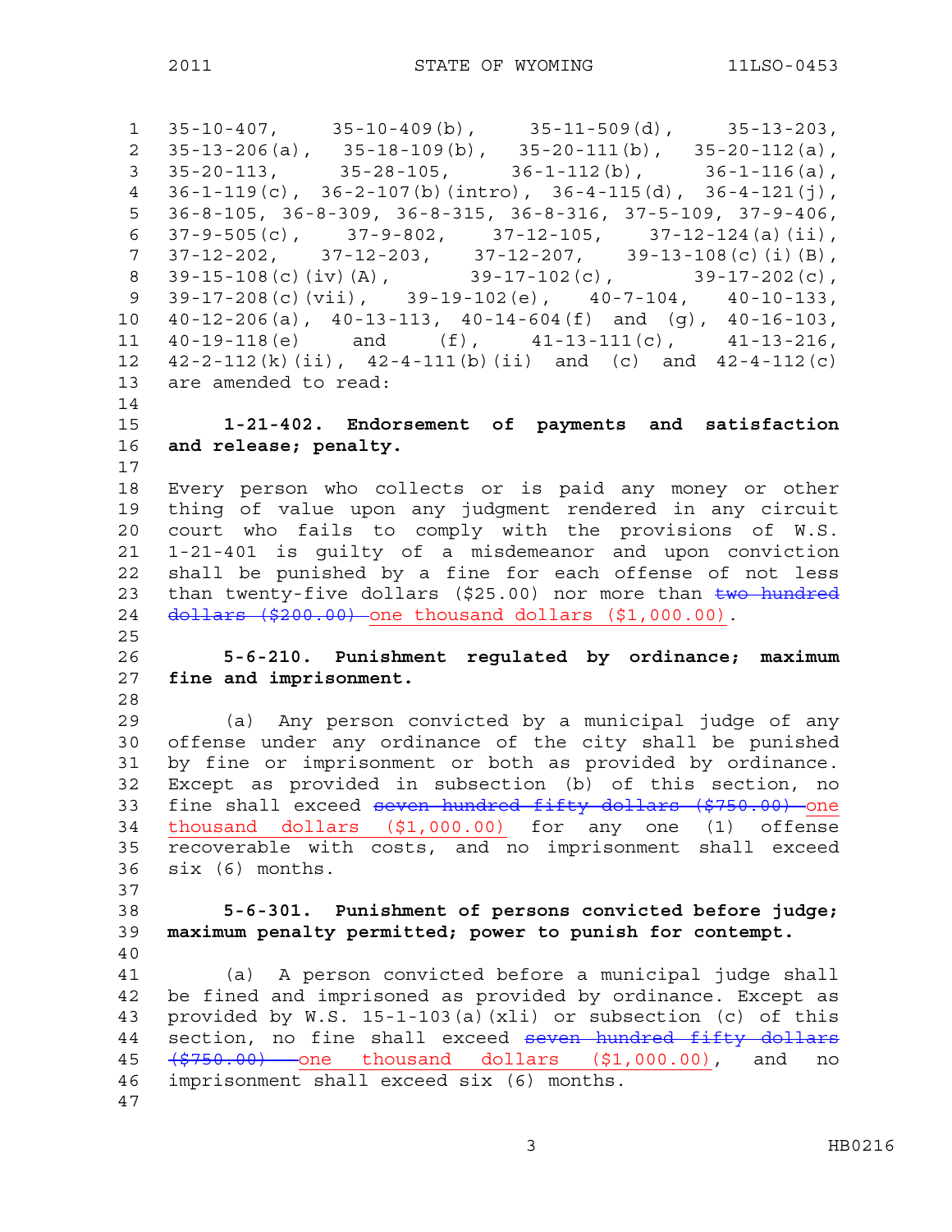35-10-407, 35-10-409(b), 35-11-509(d), 35-13-203, 35-13-206(a), 35-18-109(b), 35-20-111(b), 35-20-112(a), 35-20-113, 35-28-105, 36-1-112(b), 36-1-116(a), 36-1-119(c), 36-2-107(b)(intro), 36-4-115(d), 36-4-121(j), 36-8-105, 36-8-309, 36-8-315, 36-8-316, 37-5-109, 37-9-406, 37-9-505(c), 37-9-802, 37-12-105, 37-12-124(a)(ii), 37-12-202, 37-12-203, 37-12-207, 39-13-108(c)(i)(B), 39-15-108(c)(iv)(A), 39-17-102(c), 39-17-202(c), 39-17-208(c)(vii), 39-19-102(e), 40-7-104, 40-10-133, 40-12-206(a), 40-13-113, 40-14-604(f) and (g), 40-16-103, 40-19-118(e) and (f), 41-13-111(c), 41-13-216, 42-2-112(k)(ii), 42-4-111(b)(ii) and (c) and 42-4-112(c) are amended to read:

**1-21-402. Endorsement of payments and satisfaction and release; penalty.**

Every person who collects or is paid any money or other thing of value upon any judgment rendered in any circuit court who fails to comply with the provisions of W.S. 1-21-401 is guilty of a misdemeanor and upon conviction shall be punished by a fine for each offense of not less than twenty-five dollars ($25.00) nor more than ~~two hundred dollars ($200.00)~~ one thousand dollars ($1,000.00).

**5-6-210. Punishment regulated by ordinance; maximum fine and imprisonment.**

(a) Any person convicted by a municipal judge of any offense under any ordinance of the city shall be punished by fine or imprisonment or both as provided by ordinance. Except as provided in subsection (b) of this section, no fine shall exceed ~~seven hundred fifty dollars ($750.00)~~ one thousand dollars ($1,000.00) for any one (1) offense recoverable with costs, and no imprisonment shall exceed six (6) months.

**5-6-301. Punishment of persons convicted before judge; maximum penalty permitted; power to punish for contempt.**

(a) A person convicted before a municipal judge shall be fined and imprisoned as provided by ordinance. Except as provided by W.S. 15-1-103(a)(xli) or subsection (c) of this section, no fine shall exceed ~~seven hundred fifty dollars ($750.00)~~ one thousand dollars ($1,000.00), and no imprisonment shall exceed six (6) months.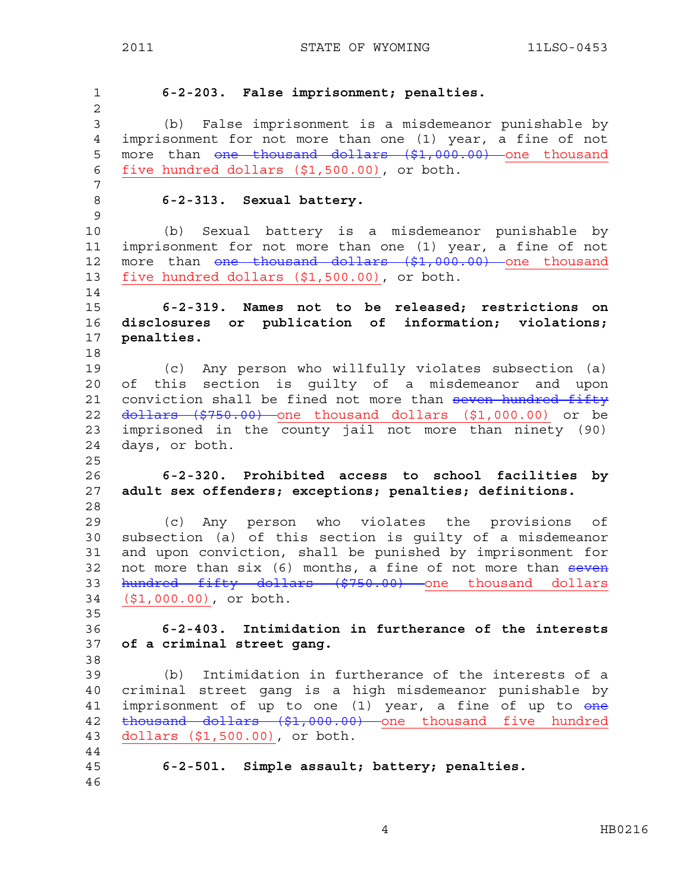**6-2-203. False imprisonment; penalties.**

(b) False imprisonment is a misdemeanor punishable by imprisonment for not more than one (1) year, a fine of not more than ~~one thousand dollars ($1,000.00)~~ one thousand five hundred dollars ($1,500.00), or both.

**6-2-313. Sexual battery.**

(b) Sexual battery is a misdemeanor punishable by imprisonment for not more than one (1) year, a fine of not more than ~~one thousand dollars ($1,000.00)~~ one thousand five hundred dollars ($1,500.00), or both.

**6-2-319. Names not to be released; restrictions on disclosures or publication of information; violations; penalties.**

(c) Any person who willfully violates subsection (a) of this section is guilty of a misdemeanor and upon conviction shall be fined not more than ~~seven hundred fifty dollars ($750.00)~~ one thousand dollars ($1,000.00) or be imprisoned in the county jail not more than ninety (90) days, or both.

**6-2-320. Prohibited access to school facilities by adult sex offenders; exceptions; penalties; definitions.**

(c) Any person who violates the provisions of subsection (a) of this section is guilty of a misdemeanor and upon conviction, shall be punished by imprisonment for not more than six (6) months, a fine of not more than ~~seven hundred fifty dollars ($750.00)~~ one thousand dollars ($1,000.00), or both.

**6-2-403. Intimidation in furtherance of the interests of a criminal street gang.**

(b) Intimidation in furtherance of the interests of a criminal street gang is a high misdemeanor punishable by imprisonment of up to one (1) year, a fine of up to ~~one thousand dollars ($1,000.00)~~ one thousand five hundred dollars ($1,500.00), or both.

**6-2-501. Simple assault; battery; penalties.**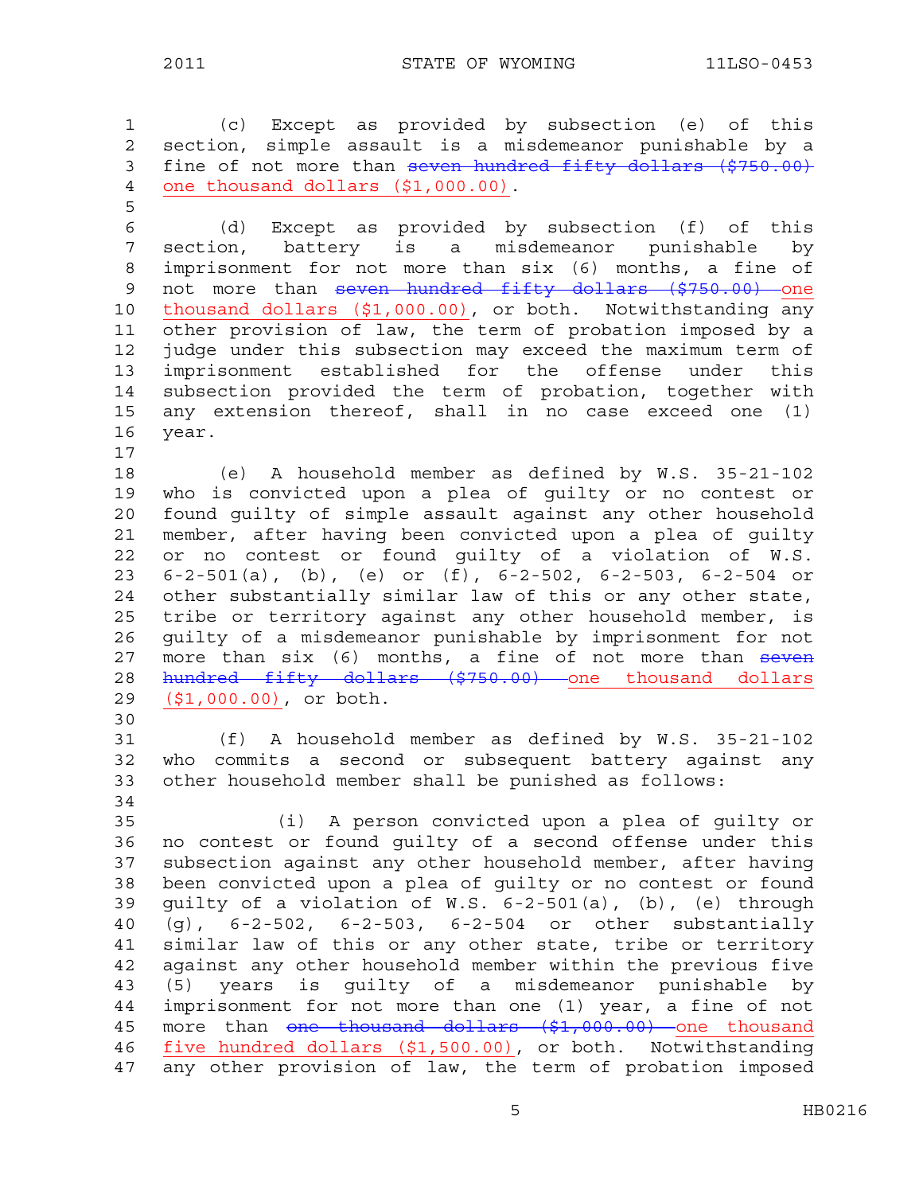(c) Except as provided by subsection (e) of this section, simple assault is a misdemeanor punishable by a fine of not more than ~~seven hundred fifty dollars ($750.00)~~ one thousand dollars ($1,000.00).

(d) Except as provided by subsection (f) of this section, battery is a misdemeanor punishable by imprisonment for not more than six (6) months, a fine of not more than ~~seven hundred fifty dollars ($750.00)~~ one thousand dollars ($1,000.00), or both. Notwithstanding any other provision of law, the term of probation imposed by a judge under this subsection may exceed the maximum term of imprisonment established for the offense under this subsection provided the term of probation, together with any extension thereof, shall in no case exceed one (1) year.

(e) A household member as defined by W.S. 35-21-102 who is convicted upon a plea of guilty or no contest or found guilty of simple assault against any other household member, after having been convicted upon a plea of guilty or no contest or found guilty of a violation of W.S. 6-2-501(a), (b), (e) or (f), 6-2-502, 6-2-503, 6-2-504 or other substantially similar law of this or any other state, tribe or territory against any other household member, is guilty of a misdemeanor punishable by imprisonment for not more than six (6) months, a fine of not more than ~~seven hundred fifty dollars ($750.00)~~ one thousand dollars ($1,000.00), or both.

(f) A household member as defined by W.S. 35-21-102 who commits a second or subsequent battery against any other household member shall be punished as follows:

(i) A person convicted upon a plea of guilty or no contest or found guilty of a second offense under this subsection against any other household member, after having been convicted upon a plea of guilty or no contest or found guilty of a violation of W.S. 6-2-501(a), (b), (e) through (g), 6-2-502, 6-2-503, 6-2-504 or other substantially similar law of this or any other state, tribe or territory against any other household member within the previous five (5) years is guilty of a misdemeanor punishable by imprisonment for not more than one (1) year, a fine of not more than ~~one thousand dollars ($1,000.00)~~ one thousand five hundred dollars ($1,500.00), or both. Notwithstanding any other provision of law, the term of probation imposed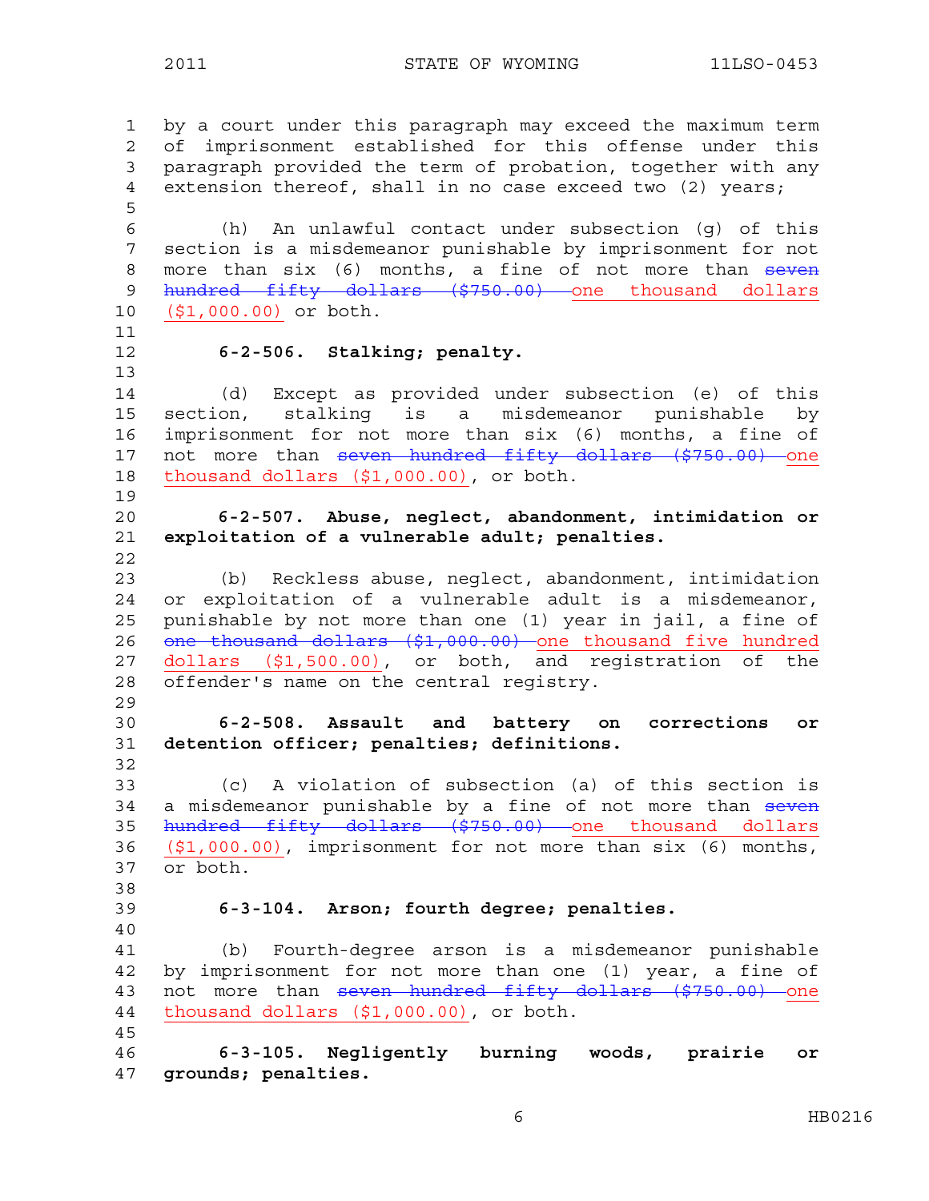by a court under this paragraph may exceed the maximum term of imprisonment established for this offense under this paragraph provided the term of probation, together with any extension thereof, shall in no case exceed two (2) years;

(h) An unlawful contact under subsection (g) of this section is a misdemeanor punishable by imprisonment for not more than six (6) months, a fine of not more than ~~seven hundred fifty dollars ($750.00)~~ one thousand dollars ($1,000.00) or both.

**6-2-506. Stalking; penalty.**

(d) Except as provided under subsection (e) of this section, stalking is a misdemeanor punishable by imprisonment for not more than six (6) months, a fine of not more than ~~seven hundred fifty dollars ($750.00)~~ one thousand dollars ($1,000.00), or both.

**6-2-507. Abuse, neglect, abandonment, intimidation or exploitation of a vulnerable adult; penalties.**

(b) Reckless abuse, neglect, abandonment, intimidation or exploitation of a vulnerable adult is a misdemeanor, punishable by not more than one (1) year in jail, a fine of ~~one thousand dollars ($1,000.00)~~ one thousand five hundred dollars ($1,500.00), or both, and registration of the offender's name on the central registry.

**6-2-508. Assault and battery on corrections or detention officer; penalties; definitions.**

(c) A violation of subsection (a) of this section is a misdemeanor punishable by a fine of not more than ~~seven hundred fifty dollars ($750.00)~~ one thousand dollars ($1,000.00), imprisonment for not more than six (6) months, or both.

**6-3-104. Arson; fourth degree; penalties.**

(b) Fourth-degree arson is a misdemeanor punishable by imprisonment for not more than one (1) year, a fine of not more than ~~seven hundred fifty dollars ($750.00)~~ one thousand dollars ($1,000.00), or both.

**6-3-105. Negligently burning woods, prairie or grounds; penalties.**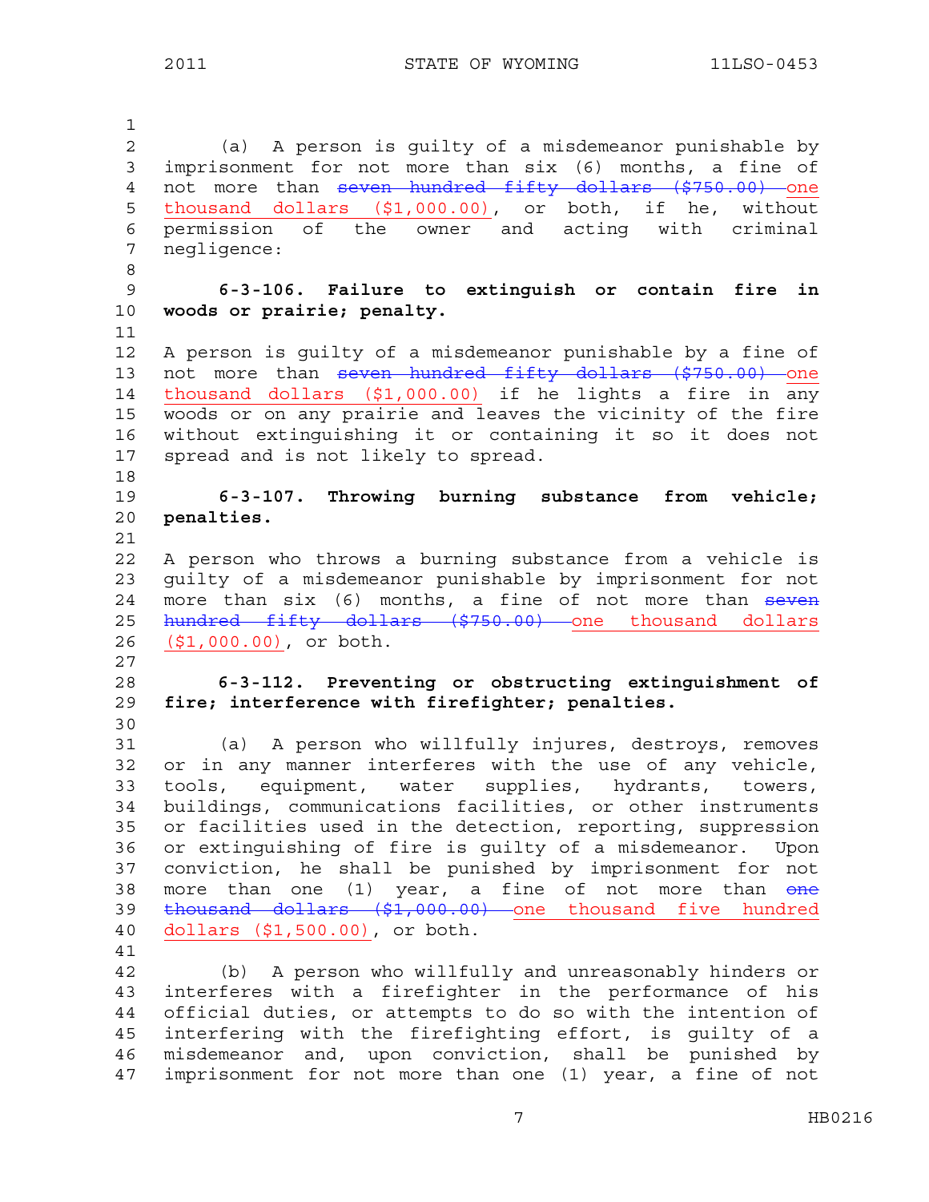(a) A person is guilty of a misdemeanor punishable by imprisonment for not more than six (6) months, a fine of not more than ~~seven hundred fifty dollars ($750.00)~~ one thousand dollars ($1,000.00), or both, if he, without permission of the owner and acting with criminal negligence:

**6-3-106. Failure to extinguish or contain fire in woods or prairie; penalty.**

A person is guilty of a misdemeanor punishable by a fine of not more than ~~seven hundred fifty dollars ($750.00)~~ one thousand dollars ($1,000.00) if he lights a fire in any woods or on any prairie and leaves the vicinity of the fire without extinguishing it or containing it so it does not spread and is not likely to spread.

**6-3-107. Throwing burning substance from vehicle; penalties.**

A person who throws a burning substance from a vehicle is guilty of a misdemeanor punishable by imprisonment for not more than six (6) months, a fine of not more than ~~seven hundred fifty dollars ($750.00)~~ one thousand dollars ($1,000.00), or both.

**6-3-112. Preventing or obstructing extinguishment of fire; interference with firefighter; penalties.**

(a) A person who willfully injures, destroys, removes or in any manner interferes with the use of any vehicle, tools, equipment, water supplies, hydrants, towers, buildings, communications facilities, or other instruments or facilities used in the detection, reporting, suppression or extinguishing of fire is guilty of a misdemeanor. Upon conviction, he shall be punished by imprisonment for not more than one (1) year, a fine of not more than ~~one thousand dollars ($1,000.00)~~ one thousand five hundred dollars ($1,500.00), or both.

(b) A person who willfully and unreasonably hinders or interferes with a firefighter in the performance of his official duties, or attempts to do so with the intention of interfering with the firefighting effort, is guilty of a misdemeanor and, upon conviction, shall be punished by imprisonment for not more than one (1) year, a fine of not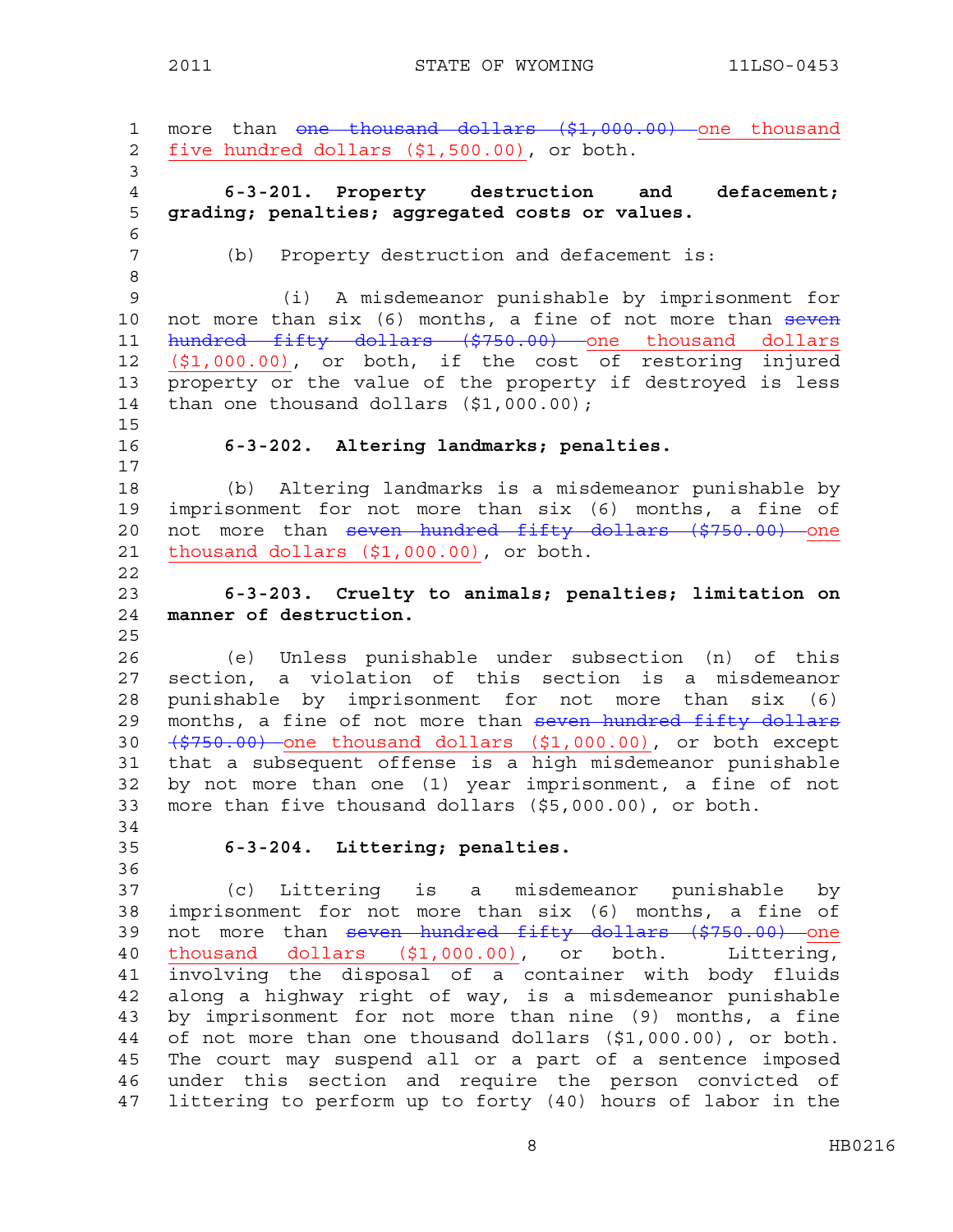more than ~~one thousand dollars ($1,000.00)~~ one thousand five hundred dollars ($1,500.00), or both.

**6-3-201. Property destruction and defacement; grading; penalties; aggregated costs or values.**

(b) Property destruction and defacement is:

(i) A misdemeanor punishable by imprisonment for not more than six (6) months, a fine of not more than ~~seven hundred fifty dollars ($750.00)~~ one thousand dollars ($1,000.00), or both, if the cost of restoring injured property or the value of the property if destroyed is less than one thousand dollars ($1,000.00);

**6-3-202. Altering landmarks; penalties.**

(b) Altering landmarks is a misdemeanor punishable by imprisonment for not more than six (6) months, a fine of not more than ~~seven hundred fifty dollars ($750.00)~~ one thousand dollars ($1,000.00), or both.

**6-3-203. Cruelty to animals; penalties; limitation on manner of destruction.**

(e) Unless punishable under subsection (n) of this section, a violation of this section is a misdemeanor punishable by imprisonment for not more than six (6) months, a fine of not more than ~~seven hundred fifty dollars ($750.00)~~ one thousand dollars ($1,000.00), or both except that a subsequent offense is a high misdemeanor punishable by not more than one (1) year imprisonment, a fine of not more than five thousand dollars ($5,000.00), or both.

**6-3-204. Littering; penalties.**

(c) Littering is a misdemeanor punishable by imprisonment for not more than six (6) months, a fine of not more than ~~seven hundred fifty dollars ($750.00)~~ one thousand dollars ($1,000.00), or both. Littering, involving the disposal of a container with body fluids along a highway right of way, is a misdemeanor punishable by imprisonment for not more than nine (9) months, a fine of not more than one thousand dollars ($1,000.00), or both. The court may suspend all or a part of a sentence imposed under this section and require the person convicted of littering to perform up to forty (40) hours of labor in the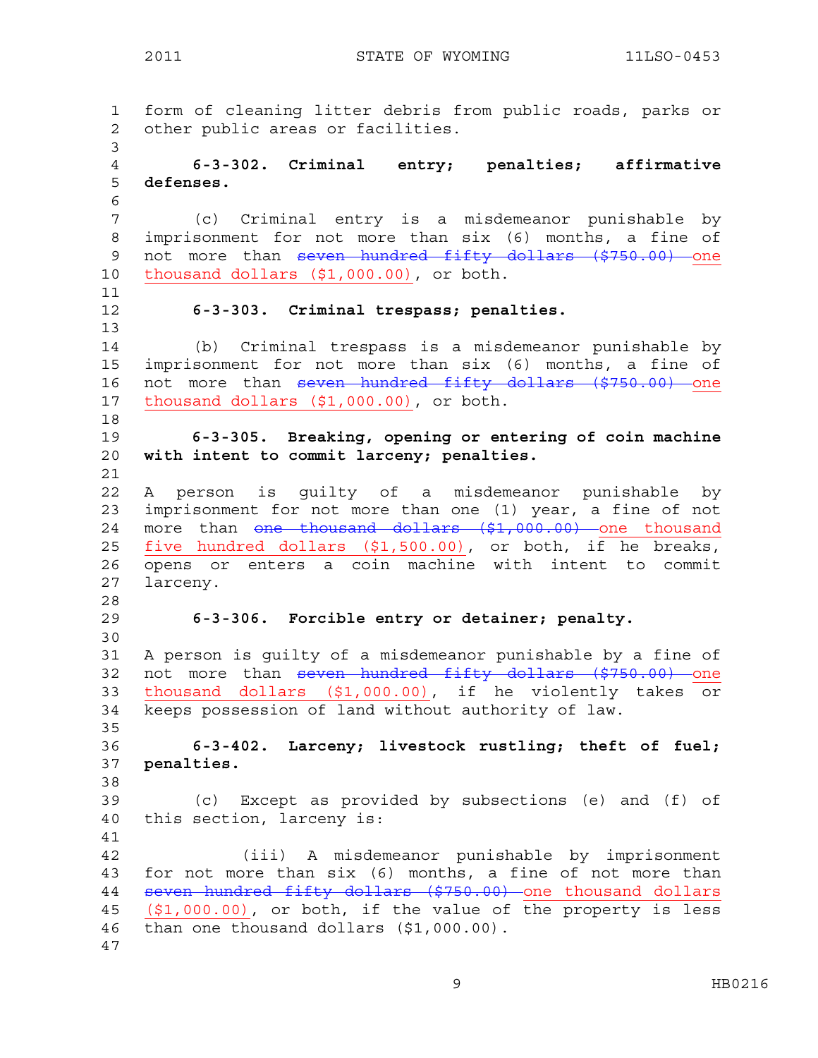form of cleaning litter debris from public roads, parks or other public areas or facilities.

**6-3-302. Criminal entry; penalties; affirmative defenses.**

(c) Criminal entry is a misdemeanor punishable by imprisonment for not more than six (6) months, a fine of not more than ~~seven hundred fifty dollars ($750.00)~~ one thousand dollars ($1,000.00), or both.

**6-3-303. Criminal trespass; penalties.**

(b) Criminal trespass is a misdemeanor punishable by imprisonment for not more than six (6) months, a fine of not more than ~~seven hundred fifty dollars ($750.00)~~ one thousand dollars ($1,000.00), or both.

**6-3-305. Breaking, opening or entering of coin machine with intent to commit larceny; penalties.**

A person is guilty of a misdemeanor punishable by imprisonment for not more than one (1) year, a fine of not more than ~~one thousand dollars ($1,000.00)~~ one thousand five hundred dollars ($1,500.00), or both, if he breaks, opens or enters a coin machine with intent to commit larceny.

**6-3-306. Forcible entry or detainer; penalty.**

A person is guilty of a misdemeanor punishable by a fine of not more than ~~seven hundred fifty dollars ($750.00)~~ one thousand dollars ($1,000.00), if he violently takes or keeps possession of land without authority of law.

**6-3-402. Larceny; livestock rustling; theft of fuel; penalties.**

(c) Except as provided by subsections (e) and (f) of this section, larceny is:

(iii) A misdemeanor punishable by imprisonment for not more than six (6) months, a fine of not more than ~~seven hundred fifty dollars ($750.00)~~ one thousand dollars ($1,000.00), or both, if the value of the property is less than one thousand dollars ($1,000.00).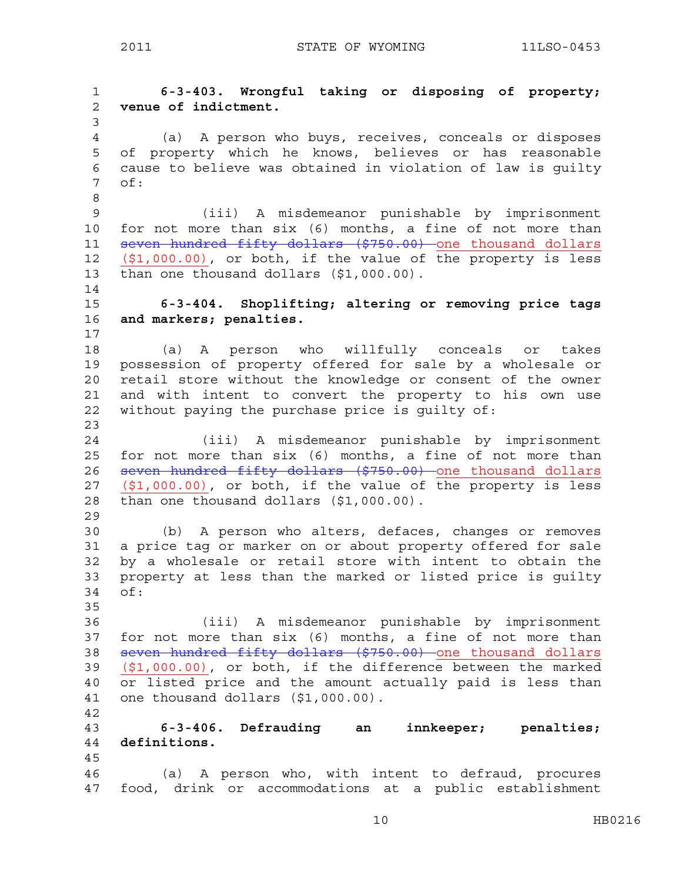**6-3-403. Wrongful taking or disposing of property; venue of indictment.**

(a) A person who buys, receives, conceals or disposes of property which he knows, believes or has reasonable cause to believe was obtained in violation of law is guilty of:

(iii) A misdemeanor punishable by imprisonment for not more than six (6) months, a fine of not more than ~~seven hundred fifty dollars ($750.00)~~ one thousand dollars ($1,000.00), or both, if the value of the property is less than one thousand dollars ($1,000.00).

**6-3-404. Shoplifting; altering or removing price tags and markers; penalties.**

(a) A person who willfully conceals or takes possession of property offered for sale by a wholesale or retail store without the knowledge or consent of the owner and with intent to convert the property to his own use without paying the purchase price is guilty of:

(iii) A misdemeanor punishable by imprisonment for not more than six (6) months, a fine of not more than ~~seven hundred fifty dollars ($750.00)~~ one thousand dollars ($1,000.00), or both, if the value of the property is less than one thousand dollars ($1,000.00).

(b) A person who alters, defaces, changes or removes a price tag or marker on or about property offered for sale by a wholesale or retail store with intent to obtain the property at less than the marked or listed price is guilty of:

(iii) A misdemeanor punishable by imprisonment for not more than six (6) months, a fine of not more than ~~seven hundred fifty dollars ($750.00)~~ one thousand dollars ($1,000.00), or both, if the difference between the marked or listed price and the amount actually paid is less than one thousand dollars ($1,000.00).

**6-3-406. Defrauding an innkeeper; penalties; definitions.**

(a) A person who, with intent to defraud, procures food, drink or accommodations at a public establishment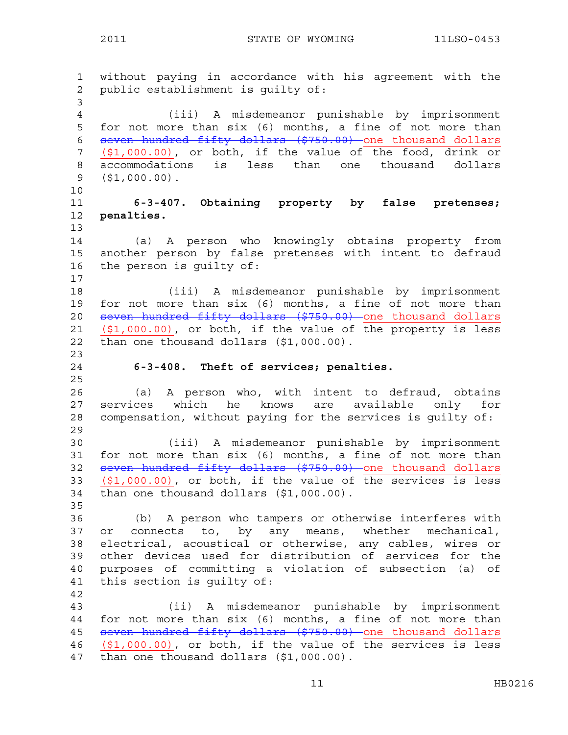without paying in accordance with his agreement with the public establishment is guilty of:

(iii) A misdemeanor punishable by imprisonment for not more than six (6) months, a fine of not more than ~~seven hundred fifty dollars ($750.00)~~ one thousand dollars ($1,000.00), or both, if the value of the food, drink or accommodations is less than one thousand dollars ($1,000.00).

**6-3-407. Obtaining property by false pretenses; penalties.**

(a) A person who knowingly obtains property from another person by false pretenses with intent to defraud the person is guilty of:

(iii) A misdemeanor punishable by imprisonment for not more than six (6) months, a fine of not more than ~~seven hundred fifty dollars ($750.00)~~ one thousand dollars ($1,000.00), or both, if the value of the property is less than one thousand dollars ($1,000.00).

**6-3-408. Theft of services; penalties.**

(a) A person who, with intent to defraud, obtains services which he knows are available only for compensation, without paying for the services is guilty of:

(iii) A misdemeanor punishable by imprisonment for not more than six (6) months, a fine of not more than ~~seven hundred fifty dollars ($750.00)~~ one thousand dollars ($1,000.00), or both, if the value of the services is less than one thousand dollars ($1,000.00).

(b) A person who tampers or otherwise interferes with or connects to, by any means, whether mechanical, electrical, acoustical or otherwise, any cables, wires or other devices used for distribution of services for the purposes of committing a violation of subsection (a) of this section is guilty of:

(ii) A misdemeanor punishable by imprisonment for not more than six (6) months, a fine of not more than ~~seven hundred fifty dollars ($750.00)~~ one thousand dollars ($1,000.00), or both, if the value of the services is less than one thousand dollars ($1,000.00).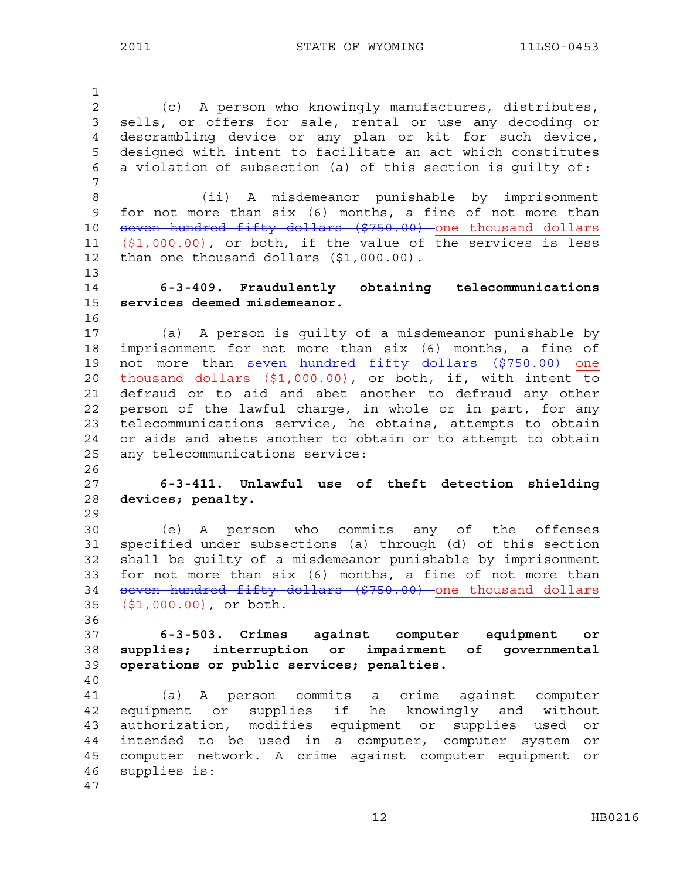(c) A person who knowingly manufactures, distributes, sells, or offers for sale, rental or use any decoding or descrambling device or any plan or kit for such device, designed with intent to facilitate an act which constitutes a violation of subsection (a) of this section is guilty of:

(ii) A misdemeanor punishable by imprisonment for not more than six (6) months, a fine of not more than ~~seven hundred fifty dollars ($750.00)~~ one thousand dollars ($1,000.00), or both, if the value of the services is less than one thousand dollars ($1,000.00).

**6-3-409. Fraudulently obtaining telecommunications services deemed misdemeanor.**

(a) A person is guilty of a misdemeanor punishable by imprisonment for not more than six (6) months, a fine of not more than ~~seven hundred fifty dollars ($750.00)~~ one thousand dollars ($1,000.00), or both, if, with intent to defraud or to aid and abet another to defraud any other person of the lawful charge, in whole or in part, for any telecommunications service, he obtains, attempts to obtain or aids and abets another to obtain or to attempt to obtain any telecommunications service:

**6-3-411. Unlawful use of theft detection shielding devices; penalty.**

(e) A person who commits any of the offenses specified under subsections (a) through (d) of this section shall be guilty of a misdemeanor punishable by imprisonment for not more than six (6) months, a fine of not more than ~~seven hundred fifty dollars ($750.00)~~ one thousand dollars ($1,000.00), or both.

**6-3-503. Crimes against computer equipment or supplies; interruption or impairment of governmental operations or public services; penalties.**

(a) A person commits a crime against computer equipment or supplies if he knowingly and without authorization, modifies equipment or supplies used or intended to be used in a computer, computer system or computer network. A crime against computer equipment or supplies is: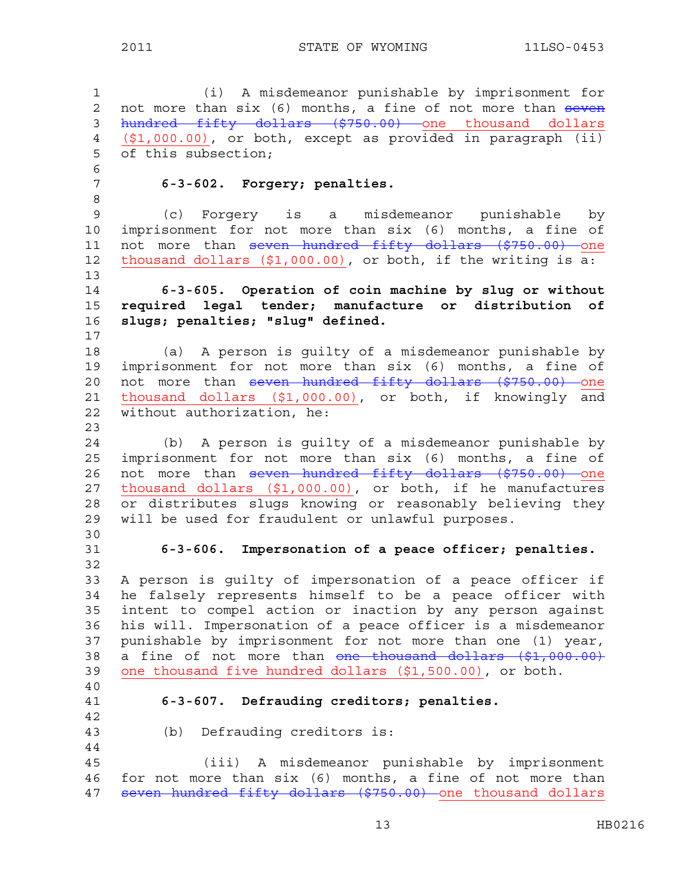(i) A misdemeanor punishable by imprisonment for not more than six (6) months, a fine of not more than ~~seven hundred fifty dollars ($750.00)~~ one thousand dollars ($1,000.00), or both, except as provided in paragraph (ii) of this subsection;

**6-3-602. Forgery; penalties.**

(c) Forgery is a misdemeanor punishable by imprisonment for not more than six (6) months, a fine of not more than ~~seven hundred fifty dollars ($750.00)~~ one thousand dollars ($1,000.00), or both, if the writing is a:

**6-3-605. Operation of coin machine by slug or without required legal tender; manufacture or distribution of slugs; penalties; "slug" defined.**

(a) A person is guilty of a misdemeanor punishable by imprisonment for not more than six (6) months, a fine of not more than ~~seven hundred fifty dollars ($750.00)~~ one thousand dollars ($1,000.00), or both, if knowingly and without authorization, he:

(b) A person is guilty of a misdemeanor punishable by imprisonment for not more than six (6) months, a fine of not more than ~~seven hundred fifty dollars ($750.00)~~ one thousand dollars ($1,000.00), or both, if he manufactures or distributes slugs knowing or reasonably believing they will be used for fraudulent or unlawful purposes.

**6-3-606. Impersonation of a peace officer; penalties.**

A person is guilty of impersonation of a peace officer if he falsely represents himself to be a peace officer with intent to compel action or inaction by any person against his will. Impersonation of a peace officer is a misdemeanor punishable by imprisonment for not more than one (1) year, a fine of not more than ~~one thousand dollars ($1,000.00)~~ one thousand five hundred dollars ($1,500.00), or both.

**6-3-607. Defrauding creditors; penalties.**

(b) Defrauding creditors is:

(iii) A misdemeanor punishable by imprisonment for not more than six (6) months, a fine of not more than ~~seven hundred fifty dollars ($750.00)~~ one thousand dollars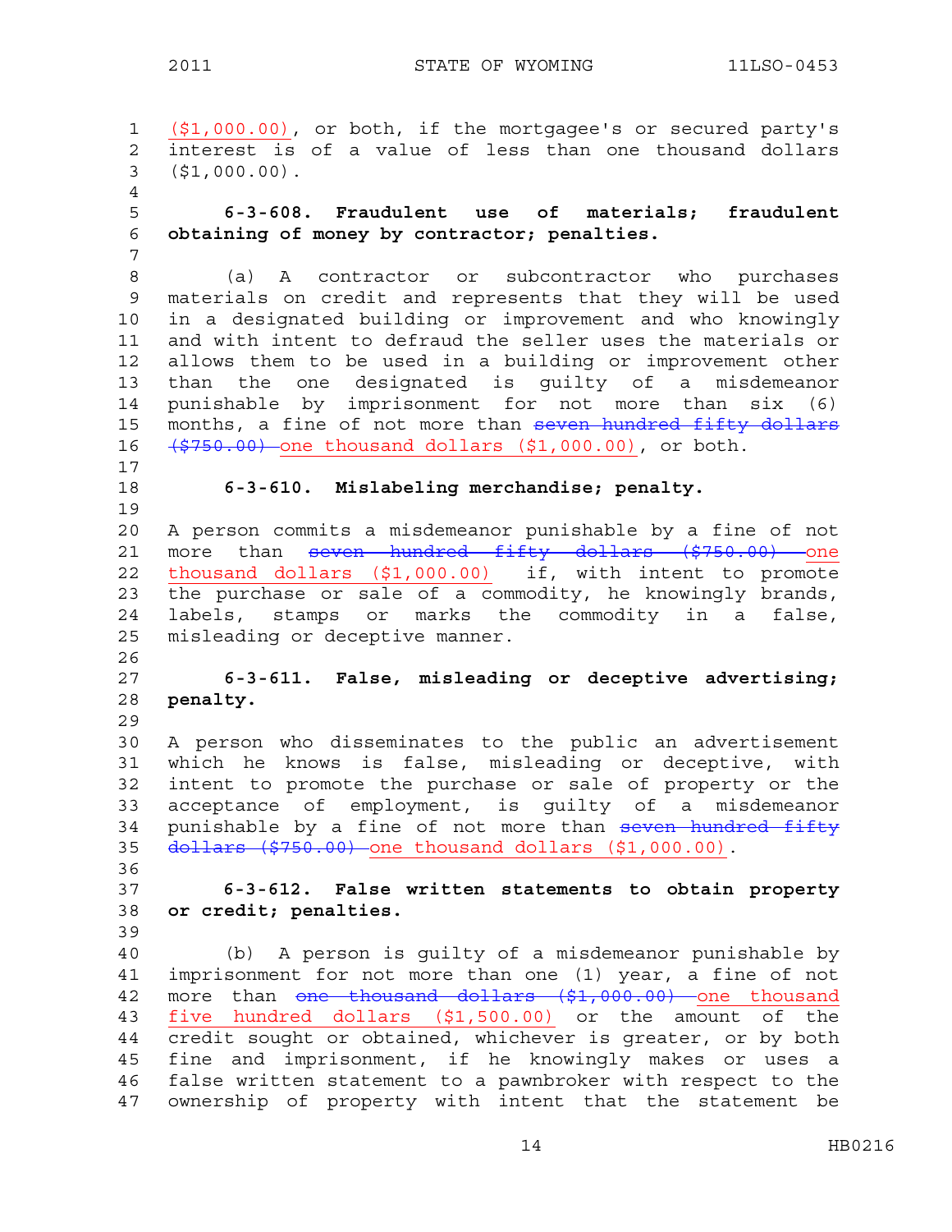($1,000.00), or both, if the mortgagee's or secured party's interest is of a value of less than one thousand dollars ($1,000.00).

**6-3-608. Fraudulent use of materials; fraudulent obtaining of money by contractor; penalties.**

(a) A contractor or subcontractor who purchases materials on credit and represents that they will be used in a designated building or improvement and who knowingly and with intent to defraud the seller uses the materials or allows them to be used in a building or improvement other than the one designated is guilty of a misdemeanor punishable by imprisonment for not more than six (6) months, a fine of not more than ~~seven hundred fifty dollars ($750.00)~~ one thousand dollars ($1,000.00), or both.

**6-3-610. Mislabeling merchandise; penalty.**

A person commits a misdemeanor punishable by a fine of not more than ~~seven hundred fifty dollars ($750.00)~~ one thousand dollars ($1,000.00) if, with intent to promote the purchase or sale of a commodity, he knowingly brands, labels, stamps or marks the commodity in a false, misleading or deceptive manner.

**6-3-611. False, misleading or deceptive advertising; penalty.**

A person who disseminates to the public an advertisement which he knows is false, misleading or deceptive, with intent to promote the purchase or sale of property or the acceptance of employment, is guilty of a misdemeanor punishable by a fine of not more than ~~seven hundred fifty dollars ($750.00)~~ one thousand dollars ($1,000.00).

**6-3-612. False written statements to obtain property or credit; penalties.**

(b) A person is guilty of a misdemeanor punishable by imprisonment for not more than one (1) year, a fine of not more than ~~one thousand dollars ($1,000.00)~~ one thousand five hundred dollars ($1,500.00) or the amount of the credit sought or obtained, whichever is greater, or by both fine and imprisonment, if he knowingly makes or uses a false written statement to a pawnbroker with respect to the ownership of property with intent that the statement be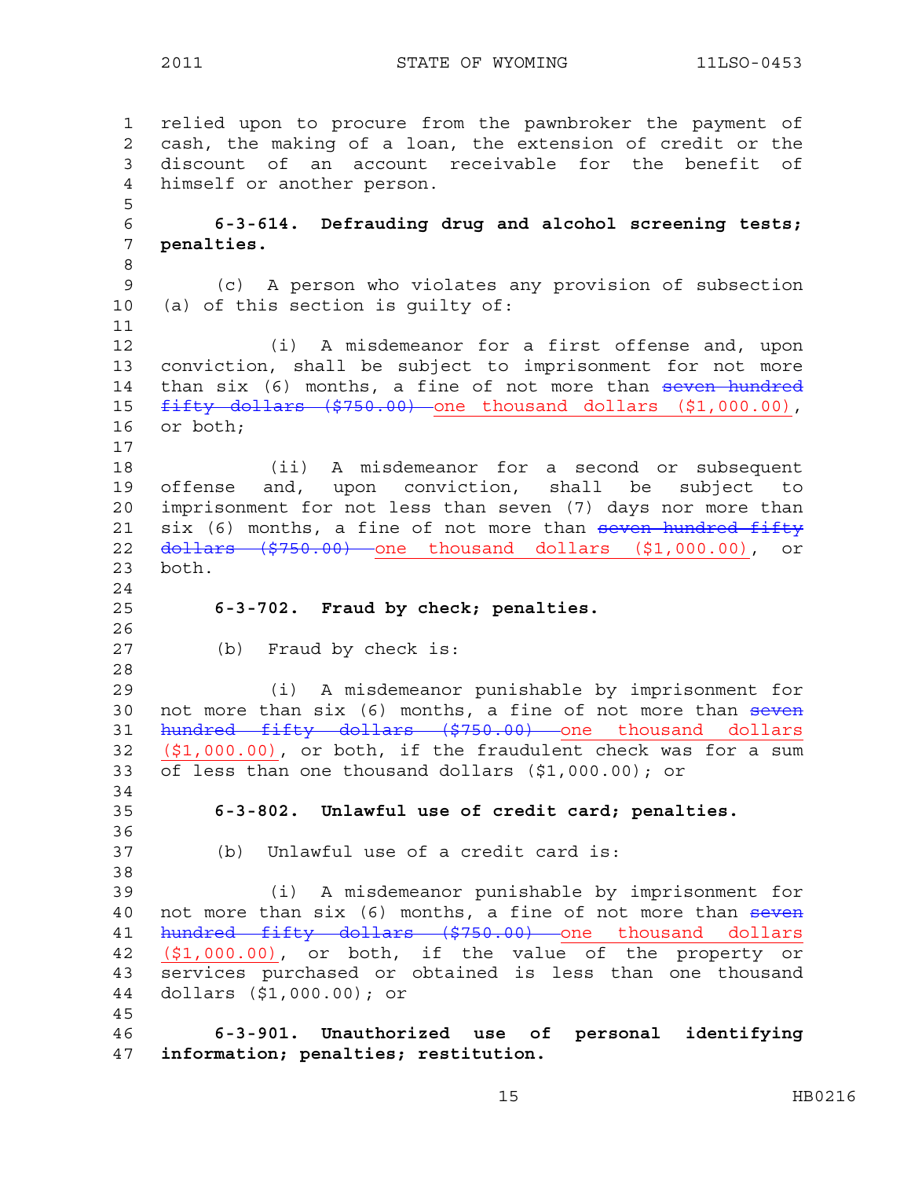relied upon to procure from the pawnbroker the payment of cash, the making of a loan, the extension of credit or the discount of an account receivable for the benefit of himself or another person.

**6-3-614. Defrauding drug and alcohol screening tests; penalties.**

(c) A person who violates any provision of subsection (a) of this section is guilty of:

(i) A misdemeanor for a first offense and, upon conviction, shall be subject to imprisonment for not more than six (6) months, a fine of not more than ~~seven hundred fifty dollars ($750.00)~~ <u>one thousand dollars ($1,000.00)</u>, or both;

(ii) A misdemeanor for a second or subsequent offense and, upon conviction, shall be subject to imprisonment for not less than seven (7) days nor more than six (6) months, a fine of not more than ~~seven hundred fifty dollars ($750.00)~~ <u>one thousand dollars ($1,000.00)</u>, or both.

**6-3-702. Fraud by check; penalties.**

(b) Fraud by check is:

(i) A misdemeanor punishable by imprisonment for not more than six (6) months, a fine of not more than ~~seven hundred fifty dollars ($750.00)~~ <u>one thousand dollars ($1,000.00)</u>, or both, if the fraudulent check was for a sum of less than one thousand dollars ($1,000.00); or

**6-3-802. Unlawful use of credit card; penalties.**

(b) Unlawful use of a credit card is:

(i) A misdemeanor punishable by imprisonment for not more than six (6) months, a fine of not more than ~~seven hundred fifty dollars ($750.00)~~ <u>one thousand dollars ($1,000.00)</u>, or both, if the value of the property or services purchased or obtained is less than one thousand dollars ($1,000.00); or

**6-3-901. Unauthorized use of personal identifying information; penalties; restitution.**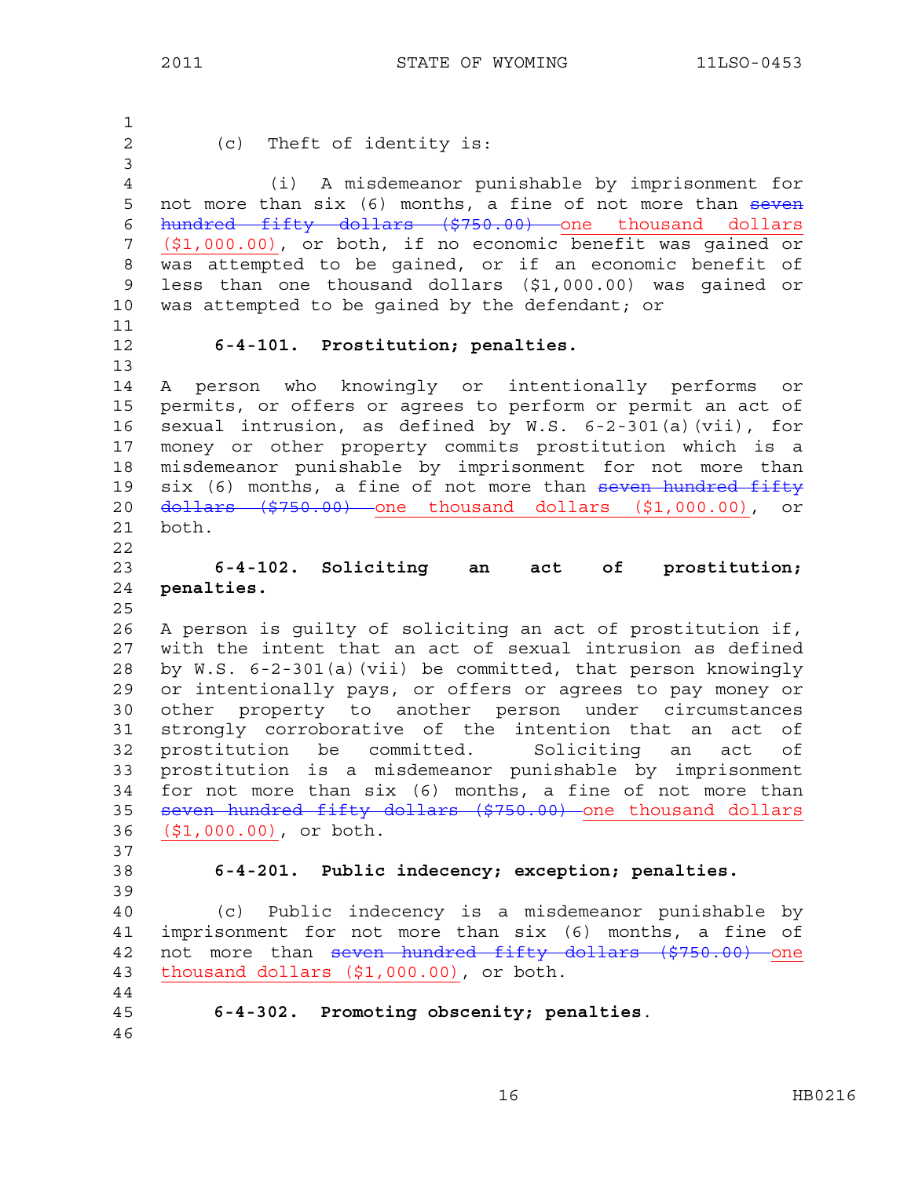(c) Theft of identity is:

(i) A misdemeanor punishable by imprisonment for not more than six (6) months, a fine of not more than ~~seven hundred fifty dollars ($750.00)~~ one thousand dollars ($1,000.00), or both, if no economic benefit was gained or was attempted to be gained, or if an economic benefit of less than one thousand dollars ($1,000.00) was gained or was attempted to be gained by the defendant; or

**6-4-101. Prostitution; penalties.**

A person who knowingly or intentionally performs or permits, or offers or agrees to perform or permit an act of sexual intrusion, as defined by W.S. 6-2-301(a)(vii), for money or other property commits prostitution which is a misdemeanor punishable by imprisonment for not more than six (6) months, a fine of not more than ~~seven hundred fifty dollars ($750.00)~~ one thousand dollars ($1,000.00), or both.

**6-4-102. Soliciting an act of prostitution; penalties.**

A person is guilty of soliciting an act of prostitution if, with the intent that an act of sexual intrusion as defined by W.S. 6-2-301(a)(vii) be committed, that person knowingly or intentionally pays, or offers or agrees to pay money or other property to another person under circumstances strongly corroborative of the intention that an act of prostitution be committed. Soliciting an act of prostitution is a misdemeanor punishable by imprisonment for not more than six (6) months, a fine of not more than ~~seven hundred fifty dollars ($750.00)~~ one thousand dollars ($1,000.00), or both.

**6-4-201. Public indecency; exception; penalties.**

(c) Public indecency is a misdemeanor punishable by imprisonment for not more than six (6) months, a fine of not more than ~~seven hundred fifty dollars ($750.00)~~ one thousand dollars ($1,000.00), or both.

**6-4-302. Promoting obscenity; penalties.**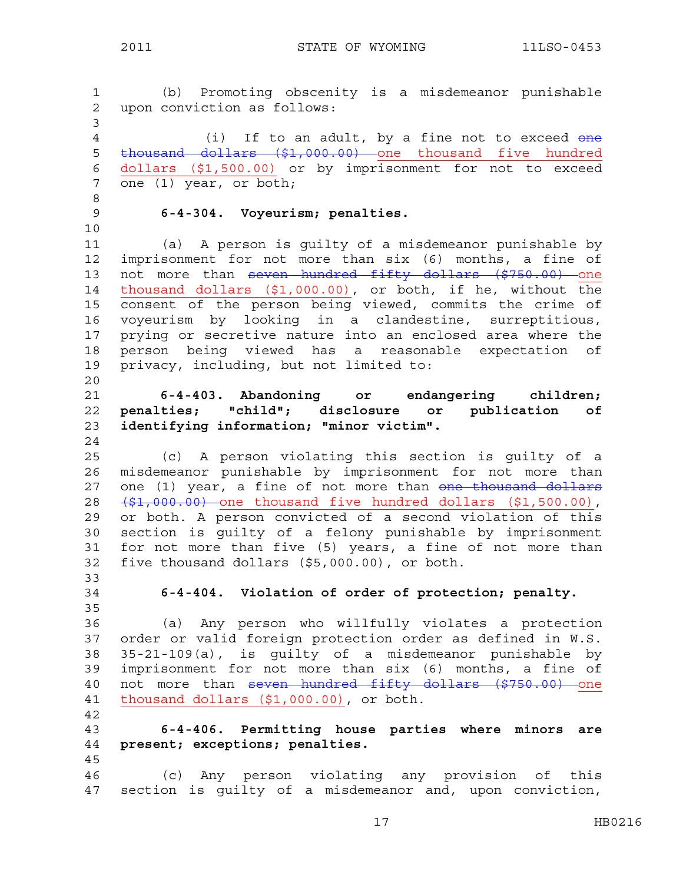(b) Promoting obscenity is a misdemeanor punishable upon conviction as follows:

(i) If to an adult, by a fine not to exceed ~~one thousand dollars ($1,000.00)~~ one thousand five hundred dollars ($1,500.00) or by imprisonment for not to exceed one (1) year, or both;

**6-4-304. Voyeurism; penalties.**

(a) A person is guilty of a misdemeanor punishable by imprisonment for not more than six (6) months, a fine of not more than ~~seven hundred fifty dollars ($750.00)~~ one thousand dollars ($1,000.00), or both, if he, without the consent of the person being viewed, commits the crime of voyeurism by looking in a clandestine, surreptitious, prying or secretive nature into an enclosed area where the person being viewed has a reasonable expectation of privacy, including, but not limited to:

**6-4-403. Abandoning or endangering children; penalties; "child"; disclosure or publication of identifying information; "minor victim".**

(c) A person violating this section is guilty of a misdemeanor punishable by imprisonment for not more than one (1) year, a fine of not more than ~~one thousand dollars ($1,000.00)~~ one thousand five hundred dollars ($1,500.00), or both. A person convicted of a second violation of this section is guilty of a felony punishable by imprisonment for not more than five (5) years, a fine of not more than five thousand dollars ($5,000.00), or both.

**6-4-404. Violation of order of protection; penalty.**

(a) Any person who willfully violates a protection order or valid foreign protection order as defined in W.S. 35-21-109(a), is guilty of a misdemeanor punishable by imprisonment for not more than six (6) months, a fine of not more than ~~seven hundred fifty dollars ($750.00)~~ one thousand dollars ($1,000.00), or both.

**6-4-406. Permitting house parties where minors are present; exceptions; penalties.**

(c) Any person violating any provision of this section is guilty of a misdemeanor and, upon conviction,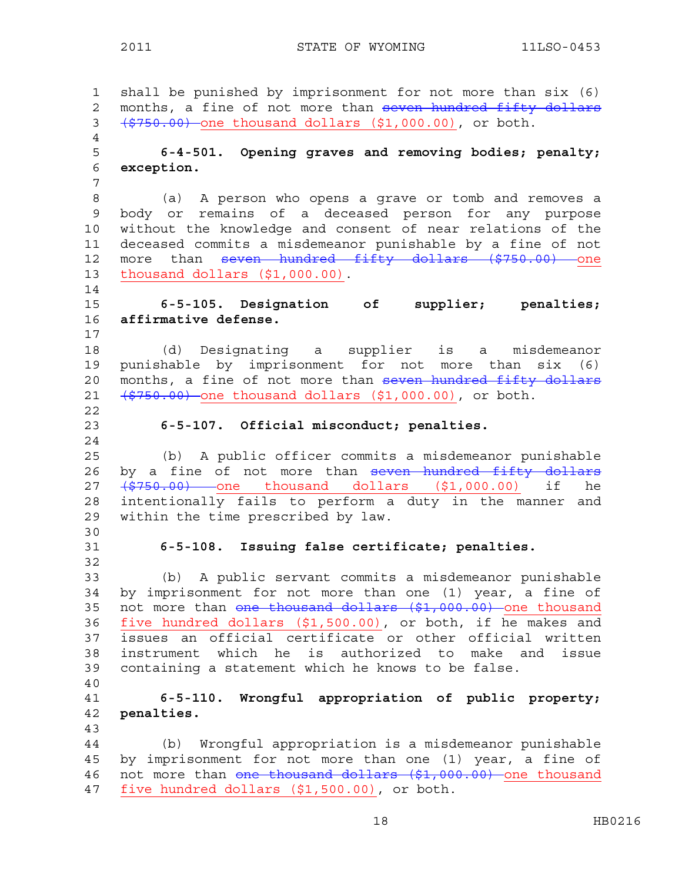shall be punished by imprisonment for not more than six (6) months, a fine of not more than ~~seven hundred fifty dollars ($750.00)~~ <u>one thousand dollars ($1,000.00)</u>, or both.

**6-4-501. Opening graves and removing bodies; penalty; exception.**

(a) A person who opens a grave or tomb and removes a body or remains of a deceased person for any purpose without the knowledge and consent of near relations of the deceased commits a misdemeanor punishable by a fine of not more than ~~seven hundred fifty dollars ($750.00)~~ <u>one thousand dollars ($1,000.00)</u>.

**6-5-105. Designation of supplier; penalties; affirmative defense.**

(d) Designating a supplier is a misdemeanor punishable by imprisonment for not more than six (6) months, a fine of not more than ~~seven hundred fifty dollars ($750.00)~~ <u>one thousand dollars ($1,000.00)</u>, or both.

**6-5-107. Official misconduct; penalties.**

(b) A public officer commits a misdemeanor punishable by a fine of not more than ~~seven hundred fifty dollars ($750.00)~~ <u>one thousand dollars ($1,000.00)</u> if he intentionally fails to perform a duty in the manner and within the time prescribed by law.

**6-5-108. Issuing false certificate; penalties.**

(b) A public servant commits a misdemeanor punishable by imprisonment for not more than one (1) year, a fine of not more than ~~one thousand dollars ($1,000.00)~~ <u>one thousand five hundred dollars ($1,500.00)</u>, or both, if he makes and issues an official certificate or other official written instrument which he is authorized to make and issue containing a statement which he knows to be false.

**6-5-110. Wrongful appropriation of public property; penalties.**

(b) Wrongful appropriation is a misdemeanor punishable by imprisonment for not more than one (1) year, a fine of not more than ~~one thousand dollars ($1,000.00)~~ <u>one thousand five hundred dollars ($1,500.00)</u>, or both.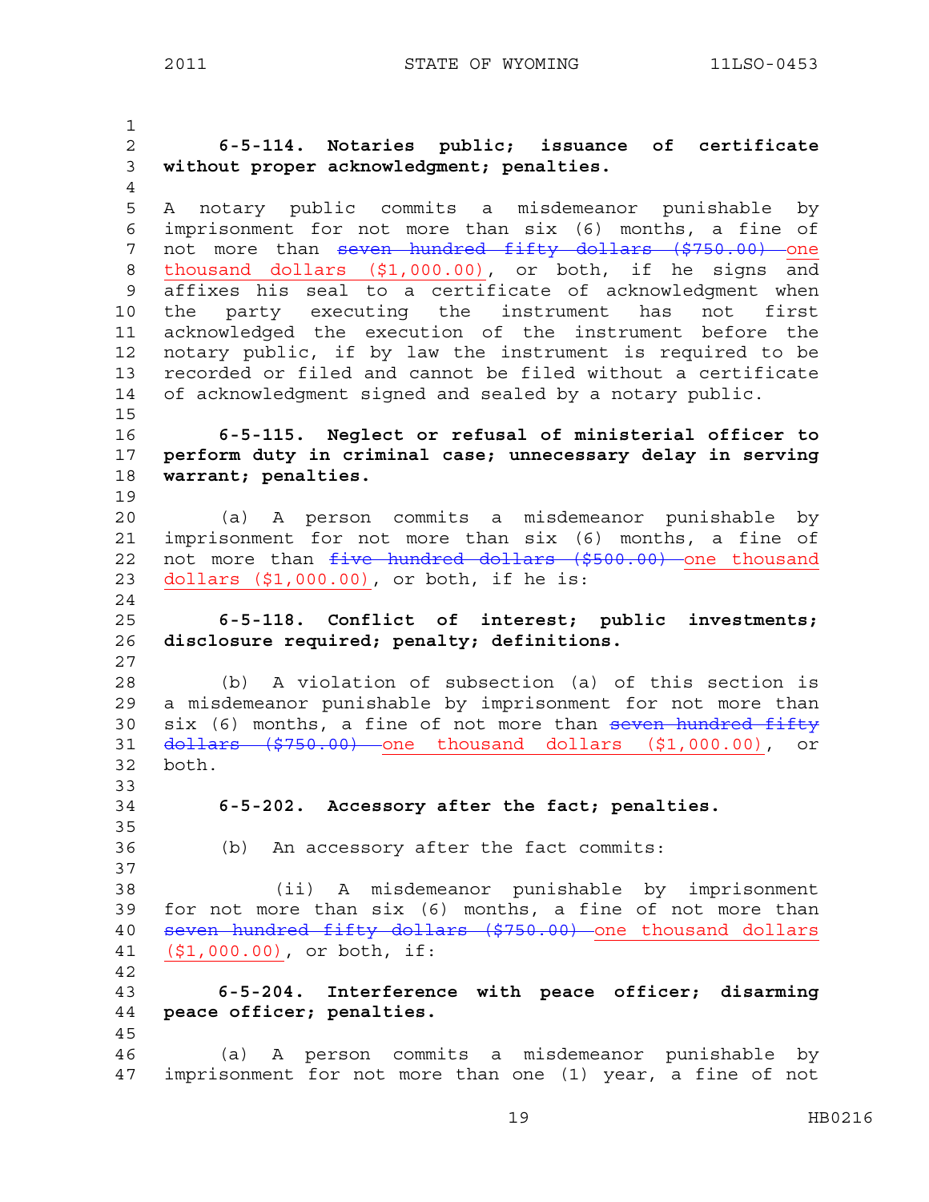**6-5-114. Notaries public; issuance of certificate without proper acknowledgment; penalties.**

A notary public commits a misdemeanor punishable by imprisonment for not more than six (6) months, a fine of not more than ~~seven hundred fifty dollars ($750.00)~~ one thousand dollars ($1,000.00), or both, if he signs and affixes his seal to a certificate of acknowledgment when the party executing the instrument has not first acknowledged the execution of the instrument before the notary public, if by law the instrument is required to be recorded or filed and cannot be filed without a certificate of acknowledgment signed and sealed by a notary public.

**6-5-115. Neglect or refusal of ministerial officer to perform duty in criminal case; unnecessary delay in serving warrant; penalties.**

(a) A person commits a misdemeanor punishable by imprisonment for not more than six (6) months, a fine of not more than ~~five hundred dollars ($500.00)~~ one thousand dollars ($1,000.00), or both, if he is:

**6-5-118. Conflict of interest; public investments; disclosure required; penalty; definitions.**

(b) A violation of subsection (a) of this section is a misdemeanor punishable by imprisonment for not more than six (6) months, a fine of not more than ~~seven hundred fifty dollars ($750.00)~~ one thousand dollars ($1,000.00), or both.

**6-5-202. Accessory after the fact; penalties.**

(b) An accessory after the fact commits:

(ii) A misdemeanor punishable by imprisonment for not more than six (6) months, a fine of not more than ~~seven hundred fifty dollars ($750.00)~~ one thousand dollars ($1,000.00), or both, if:

**6-5-204. Interference with peace officer; disarming peace officer; penalties.**

(a) A person commits a misdemeanor punishable by imprisonment for not more than one (1) year, a fine of not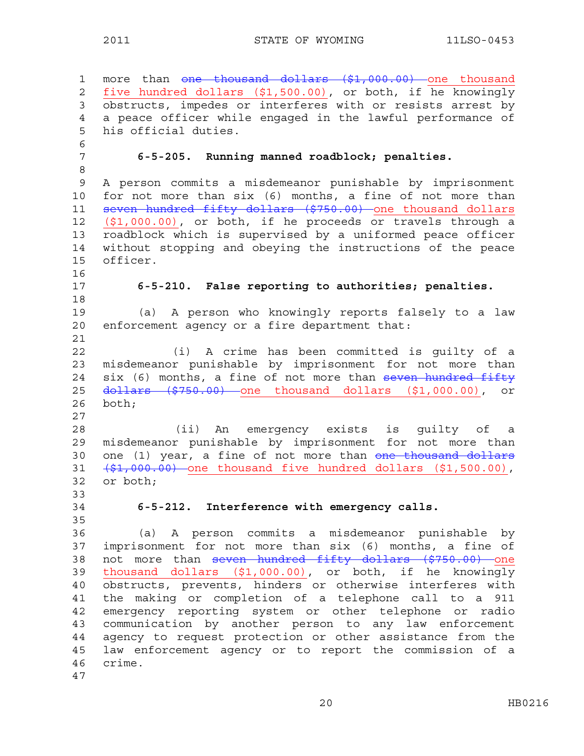more than ~~one thousand dollars ($1,000.00)~~ one thousand five hundred dollars ($1,500.00), or both, if he knowingly obstructs, impedes or interferes with or resists arrest by a peace officer while engaged in the lawful performance of his official duties.

**6-5-205. Running manned roadblock; penalties.**

A person commits a misdemeanor punishable by imprisonment for not more than six (6) months, a fine of not more than ~~seven hundred fifty dollars ($750.00)~~ one thousand dollars ($1,000.00), or both, if he proceeds or travels through a roadblock which is supervised by a uniformed peace officer without stopping and obeying the instructions of the peace officer.

**6-5-210. False reporting to authorities; penalties.**

(a) A person who knowingly reports falsely to a law enforcement agency or a fire department that:

(i) A crime has been committed is guilty of a misdemeanor punishable by imprisonment for not more than six (6) months, a fine of not more than ~~seven hundred fifty dollars ($750.00)~~ one thousand dollars ($1,000.00), or both;

(ii) An emergency exists is guilty of a misdemeanor punishable by imprisonment for not more than one (1) year, a fine of not more than ~~one thousand dollars ($1,000.00)~~ one thousand five hundred dollars ($1,500.00), or both;

**6-5-212. Interference with emergency calls.**

(a) A person commits a misdemeanor punishable by imprisonment for not more than six (6) months, a fine of not more than ~~seven hundred fifty dollars ($750.00)~~ one thousand dollars ($1,000.00), or both, if he knowingly obstructs, prevents, hinders or otherwise interferes with the making or completion of a telephone call to a 911 emergency reporting system or other telephone or radio communication by another person to any law enforcement agency to request protection or other assistance from the law enforcement agency or to report the commission of a crime.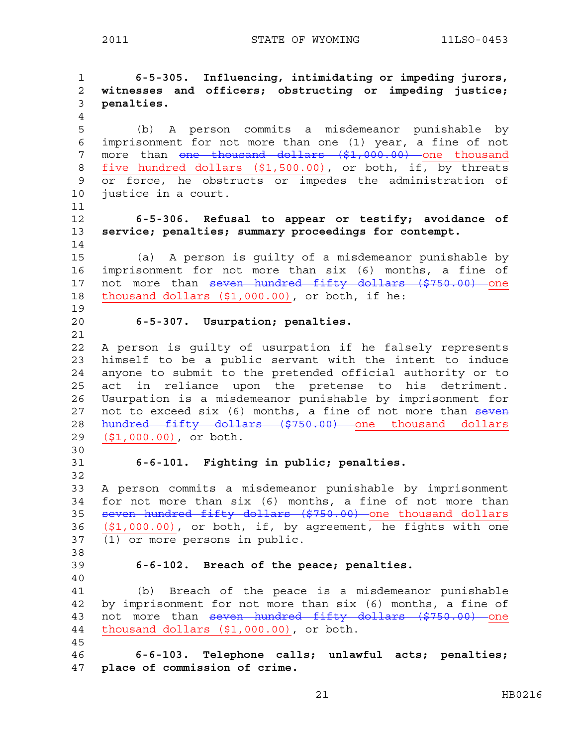**6-5-305. Influencing, intimidating or impeding jurors, witnesses and officers; obstructing or impeding justice; penalties.**

(b) A person commits a misdemeanor punishable by imprisonment for not more than one (1) year, a fine of not more than ~~one thousand dollars ($1,000.00)~~ <u>one thousand five hundred dollars ($1,500.00)</u>, or both, if, by threats or force, he obstructs or impedes the administration of justice in a court.

**6-5-306. Refusal to appear or testify; avoidance of service; penalties; summary proceedings for contempt.**

(a) A person is guilty of a misdemeanor punishable by imprisonment for not more than six (6) months, a fine of not more than ~~seven hundred fifty dollars ($750.00)~~ <u>one thousand dollars ($1,000.00)</u>, or both, if he:

**6-5-307. Usurpation; penalties.**

A person is guilty of usurpation if he falsely represents himself to be a public servant with the intent to induce anyone to submit to the pretended official authority or to act in reliance upon the pretense to his detriment. Usurpation is a misdemeanor punishable by imprisonment for not to exceed six (6) months, a fine of not more than ~~seven hundred fifty dollars ($750.00)~~ <u>one thousand dollars ($1,000.00)</u>, or both.

**6-6-101. Fighting in public; penalties.**

A person commits a misdemeanor punishable by imprisonment for not more than six (6) months, a fine of not more than ~~seven hundred fifty dollars ($750.00)~~ <u>one thousand dollars ($1,000.00)</u>, or both, if, by agreement, he fights with one (1) or more persons in public.

**6-6-102. Breach of the peace; penalties.**

(b) Breach of the peace is a misdemeanor punishable by imprisonment for not more than six (6) months, a fine of not more than ~~seven hundred fifty dollars ($750.00)~~ <u>one thousand dollars ($1,000.00)</u>, or both.

**6-6-103. Telephone calls; unlawful acts; penalties; place of commission of crime.**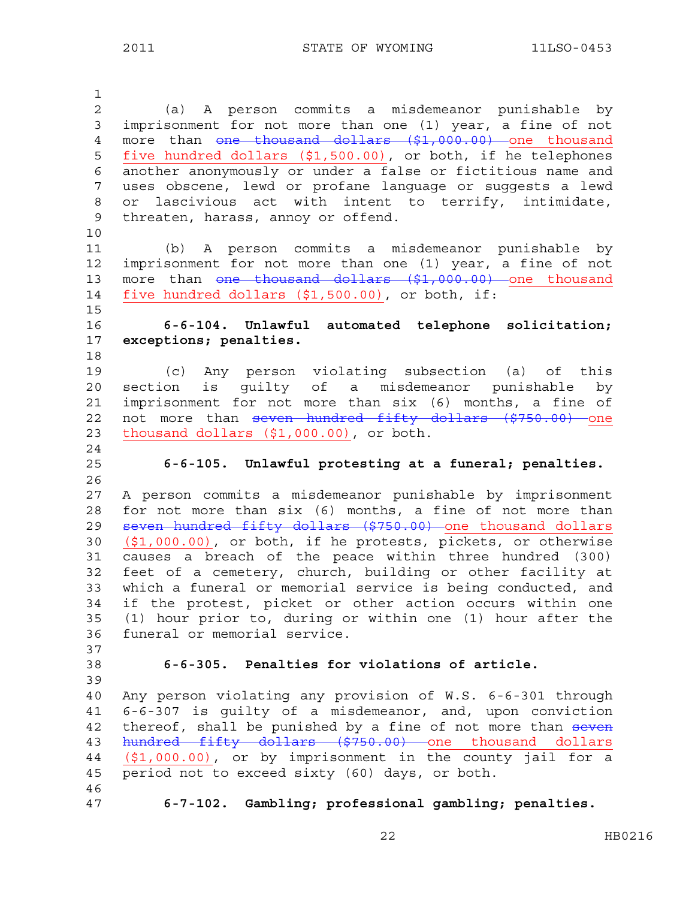(a) A person commits a misdemeanor punishable by imprisonment for not more than one (1) year, a fine of not more than ~~one thousand dollars ($1,000.00)~~ one thousand five hundred dollars ($1,500.00), or both, if he telephones another anonymously or under a false or fictitious name and uses obscene, lewd or profane language or suggests a lewd or lascivious act with intent to terrify, intimidate, threaten, harass, annoy or offend.

(b) A person commits a misdemeanor punishable by imprisonment for not more than one (1) year, a fine of not more than ~~one thousand dollars ($1,000.00)~~ one thousand five hundred dollars ($1,500.00), or both, if:

**6-6-104. Unlawful automated telephone solicitation; exceptions; penalties.**

(c) Any person violating subsection (a) of this section is guilty of a misdemeanor punishable by imprisonment for not more than six (6) months, a fine of not more than ~~seven hundred fifty dollars ($750.00)~~ one thousand dollars ($1,000.00), or both.

**6-6-105. Unlawful protesting at a funeral; penalties.**

A person commits a misdemeanor punishable by imprisonment for not more than six (6) months, a fine of not more than ~~seven hundred fifty dollars ($750.00)~~ one thousand dollars ($1,000.00), or both, if he protests, pickets, or otherwise causes a breach of the peace within three hundred (300) feet of a cemetery, church, building or other facility at which a funeral or memorial service is being conducted, and if the protest, picket or other action occurs within one (1) hour prior to, during or within one (1) hour after the funeral or memorial service.

**6-6-305. Penalties for violations of article.**

Any person violating any provision of W.S. 6-6-301 through 6-6-307 is guilty of a misdemeanor, and, upon conviction thereof, shall be punished by a fine of not more than ~~seven hundred fifty dollars ($750.00)~~ one thousand dollars ($1,000.00), or by imprisonment in the county jail for a period not to exceed sixty (60) days, or both.

**6-7-102. Gambling; professional gambling; penalties.**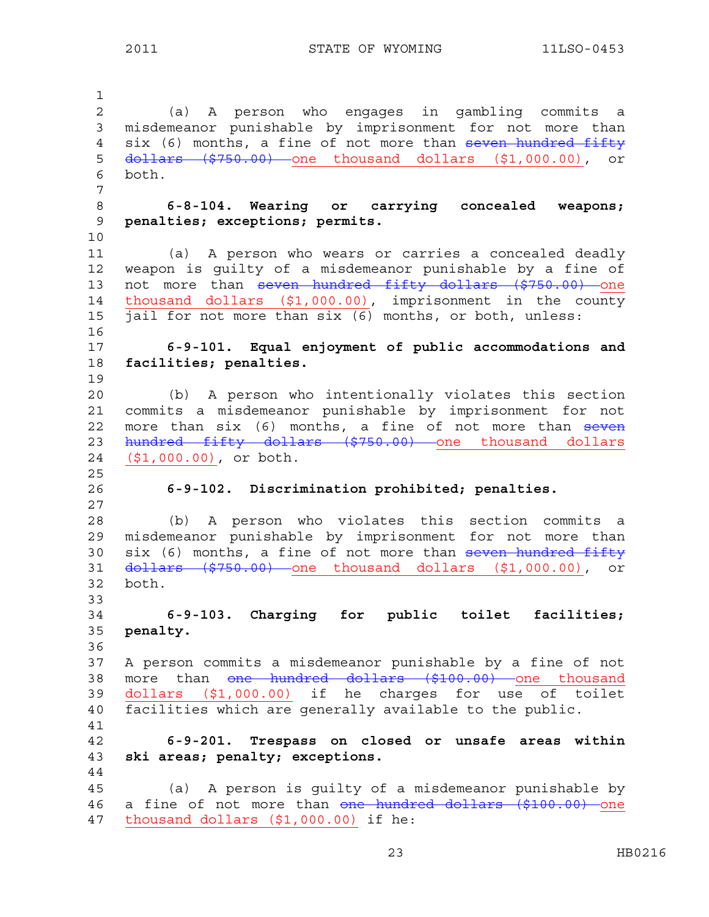(a) A person who engages in gambling commits a misdemeanor punishable by imprisonment for not more than six (6) months, a fine of not more than ~~seven hundred fifty dollars ($750.00)~~ <u>one thousand dollars ($1,000.00)</u>, or both.

**6-8-104. Wearing or carrying concealed weapons; penalties; exceptions; permits.**

(a) A person who wears or carries a concealed deadly weapon is guilty of a misdemeanor punishable by a fine of not more than ~~seven hundred fifty dollars ($750.00)~~ <u>one thousand dollars ($1,000.00)</u>, imprisonment in the county jail for not more than six (6) months, or both, unless:

**6-9-101. Equal enjoyment of public accommodations and facilities; penalties.**

(b) A person who intentionally violates this section commits a misdemeanor punishable by imprisonment for not more than six (6) months, a fine of not more than ~~seven hundred fifty dollars ($750.00)~~ <u>one thousand dollars ($1,000.00)</u>, or both.

**6-9-102. Discrimination prohibited; penalties.**

(b) A person who violates this section commits a misdemeanor punishable by imprisonment for not more than six (6) months, a fine of not more than ~~seven hundred fifty dollars ($750.00)~~ <u>one thousand dollars ($1,000.00)</u>, or both.

**6-9-103. Charging for public toilet facilities; penalty.**

A person commits a misdemeanor punishable by a fine of not more than ~~one hundred dollars ($100.00)~~ <u>one thousand dollars ($1,000.00)</u> if he charges for use of toilet facilities which are generally available to the public.

**6-9-201. Trespass on closed or unsafe areas within ski areas; penalty; exceptions.**

(a) A person is guilty of a misdemeanor punishable by a fine of not more than ~~one hundred dollars ($100.00)~~ <u>one thousand dollars ($1,000.00)</u> if he: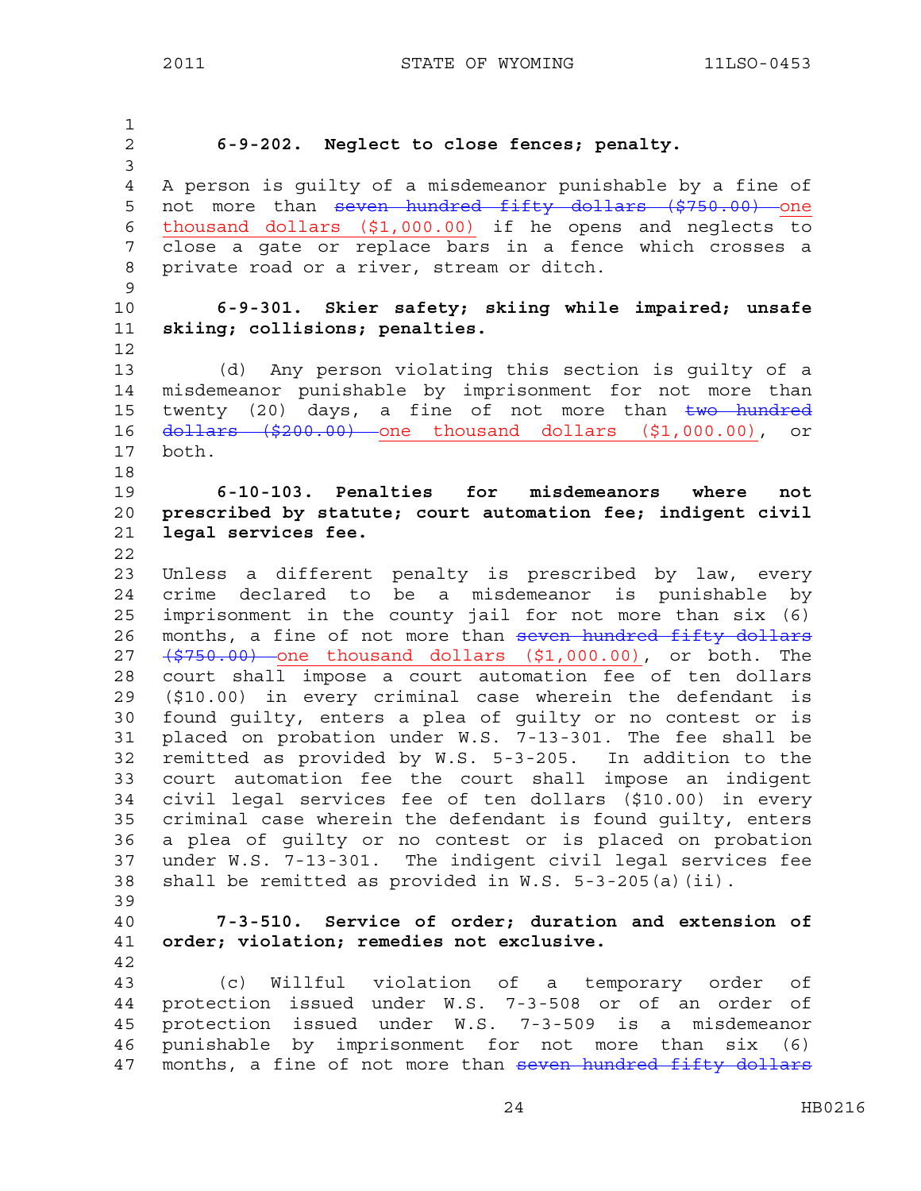**6-9-202. Neglect to close fences; penalty.**

A person is guilty of a misdemeanor punishable by a fine of not more than ~~seven hundred fifty dollars ($750.00)~~ one thousand dollars ($1,000.00) if he opens and neglects to close a gate or replace bars in a fence which crosses a private road or a river, stream or ditch.

**6-9-301. Skier safety; skiing while impaired; unsafe skiing; collisions; penalties.**

(d) Any person violating this section is guilty of a misdemeanor punishable by imprisonment for not more than twenty (20) days, a fine of not more than ~~two hundred dollars ($200.00)~~ one thousand dollars ($1,000.00), or both.

**6-10-103. Penalties for misdemeanors where not prescribed by statute; court automation fee; indigent civil legal services fee.**

Unless a different penalty is prescribed by law, every crime declared to be a misdemeanor is punishable by imprisonment in the county jail for not more than six (6) months, a fine of not more than ~~seven hundred fifty dollars ($750.00)~~ one thousand dollars ($1,000.00), or both. The court shall impose a court automation fee of ten dollars ($10.00) in every criminal case wherein the defendant is found guilty, enters a plea of guilty or no contest or is placed on probation under W.S. 7-13-301. The fee shall be remitted as provided by W.S. 5-3-205. In addition to the court automation fee the court shall impose an indigent civil legal services fee of ten dollars ($10.00) in every criminal case wherein the defendant is found guilty, enters a plea of guilty or no contest or is placed on probation under W.S. 7-13-301. The indigent civil legal services fee shall be remitted as provided in W.S. 5-3-205(a)(ii).

**7-3-510. Service of order; duration and extension of order; violation; remedies not exclusive.**

(c) Willful violation of a temporary order of protection issued under W.S. 7-3-508 or of an order of protection issued under W.S. 7-3-509 is a misdemeanor punishable by imprisonment for not more than six (6) months, a fine of not more than ~~seven hundred fifty dollars~~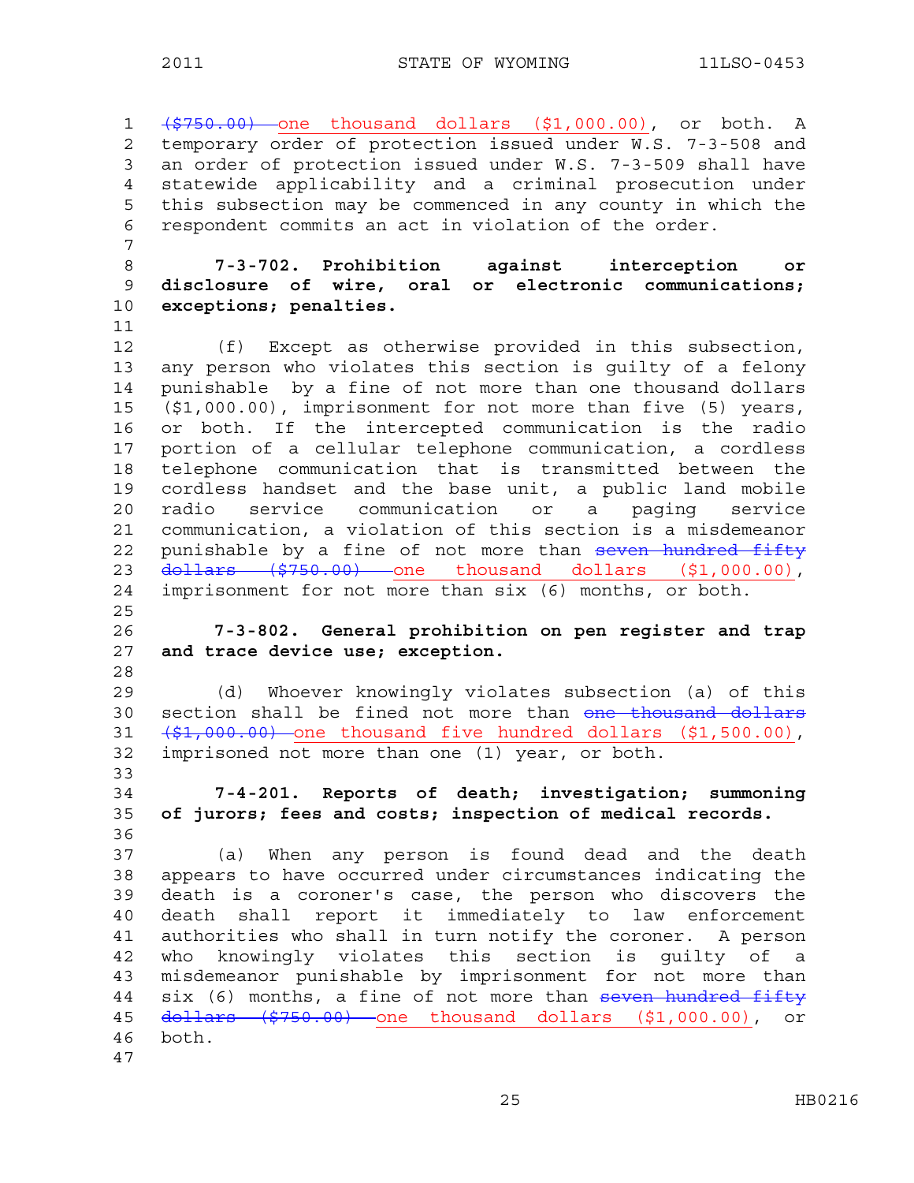~~($750.00)~~ one thousand dollars ($1,000.00), or both. A temporary order of protection issued under W.S. 7-3-508 and an order of protection issued under W.S. 7-3-509 shall have statewide applicability and a criminal prosecution under this subsection may be commenced in any county in which the respondent commits an act in violation of the order.

**7-3-702. Prohibition against interception or disclosure of wire, oral or electronic communications; exceptions; penalties.**

(f) Except as otherwise provided in this subsection, any person who violates this section is guilty of a felony punishable by a fine of not more than one thousand dollars ($1,000.00), imprisonment for not more than five (5) years, or both. If the intercepted communication is the radio portion of a cellular telephone communication, a cordless telephone communication that is transmitted between the cordless handset and the base unit, a public land mobile radio service communication or a paging service communication, a violation of this section is a misdemeanor punishable by a fine of not more than ~~seven hundred fifty dollars ($750.00)~~ one thousand dollars ($1,000.00), imprisonment for not more than six (6) months, or both.

**7-3-802. General prohibition on pen register and trap and trace device use; exception.**

(d) Whoever knowingly violates subsection (a) of this section shall be fined not more than ~~one thousand dollars ($1,000.00)~~ one thousand five hundred dollars ($1,500.00), imprisoned not more than one (1) year, or both.

**7-4-201. Reports of death; investigation; summoning of jurors; fees and costs; inspection of medical records.**

(a) When any person is found dead and the death appears to have occurred under circumstances indicating the death is a coroner's case, the person who discovers the death shall report it immediately to law enforcement authorities who shall in turn notify the coroner. A person who knowingly violates this section is guilty of a misdemeanor punishable by imprisonment for not more than six (6) months, a fine of not more than ~~seven hundred fifty dollars ($750.00)~~ one thousand dollars ($1,000.00), or both.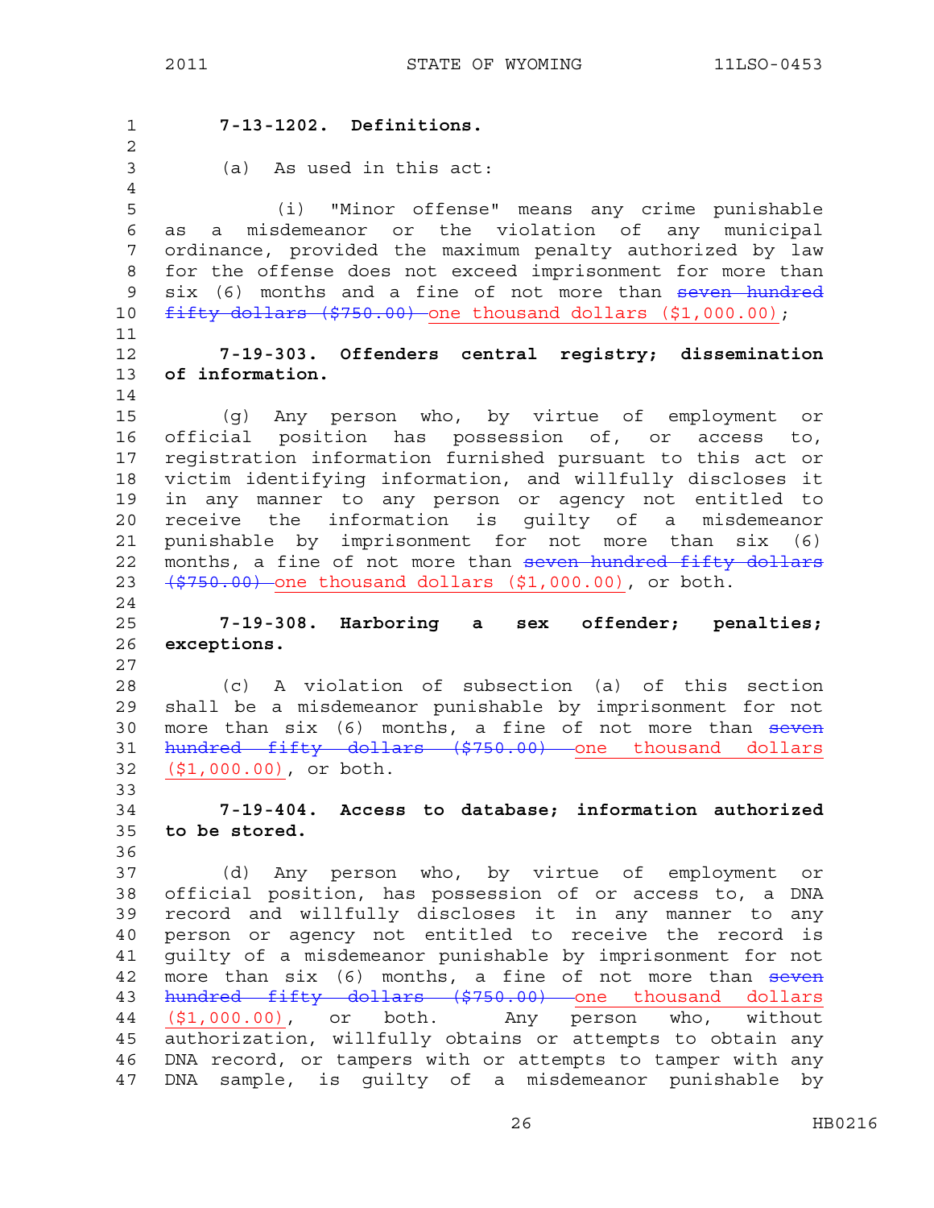**7-13-1202. Definitions.**

(a) As used in this act:

(i) "Minor offense" means any crime punishable as a misdemeanor or the violation of any municipal ordinance, provided the maximum penalty authorized by law for the offense does not exceed imprisonment for more than six (6) months and a fine of not more than ~~seven hundred fifty dollars ($750.00)~~ one thousand dollars ($1,000.00);

**7-19-303. Offenders central registry; dissemination of information.**

(g) Any person who, by virtue of employment or official position has possession of, or access to, registration information furnished pursuant to this act or victim identifying information, and willfully discloses it in any manner to any person or agency not entitled to receive the information is guilty of a misdemeanor punishable by imprisonment for not more than six (6) months, a fine of not more than ~~seven hundred fifty dollars ($750.00)~~ one thousand dollars ($1,000.00), or both.

**7-19-308. Harboring a sex offender; penalties; exceptions.**

(c) A violation of subsection (a) of this section shall be a misdemeanor punishable by imprisonment for not more than six (6) months, a fine of not more than ~~seven hundred fifty dollars ($750.00)~~ one thousand dollars ($1,000.00), or both.

**7-19-404. Access to database; information authorized to be stored.**

(d) Any person who, by virtue of employment or official position, has possession of or access to, a DNA record and willfully discloses it in any manner to any person or agency not entitled to receive the record is guilty of a misdemeanor punishable by imprisonment for not more than six (6) months, a fine of not more than ~~seven hundred fifty dollars ($750.00)~~ one thousand dollars ($1,000.00), or both. Any person who, without authorization, willfully obtains or attempts to obtain any DNA record, or tampers with or attempts to tamper with any DNA sample, is guilty of a misdemeanor punishable by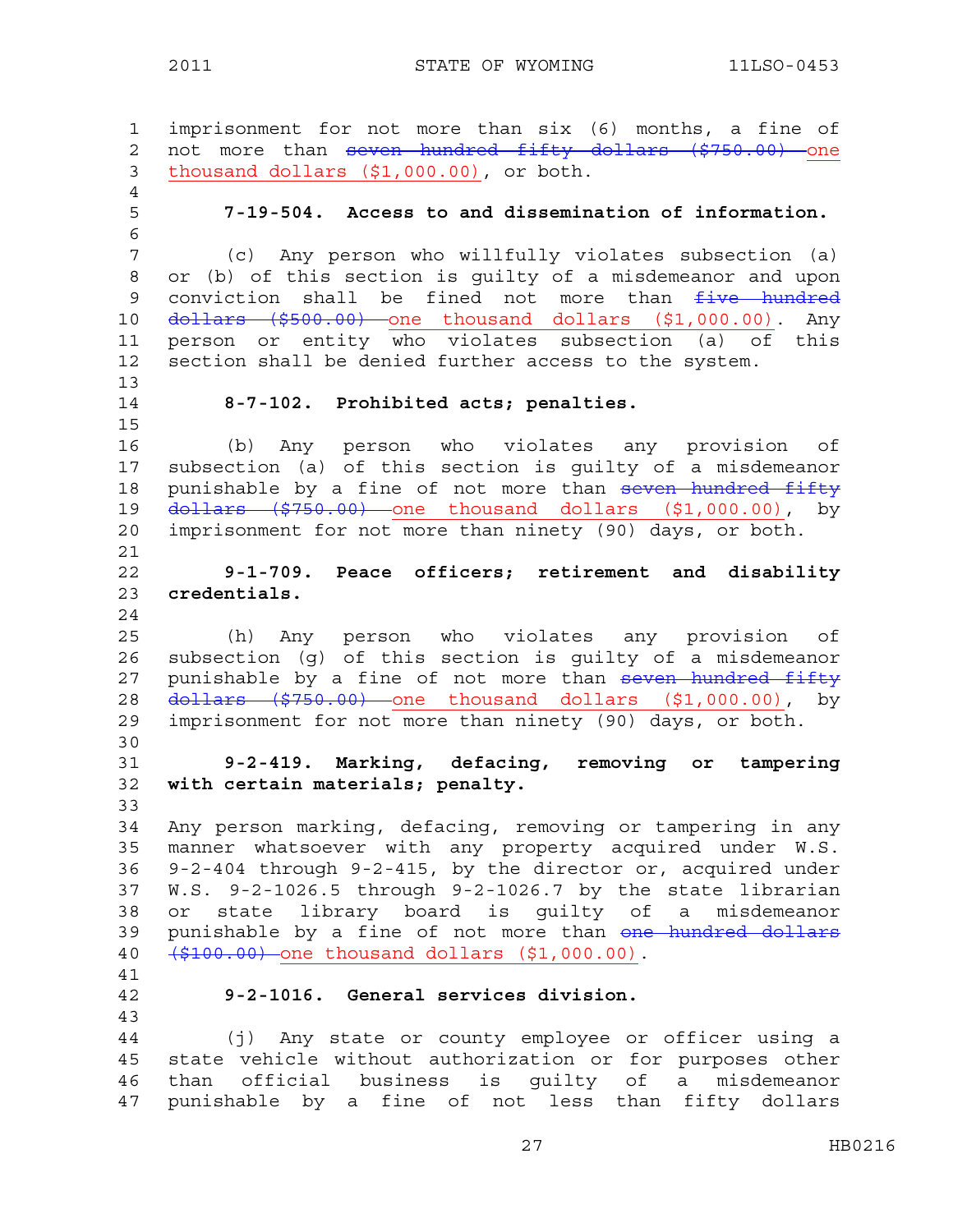imprisonment for not more than six (6) months, a fine of not more than ~~seven hundred fifty dollars ($750.00)~~ one thousand dollars ($1,000.00), or both.

**7-19-504. Access to and dissemination of information.**

(c) Any person who willfully violates subsection (a) or (b) of this section is guilty of a misdemeanor and upon conviction shall be fined not more than ~~five hundred dollars ($500.00)~~ one thousand dollars ($1,000.00). Any person or entity who violates subsection (a) of this section shall be denied further access to the system.

**8-7-102. Prohibited acts; penalties.**

(b) Any person who violates any provision of subsection (a) of this section is guilty of a misdemeanor punishable by a fine of not more than ~~seven hundred fifty dollars ($750.00)~~ one thousand dollars ($1,000.00), by imprisonment for not more than ninety (90) days, or both.

**9-1-709. Peace officers; retirement and disability credentials.**

(h) Any person who violates any provision of subsection (g) of this section is guilty of a misdemeanor punishable by a fine of not more than ~~seven hundred fifty dollars ($750.00)~~ one thousand dollars ($1,000.00), by imprisonment for not more than ninety (90) days, or both.

**9-2-419. Marking, defacing, removing or tampering with certain materials; penalty.**

Any person marking, defacing, removing or tampering in any manner whatsoever with any property acquired under W.S. 9-2-404 through 9-2-415, by the director or, acquired under W.S. 9-2-1026.5 through 9-2-1026.7 by the state librarian or state library board is guilty of a misdemeanor punishable by a fine of not more than ~~one hundred dollars ($100.00)~~ one thousand dollars ($1,000.00).

**9-2-1016. General services division.**

(j) Any state or county employee or officer using a state vehicle without authorization or for purposes other than official business is guilty of a misdemeanor punishable by a fine of not less than fifty dollars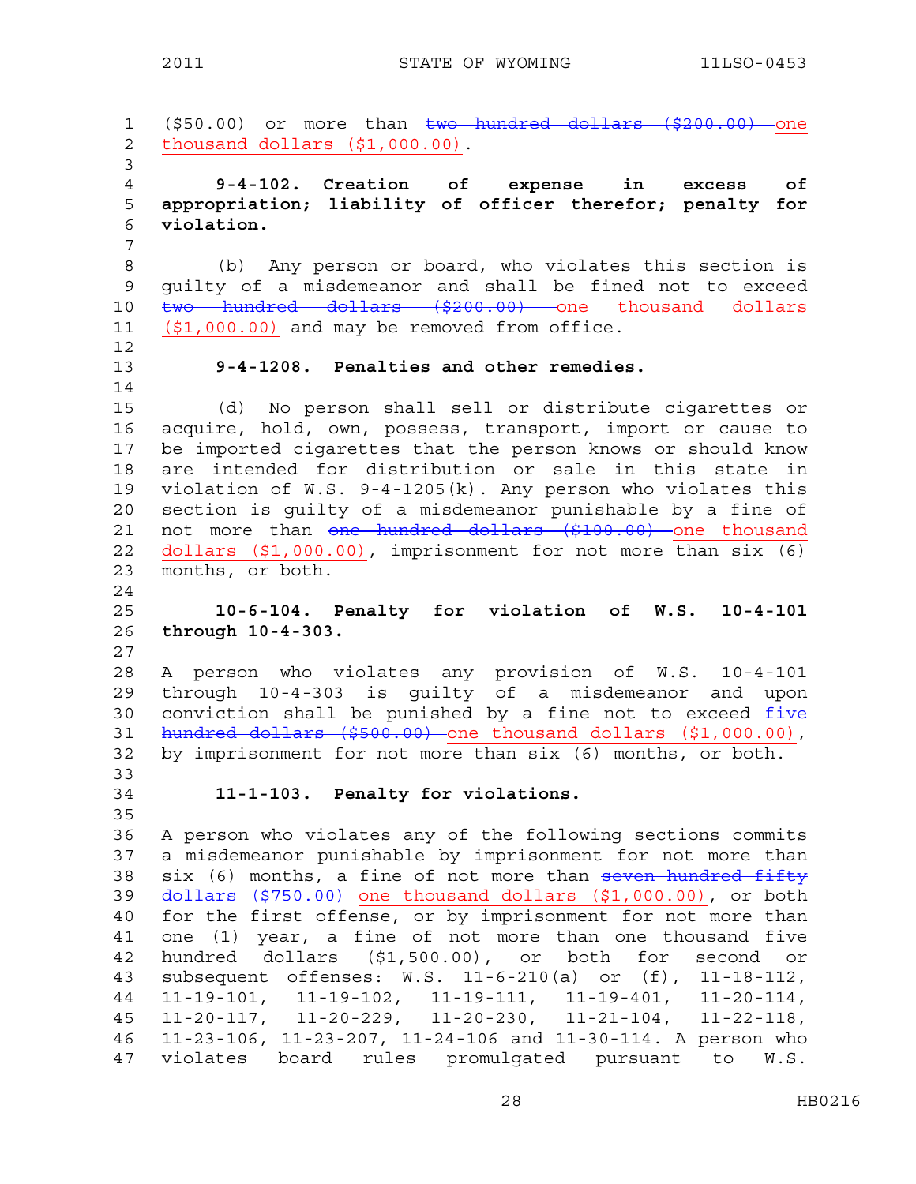($50.00) or more than ~~two hundred dollars ($200.00)~~ one thousand dollars ($1,000.00).

**9-4-102. Creation of expense in excess of appropriation; liability of officer therefor; penalty for violation.**

(b) Any person or board, who violates this section is guilty of a misdemeanor and shall be fined not to exceed ~~two hundred dollars ($200.00)~~ one thousand dollars ($1,000.00) and may be removed from office.

**9-4-1208. Penalties and other remedies.**

(d) No person shall sell or distribute cigarettes or acquire, hold, own, possess, transport, import or cause to be imported cigarettes that the person knows or should know are intended for distribution or sale in this state in violation of W.S. 9-4-1205(k). Any person who violates this section is guilty of a misdemeanor punishable by a fine of not more than ~~one hundred dollars ($100.00)~~ one thousand dollars ($1,000.00), imprisonment for not more than six (6) months, or both.

**10-6-104. Penalty for violation of W.S. 10-4-101 through 10-4-303.**

A person who violates any provision of W.S. 10-4-101 through 10-4-303 is guilty of a misdemeanor and upon conviction shall be punished by a fine not to exceed ~~five hundred dollars ($500.00)~~ one thousand dollars ($1,000.00), by imprisonment for not more than six (6) months, or both.

**11-1-103. Penalty for violations.**

A person who violates any of the following sections commits a misdemeanor punishable by imprisonment for not more than six (6) months, a fine of not more than ~~seven hundred fifty dollars ($750.00)~~ one thousand dollars ($1,000.00), or both for the first offense, or by imprisonment for not more than one (1) year, a fine of not more than one thousand five hundred dollars ($1,500.00), or both for second or subsequent offenses: W.S. 11-6-210(a) or (f), 11-18-112, 11-19-101, 11-19-102, 11-19-111, 11-19-401, 11-20-114, 11-20-117, 11-20-229, 11-20-230, 11-21-104, 11-22-118, 11-23-106, 11-23-207, 11-24-106 and 11-30-114. A person who violates board rules promulgated pursuant to W.S.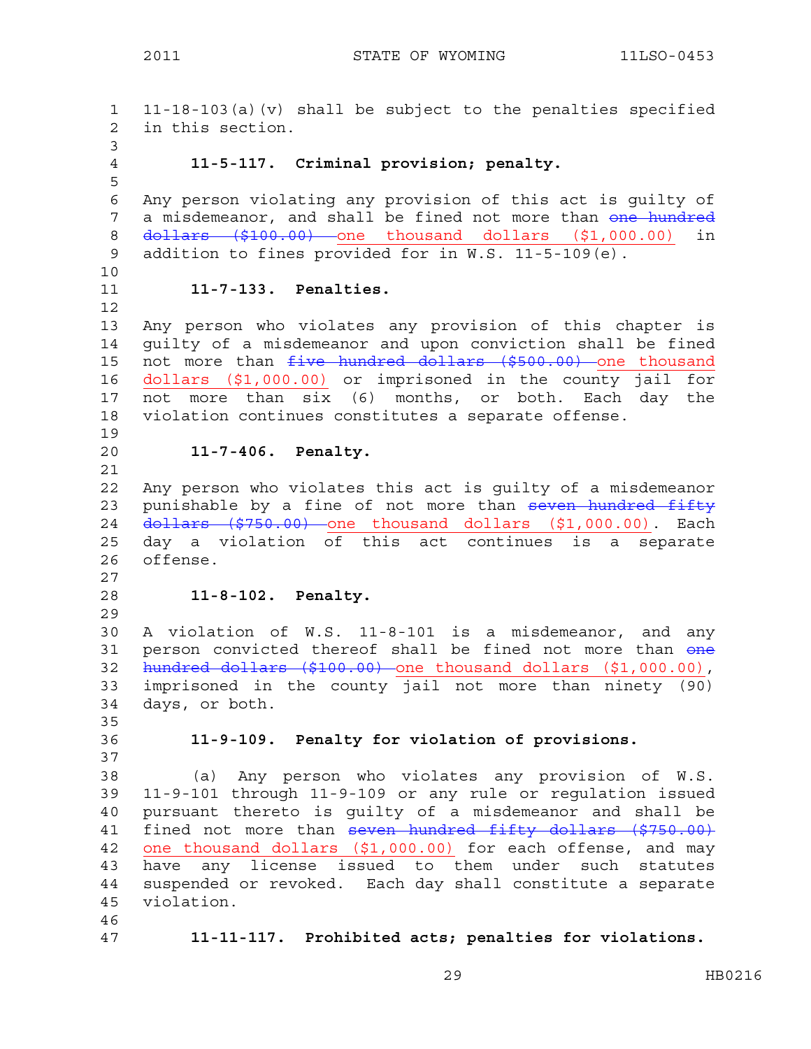11-18-103(a)(v) shall be subject to the penalties specified in this section.

**11-5-117. Criminal provision; penalty.**

Any person violating any provision of this act is guilty of a misdemeanor, and shall be fined not more than ~~one hundred dollars ($100.00)~~ one thousand dollars ($1,000.00) in addition to fines provided for in W.S. 11-5-109(e).

**11-7-133. Penalties.**

Any person who violates any provision of this chapter is guilty of a misdemeanor and upon conviction shall be fined not more than ~~five hundred dollars ($500.00)~~ one thousand dollars ($1,000.00) or imprisoned in the county jail for not more than six (6) months, or both. Each day the violation continues constitutes a separate offense.

**11-7-406. Penalty.**

Any person who violates this act is guilty of a misdemeanor punishable by a fine of not more than ~~seven hundred fifty dollars ($750.00)~~ one thousand dollars ($1,000.00). Each day a violation of this act continues is a separate offense.

**11-8-102. Penalty.**

A violation of W.S. 11-8-101 is a misdemeanor, and any person convicted thereof shall be fined not more than ~~one hundred dollars ($100.00)~~ one thousand dollars ($1,000.00), imprisoned in the county jail not more than ninety (90) days, or both.

**11-9-109. Penalty for violation of provisions.**

(a) Any person who violates any provision of W.S. 11-9-101 through 11-9-109 or any rule or regulation issued pursuant thereto is guilty of a misdemeanor and shall be fined not more than ~~seven hundred fifty dollars ($750.00)~~ one thousand dollars ($1,000.00) for each offense, and may have any license issued to them under such statutes suspended or revoked. Each day shall constitute a separate violation.

**11-11-117. Prohibited acts; penalties for violations.**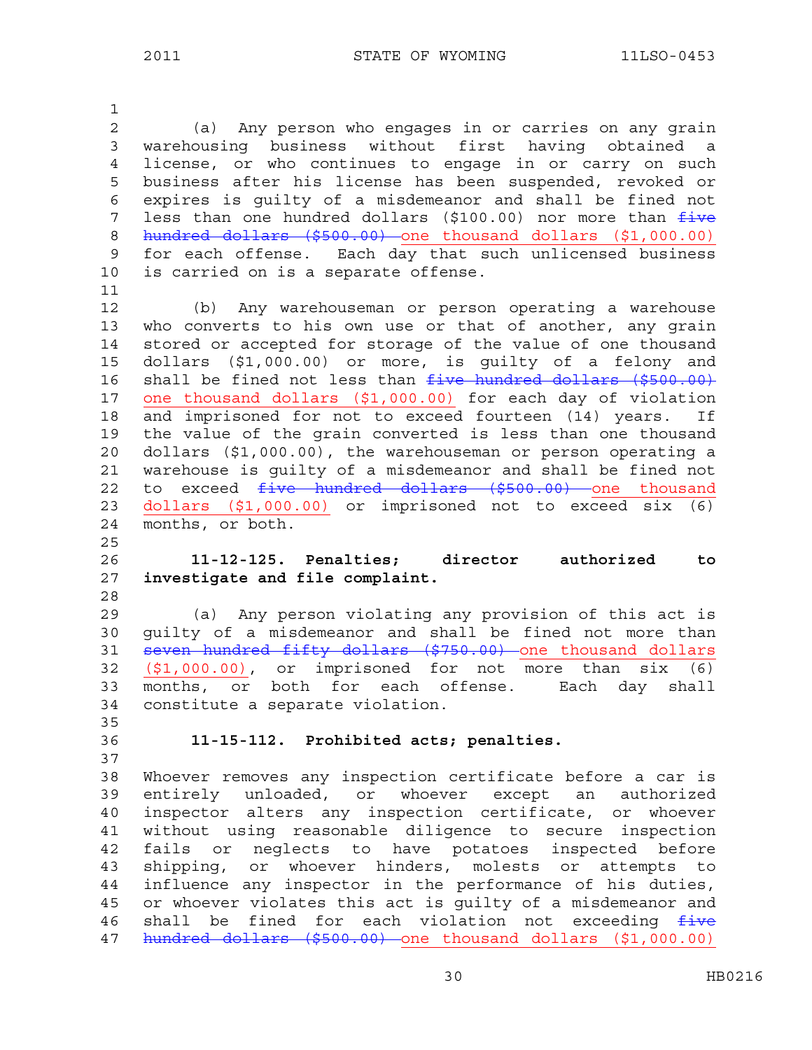(a) Any person who engages in or carries on any grain warehousing business without first having obtained a license, or who continues to engage in or carry on such business after his license has been suspended, revoked or expires is guilty of a misdemeanor and shall be fined not less than one hundred dollars ($100.00) nor more than ~~five hundred dollars ($500.00)~~ <u>one thousand dollars ($1,000.00)</u> for each offense. Each day that such unlicensed business is carried on is a separate offense.

(b) Any warehouseman or person operating a warehouse who converts to his own use or that of another, any grain stored or accepted for storage of the value of one thousand dollars ($1,000.00) or more, is guilty of a felony and shall be fined not less than ~~five hundred dollars ($500.00)~~ <u>one thousand dollars ($1,000.00)</u> for each day of violation and imprisoned for not to exceed fourteen (14) years. If the value of the grain converted is less than one thousand dollars ($1,000.00), the warehouseman or person operating a warehouse is guilty of a misdemeanor and shall be fined not to exceed ~~five hundred dollars ($500.00)~~ <u>one thousand dollars ($1,000.00)</u> or imprisoned not to exceed six (6) months, or both.

**11-12-125. Penalties; director authorized to investigate and file complaint.**

(a) Any person violating any provision of this act is guilty of a misdemeanor and shall be fined not more than ~~seven hundred fifty dollars ($750.00)~~ <u>one thousand dollars ($1,000.00)</u>, or imprisoned for not more than six (6) months, or both for each offense. Each day shall constitute a separate violation.

**11-15-112. Prohibited acts; penalties.**

Whoever removes any inspection certificate before a car is entirely unloaded, or whoever except an authorized inspector alters any inspection certificate, or whoever without using reasonable diligence to secure inspection fails or neglects to have potatoes inspected before shipping, or whoever hinders, molests or attempts to influence any inspector in the performance of his duties, or whoever violates this act is guilty of a misdemeanor and shall be fined for each violation not exceeding ~~five hundred dollars ($500.00)~~ <u>one thousand dollars ($1,000.00)</u>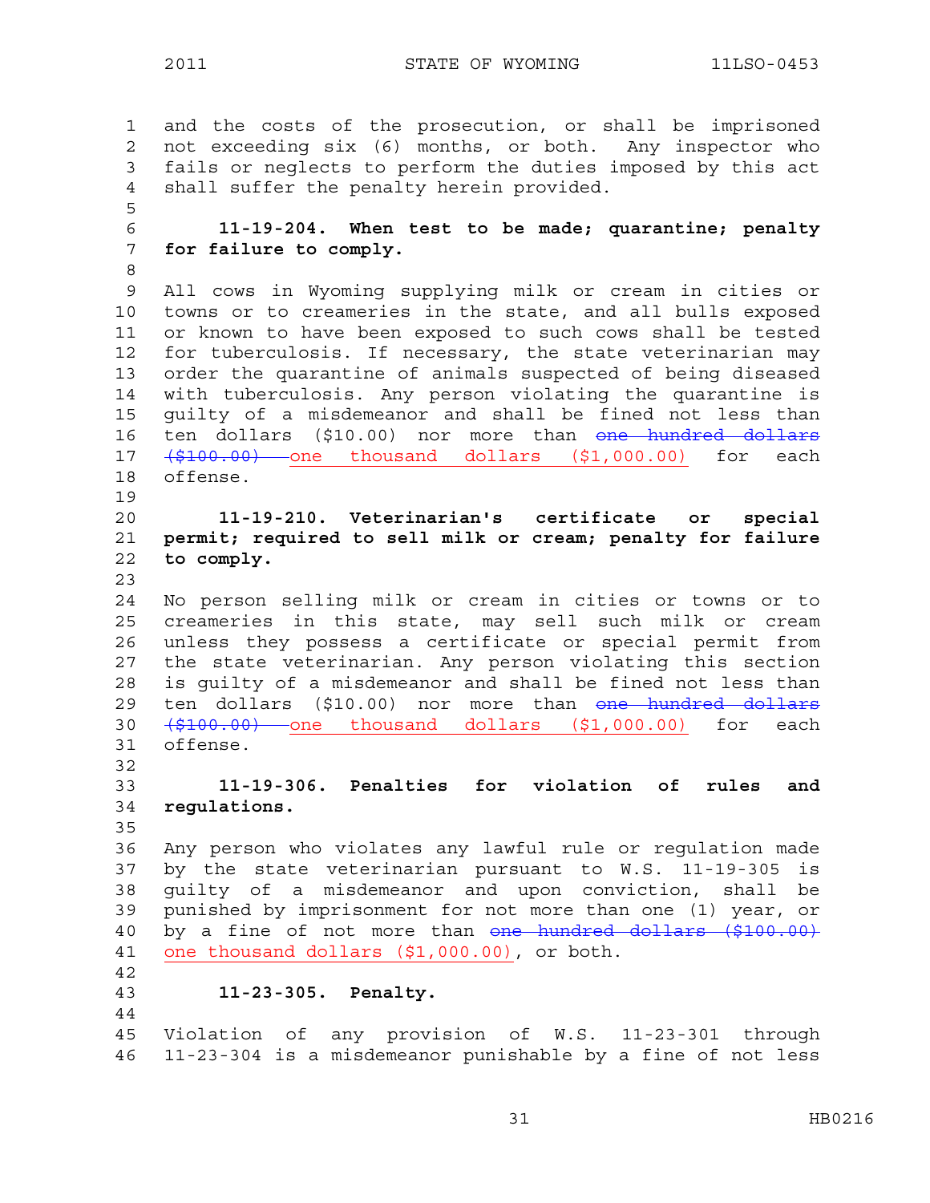and the costs of the prosecution, or shall be imprisoned not exceeding six (6) months, or both. Any inspector who fails or neglects to perform the duties imposed by this act shall suffer the penalty herein provided.

**11-19-204. When test to be made; quarantine; penalty for failure to comply.**

All cows in Wyoming supplying milk or cream in cities or towns or to creameries in the state, and all bulls exposed or known to have been exposed to such cows shall be tested for tuberculosis. If necessary, the state veterinarian may order the quarantine of animals suspected of being diseased with tuberculosis. Any person violating the quarantine is guilty of a misdemeanor and shall be fined not less than ten dollars ($10.00) nor more than ~~one hundred dollars ($100.00)~~ one thousand dollars ($1,000.00) for each offense.

**11-19-210. Veterinarian's certificate or special permit; required to sell milk or cream; penalty for failure to comply.**

No person selling milk or cream in cities or towns or to creameries in this state, may sell such milk or cream unless they possess a certificate or special permit from the state veterinarian. Any person violating this section is guilty of a misdemeanor and shall be fined not less than ten dollars ($10.00) nor more than ~~one hundred dollars ($100.00)~~ one thousand dollars ($1,000.00) for each offense.

**11-19-306. Penalties for violation of rules and regulations.**

Any person who violates any lawful rule or regulation made by the state veterinarian pursuant to W.S. 11-19-305 is guilty of a misdemeanor and upon conviction, shall be punished by imprisonment for not more than one (1) year, or by a fine of not more than ~~one hundred dollars ($100.00)~~ one thousand dollars ($1,000.00), or both.

**11-23-305. Penalty.**

Violation of any provision of W.S. 11-23-301 through 11-23-304 is a misdemeanor punishable by a fine of not less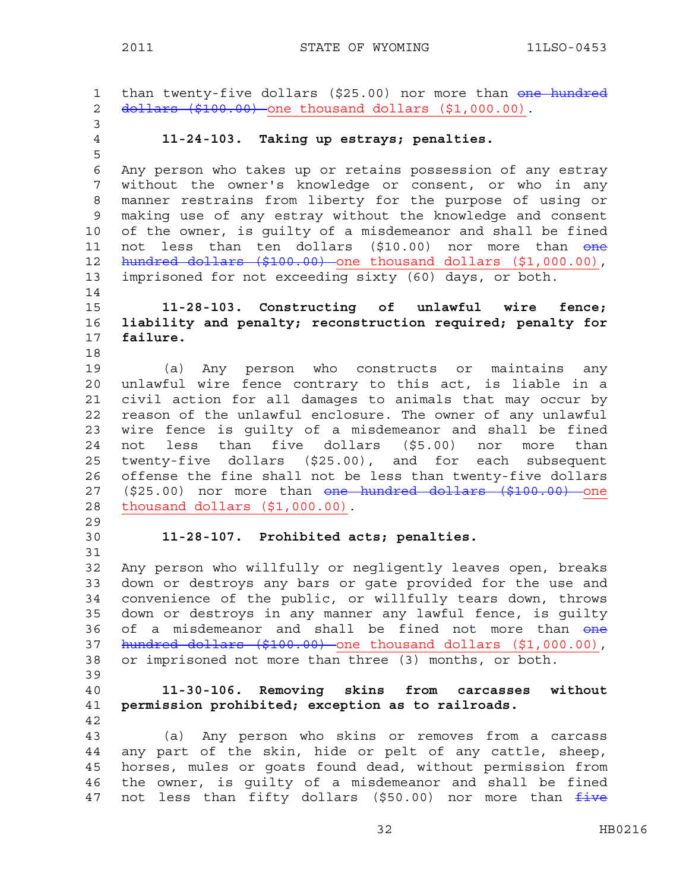than twenty-five dollars ($25.00) nor more than ~~one hundred dollars ($100.00)~~ one thousand dollars ($1,000.00).

**11-24-103. Taking up estrays; penalties.**

Any person who takes up or retains possession of any estray without the owner's knowledge or consent, or who in any manner restrains from liberty for the purpose of using or making use of any estray without the knowledge and consent of the owner, is guilty of a misdemeanor and shall be fined not less than ten dollars ($10.00) nor more than ~~one hundred dollars ($100.00)~~ one thousand dollars ($1,000.00), imprisoned for not exceeding sixty (60) days, or both.

**11-28-103. Constructing of unlawful wire fence; liability and penalty; reconstruction required; penalty for failure.**

(a) Any person who constructs or maintains any unlawful wire fence contrary to this act, is liable in a civil action for all damages to animals that may occur by reason of the unlawful enclosure. The owner of any unlawful wire fence is guilty of a misdemeanor and shall be fined not less than five dollars ($5.00) nor more than twenty-five dollars ($25.00), and for each subsequent offense the fine shall not be less than twenty-five dollars ($25.00) nor more than ~~one hundred dollars ($100.00)~~ one thousand dollars ($1,000.00).

**11-28-107. Prohibited acts; penalties.**

Any person who willfully or negligently leaves open, breaks down or destroys any bars or gate provided for the use and convenience of the public, or willfully tears down, throws down or destroys in any manner any lawful fence, is guilty of a misdemeanor and shall be fined not more than ~~one hundred dollars ($100.00)~~ one thousand dollars ($1,000.00), or imprisoned not more than three (3) months, or both.

**11-30-106. Removing skins from carcasses without permission prohibited; exception as to railroads.**

(a) Any person who skins or removes from a carcass any part of the skin, hide or pelt of any cattle, sheep, horses, mules or goats found dead, without permission from the owner, is guilty of a misdemeanor and shall be fined not less than fifty dollars ($50.00) nor more than ~~five~~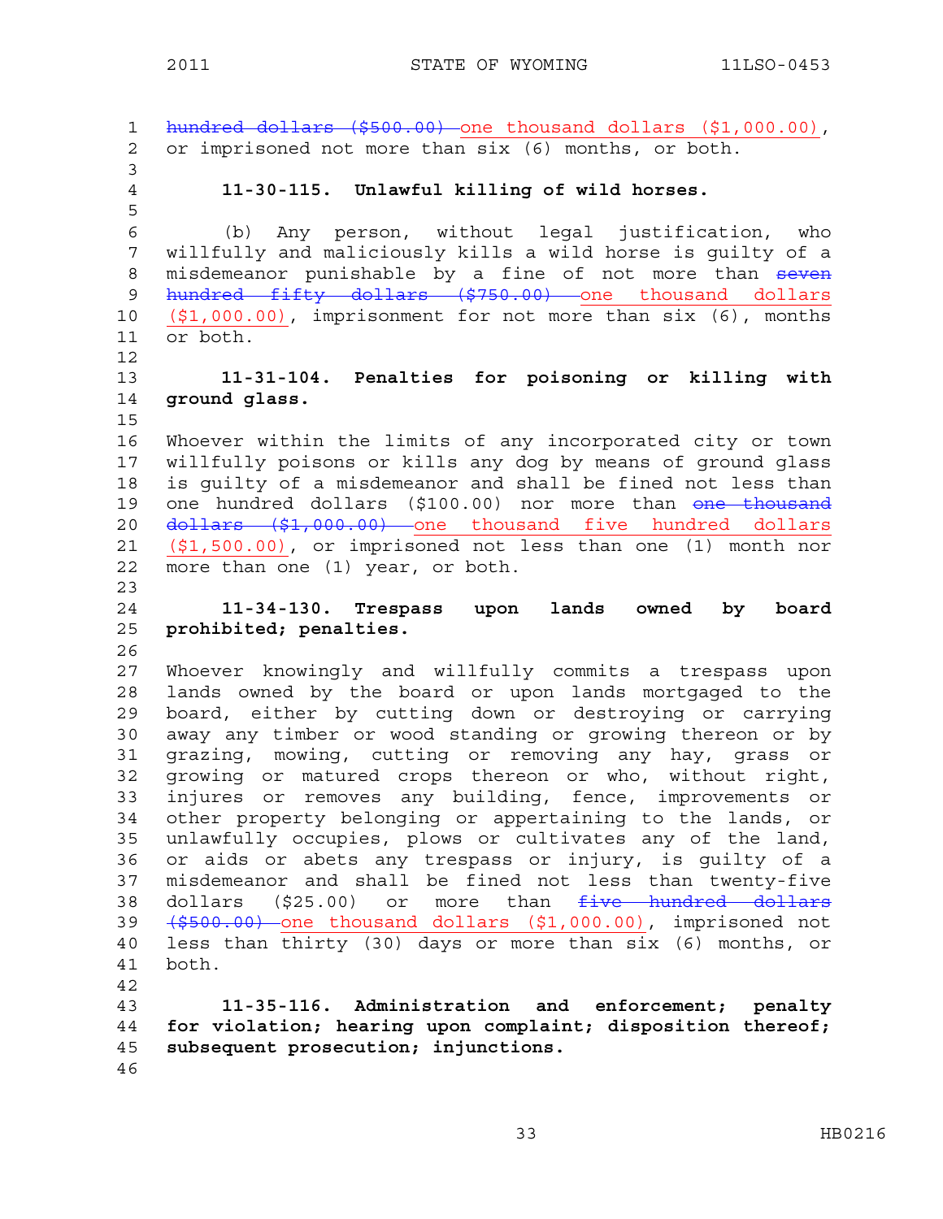~~hundred dollars ($500.00)~~ one thousand dollars ($1,000.00), or imprisoned not more than six (6) months, or both.

**11-30-115. Unlawful killing of wild horses.**

(b) Any person, without legal justification, who willfully and maliciously kills a wild horse is guilty of a misdemeanor punishable by a fine of not more than ~~seven hundred fifty dollars ($750.00)~~ one thousand dollars ($1,000.00), imprisonment for not more than six (6), months or both.

**11-31-104. Penalties for poisoning or killing with ground glass.**

Whoever within the limits of any incorporated city or town willfully poisons or kills any dog by means of ground glass is guilty of a misdemeanor and shall be fined not less than one hundred dollars ($100.00) nor more than ~~one thousand dollars ($1,000.00)~~ one thousand five hundred dollars ($1,500.00), or imprisoned not less than one (1) month nor more than one (1) year, or both.

**11-34-130. Trespass upon lands owned by board prohibited; penalties.**

Whoever knowingly and willfully commits a trespass upon lands owned by the board or upon lands mortgaged to the board, either by cutting down or destroying or carrying away any timber or wood standing or growing thereon or by grazing, mowing, cutting or removing any hay, grass or growing or matured crops thereon or who, without right, injures or removes any building, fence, improvements or other property belonging or appertaining to the lands, or unlawfully occupies, plows or cultivates any of the land, or aids or abets any trespass or injury, is guilty of a misdemeanor and shall be fined not less than twenty-five dollars ($25.00) or more than ~~five hundred dollars ($500.00)~~ one thousand dollars ($1,000.00), imprisoned not less than thirty (30) days or more than six (6) months, or both.

**11-35-116. Administration and enforcement; penalty for violation; hearing upon complaint; disposition thereof; subsequent prosecution; injunctions.**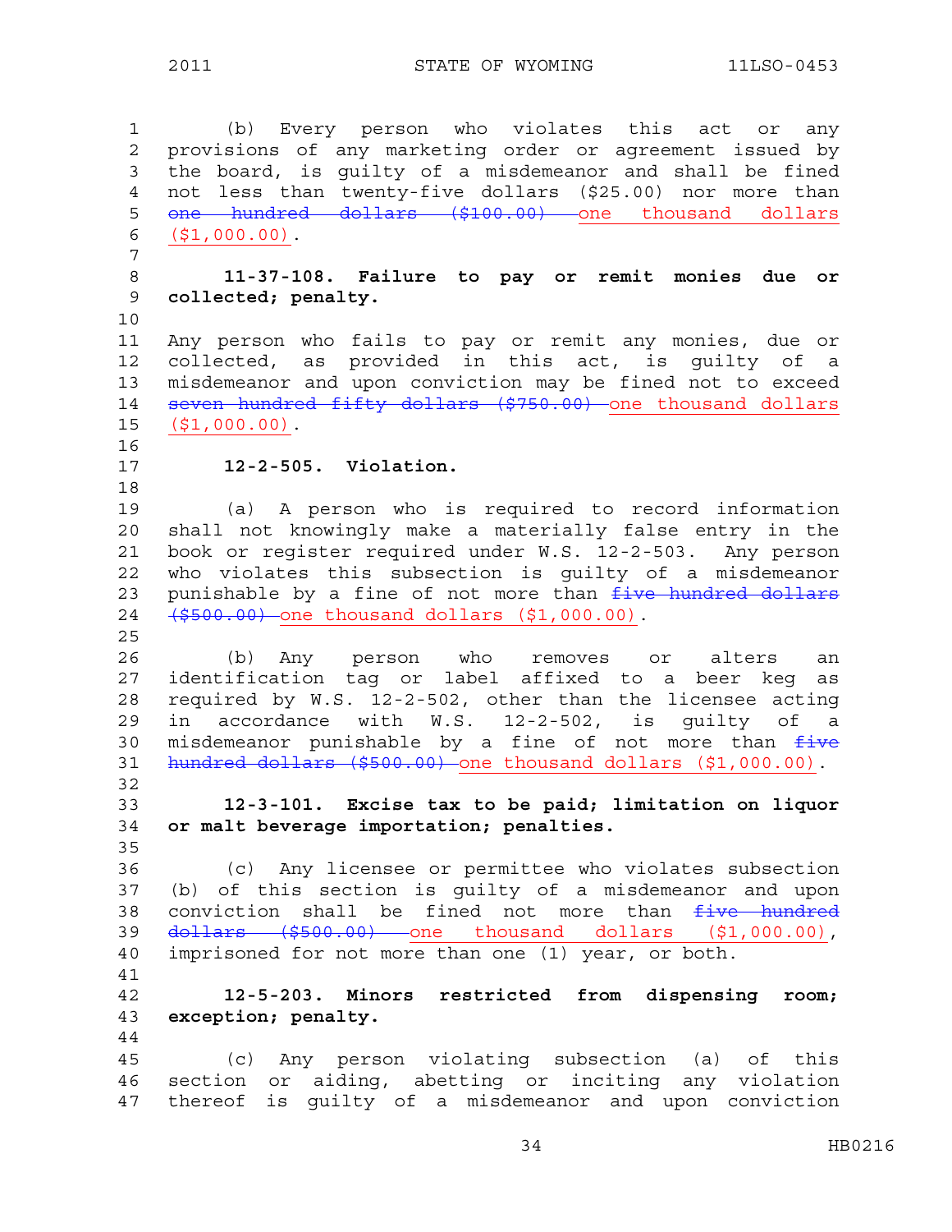(b) Every person who violates this act or any provisions of any marketing order or agreement issued by the board, is guilty of a misdemeanor and shall be fined not less than twenty-five dollars ($25.00) nor more than ~~one hundred dollars ($100.00)~~ <u>one thousand dollars ($1,000.00)</u>.

**11-37-108. Failure to pay or remit monies due or collected; penalty.**

Any person who fails to pay or remit any monies, due or collected, as provided in this act, is guilty of a misdemeanor and upon conviction may be fined not to exceed ~~seven hundred fifty dollars ($750.00)~~ <u>one thousand dollars ($1,000.00)</u>.

**12-2-505. Violation.**

(a) A person who is required to record information shall not knowingly make a materially false entry in the book or register required under W.S. 12-2-503. Any person who violates this subsection is guilty of a misdemeanor punishable by a fine of not more than ~~five hundred dollars ($500.00)~~ <u>one thousand dollars ($1,000.00)</u>.

(b) Any person who removes or alters an identification tag or label affixed to a beer keg as required by W.S. 12-2-502, other than the licensee acting in accordance with W.S. 12-2-502, is guilty of a misdemeanor punishable by a fine of not more than ~~five hundred dollars ($500.00)~~ <u>one thousand dollars ($1,000.00)</u>.

**12-3-101. Excise tax to be paid; limitation on liquor or malt beverage importation; penalties.**

(c) Any licensee or permittee who violates subsection (b) of this section is guilty of a misdemeanor and upon conviction shall be fined not more than ~~five hundred dollars ($500.00)~~ <u>one thousand dollars ($1,000.00)</u>, imprisoned for not more than one (1) year, or both.

**12-5-203. Minors restricted from dispensing room; exception; penalty.**

(c) Any person violating subsection (a) of this section or aiding, abetting or inciting any violation thereof is guilty of a misdemeanor and upon conviction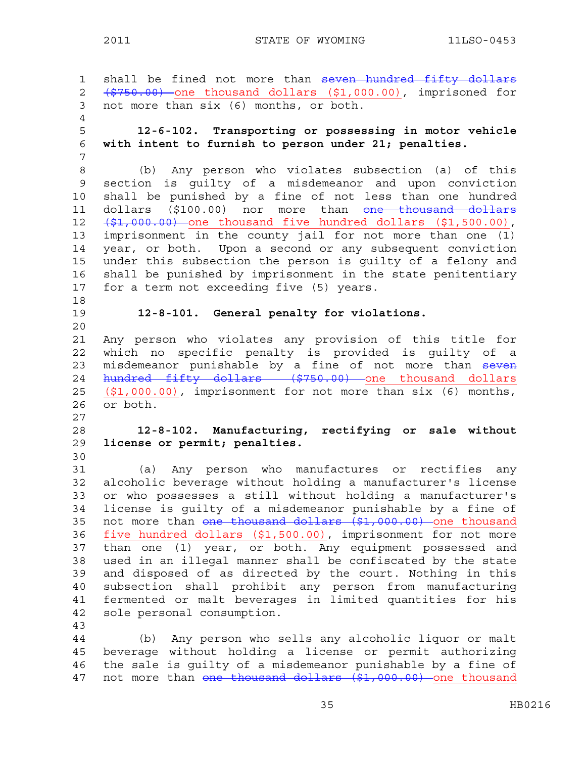shall be fined not more than ~~seven hundred fifty dollars ($750.00)~~ one thousand dollars ($1,000.00), imprisoned for not more than six (6) months, or both.

**12-6-102. Transporting or possessing in motor vehicle with intent to furnish to person under 21; penalties.**

(b) Any person who violates subsection (a) of this section is guilty of a misdemeanor and upon conviction shall be punished by a fine of not less than one hundred dollars ($100.00) nor more than ~~one thousand dollars ($1,000.00)~~ one thousand five hundred dollars ($1,500.00), imprisonment in the county jail for not more than one (1) year, or both. Upon a second or any subsequent conviction under this subsection the person is guilty of a felony and shall be punished by imprisonment in the state penitentiary for a term not exceeding five (5) years.

**12-8-101. General penalty for violations.**

Any person who violates any provision of this title for which no specific penalty is provided is guilty of a misdemeanor punishable by a fine of not more than ~~seven hundred fifty dollars ($750.00)~~ one thousand dollars ($1,000.00), imprisonment for not more than six (6) months, or both.

**12-8-102. Manufacturing, rectifying or sale without license or permit; penalties.**

(a) Any person who manufactures or rectifies any alcoholic beverage without holding a manufacturer's license or who possesses a still without holding a manufacturer's license is guilty of a misdemeanor punishable by a fine of not more than ~~one thousand dollars ($1,000.00)~~ one thousand five hundred dollars ($1,500.00), imprisonment for not more than one (1) year, or both. Any equipment possessed and used in an illegal manner shall be confiscated by the state and disposed of as directed by the court. Nothing in this subsection shall prohibit any person from manufacturing fermented or malt beverages in limited quantities for his sole personal consumption.

(b) Any person who sells any alcoholic liquor or malt beverage without holding a license or permit authorizing the sale is guilty of a misdemeanor punishable by a fine of not more than ~~one thousand dollars ($1,000.00)~~ one thousand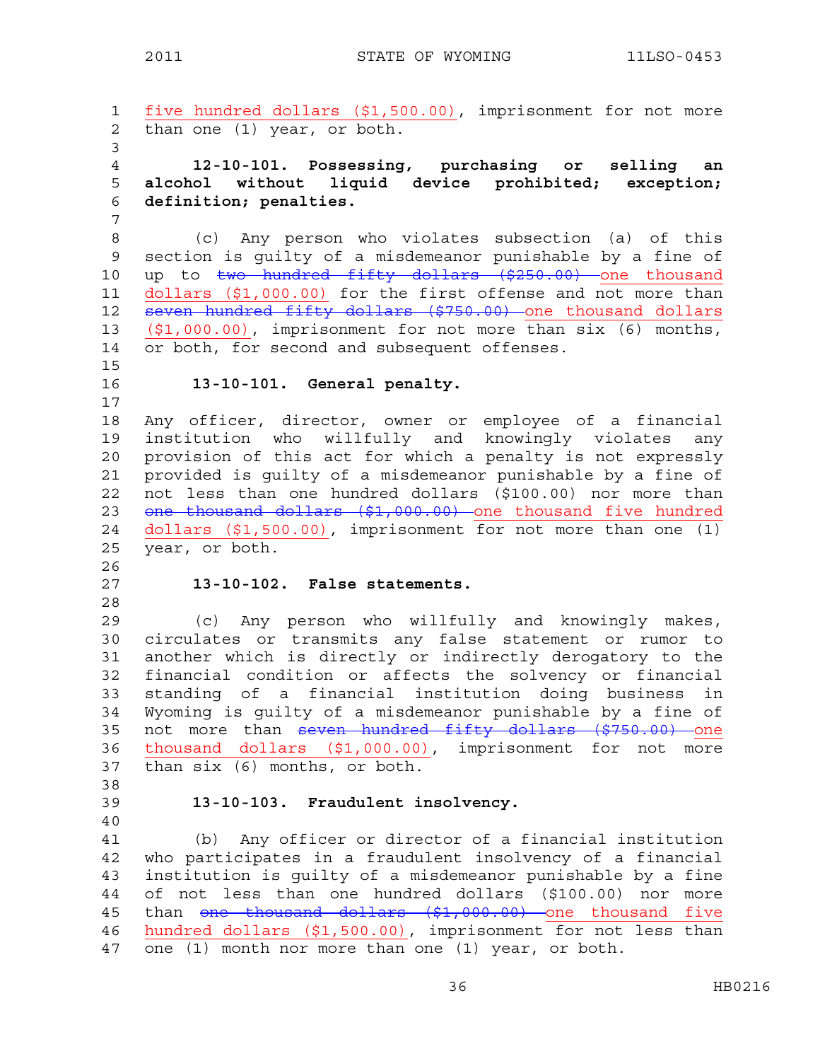five hundred dollars ($1,500.00), imprisonment for not more than one (1) year, or both.

**12-10-101. Possessing, purchasing or selling an alcohol without liquid device prohibited; exception; definition; penalties.**

(c) Any person who violates subsection (a) of this section is guilty of a misdemeanor punishable by a fine of up to ~~two hundred fifty dollars ($250.00)~~ one thousand dollars ($1,000.00) for the first offense and not more than ~~seven hundred fifty dollars ($750.00)~~ one thousand dollars ($1,000.00), imprisonment for not more than six (6) months, or both, for second and subsequent offenses.

**13-10-101. General penalty.**

Any officer, director, owner or employee of a financial institution who willfully and knowingly violates any provision of this act for which a penalty is not expressly provided is guilty of a misdemeanor punishable by a fine of not less than one hundred dollars ($100.00) nor more than ~~one thousand dollars ($1,000.00)~~ one thousand five hundred dollars ($1,500.00), imprisonment for not more than one (1) year, or both.

**13-10-102. False statements.**

(c) Any person who willfully and knowingly makes, circulates or transmits any false statement or rumor to another which is directly or indirectly derogatory to the financial condition or affects the solvency or financial standing of a financial institution doing business in Wyoming is guilty of a misdemeanor punishable by a fine of not more than ~~seven hundred fifty dollars ($750.00)~~ one thousand dollars ($1,000.00), imprisonment for not more than six (6) months, or both.

**13-10-103. Fraudulent insolvency.**

(b) Any officer or director of a financial institution who participates in a fraudulent insolvency of a financial institution is guilty of a misdemeanor punishable by a fine of not less than one hundred dollars ($100.00) nor more than ~~one thousand dollars ($1,000.00)~~ one thousand five hundred dollars ($1,500.00), imprisonment for not less than one (1) month nor more than one (1) year, or both.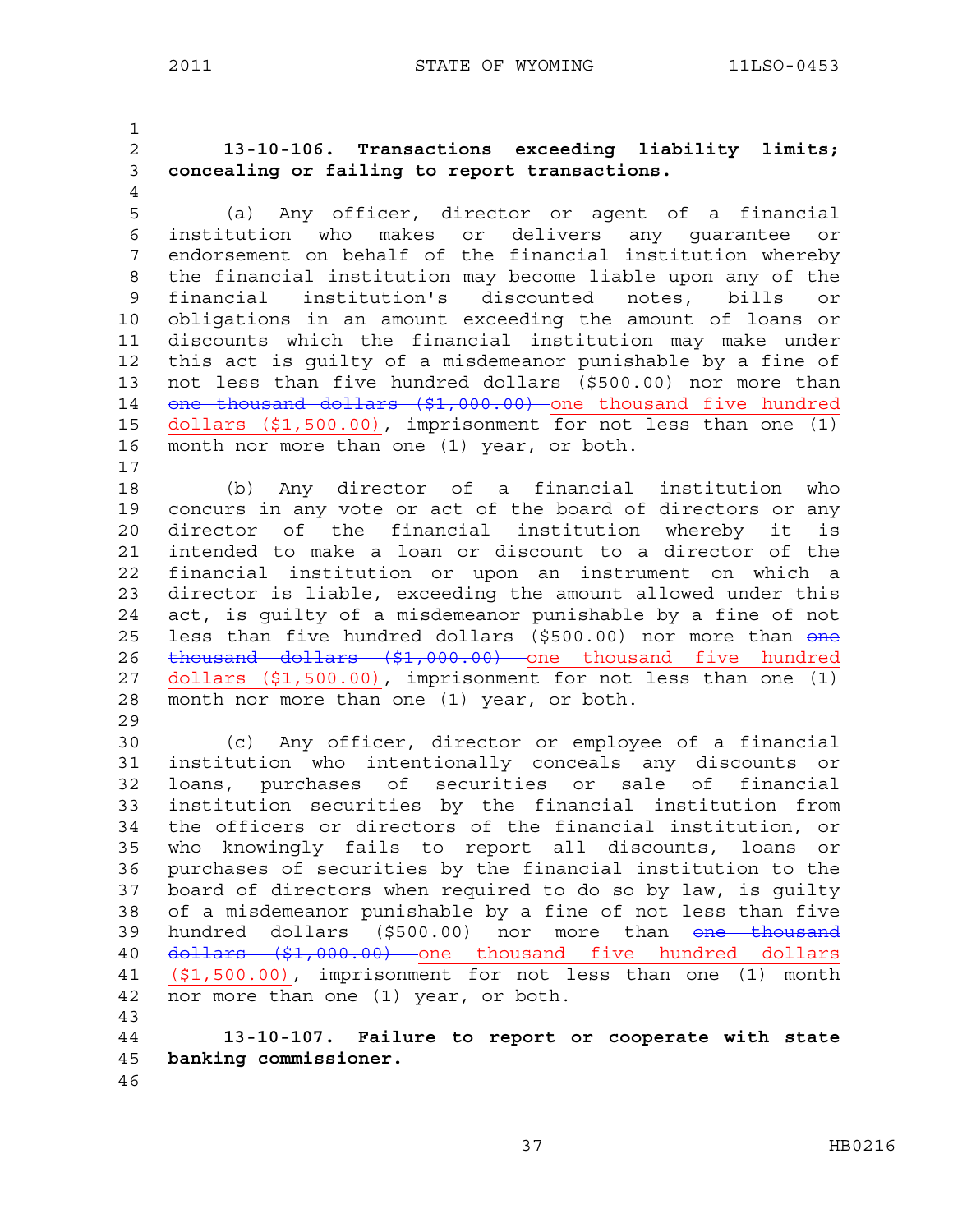**13-10-106. Transactions exceeding liability limits; concealing or failing to report transactions.**

(a) Any officer, director or agent of a financial institution who makes or delivers any guarantee or endorsement on behalf of the financial institution whereby the financial institution may become liable upon any of the financial institution's discounted notes, bills or obligations in an amount exceeding the amount of loans or discounts which the financial institution may make under this act is guilty of a misdemeanor punishable by a fine of not less than five hundred dollars ($500.00) nor more than ~~one thousand dollars ($1,000.00)~~ one thousand five hundred dollars ($1,500.00), imprisonment for not less than one (1) month nor more than one (1) year, or both.

(b) Any director of a financial institution who concurs in any vote or act of the board of directors or any director of the financial institution whereby it is intended to make a loan or discount to a director of the financial institution or upon an instrument on which a director is liable, exceeding the amount allowed under this act, is guilty of a misdemeanor punishable by a fine of not less than five hundred dollars ($500.00) nor more than ~~one thousand dollars ($1,000.00)~~ one thousand five hundred dollars ($1,500.00), imprisonment for not less than one (1) month nor more than one (1) year, or both.

(c) Any officer, director or employee of a financial institution who intentionally conceals any discounts or loans, purchases of securities or sale of financial institution securities by the financial institution from the officers or directors of the financial institution, or who knowingly fails to report all discounts, loans or purchases of securities by the financial institution to the board of directors when required to do so by law, is guilty of a misdemeanor punishable by a fine of not less than five hundred dollars ($500.00) nor more than ~~one thousand dollars ($1,000.00)~~ one thousand five hundred dollars ($1,500.00), imprisonment for not less than one (1) month nor more than one (1) year, or both.

**13-10-107. Failure to report or cooperate with state banking commissioner.**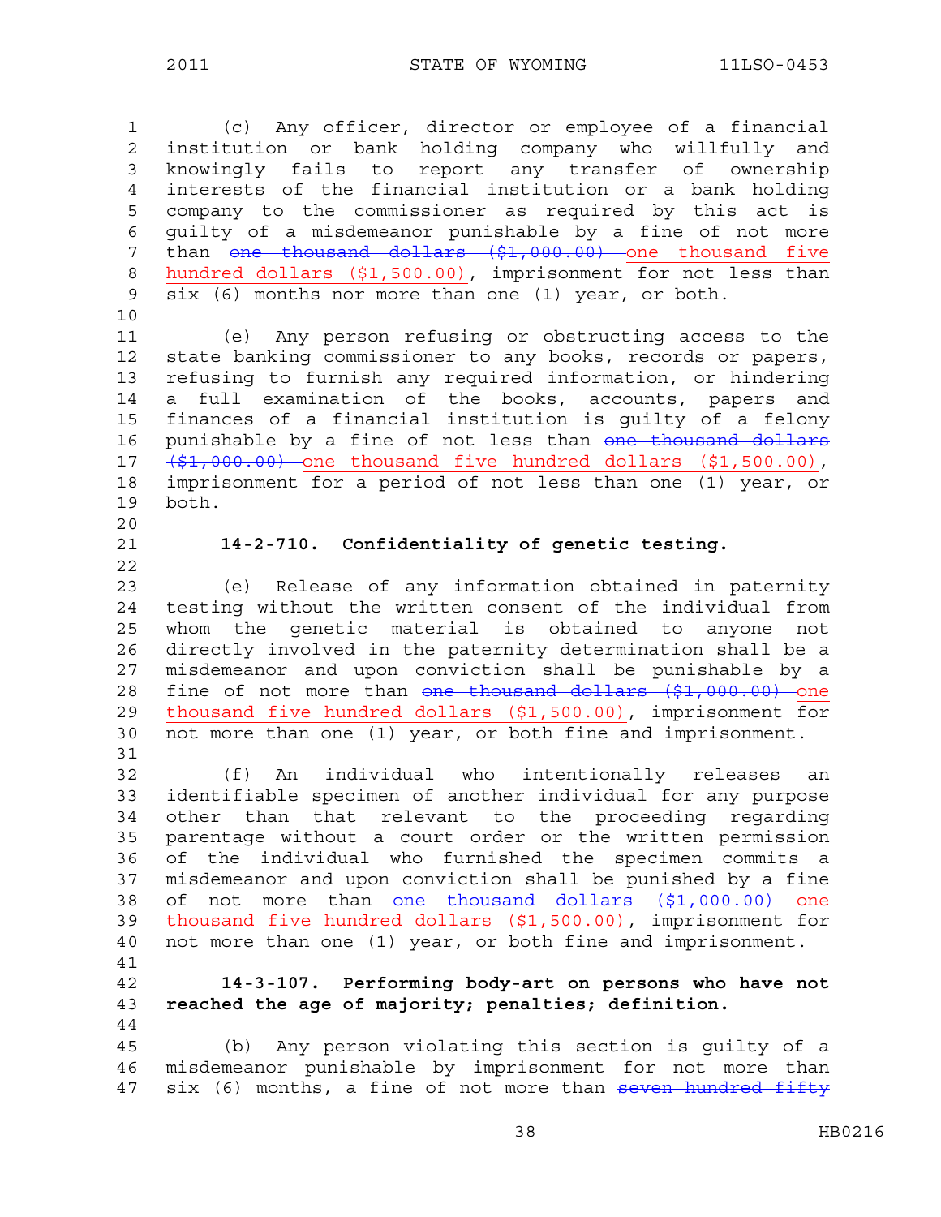(c) Any officer, director or employee of a financial institution or bank holding company who willfully and knowingly fails to report any transfer of ownership interests of the financial institution or a bank holding company to the commissioner as required by this act is guilty of a misdemeanor punishable by a fine of not more than ~~one thousand dollars ($1,000.00)~~ one thousand five hundred dollars ($1,500.00), imprisonment for not less than six (6) months nor more than one (1) year, or both.

(e) Any person refusing or obstructing access to the state banking commissioner to any books, records or papers, refusing to furnish any required information, or hindering a full examination of the books, accounts, papers and finances of a financial institution is guilty of a felony punishable by a fine of not less than ~~one thousand dollars ($1,000.00)~~ one thousand five hundred dollars ($1,500.00), imprisonment for a period of not less than one (1) year, or both.

**14-2-710. Confidentiality of genetic testing.**

(e) Release of any information obtained in paternity testing without the written consent of the individual from whom the genetic material is obtained to anyone not directly involved in the paternity determination shall be a misdemeanor and upon conviction shall be punishable by a fine of not more than ~~one thousand dollars ($1,000.00)~~ one thousand five hundred dollars ($1,500.00), imprisonment for not more than one (1) year, or both fine and imprisonment.

(f) An individual who intentionally releases an identifiable specimen of another individual for any purpose other than that relevant to the proceeding regarding parentage without a court order or the written permission of the individual who furnished the specimen commits a misdemeanor and upon conviction shall be punished by a fine of not more than ~~one thousand dollars ($1,000.00)~~ one thousand five hundred dollars ($1,500.00), imprisonment for not more than one (1) year, or both fine and imprisonment.

**14-3-107. Performing body-art on persons who have not reached the age of majority; penalties; definition.**

(b) Any person violating this section is guilty of a misdemeanor punishable by imprisonment for not more than six (6) months, a fine of not more than ~~seven hundred fifty~~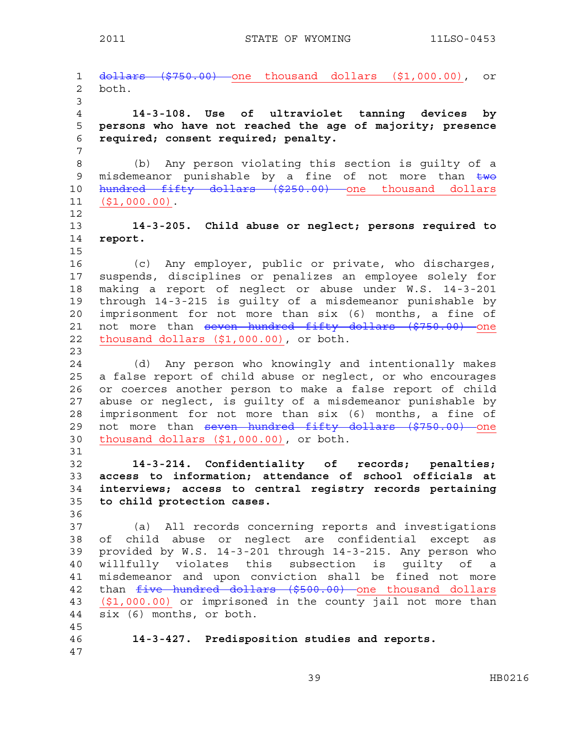~~dollars ($750.00)~~ one thousand dollars ($1,000.00), or both.

**14-3-108. Use of ultraviolet tanning devices by persons who have not reached the age of majority; presence required; consent required; penalty.**

(b) Any person violating this section is guilty of a misdemeanor punishable by a fine of not more than ~~two hundred fifty dollars ($250.00)~~ one thousand dollars ($1,000.00).

**14-3-205. Child abuse or neglect; persons required to report.**

(c) Any employer, public or private, who discharges, suspends, disciplines or penalizes an employee solely for making a report of neglect or abuse under W.S. 14-3-201 through 14-3-215 is guilty of a misdemeanor punishable by imprisonment for not more than six (6) months, a fine of not more than ~~seven hundred fifty dollars ($750.00)~~ one thousand dollars ($1,000.00), or both.

(d) Any person who knowingly and intentionally makes a false report of child abuse or neglect, or who encourages or coerces another person to make a false report of child abuse or neglect, is guilty of a misdemeanor punishable by imprisonment for not more than six (6) months, a fine of not more than ~~seven hundred fifty dollars ($750.00)~~ one thousand dollars ($1,000.00), or both.

**14-3-214. Confidentiality of records; penalties; access to information; attendance of school officials at interviews; access to central registry records pertaining to child protection cases.**

(a) All records concerning reports and investigations of child abuse or neglect are confidential except as provided by W.S. 14-3-201 through 14-3-215. Any person who willfully violates this subsection is guilty of a misdemeanor and upon conviction shall be fined not more than ~~five hundred dollars ($500.00)~~ one thousand dollars ($1,000.00) or imprisoned in the county jail not more than six (6) months, or both.

**14-3-427. Predisposition studies and reports.**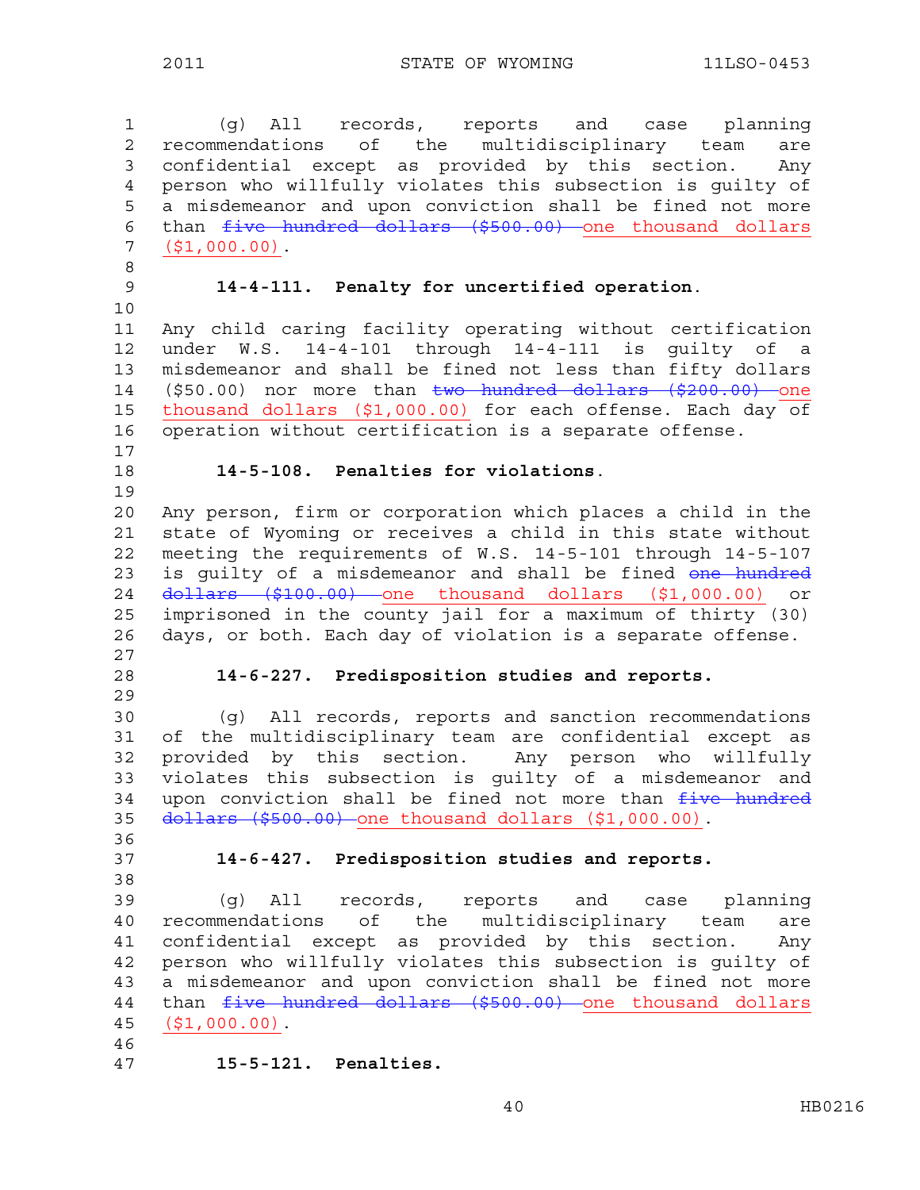(g) All records, reports and case planning recommendations of the multidisciplinary team are confidential except as provided by this section. Any person who willfully violates this subsection is guilty of a misdemeanor and upon conviction shall be fined not more than ~~five hundred dollars ($500.00)~~ <u>one thousand dollars ($1,000.00)</u>.

**14-4-111. Penalty for uncertified operation.**

Any child caring facility operating without certification under W.S. 14-4-101 through 14-4-111 is guilty of a misdemeanor and shall be fined not less than fifty dollars ($50.00) nor more than ~~two hundred dollars ($200.00)~~ <u>one thousand dollars ($1,000.00)</u> for each offense. Each day of operation without certification is a separate offense.

**14-5-108. Penalties for violations.**

Any person, firm or corporation which places a child in the state of Wyoming or receives a child in this state without meeting the requirements of W.S. 14-5-101 through 14-5-107 is guilty of a misdemeanor and shall be fined ~~one hundred dollars ($100.00)~~ <u>one thousand dollars ($1,000.00)</u> or imprisoned in the county jail for a maximum of thirty (30) days, or both. Each day of violation is a separate offense.

**14-6-227. Predisposition studies and reports.**

(g) All records, reports and sanction recommendations of the multidisciplinary team are confidential except as provided by this section. Any person who willfully violates this subsection is guilty of a misdemeanor and upon conviction shall be fined not more than ~~five hundred dollars ($500.00)~~ <u>one thousand dollars ($1,000.00)</u>.

**14-6-427. Predisposition studies and reports.**

(g) All records, reports and case planning recommendations of the multidisciplinary team are confidential except as provided by this section. Any person who willfully violates this subsection is guilty of a misdemeanor and upon conviction shall be fined not more than ~~five hundred dollars ($500.00)~~ <u>one thousand dollars ($1,000.00)</u>.

**15-5-121. Penalties.**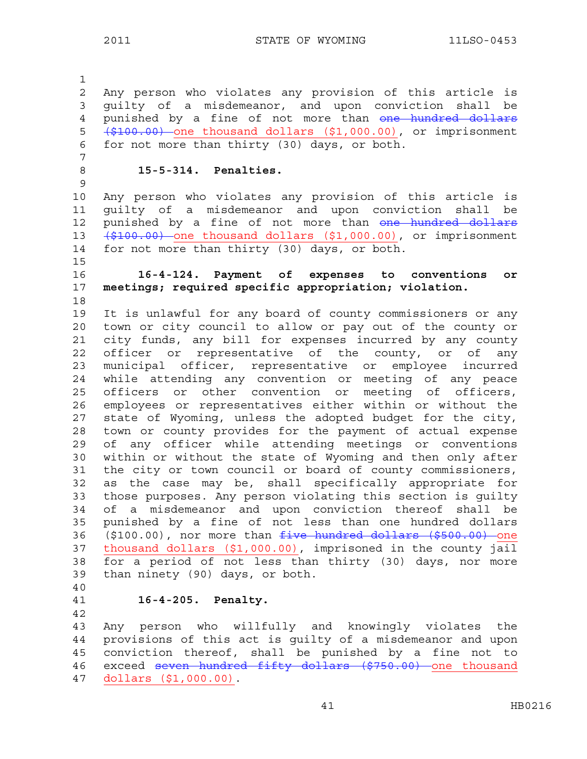Any person who violates any provision of this article is guilty of a misdemeanor, and upon conviction shall be punished by a fine of not more than ~~one hundred dollars ($100.00)~~ one thousand dollars ($1,000.00), or imprisonment for not more than thirty (30) days, or both.

**15-5-314. Penalties.**

Any person who violates any provision of this article is guilty of a misdemeanor and upon conviction shall be punished by a fine of not more than ~~one hundred dollars ($100.00)~~ one thousand dollars ($1,000.00), or imprisonment for not more than thirty (30) days, or both.

**16-4-124. Payment of expenses to conventions or meetings; required specific appropriation; violation.**

It is unlawful for any board of county commissioners or any town or city council to allow or pay out of the county or city funds, any bill for expenses incurred by any county officer or representative of the county, or of any municipal officer, representative or employee incurred while attending any convention or meeting of any peace officers or other convention or meeting of officers, employees or representatives either within or without the state of Wyoming, unless the adopted budget for the city, town or county provides for the payment of actual expense of any officer while attending meetings or conventions within or without the state of Wyoming and then only after the city or town council or board of county commissioners, as the case may be, shall specifically appropriate for those purposes. Any person violating this section is guilty of a misdemeanor and upon conviction thereof shall be punished by a fine of not less than one hundred dollars ($100.00), nor more than ~~five hundred dollars ($500.00)~~ one thousand dollars ($1,000.00), imprisoned in the county jail for a period of not less than thirty (30) days, nor more than ninety (90) days, or both.

**16-4-205. Penalty.**

Any person who willfully and knowingly violates the provisions of this act is guilty of a misdemeanor and upon conviction thereof, shall be punished by a fine not to exceed ~~seven hundred fifty dollars ($750.00)~~ one thousand dollars ($1,000.00).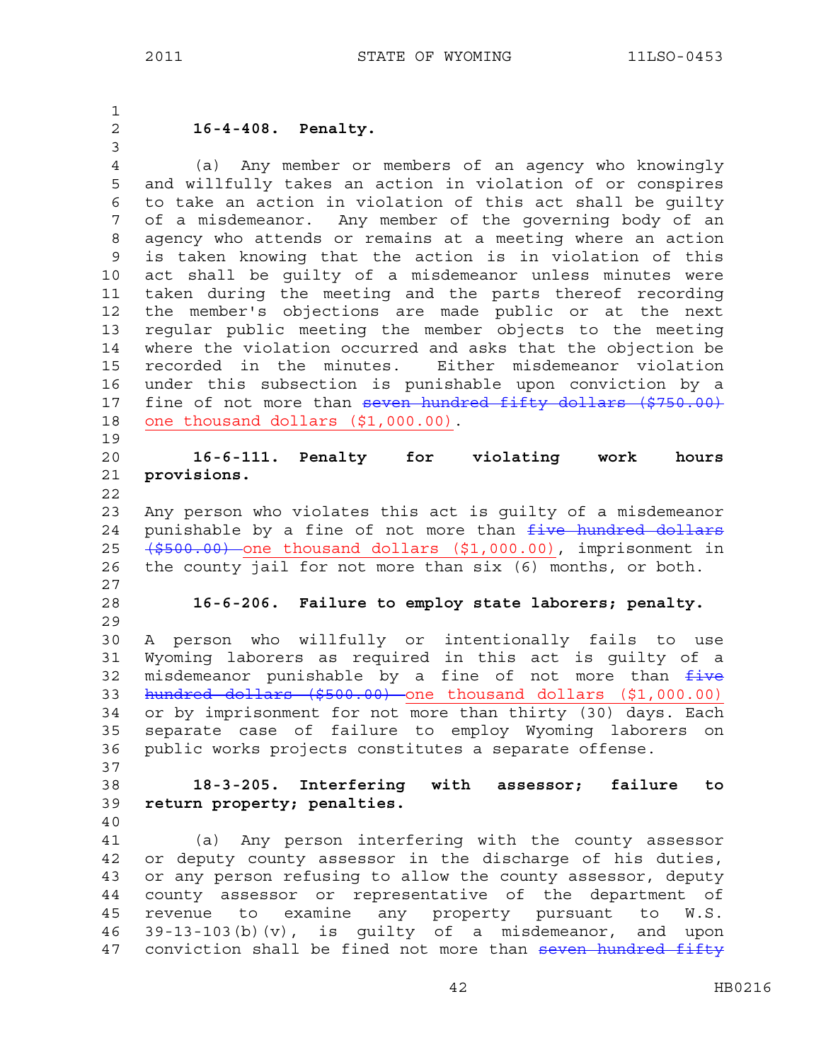**16-4-408. Penalty.**

(a) Any member or members of an agency who knowingly and willfully takes an action in violation of or conspires to take an action in violation of this act shall be guilty of a misdemeanor. Any member of the governing body of an agency who attends or remains at a meeting where an action is taken knowing that the action is in violation of this act shall be guilty of a misdemeanor unless minutes were taken during the meeting and the parts thereof recording the member's objections are made public or at the next regular public meeting the member objects to the meeting where the violation occurred and asks that the objection be recorded in the minutes. Either misdemeanor violation under this subsection is punishable upon conviction by a fine of not more than ~~seven hundred fifty dollars ($750.00)~~ one thousand dollars ($1,000.00).

**16-6-111. Penalty for violating work hours provisions.**

Any person who violates this act is guilty of a misdemeanor punishable by a fine of not more than ~~five hundred dollars ($500.00)~~ one thousand dollars ($1,000.00), imprisonment in the county jail for not more than six (6) months, or both.

**16-6-206. Failure to employ state laborers; penalty.**

A person who willfully or intentionally fails to use Wyoming laborers as required in this act is guilty of a misdemeanor punishable by a fine of not more than ~~five hundred dollars ($500.00)~~ one thousand dollars ($1,000.00) or by imprisonment for not more than thirty (30) days. Each separate case of failure to employ Wyoming laborers on public works projects constitutes a separate offense.

**18-3-205. Interfering with assessor; failure to return property; penalties.**

(a) Any person interfering with the county assessor or deputy county assessor in the discharge of his duties, or any person refusing to allow the county assessor, deputy county assessor or representative of the department of revenue to examine any property pursuant to W.S. 39-13-103(b)(v), is guilty of a misdemeanor, and upon conviction shall be fined not more than ~~seven hundred fifty~~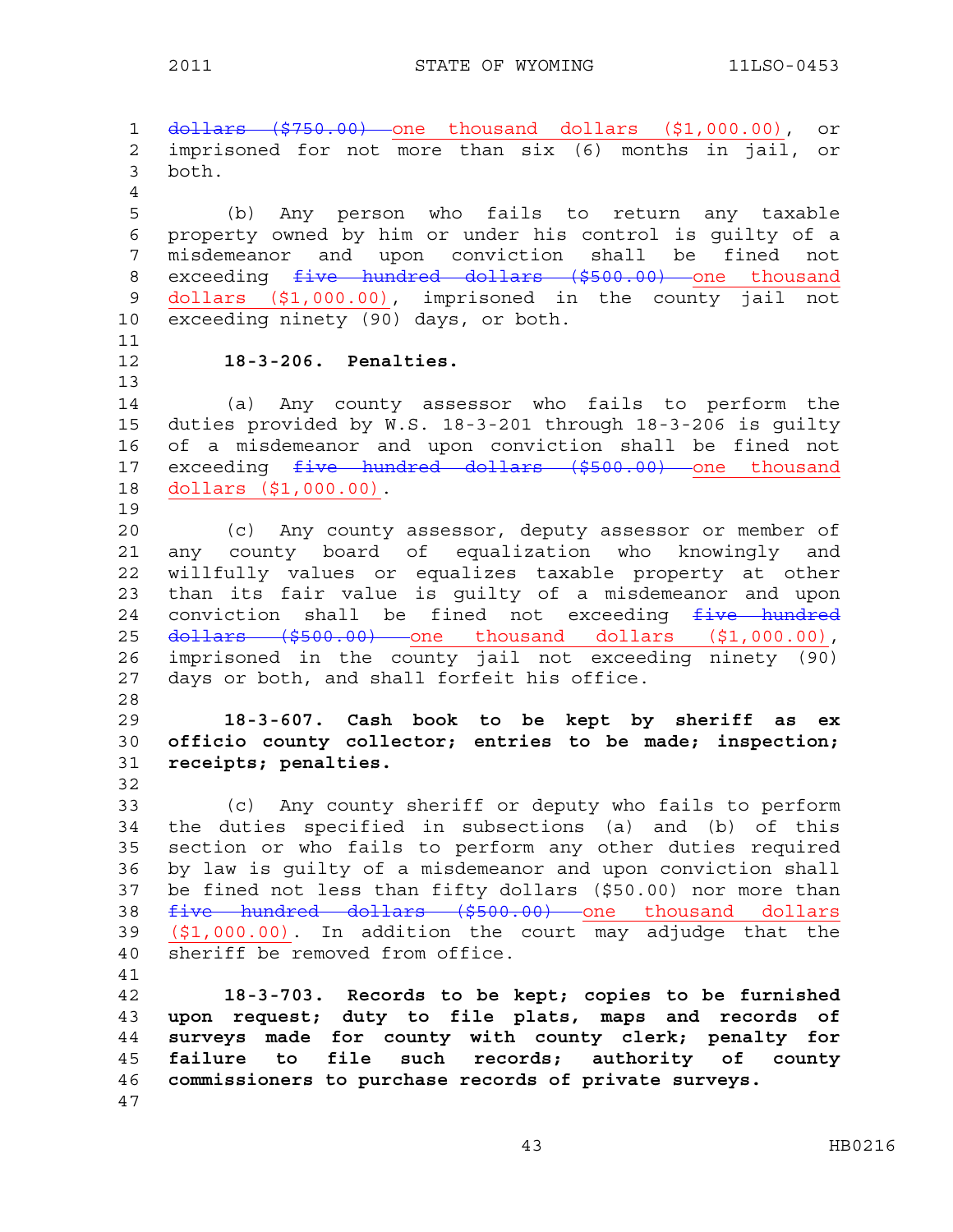~~dollars ($750.00)~~ one thousand dollars ($1,000.00), or imprisoned for not more than six (6) months in jail, or both.

(b) Any person who fails to return any taxable property owned by him or under his control is guilty of a misdemeanor and upon conviction shall be fined not exceeding ~~five hundred dollars ($500.00)~~ one thousand dollars ($1,000.00), imprisoned in the county jail not exceeding ninety (90) days, or both.

**18-3-206. Penalties.**

(a) Any county assessor who fails to perform the duties provided by W.S. 18-3-201 through 18-3-206 is guilty of a misdemeanor and upon conviction shall be fined not exceeding ~~five hundred dollars ($500.00)~~ one thousand dollars ($1,000.00).

(c) Any county assessor, deputy assessor or member of any county board of equalization who knowingly and willfully values or equalizes taxable property at other than its fair value is guilty of a misdemeanor and upon conviction shall be fined not exceeding ~~five hundred dollars ($500.00)~~ one thousand dollars ($1,000.00), imprisoned in the county jail not exceeding ninety (90) days or both, and shall forfeit his office.

**18-3-607. Cash book to be kept by sheriff as ex officio county collector; entries to be made; inspection; receipts; penalties.**

(c) Any county sheriff or deputy who fails to perform the duties specified in subsections (a) and (b) of this section or who fails to perform any other duties required by law is guilty of a misdemeanor and upon conviction shall be fined not less than fifty dollars ($50.00) nor more than ~~five hundred dollars ($500.00)~~ one thousand dollars ($1,000.00). In addition the court may adjudge that the sheriff be removed from office.

**18-3-703. Records to be kept; copies to be furnished upon request; duty to file plats, maps and records of surveys made for county with county clerk; penalty for failure to file such records; authority of county commissioners to purchase records of private surveys.**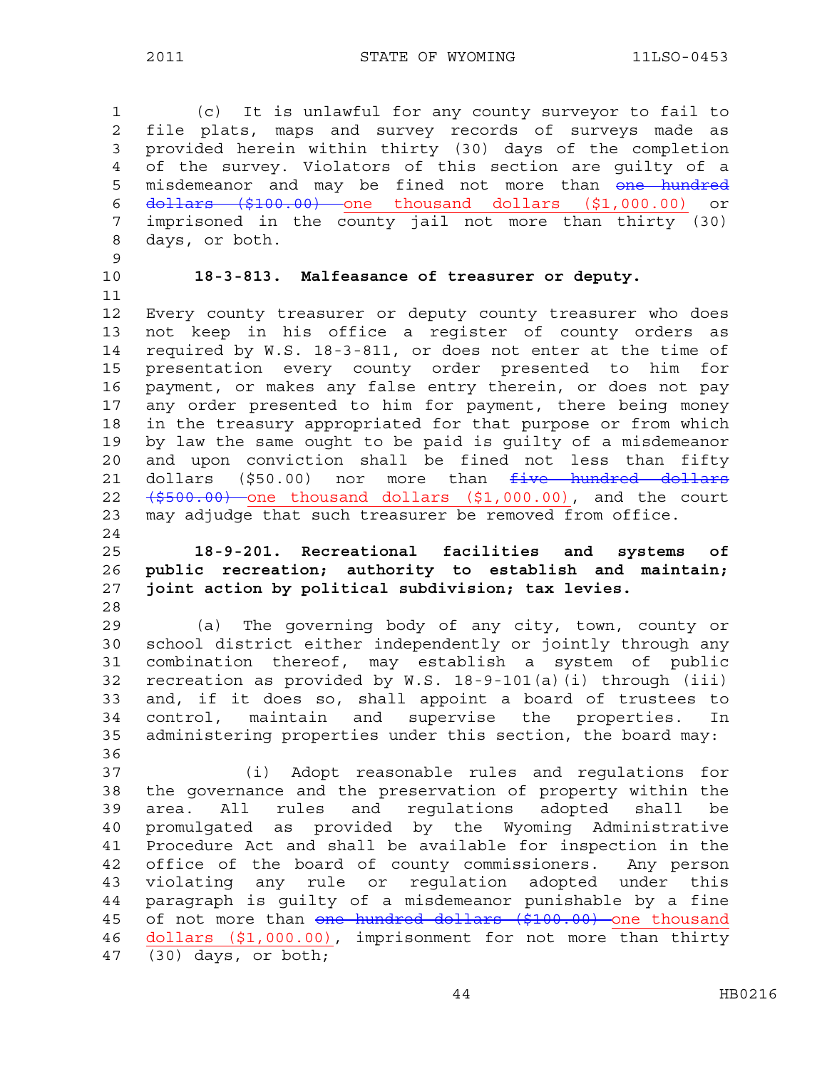(c) It is unlawful for any county surveyor to fail to file plats, maps and survey records of surveys made as provided herein within thirty (30) days of the completion of the survey. Violators of this section are guilty of a misdemeanor and may be fined not more than ~~one hundred dollars ($100.00)~~ one thousand dollars ($1,000.00) or imprisoned in the county jail not more than thirty (30) days, or both.

**18-3-813. Malfeasance of treasurer or deputy.**

Every county treasurer or deputy county treasurer who does not keep in his office a register of county orders as required by W.S. 18-3-811, or does not enter at the time of presentation every county order presented to him for payment, or makes any false entry therein, or does not pay any order presented to him for payment, there being money in the treasury appropriated for that purpose or from which by law the same ought to be paid is guilty of a misdemeanor and upon conviction shall be fined not less than fifty dollars ($50.00) nor more than ~~five hundred dollars ($500.00)~~ one thousand dollars ($1,000.00), and the court may adjudge that such treasurer be removed from office.

**18-9-201. Recreational facilities and systems of public recreation; authority to establish and maintain; joint action by political subdivision; tax levies.**

(a) The governing body of any city, town, county or school district either independently or jointly through any combination thereof, may establish a system of public recreation as provided by W.S. 18-9-101(a)(i) through (iii) and, if it does so, shall appoint a board of trustees to control, maintain and supervise the properties. In administering properties under this section, the board may:

(i) Adopt reasonable rules and regulations for the governance and the preservation of property within the area. All rules and regulations adopted shall be promulgated as provided by the Wyoming Administrative Procedure Act and shall be available for inspection in the office of the board of county commissioners. Any person violating any rule or regulation adopted under this paragraph is guilty of a misdemeanor punishable by a fine of not more than ~~one hundred dollars ($100.00)~~ one thousand dollars ($1,000.00), imprisonment for not more than thirty (30) days, or both;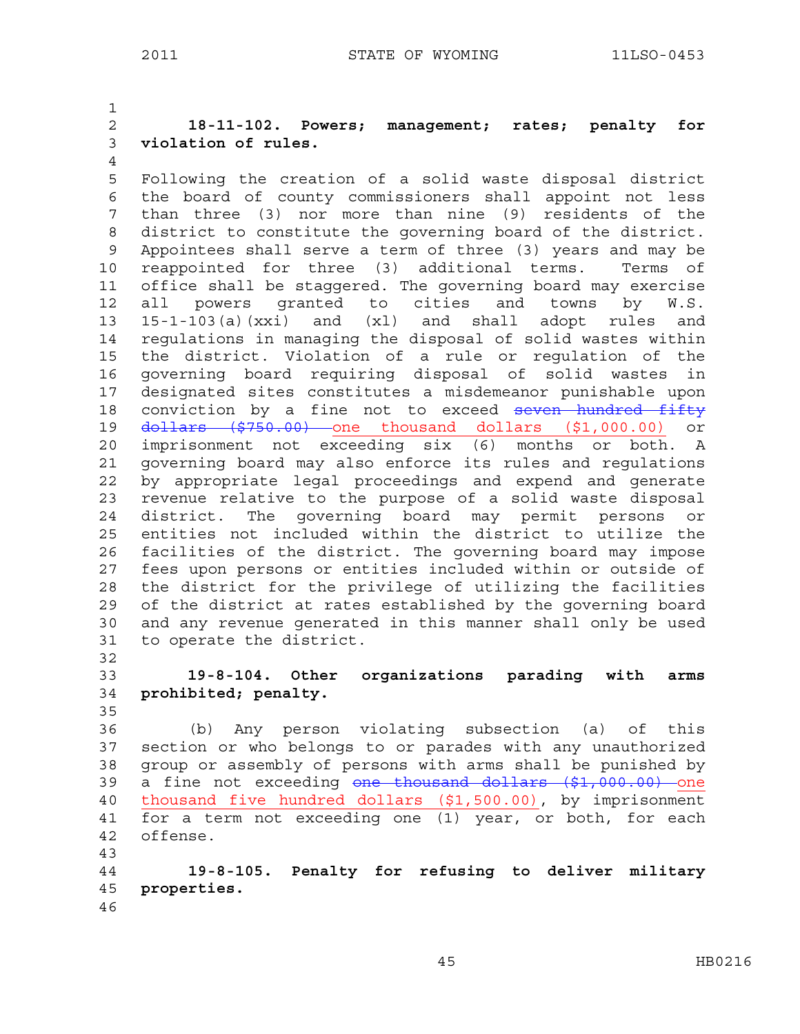**18-11-102. Powers; management; rates; penalty for violation of rules.**

Following the creation of a solid waste disposal district the board of county commissioners shall appoint not less than three (3) nor more than nine (9) residents of the district to constitute the governing board of the district. Appointees shall serve a term of three (3) years and may be reappointed for three (3) additional terms. Terms of office shall be staggered. The governing board may exercise all powers granted to cities and towns by W.S. 15-1-103(a)(xxi) and (xl) and shall adopt rules and regulations in managing the disposal of solid wastes within the district. Violation of a rule or regulation of the governing board requiring disposal of solid wastes in designated sites constitutes a misdemeanor punishable upon conviction by a fine not to exceed ~~seven hundred fifty dollars ($750.00)~~ one thousand dollars ($1,000.00) or imprisonment not exceeding six (6) months or both. A governing board may also enforce its rules and regulations by appropriate legal proceedings and expend and generate revenue relative to the purpose of a solid waste disposal district. The governing board may permit persons or entities not included within the district to utilize the facilities of the district. The governing board may impose fees upon persons or entities included within or outside of the district for the privilege of utilizing the facilities of the district at rates established by the governing board and any revenue generated in this manner shall only be used to operate the district.

**19-8-104. Other organizations parading with arms prohibited; penalty.**

(b) Any person violating subsection (a) of this section or who belongs to or parades with any unauthorized group or assembly of persons with arms shall be punished by a fine not exceeding ~~one thousand dollars ($1,000.00)~~ one thousand five hundred dollars ($1,500.00), by imprisonment for a term not exceeding one (1) year, or both, for each offense.

**19-8-105. Penalty for refusing to deliver military properties.**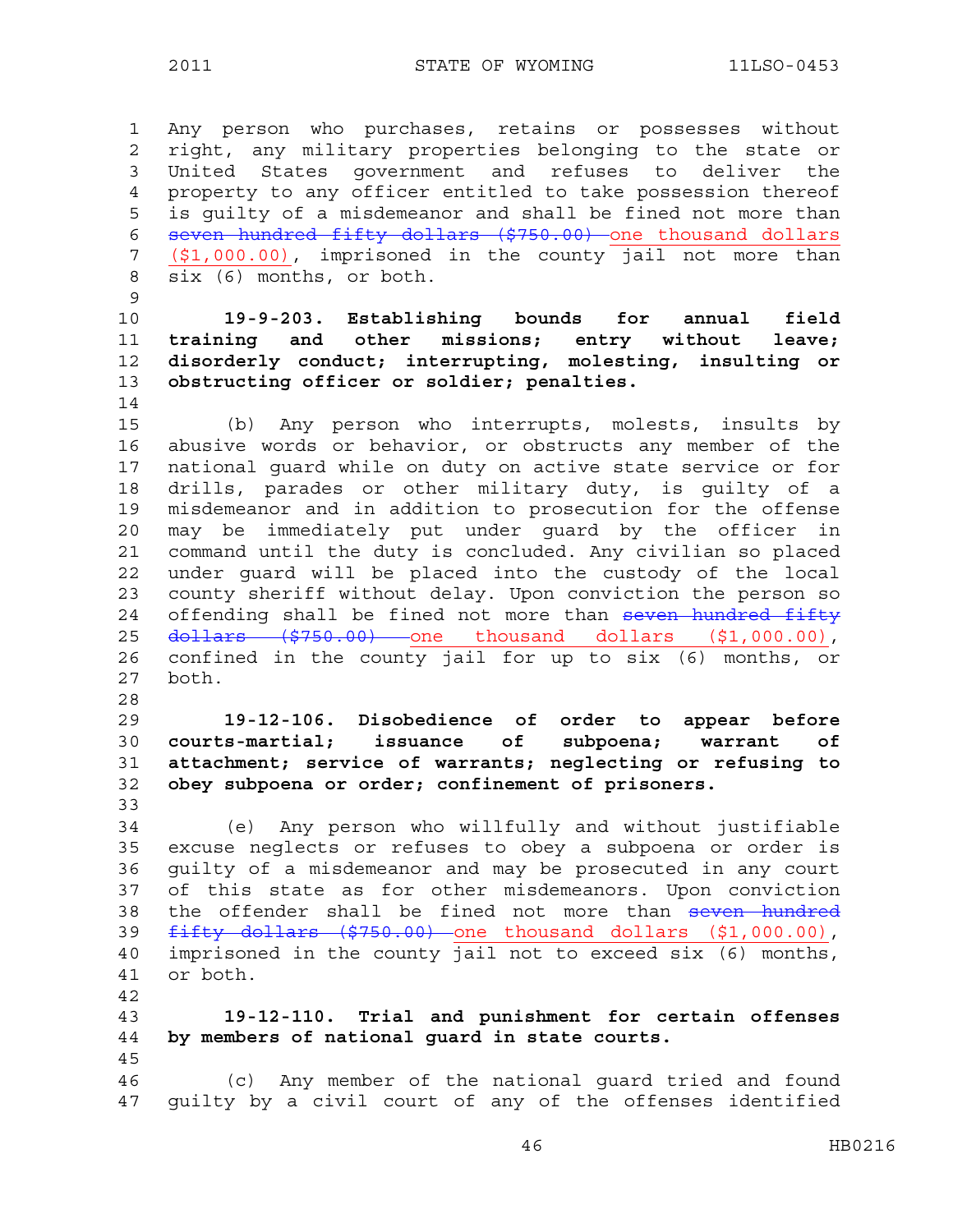Any person who purchases, retains or possesses without right, any military properties belonging to the state or United States government and refuses to deliver the property to any officer entitled to take possession thereof is guilty of a misdemeanor and shall be fined not more than ~~seven hundred fifty dollars ($750.00)~~ one thousand dollars ($1,000.00), imprisoned in the county jail not more than six (6) months, or both.

**19-9-203. Establishing bounds for annual field training and other missions; entry without leave; disorderly conduct; interrupting, molesting, insulting or obstructing officer or soldier; penalties.**

(b) Any person who interrupts, molests, insults by abusive words or behavior, or obstructs any member of the national guard while on duty on active state service or for drills, parades or other military duty, is guilty of a misdemeanor and in addition to prosecution for the offense may be immediately put under guard by the officer in command until the duty is concluded. Any civilian so placed under guard will be placed into the custody of the local county sheriff without delay. Upon conviction the person so offending shall be fined not more than ~~seven hundred fifty dollars ($750.00)~~ one thousand dollars ($1,000.00), confined in the county jail for up to six (6) months, or both.

**19-12-106. Disobedience of order to appear before courts-martial; issuance of subpoena; warrant of attachment; service of warrants; neglecting or refusing to obey subpoena or order; confinement of prisoners.**

(e) Any person who willfully and without justifiable excuse neglects or refuses to obey a subpoena or order is guilty of a misdemeanor and may be prosecuted in any court of this state as for other misdemeanors. Upon conviction the offender shall be fined not more than ~~seven hundred fifty dollars ($750.00)~~ one thousand dollars ($1,000.00), imprisoned in the county jail not to exceed six (6) months, or both.

**19-12-110. Trial and punishment for certain offenses by members of national guard in state courts.**

(c) Any member of the national guard tried and found guilty by a civil court of any of the offenses identified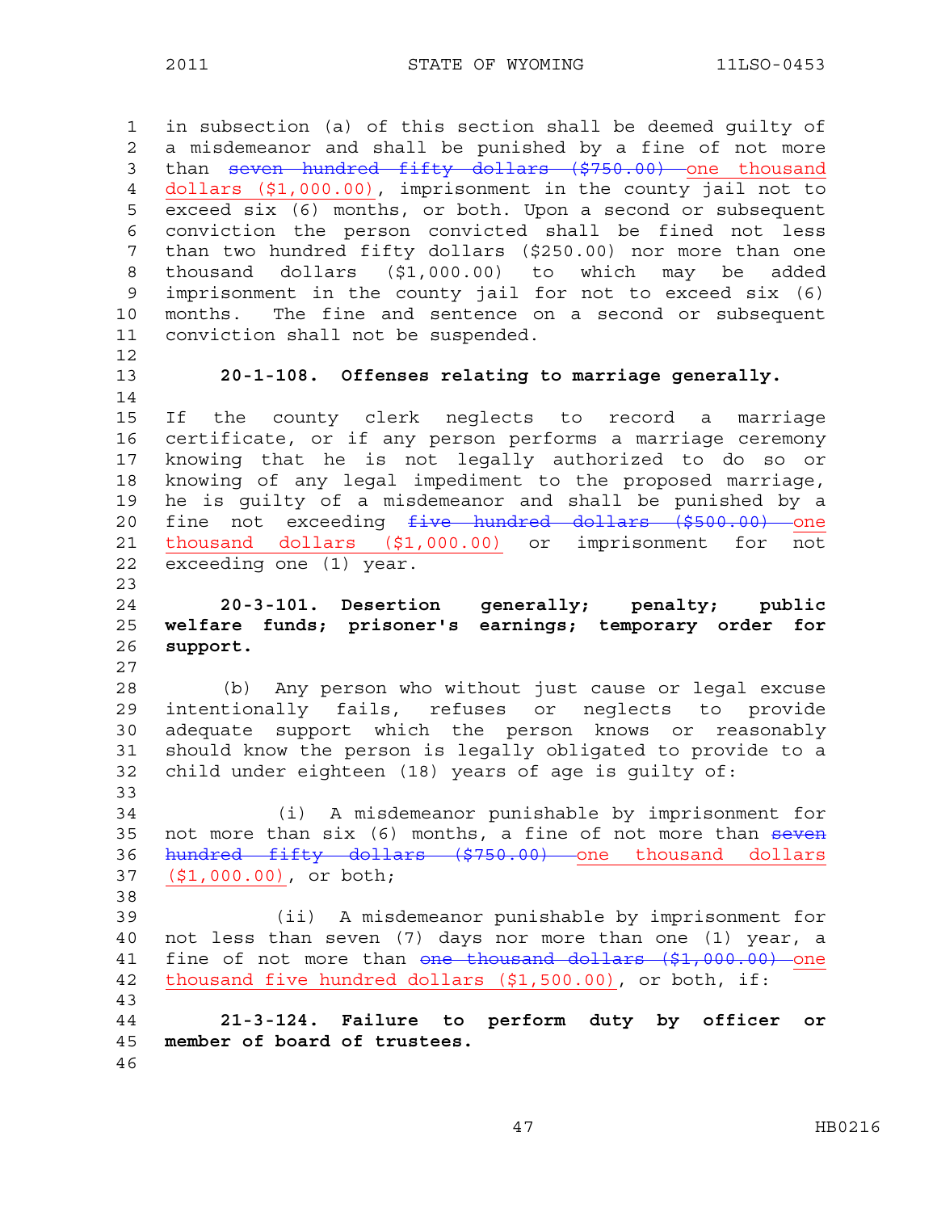in subsection (a) of this section shall be deemed guilty of a misdemeanor and shall be punished by a fine of not more than ~~seven hundred fifty dollars ($750.00)~~ <u>one thousand dollars ($1,000.00)</u>, imprisonment in the county jail not to exceed six (6) months, or both. Upon a second or subsequent conviction the person convicted shall be fined not less than two hundred fifty dollars ($250.00) nor more than one thousand dollars ($1,000.00) to which may be added imprisonment in the county jail for not to exceed six (6) months. The fine and sentence on a second or subsequent conviction shall not be suspended.

**20-1-108. Offenses relating to marriage generally.**

If the county clerk neglects to record a marriage certificate, or if any person performs a marriage ceremony knowing that he is not legally authorized to do so or knowing of any legal impediment to the proposed marriage, he is guilty of a misdemeanor and shall be punished by a fine not exceeding ~~five hundred dollars ($500.00)~~ <u>one thousand dollars ($1,000.00)</u> or imprisonment for not exceeding one (1) year.

**20-3-101. Desertion generally; penalty; public welfare funds; prisoner's earnings; temporary order for support.**

(b) Any person who without just cause or legal excuse intentionally fails, refuses or neglects to provide adequate support which the person knows or reasonably should know the person is legally obligated to provide to a child under eighteen (18) years of age is guilty of:

(i) A misdemeanor punishable by imprisonment for not more than six (6) months, a fine of not more than ~~seven hundred fifty dollars ($750.00)~~ <u>one thousand dollars ($1,000.00)</u>, or both;

(ii) A misdemeanor punishable by imprisonment for not less than seven (7) days nor more than one (1) year, a fine of not more than ~~one thousand dollars ($1,000.00)~~ <u>one thousand five hundred dollars ($1,500.00)</u>, or both, if:

**21-3-124. Failure to perform duty by officer or member of board of trustees.**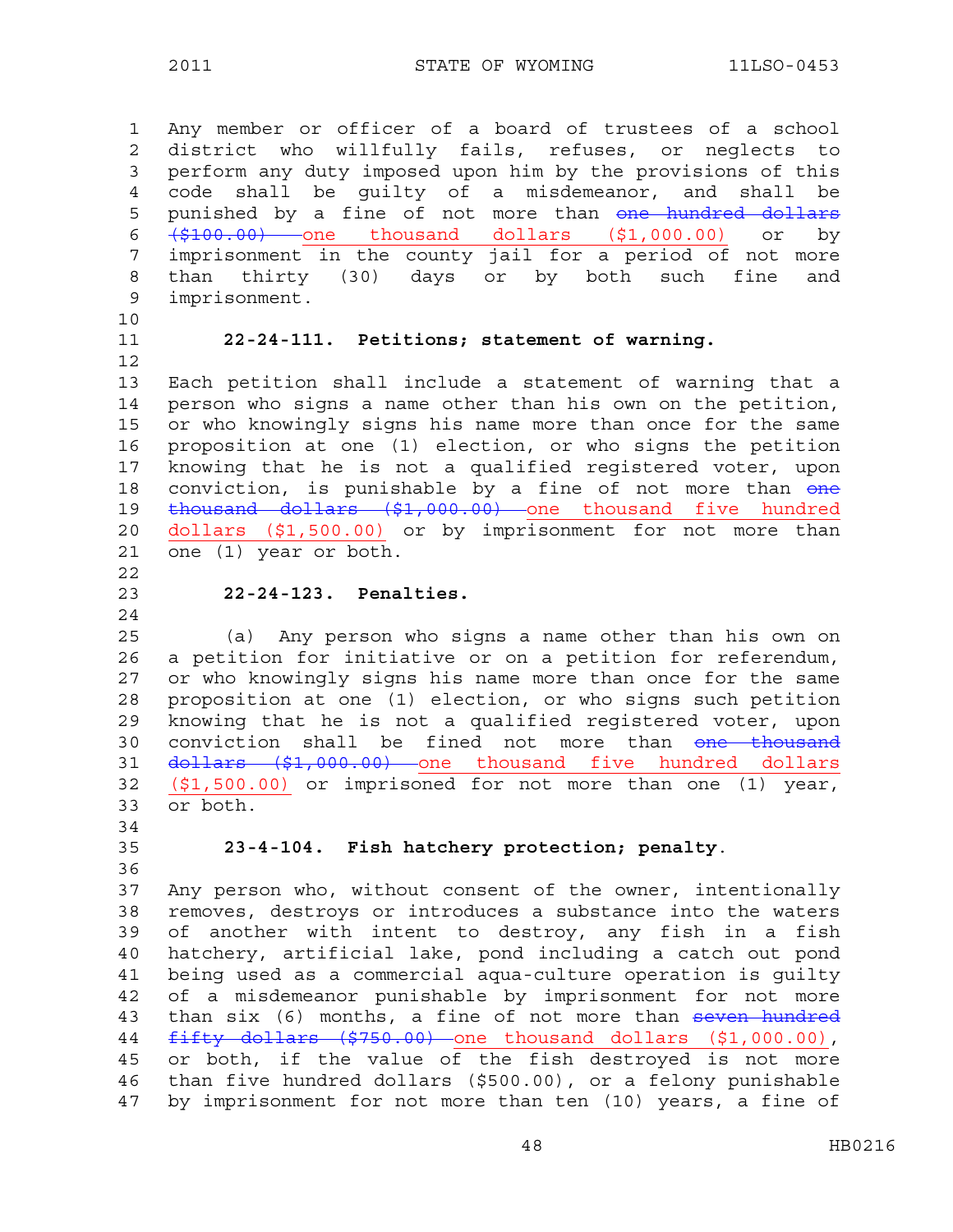Any member or officer of a board of trustees of a school district who willfully fails, refuses, or neglects to perform any duty imposed upon him by the provisions of this code shall be guilty of a misdemeanor, and shall be punished by a fine of not more than ~~one hundred dollars ($100.00)~~ one thousand dollars ($1,000.00) or by imprisonment in the county jail for a period of not more than thirty (30) days or by both such fine and imprisonment.

**22-24-111. Petitions; statement of warning.**

Each petition shall include a statement of warning that a person who signs a name other than his own on the petition, or who knowingly signs his name more than once for the same proposition at one (1) election, or who signs the petition knowing that he is not a qualified registered voter, upon conviction, is punishable by a fine of not more than ~~one thousand dollars ($1,000.00)~~ one thousand five hundred dollars ($1,500.00) or by imprisonment for not more than one (1) year or both.

**22-24-123. Penalties.**

(a) Any person who signs a name other than his own on a petition for initiative or on a petition for referendum, or who knowingly signs his name more than once for the same proposition at one (1) election, or who signs such petition knowing that he is not a qualified registered voter, upon conviction shall be fined not more than ~~one thousand dollars ($1,000.00)~~ one thousand five hundred dollars ($1,500.00) or imprisoned for not more than one (1) year, or both.

**23-4-104. Fish hatchery protection; penalty.**

Any person who, without consent of the owner, intentionally removes, destroys or introduces a substance into the waters of another with intent to destroy, any fish in a fish hatchery, artificial lake, pond including a catch out pond being used as a commercial aqua-culture operation is guilty of a misdemeanor punishable by imprisonment for not more than six (6) months, a fine of not more than ~~seven hundred fifty dollars ($750.00)~~ one thousand dollars ($1,000.00), or both, if the value of the fish destroyed is not more than five hundred dollars ($500.00), or a felony punishable by imprisonment for not more than ten (10) years, a fine of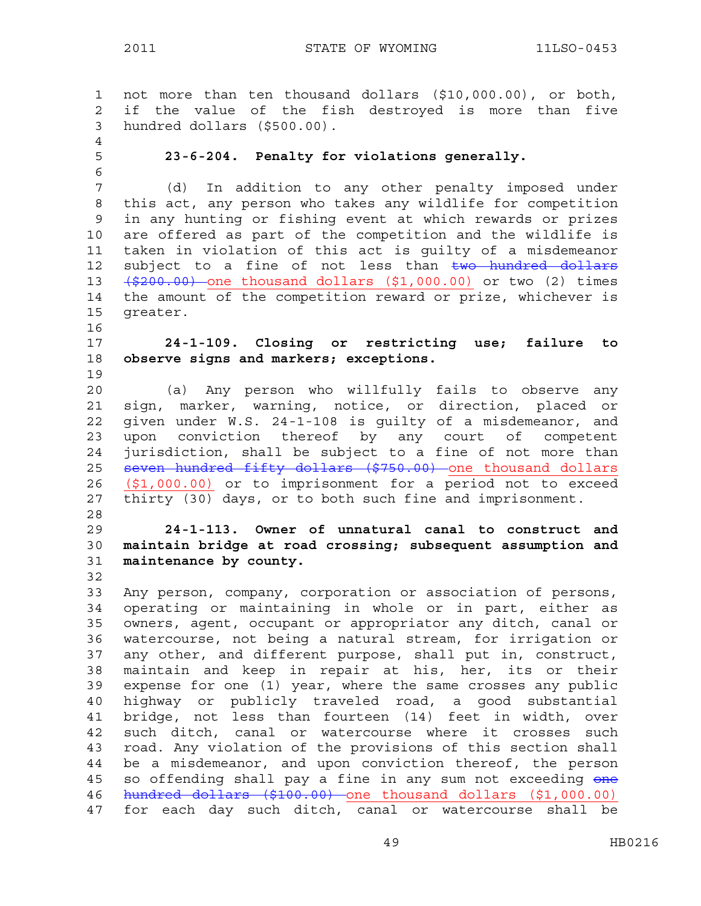not more than ten thousand dollars ($10,000.00), or both, if the value of the fish destroyed is more than five hundred dollars ($500.00).

**23-6-204. Penalty for violations generally.**

(d) In addition to any other penalty imposed under this act, any person who takes any wildlife for competition in any hunting or fishing event at which rewards or prizes are offered as part of the competition and the wildlife is taken in violation of this act is guilty of a misdemeanor subject to a fine of not less than ~~two hundred dollars ($200.00)~~ one thousand dollars ($1,000.00) or two (2) times the amount of the competition reward or prize, whichever is greater.

**24-1-109. Closing or restricting use; failure to observe signs and markers; exceptions.**

(a) Any person who willfully fails to observe any sign, marker, warning, notice, or direction, placed or given under W.S. 24-1-108 is guilty of a misdemeanor, and upon conviction thereof by any court of competent jurisdiction, shall be subject to a fine of not more than ~~seven hundred fifty dollars ($750.00)~~ one thousand dollars ($1,000.00) or to imprisonment for a period not to exceed thirty (30) days, or to both such fine and imprisonment.

**24-1-113. Owner of unnatural canal to construct and maintain bridge at road crossing; subsequent assumption and maintenance by county.**

Any person, company, corporation or association of persons, operating or maintaining in whole or in part, either as owners, agent, occupant or appropriator any ditch, canal or watercourse, not being a natural stream, for irrigation or any other, and different purpose, shall put in, construct, maintain and keep in repair at his, her, its or their expense for one (1) year, where the same crosses any public highway or publicly traveled road, a good substantial bridge, not less than fourteen (14) feet in width, over such ditch, canal or watercourse where it crosses such road. Any violation of the provisions of this section shall be a misdemeanor, and upon conviction thereof, the person so offending shall pay a fine in any sum not exceeding ~~one hundred dollars ($100.00)~~ one thousand dollars ($1,000.00) for each day such ditch, canal or watercourse shall be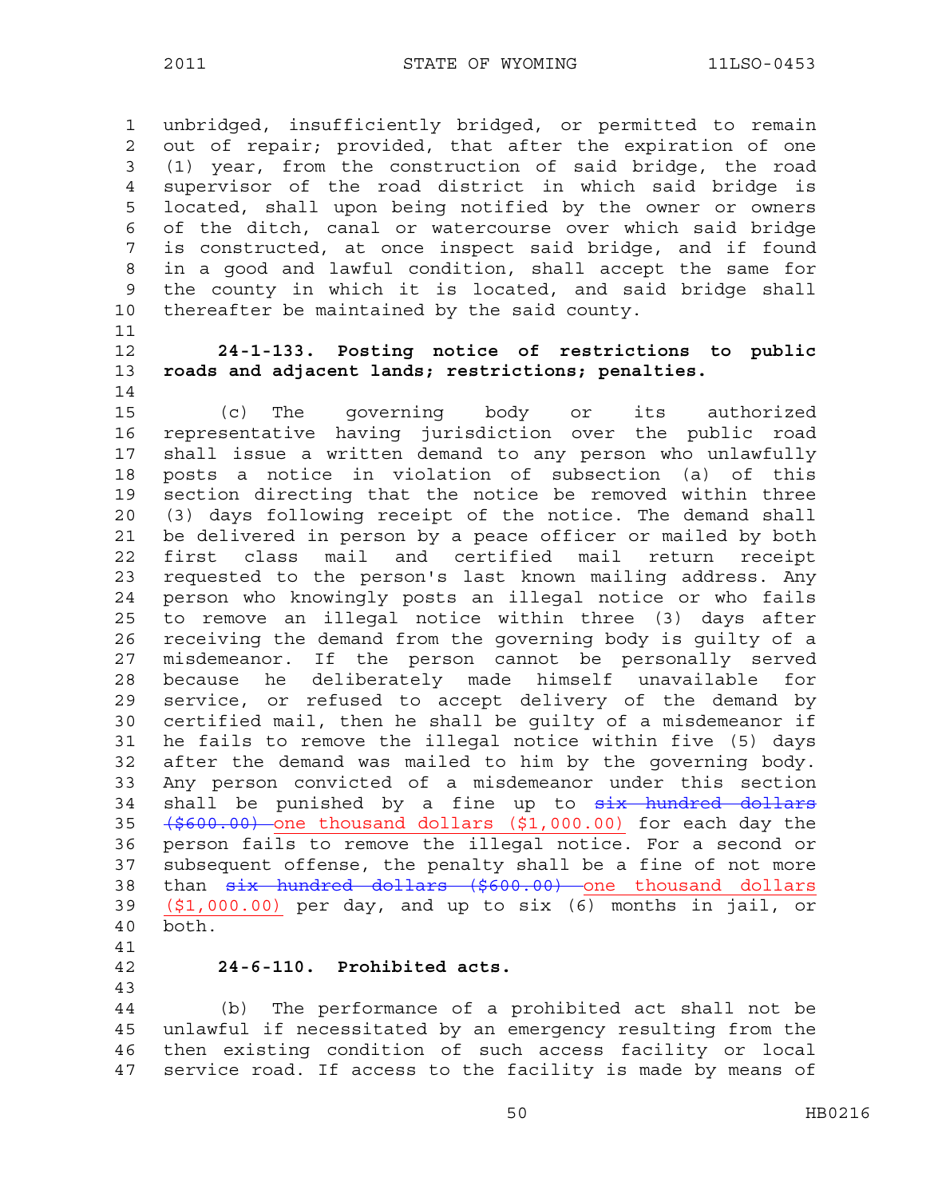unbridged, insufficiently bridged, or permitted to remain out of repair; provided, that after the expiration of one (1) year, from the construction of said bridge, the road supervisor of the road district in which said bridge is located, shall upon being notified by the owner or owners of the ditch, canal or watercourse over which said bridge is constructed, at once inspect said bridge, and if found in a good and lawful condition, shall accept the same for the county in which it is located, and said bridge shall thereafter be maintained by the said county.

**24-1-133. Posting notice of restrictions to public roads and adjacent lands; restrictions; penalties.**

(c) The governing body or its authorized representative having jurisdiction over the public road shall issue a written demand to any person who unlawfully posts a notice in violation of subsection (a) of this section directing that the notice be removed within three (3) days following receipt of the notice. The demand shall be delivered in person by a peace officer or mailed by both first class mail and certified mail return receipt requested to the person's last known mailing address. Any person who knowingly posts an illegal notice or who fails to remove an illegal notice within three (3) days after receiving the demand from the governing body is guilty of a misdemeanor. If the person cannot be personally served because he deliberately made himself unavailable for service, or refused to accept delivery of the demand by certified mail, then he shall be guilty of a misdemeanor if he fails to remove the illegal notice within five (5) days after the demand was mailed to him by the governing body. Any person convicted of a misdemeanor under this section shall be punished by a fine up to ~~six hundred dollars ($600.00)~~ one thousand dollars ($1,000.00) for each day the person fails to remove the illegal notice. For a second or subsequent offense, the penalty shall be a fine of not more than ~~six hundred dollars ($600.00)~~ one thousand dollars ($1,000.00) per day, and up to six (6) months in jail, or both.

**24-6-110. Prohibited acts.**

(b) The performance of a prohibited act shall not be unlawful if necessitated by an emergency resulting from the then existing condition of such access facility or local service road. If access to the facility is made by means of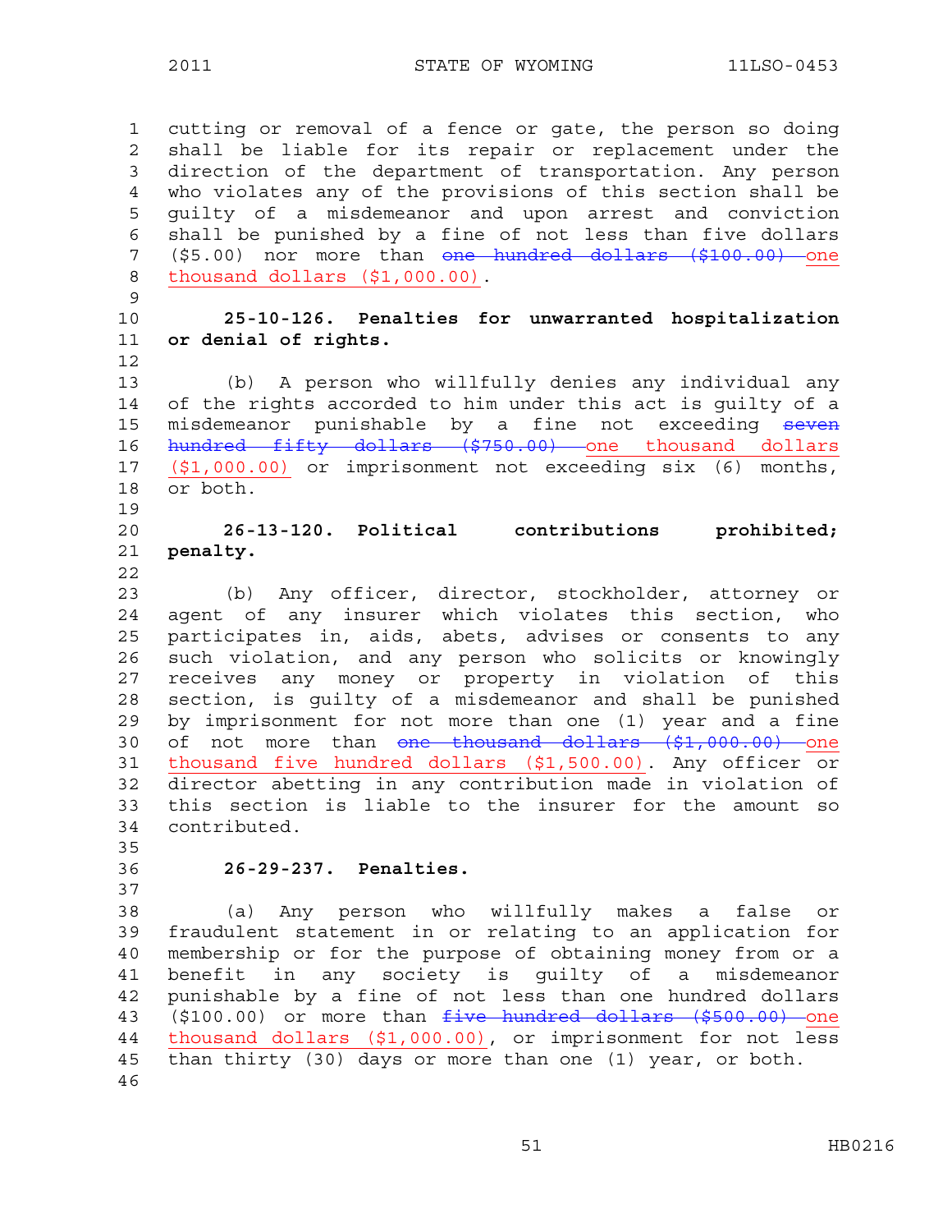cutting or removal of a fence or gate, the person so doing shall be liable for its repair or replacement under the direction of the department of transportation. Any person who violates any of the provisions of this section shall be guilty of a misdemeanor and upon arrest and conviction shall be punished by a fine of not less than five dollars ($5.00) nor more than ~~one hundred dollars ($100.00)~~ one thousand dollars ($1,000.00).

**25-10-126. Penalties for unwarranted hospitalization or denial of rights.**

(b) A person who willfully denies any individual any of the rights accorded to him under this act is guilty of a misdemeanor punishable by a fine not exceeding ~~seven hundred fifty dollars ($750.00)~~ one thousand dollars ($1,000.00) or imprisonment not exceeding six (6) months, or both.

**26-13-120. Political contributions prohibited; penalty.**

(b) Any officer, director, stockholder, attorney or agent of any insurer which violates this section, who participates in, aids, abets, advises or consents to any such violation, and any person who solicits or knowingly receives any money or property in violation of this section, is guilty of a misdemeanor and shall be punished by imprisonment for not more than one (1) year and a fine of not more than ~~one thousand dollars ($1,000.00)~~ one thousand five hundred dollars ($1,500.00). Any officer or director abetting in any contribution made in violation of this section is liable to the insurer for the amount so contributed.

**26-29-237. Penalties.**

(a) Any person who willfully makes a false or fraudulent statement in or relating to an application for membership or for the purpose of obtaining money from or a benefit in any society is guilty of a misdemeanor punishable by a fine of not less than one hundred dollars ($100.00) or more than ~~five hundred dollars ($500.00)~~ one thousand dollars ($1,000.00), or imprisonment for not less than thirty (30) days or more than one (1) year, or both.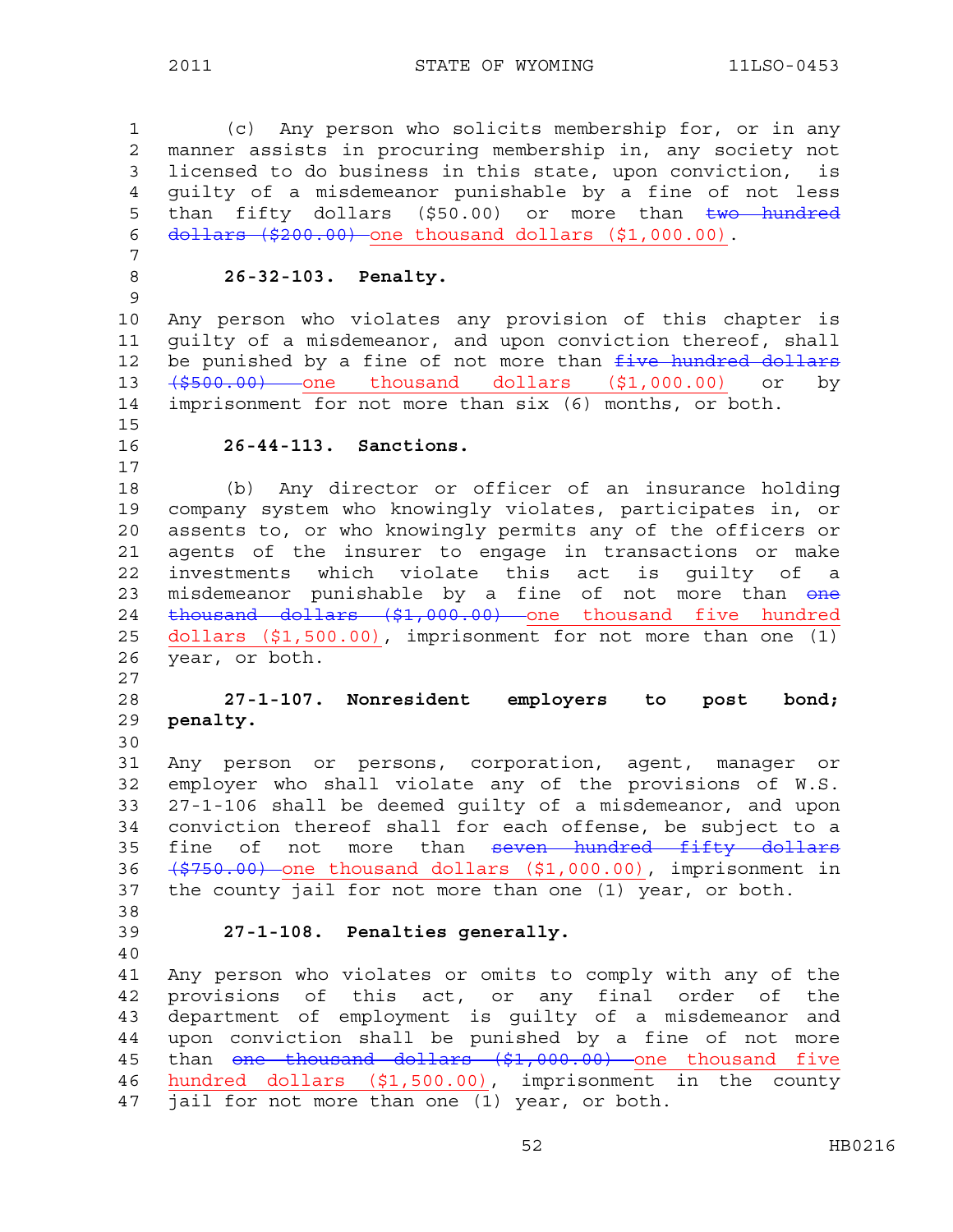(c) Any person who solicits membership for, or in any manner assists in procuring membership in, any society not licensed to do business in this state, upon conviction, is guilty of a misdemeanor punishable by a fine of not less than fifty dollars ($50.00) or more than ~~two hundred dollars ($200.00)~~ one thousand dollars ($1,000.00).

**26-32-103. Penalty.**

Any person who violates any provision of this chapter is guilty of a misdemeanor, and upon conviction thereof, shall be punished by a fine of not more than ~~five hundred dollars ($500.00)~~ one thousand dollars ($1,000.00) or by imprisonment for not more than six (6) months, or both.

**26-44-113. Sanctions.**

(b) Any director or officer of an insurance holding company system who knowingly violates, participates in, or assents to, or who knowingly permits any of the officers or agents of the insurer to engage in transactions or make investments which violate this act is guilty of a misdemeanor punishable by a fine of not more than ~~one thousand dollars ($1,000.00)~~ one thousand five hundred dollars ($1,500.00), imprisonment for not more than one (1) year, or both.

**27-1-107. Nonresident employers to post bond; penalty.**

Any person or persons, corporation, agent, manager or employer who shall violate any of the provisions of W.S. 27-1-106 shall be deemed guilty of a misdemeanor, and upon conviction thereof shall for each offense, be subject to a fine of not more than ~~seven hundred fifty dollars ($750.00)~~ one thousand dollars ($1,000.00), imprisonment in the county jail for not more than one (1) year, or both.

**27-1-108. Penalties generally.**

Any person who violates or omits to comply with any of the provisions of this act, or any final order of the department of employment is guilty of a misdemeanor and upon conviction shall be punished by a fine of not more than ~~one thousand dollars ($1,000.00)~~ one thousand five hundred dollars ($1,500.00), imprisonment in the county jail for not more than one (1) year, or both.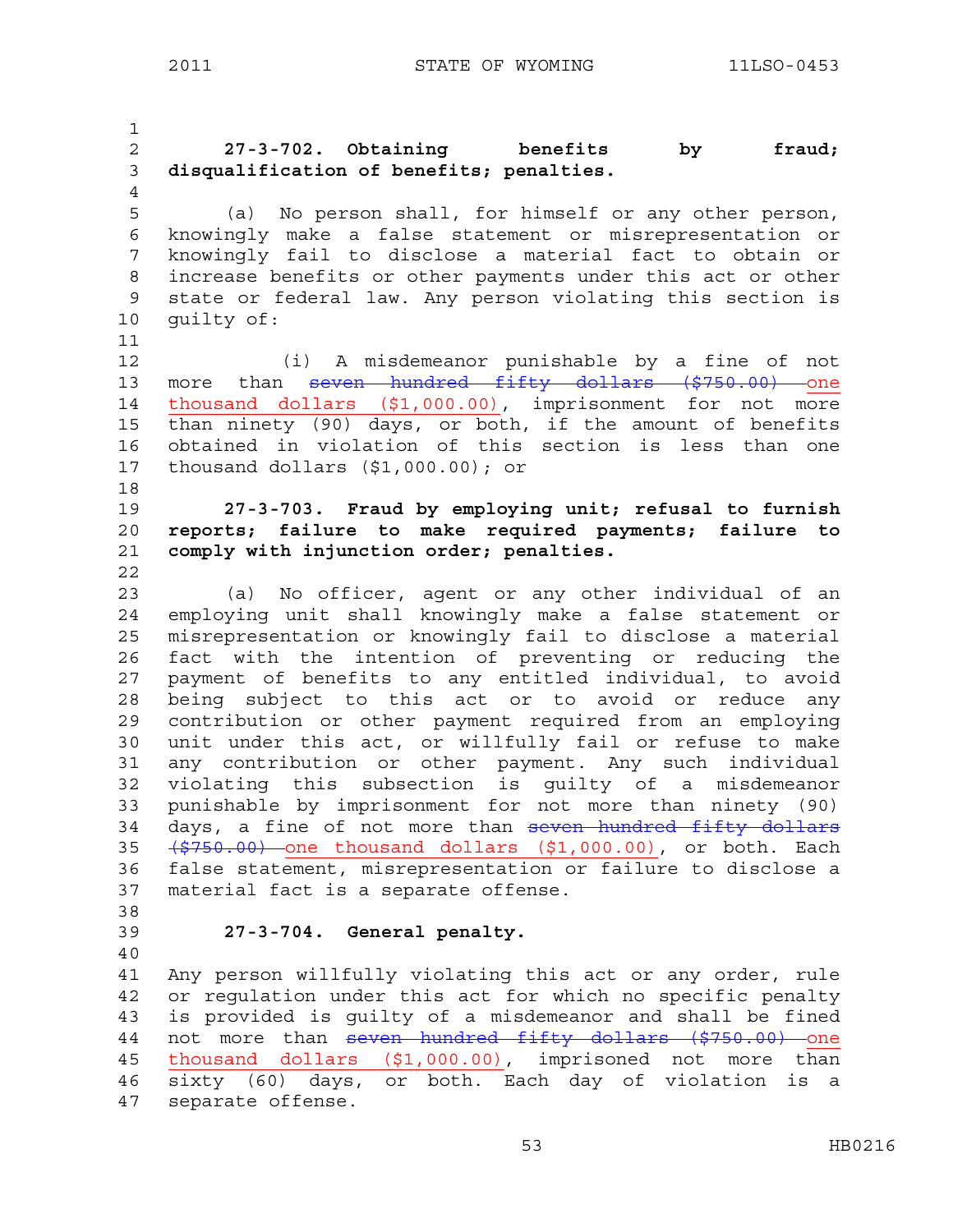**27-3-702. Obtaining benefits by fraud; disqualification of benefits; penalties.**

(a) No person shall, for himself or any other person, knowingly make a false statement or misrepresentation or knowingly fail to disclose a material fact to obtain or increase benefits or other payments under this act or other state or federal law. Any person violating this section is guilty of:

(i) A misdemeanor punishable by a fine of not more than ~~seven hundred fifty dollars ($750.00)~~ one thousand dollars ($1,000.00), imprisonment for not more than ninety (90) days, or both, if the amount of benefits obtained in violation of this section is less than one thousand dollars ($1,000.00); or

**27-3-703. Fraud by employing unit; refusal to furnish reports; failure to make required payments; failure to comply with injunction order; penalties.**

(a) No officer, agent or any other individual of an employing unit shall knowingly make a false statement or misrepresentation or knowingly fail to disclose a material fact with the intention of preventing or reducing the payment of benefits to any entitled individual, to avoid being subject to this act or to avoid or reduce any contribution or other payment required from an employing unit under this act, or willfully fail or refuse to make any contribution or other payment. Any such individual violating this subsection is guilty of a misdemeanor punishable by imprisonment for not more than ninety (90) days, a fine of not more than ~~seven hundred fifty dollars ($750.00)~~ one thousand dollars ($1,000.00), or both. Each false statement, misrepresentation or failure to disclose a material fact is a separate offense.

**27-3-704. General penalty.**

Any person willfully violating this act or any order, rule or regulation under this act for which no specific penalty is provided is guilty of a misdemeanor and shall be fined not more than ~~seven hundred fifty dollars ($750.00)~~ one thousand dollars ($1,000.00), imprisoned not more than sixty (60) days, or both. Each day of violation is a separate offense.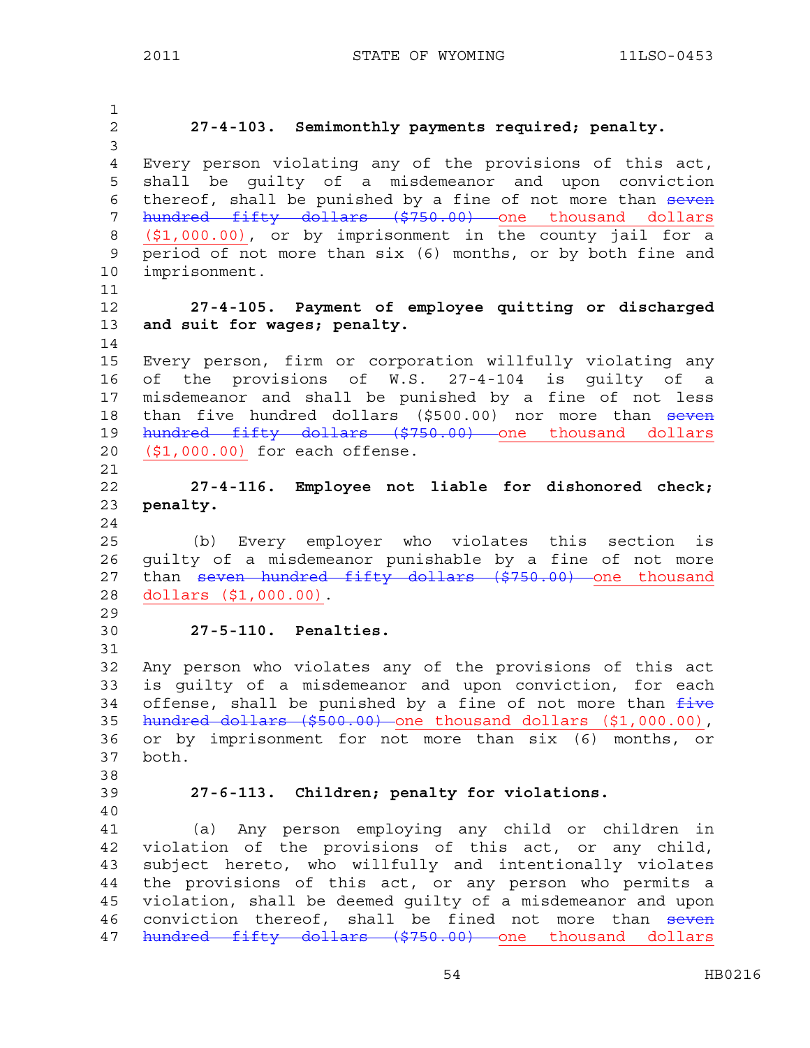**27-4-103. Semimonthly payments required; penalty.**

Every person violating any of the provisions of this act, shall be guilty of a misdemeanor and upon conviction thereof, shall be punished by a fine of not more than ~~seven hundred fifty dollars ($750.00)~~ one thousand dollars ($1,000.00), or by imprisonment in the county jail for a period of not more than six (6) months, or by both fine and imprisonment.

**27-4-105. Payment of employee quitting or discharged and suit for wages; penalty.**

Every person, firm or corporation willfully violating any of the provisions of W.S. 27-4-104 is guilty of a misdemeanor and shall be punished by a fine of not less than five hundred dollars ($500.00) nor more than ~~seven hundred fifty dollars ($750.00)~~ one thousand dollars ($1,000.00) for each offense.

**27-4-116. Employee not liable for dishonored check; penalty.**

(b) Every employer who violates this section is guilty of a misdemeanor punishable by a fine of not more than ~~seven hundred fifty dollars ($750.00)~~ one thousand dollars ($1,000.00).

**27-5-110. Penalties.**

Any person who violates any of the provisions of this act is guilty of a misdemeanor and upon conviction, for each offense, shall be punished by a fine of not more than ~~five hundred dollars ($500.00)~~ one thousand dollars ($1,000.00), or by imprisonment for not more than six (6) months, or both.

**27-6-113. Children; penalty for violations.**

(a) Any person employing any child or children in violation of the provisions of this act, or any child, subject hereto, who willfully and intentionally violates the provisions of this act, or any person who permits a violation, shall be deemed guilty of a misdemeanor and upon conviction thereof, shall be fined not more than ~~seven hundred fifty dollars ($750.00)~~ one thousand dollars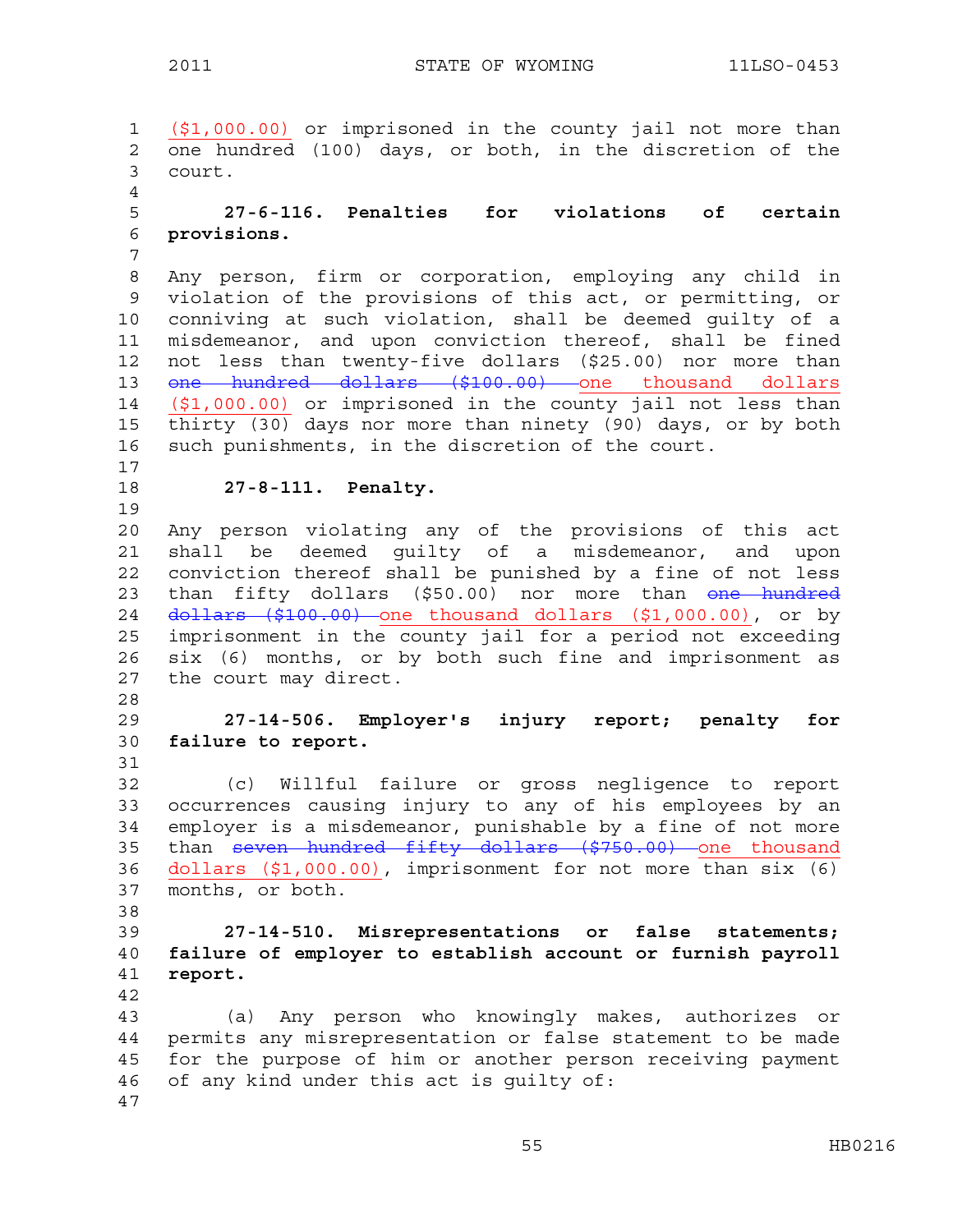($1,000.00) or imprisoned in the county jail not more than one hundred (100) days, or both, in the discretion of the court.

**27-6-116. Penalties for violations of certain provisions.**

Any person, firm or corporation, employing any child in violation of the provisions of this act, or permitting, or conniving at such violation, shall be deemed guilty of a misdemeanor, and upon conviction thereof, shall be fined not less than twenty-five dollars ($25.00) nor more than ~~one hundred dollars ($100.00)~~ one thousand dollars ($1,000.00) or imprisoned in the county jail not less than thirty (30) days nor more than ninety (90) days, or by both such punishments, in the discretion of the court.

**27-8-111. Penalty.**

Any person violating any of the provisions of this act shall be deemed guilty of a misdemeanor, and upon conviction thereof shall be punished by a fine of not less than fifty dollars ($50.00) nor more than ~~one hundred dollars ($100.00)~~ one thousand dollars ($1,000.00), or by imprisonment in the county jail for a period not exceeding six (6) months, or by both such fine and imprisonment as the court may direct.

**27-14-506. Employer's injury report; penalty for failure to report.**

(c) Willful failure or gross negligence to report occurrences causing injury to any of his employees by an employer is a misdemeanor, punishable by a fine of not more than ~~seven hundred fifty dollars ($750.00)~~ one thousand dollars ($1,000.00), imprisonment for not more than six (6) months, or both.

**27-14-510. Misrepresentations or false statements; failure of employer to establish account or furnish payroll report.**

(a) Any person who knowingly makes, authorizes or permits any misrepresentation or false statement to be made for the purpose of him or another person receiving payment of any kind under this act is guilty of: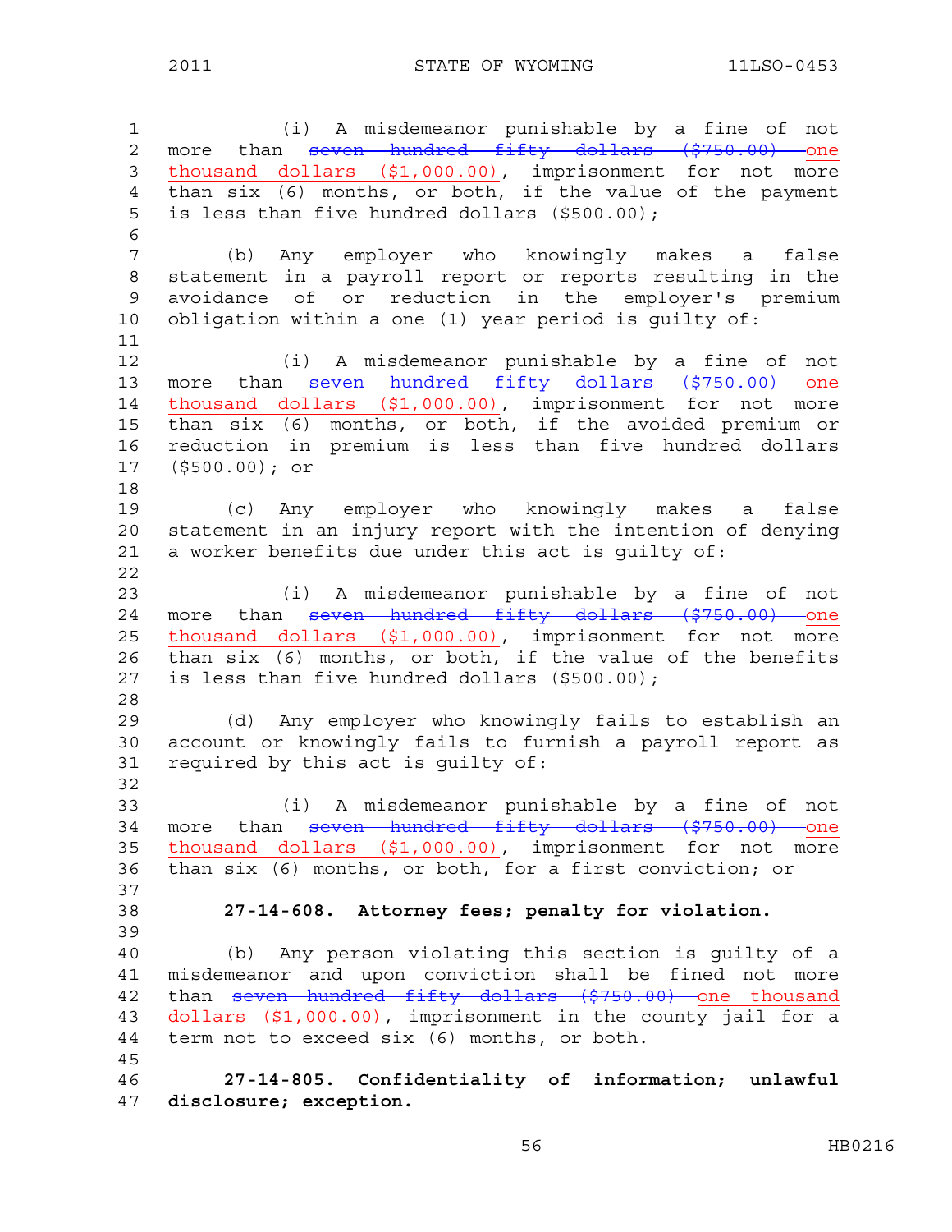(i) A misdemeanor punishable by a fine of not more than ~~seven hundred fifty dollars ($750.00)~~ <u>one thousand dollars ($1,000.00)</u>, imprisonment for not more than six (6) months, or both, if the value of the payment is less than five hundred dollars ($500.00);

(b) Any employer who knowingly makes a false statement in a payroll report or reports resulting in the avoidance of or reduction in the employer's premium obligation within a one (1) year period is guilty of:

(i) A misdemeanor punishable by a fine of not more than ~~seven hundred fifty dollars ($750.00)~~ <u>one thousand dollars ($1,000.00)</u>, imprisonment for not more than six (6) months, or both, if the avoided premium or reduction in premium is less than five hundred dollars ($500.00); or

(c) Any employer who knowingly makes a false statement in an injury report with the intention of denying a worker benefits due under this act is guilty of:

(i) A misdemeanor punishable by a fine of not more than ~~seven hundred fifty dollars ($750.00)~~ <u>one thousand dollars ($1,000.00)</u>, imprisonment for not more than six (6) months, or both, if the value of the benefits is less than five hundred dollars ($500.00);

(d) Any employer who knowingly fails to establish an account or knowingly fails to furnish a payroll report as required by this act is guilty of:

(i) A misdemeanor punishable by a fine of not more than ~~seven hundred fifty dollars ($750.00)~~ <u>one thousand dollars ($1,000.00)</u>, imprisonment for not more than six (6) months, or both, for a first conviction; or

**27-14-608. Attorney fees; penalty for violation.**

(b) Any person violating this section is guilty of a misdemeanor and upon conviction shall be fined not more than ~~seven hundred fifty dollars ($750.00)~~ <u>one thousand dollars ($1,000.00)</u>, imprisonment in the county jail for a term not to exceed six (6) months, or both.

**27-14-805. Confidentiality of information; unlawful disclosure; exception.**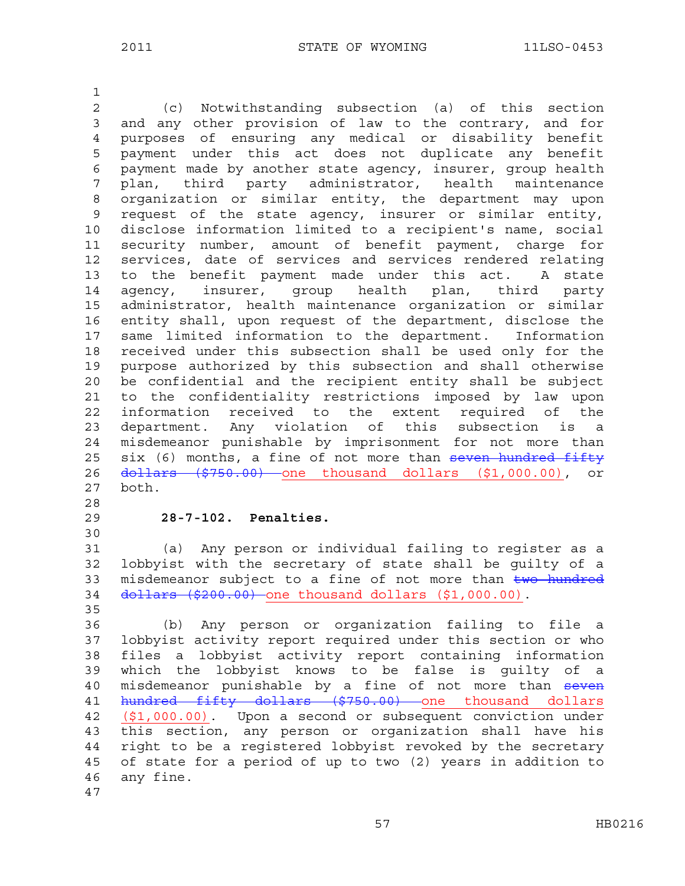(c) Notwithstanding subsection (a) of this section and any other provision of law to the contrary, and for purposes of ensuring any medical or disability benefit payment under this act does not duplicate any benefit payment made by another state agency, insurer, group health plan, third party administrator, health maintenance organization or similar entity, the department may upon request of the state agency, insurer or similar entity, disclose information limited to a recipient's name, social security number, amount of benefit payment, charge for services, date of services and services rendered relating to the benefit payment made under this act. A state agency, insurer, group health plan, third party administrator, health maintenance organization or similar entity shall, upon request of the department, disclose the same limited information to the department. Information received under this subsection shall be used only for the purpose authorized by this subsection and shall otherwise be confidential and the recipient entity shall be subject to the confidentiality restrictions imposed by law upon information received to the extent required of the department. Any violation of this subsection is a misdemeanor punishable by imprisonment for not more than six (6) months, a fine of not more than ~~seven hundred fifty dollars ($750.00)~~ one thousand dollars ($1,000.00), or both.

**28-7-102. Penalties.**

(a) Any person or individual failing to register as a lobbyist with the secretary of state shall be guilty of a misdemeanor subject to a fine of not more than ~~two hundred dollars ($200.00)~~ one thousand dollars ($1,000.00).

(b) Any person or organization failing to file a lobbyist activity report required under this section or who files a lobbyist activity report containing information which the lobbyist knows to be false is guilty of a misdemeanor punishable by a fine of not more than ~~seven hundred fifty dollars ($750.00)~~ one thousand dollars ($1,000.00). Upon a second or subsequent conviction under this section, any person or organization shall have his right to be a registered lobbyist revoked by the secretary of state for a period of up to two (2) years in addition to any fine.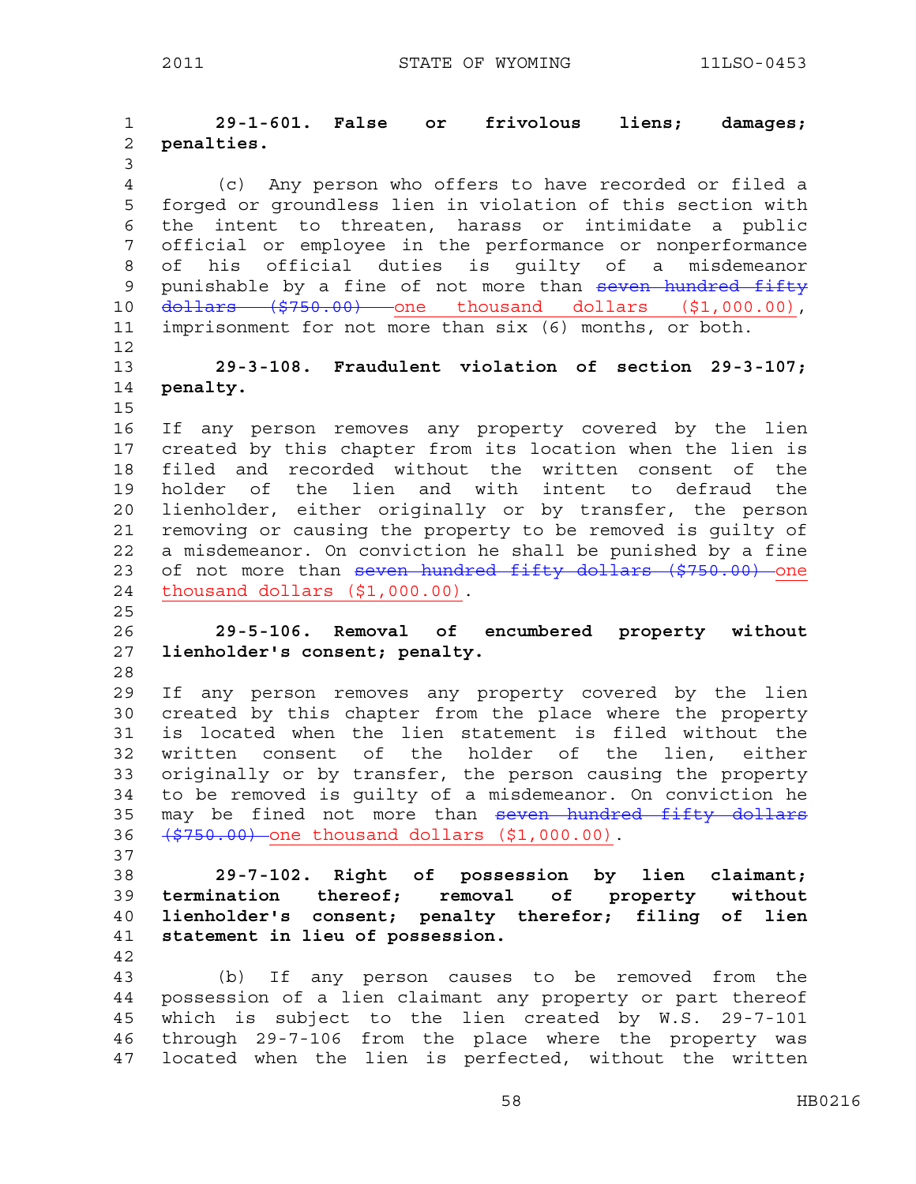**29-1-601. False or frivolous liens; damages; penalties.**

(c) Any person who offers to have recorded or filed a forged or groundless lien in violation of this section with the intent to threaten, harass or intimidate a public official or employee in the performance or nonperformance of his official duties is guilty of a misdemeanor punishable by a fine of not more than ~~seven hundred fifty dollars ($750.00)~~ one thousand dollars ($1,000.00), imprisonment for not more than six (6) months, or both.

**29-3-108. Fraudulent violation of section 29-3-107; penalty.**

If any person removes any property covered by the lien created by this chapter from its location when the lien is filed and recorded without the written consent of the holder of the lien and with intent to defraud the lienholder, either originally or by transfer, the person removing or causing the property to be removed is guilty of a misdemeanor. On conviction he shall be punished by a fine of not more than ~~seven hundred fifty dollars ($750.00)~~ one thousand dollars ($1,000.00).

**29-5-106. Removal of encumbered property without lienholder's consent; penalty.**

If any person removes any property covered by the lien created by this chapter from the place where the property is located when the lien statement is filed without the written consent of the holder of the lien, either originally or by transfer, the person causing the property to be removed is guilty of a misdemeanor. On conviction he may be fined not more than ~~seven hundred fifty dollars ($750.00)~~ one thousand dollars ($1,000.00).

**29-7-102. Right of possession by lien claimant; termination thereof; removal of property without lienholder's consent; penalty therefor; filing of lien statement in lieu of possession.**

(b) If any person causes to be removed from the possession of a lien claimant any property or part thereof which is subject to the lien created by W.S. 29-7-101 through 29-7-106 from the place where the property was located when the lien is perfected, without the written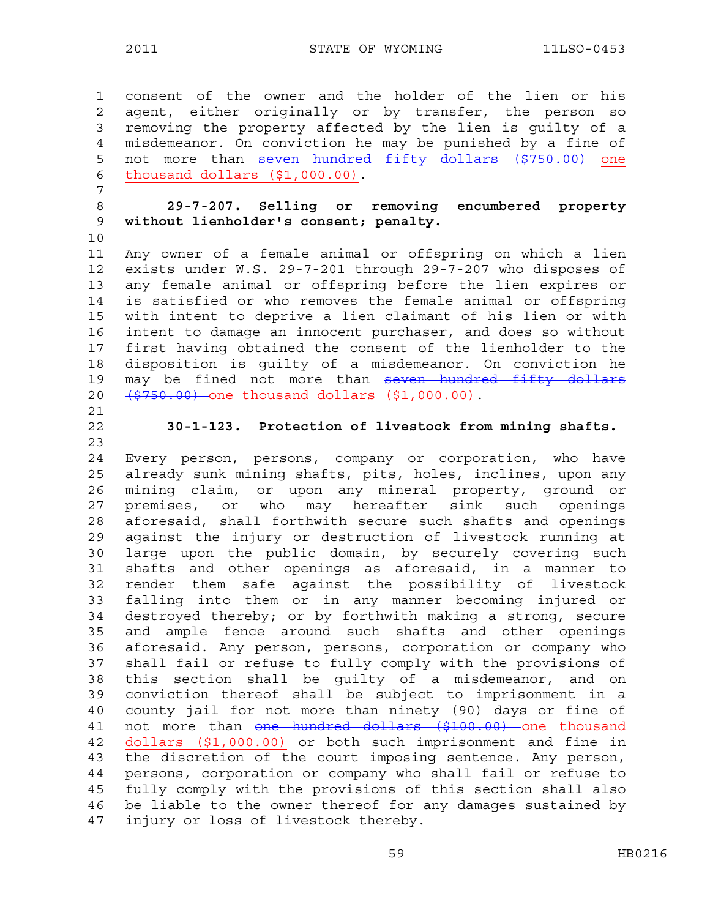consent of the owner and the holder of the lien or his agent, either originally or by transfer, the person so removing the property affected by the lien is guilty of a misdemeanor. On conviction he may be punished by a fine of not more than ~~seven hundred fifty dollars ($750.00)~~ one thousand dollars ($1,000.00).

**29-7-207. Selling or removing encumbered property without lienholder's consent; penalty.**

Any owner of a female animal or offspring on which a lien exists under W.S. 29-7-201 through 29-7-207 who disposes of any female animal or offspring before the lien expires or is satisfied or who removes the female animal or offspring with intent to deprive a lien claimant of his lien or with intent to damage an innocent purchaser, and does so without first having obtained the consent of the lienholder to the disposition is guilty of a misdemeanor. On conviction he may be fined not more than ~~seven hundred fifty dollars ($750.00)~~ one thousand dollars ($1,000.00).

**30-1-123. Protection of livestock from mining shafts.**

Every person, persons, company or corporation, who have already sunk mining shafts, pits, holes, inclines, upon any mining claim, or upon any mineral property, ground or premises, or who may hereafter sink such openings aforesaid, shall forthwith secure such shafts and openings against the injury or destruction of livestock running at large upon the public domain, by securely covering such shafts and other openings as aforesaid, in a manner to render them safe against the possibility of livestock falling into them or in any manner becoming injured or destroyed thereby; or by forthwith making a strong, secure and ample fence around such shafts and other openings aforesaid. Any person, persons, corporation or company who shall fail or refuse to fully comply with the provisions of this section shall be guilty of a misdemeanor, and on conviction thereof shall be subject to imprisonment in a county jail for not more than ninety (90) days or fine of not more than ~~one hundred dollars ($100.00)~~ one thousand dollars ($1,000.00) or both such imprisonment and fine in the discretion of the court imposing sentence. Any person, persons, corporation or company who shall fail or refuse to fully comply with the provisions of this section shall also be liable to the owner thereof for any damages sustained by injury or loss of livestock thereby.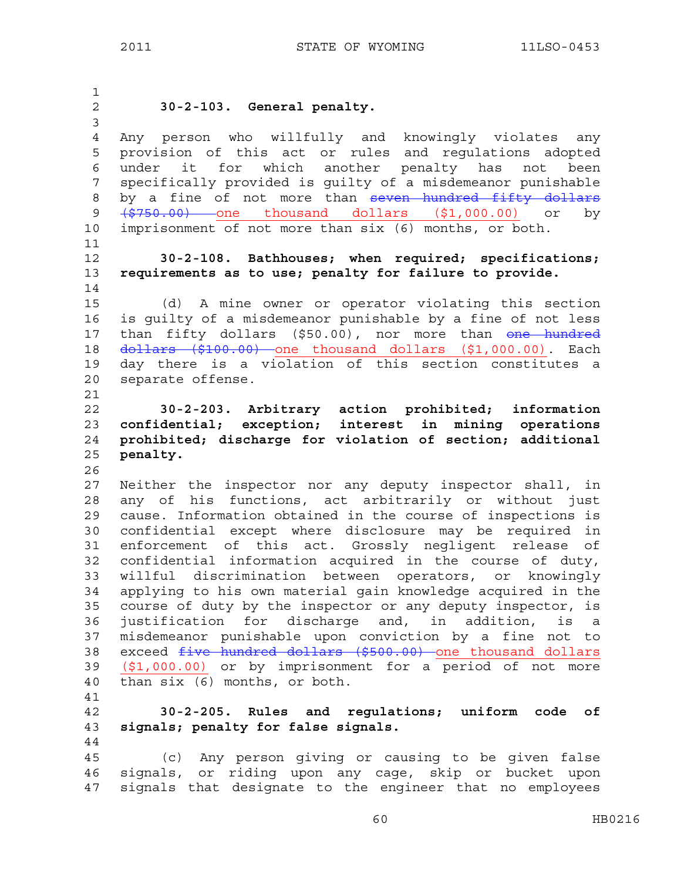**30-2-103. General penalty.**

Any person who willfully and knowingly violates any provision of this act or rules and regulations adopted under it for which another penalty has not been specifically provided is guilty of a misdemeanor punishable by a fine of not more than ~~seven hundred fifty dollars ($750.00)~~ one thousand dollars ($1,000.00) or by imprisonment of not more than six (6) months, or both.

**30-2-108. Bathhouses; when required; specifications; requirements as to use; penalty for failure to provide.**

(d) A mine owner or operator violating this section is guilty of a misdemeanor punishable by a fine of not less than fifty dollars ($50.00), nor more than ~~one hundred dollars ($100.00)~~ one thousand dollars ($1,000.00). Each day there is a violation of this section constitutes a separate offense.

**30-2-203. Arbitrary action prohibited; information confidential; exception; interest in mining operations prohibited; discharge for violation of section; additional penalty.**

Neither the inspector nor any deputy inspector shall, in any of his functions, act arbitrarily or without just cause. Information obtained in the course of inspections is confidential except where disclosure may be required in enforcement of this act. Grossly negligent release of confidential information acquired in the course of duty, willful discrimination between operators, or knowingly applying to his own material gain knowledge acquired in the course of duty by the inspector or any deputy inspector, is justification for discharge and, in addition, is a misdemeanor punishable upon conviction by a fine not to exceed ~~five hundred dollars ($500.00)~~ one thousand dollars ($1,000.00) or by imprisonment for a period of not more than six (6) months, or both.

**30-2-205. Rules and regulations; uniform code of signals; penalty for false signals.**

(c) Any person giving or causing to be given false signals, or riding upon any cage, skip or bucket upon signals that designate to the engineer that no employees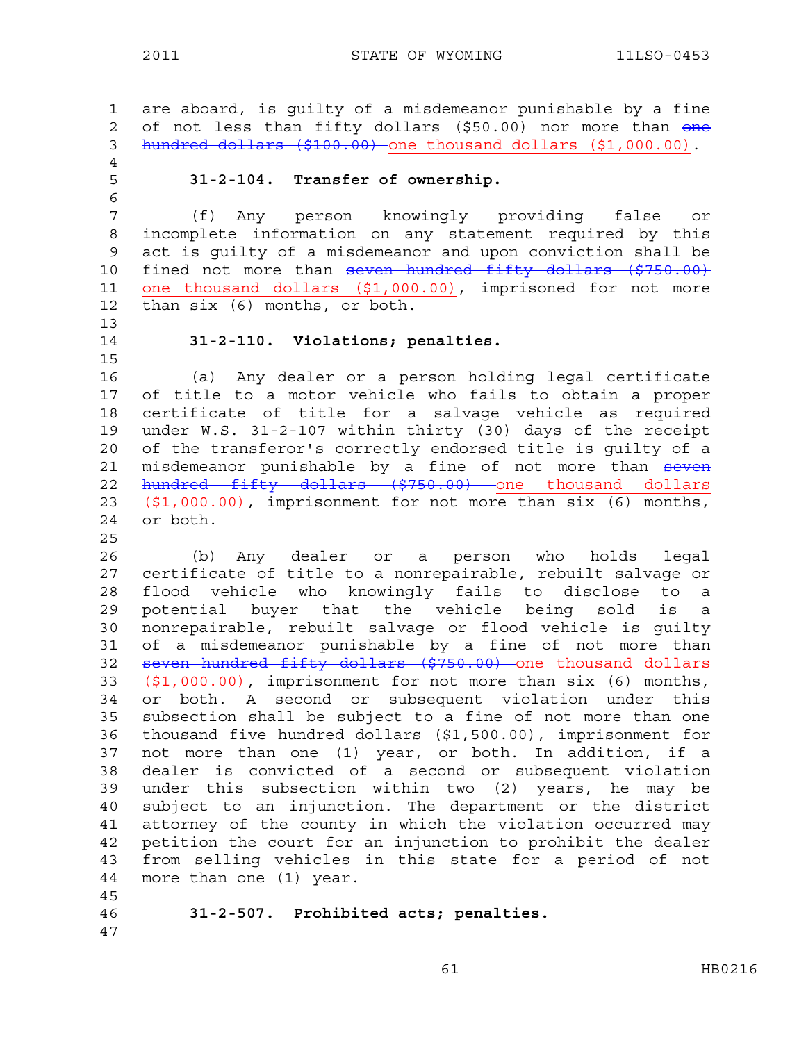are aboard, is guilty of a misdemeanor punishable by a fine of not less than fifty dollars ($50.00) nor more than ~~one hundred dollars ($100.00)~~ <u>one thousand dollars ($1,000.00)</u>.

**31-2-104. Transfer of ownership.**

(f) Any person knowingly providing false or incomplete information on any statement required by this act is guilty of a misdemeanor and upon conviction shall be fined not more than ~~seven hundred fifty dollars ($750.00)~~ <u>one thousand dollars ($1,000.00)</u>, imprisoned for not more than six (6) months, or both.

**31-2-110. Violations; penalties.**

(a) Any dealer or a person holding legal certificate of title to a motor vehicle who fails to obtain a proper certificate of title for a salvage vehicle as required under W.S. 31-2-107 within thirty (30) days of the receipt of the transferor's correctly endorsed title is guilty of a misdemeanor punishable by a fine of not more than ~~seven hundred fifty dollars ($750.00)~~ <u>one thousand dollars ($1,000.00)</u>, imprisonment for not more than six (6) months, or both.

(b) Any dealer or a person who holds legal certificate of title to a nonrepairable, rebuilt salvage or flood vehicle who knowingly fails to disclose to a potential buyer that the vehicle being sold is a nonrepairable, rebuilt salvage or flood vehicle is guilty of a misdemeanor punishable by a fine of not more than ~~seven hundred fifty dollars ($750.00)~~ <u>one thousand dollars ($1,000.00)</u>, imprisonment for not more than six (6) months, or both. A second or subsequent violation under this subsection shall be subject to a fine of not more than one thousand five hundred dollars ($1,500.00), imprisonment for not more than one (1) year, or both. In addition, if a dealer is convicted of a second or subsequent violation under this subsection within two (2) years, he may be subject to an injunction. The department or the district attorney of the county in which the violation occurred may petition the court for an injunction to prohibit the dealer from selling vehicles in this state for a period of not more than one (1) year.

**31-2-507. Prohibited acts; penalties.**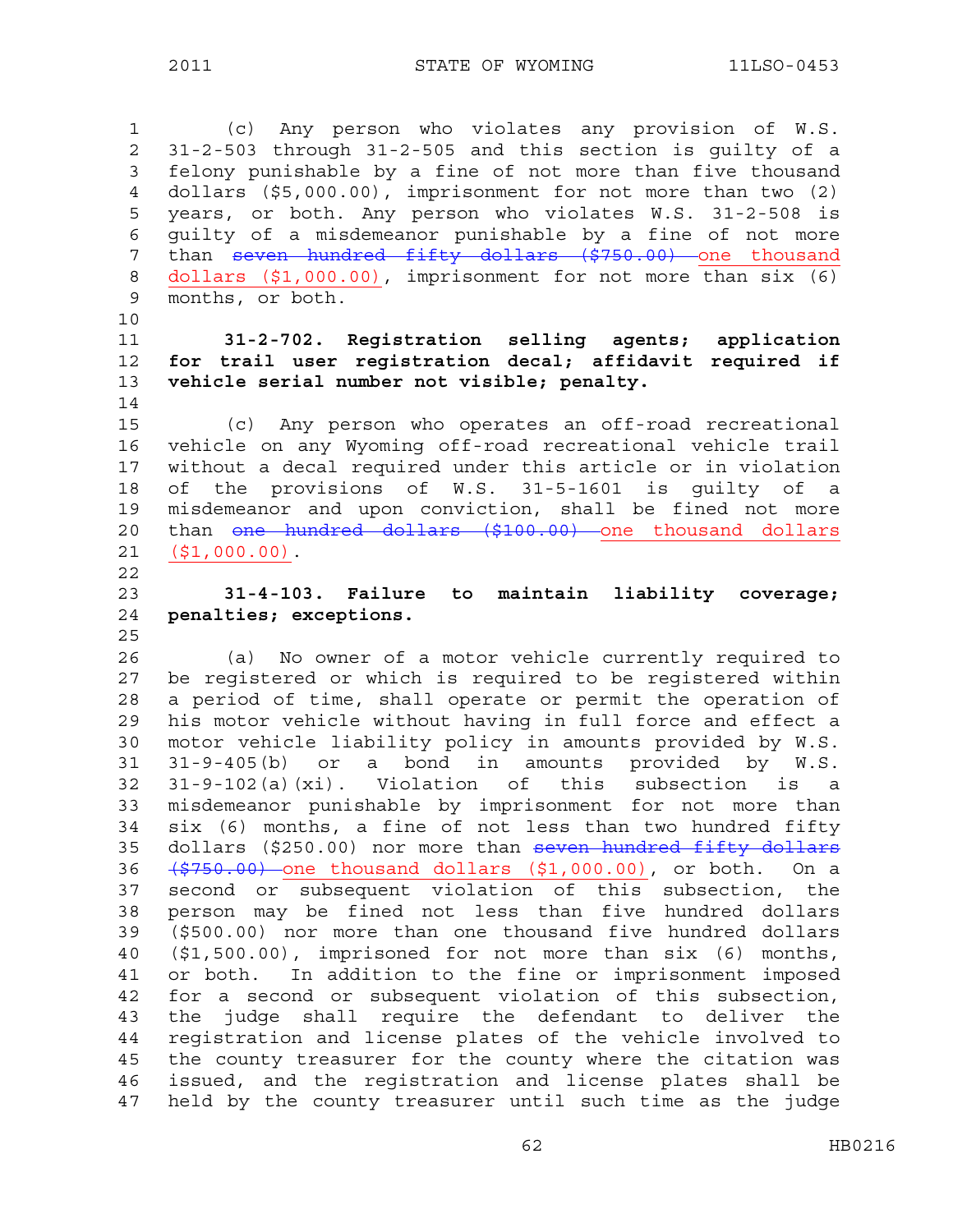(c) Any person who violates any provision of W.S. 31-2-503 through 31-2-505 and this section is guilty of a felony punishable by a fine of not more than five thousand dollars ($5,000.00), imprisonment for not more than two (2) years, or both. Any person who violates W.S. 31-2-508 is guilty of a misdemeanor punishable by a fine of not more than ~~seven hundred fifty dollars ($750.00)~~ one thousand dollars ($1,000.00), imprisonment for not more than six (6) months, or both.

**31-2-702. Registration selling agents; application for trail user registration decal; affidavit required if vehicle serial number not visible; penalty.**

(c) Any person who operates an off-road recreational vehicle on any Wyoming off-road recreational vehicle trail without a decal required under this article or in violation of the provisions of W.S. 31-5-1601 is guilty of a misdemeanor and upon conviction, shall be fined not more than ~~one hundred dollars ($100.00)~~ one thousand dollars ($1,000.00).

**31-4-103. Failure to maintain liability coverage; penalties; exceptions.**

(a) No owner of a motor vehicle currently required to be registered or which is required to be registered within a period of time, shall operate or permit the operation of his motor vehicle without having in full force and effect a motor vehicle liability policy in amounts provided by W.S. 31-9-405(b) or a bond in amounts provided by W.S. 31-9-102(a)(xi). Violation of this subsection is a misdemeanor punishable by imprisonment for not more than six (6) months, a fine of not less than two hundred fifty dollars ($250.00) nor more than ~~seven hundred fifty dollars ($750.00)~~ one thousand dollars ($1,000.00), or both. On a second or subsequent violation of this subsection, the person may be fined not less than five hundred dollars ($500.00) nor more than one thousand five hundred dollars ($1,500.00), imprisoned for not more than six (6) months, or both. In addition to the fine or imprisonment imposed for a second or subsequent violation of this subsection, the judge shall require the defendant to deliver the registration and license plates of the vehicle involved to the county treasurer for the county where the citation was issued, and the registration and license plates shall be held by the county treasurer until such time as the judge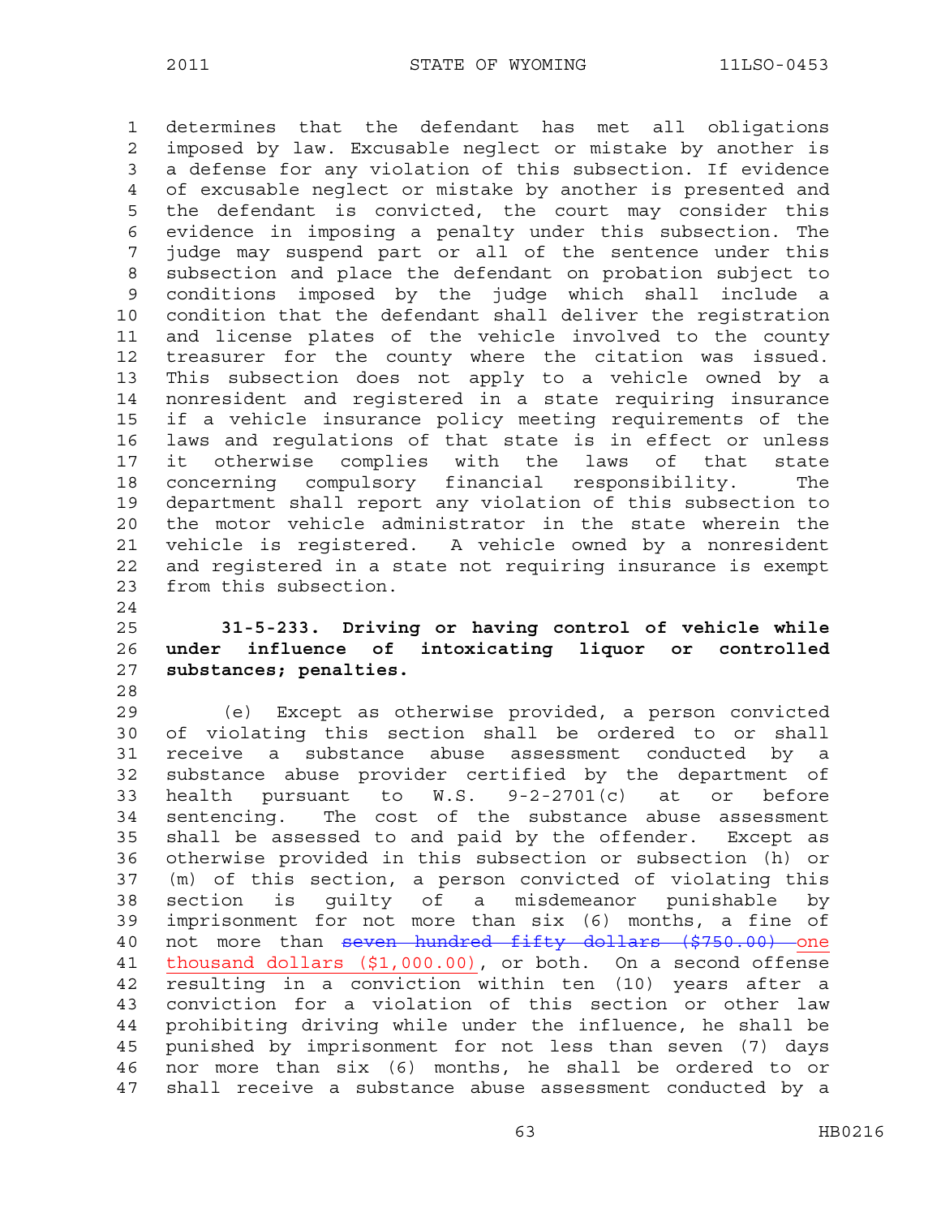determines that the defendant has met all obligations imposed by law. Excusable neglect or mistake by another is a defense for any violation of this subsection. If evidence of excusable neglect or mistake by another is presented and the defendant is convicted, the court may consider this evidence in imposing a penalty under this subsection. The judge may suspend part or all of the sentence under this subsection and place the defendant on probation subject to conditions imposed by the judge which shall include a condition that the defendant shall deliver the registration and license plates of the vehicle involved to the county treasurer for the county where the citation was issued. This subsection does not apply to a vehicle owned by a nonresident and registered in a state requiring insurance if a vehicle insurance policy meeting requirements of the laws and regulations of that state is in effect or unless it otherwise complies with the laws of that state concerning compulsory financial responsibility. The department shall report any violation of this subsection to the motor vehicle administrator in the state wherein the vehicle is registered. A vehicle owned by a nonresident and registered in a state not requiring insurance is exempt from this subsection.

**31-5-233. Driving or having control of vehicle while under influence of intoxicating liquor or controlled substances; penalties.**

(e) Except as otherwise provided, a person convicted of violating this section shall be ordered to or shall receive a substance abuse assessment conducted by a substance abuse provider certified by the department of health pursuant to W.S. 9-2-2701(c) at or before sentencing. The cost of the substance abuse assessment shall be assessed to and paid by the offender. Except as otherwise provided in this subsection or subsection (h) or (m) of this section, a person convicted of violating this section is guilty of a misdemeanor punishable by imprisonment for not more than six (6) months, a fine of not more than ~~seven hundred fifty dollars ($750.00)~~ <u>one thousand dollars ($1,000.00)</u>, or both. On a second offense resulting in a conviction within ten (10) years after a conviction for a violation of this section or other law prohibiting driving while under the influence, he shall be punished by imprisonment for not less than seven (7) days nor more than six (6) months, he shall be ordered to or shall receive a substance abuse assessment conducted by a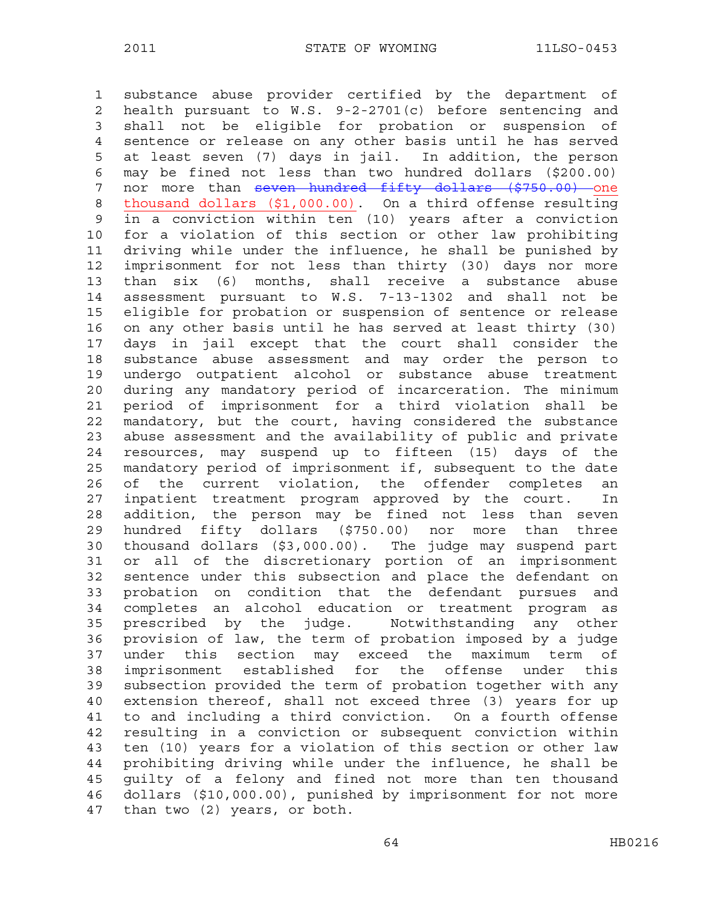substance abuse provider certified by the department of health pursuant to W.S. 9-2-2701(c) before sentencing and shall not be eligible for probation or suspension of sentence or release on any other basis until he has served at least seven (7) days in jail. In addition, the person may be fined not less than two hundred dollars ($200.00) nor more than ~~seven hundred fifty dollars ($750.00)~~ <u>one thousand dollars ($1,000.00)</u>. On a third offense resulting in a conviction within ten (10) years after a conviction for a violation of this section or other law prohibiting driving while under the influence, he shall be punished by imprisonment for not less than thirty (30) days nor more than six (6) months, shall receive a substance abuse assessment pursuant to W.S. 7-13-1302 and shall not be eligible for probation or suspension of sentence or release on any other basis until he has served at least thirty (30) days in jail except that the court shall consider the substance abuse assessment and may order the person to undergo outpatient alcohol or substance abuse treatment during any mandatory period of incarceration. The minimum period of imprisonment for a third violation shall be mandatory, but the court, having considered the substance abuse assessment and the availability of public and private resources, may suspend up to fifteen (15) days of the mandatory period of imprisonment if, subsequent to the date of the current violation, the offender completes an inpatient treatment program approved by the court. In addition, the person may be fined not less than seven hundred fifty dollars ($750.00) nor more than three thousand dollars ($3,000.00). The judge may suspend part or all of the discretionary portion of an imprisonment sentence under this subsection and place the defendant on probation on condition that the defendant pursues and completes an alcohol education or treatment program as prescribed by the judge. Notwithstanding any other provision of law, the term of probation imposed by a judge under this section may exceed the maximum term of imprisonment established for the offense under this subsection provided the term of probation together with any extension thereof, shall not exceed three (3) years for up to and including a third conviction. On a fourth offense resulting in a conviction or subsequent conviction within ten (10) years for a violation of this section or other law prohibiting driving while under the influence, he shall be guilty of a felony and fined not more than ten thousand dollars ($10,000.00), punished by imprisonment for not more than two (2) years, or both.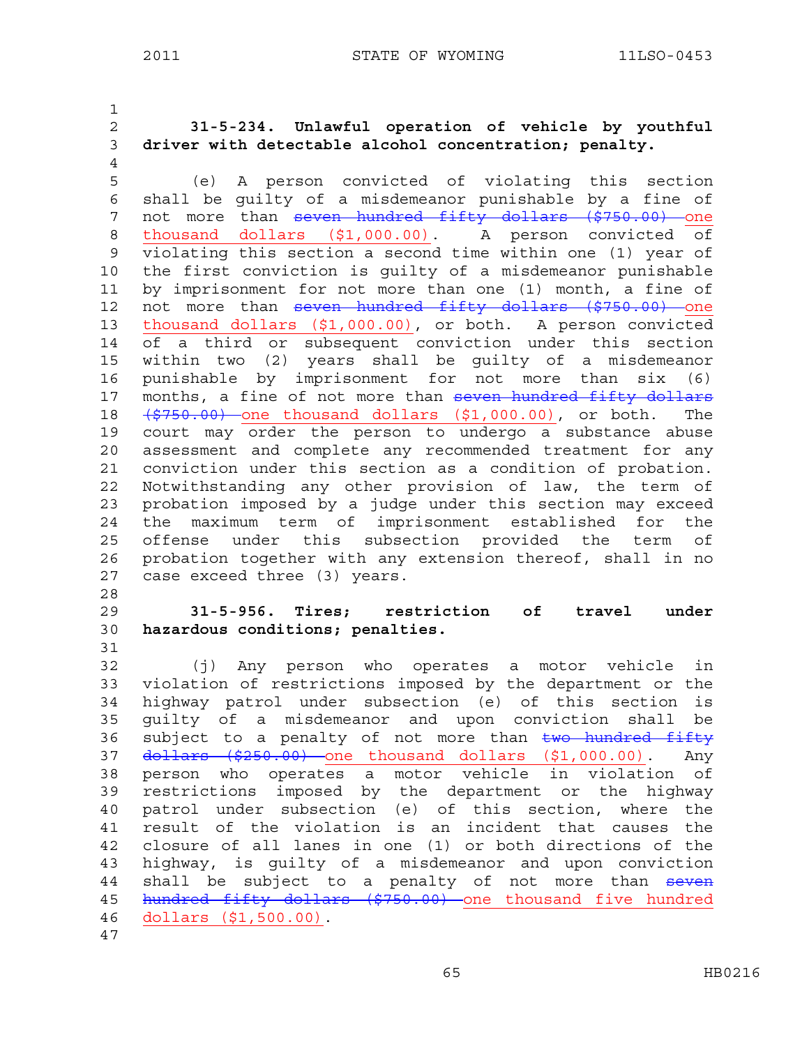**31-5-234. Unlawful operation of vehicle by youthful driver with detectable alcohol concentration; penalty.**

(e) A person convicted of violating this section shall be guilty of a misdemeanor punishable by a fine of not more than ~~seven hundred fifty dollars ($750.00)~~ one thousand dollars ($1,000.00). A person convicted of violating this section a second time within one (1) year of the first conviction is guilty of a misdemeanor punishable by imprisonment for not more than one (1) month, a fine of not more than ~~seven hundred fifty dollars ($750.00)~~ one thousand dollars ($1,000.00), or both. A person convicted of a third or subsequent conviction under this section within two (2) years shall be guilty of a misdemeanor punishable by imprisonment for not more than six (6) months, a fine of not more than ~~seven hundred fifty dollars ($750.00)~~ one thousand dollars ($1,000.00), or both. The court may order the person to undergo a substance abuse assessment and complete any recommended treatment for any conviction under this section as a condition of probation. Notwithstanding any other provision of law, the term of probation imposed by a judge under this section may exceed the maximum term of imprisonment established for the offense under this subsection provided the term of probation together with any extension thereof, shall in no case exceed three (3) years.

**31-5-956. Tires; restriction of travel under hazardous conditions; penalties.**

(j) Any person who operates a motor vehicle in violation of restrictions imposed by the department or the highway patrol under subsection (e) of this section is guilty of a misdemeanor and upon conviction shall be subject to a penalty of not more than ~~two hundred fifty dollars ($250.00)~~ one thousand dollars ($1,000.00). Any person who operates a motor vehicle in violation of restrictions imposed by the department or the highway patrol under subsection (e) of this section, where the result of the violation is an incident that causes the closure of all lanes in one (1) or both directions of the highway, is guilty of a misdemeanor and upon conviction shall be subject to a penalty of not more than ~~seven hundred fifty dollars ($750.00)~~ one thousand five hundred dollars ($1,500.00).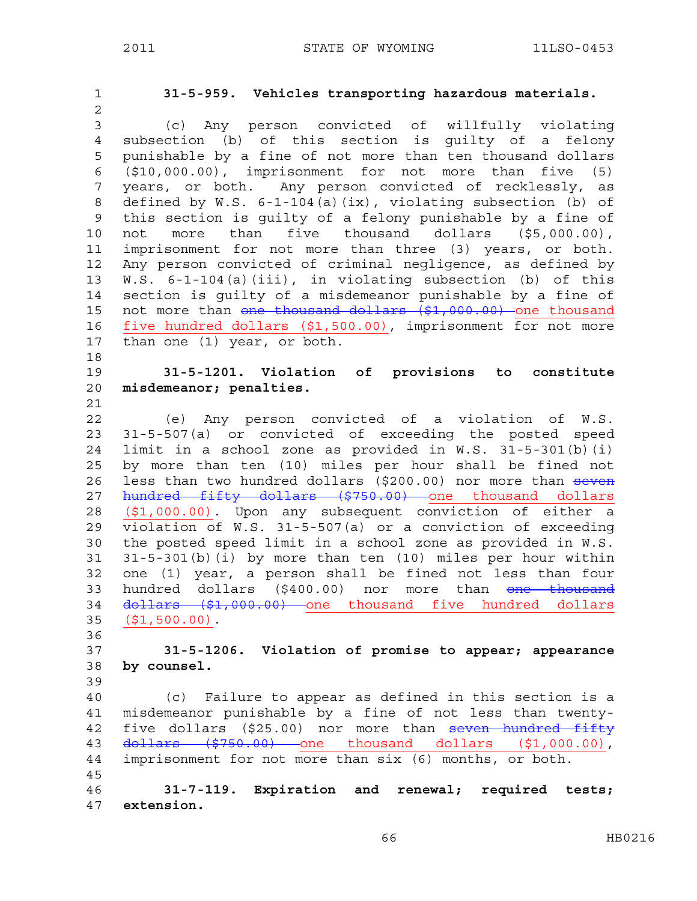**31-5-959. Vehicles transporting hazardous materials.**

(c) Any person convicted of willfully violating subsection (b) of this section is guilty of a felony punishable by a fine of not more than ten thousand dollars ($10,000.00), imprisonment for not more than five (5) years, or both. Any person convicted of recklessly, as defined by W.S. 6-1-104(a)(ix), violating subsection (b) of this section is guilty of a felony punishable by a fine of not more than five thousand dollars ($5,000.00), imprisonment for not more than three (3) years, or both. Any person convicted of criminal negligence, as defined by W.S. 6-1-104(a)(iii), in violating subsection (b) of this section is guilty of a misdemeanor punishable by a fine of not more than ~~one thousand dollars ($1,000.00)~~ <u>one thousand five hundred dollars ($1,500.00)</u>, imprisonment for not more than one (1) year, or both.

**31-5-1201. Violation of provisions to constitute misdemeanor; penalties.**

(e) Any person convicted of a violation of W.S. 31-5-507(a) or convicted of exceeding the posted speed limit in a school zone as provided in W.S. 31-5-301(b)(i) by more than ten (10) miles per hour shall be fined not less than two hundred dollars ($200.00) nor more than ~~seven hundred fifty dollars ($750.00)~~ <u>one thousand dollars ($1,000.00)</u>. Upon any subsequent conviction of either a violation of W.S. 31-5-507(a) or a conviction of exceeding the posted speed limit in a school zone as provided in W.S. 31-5-301(b)(i) by more than ten (10) miles per hour within one (1) year, a person shall be fined not less than four hundred dollars ($400.00) nor more than ~~one thousand dollars ($1,000.00)~~ <u>one thousand five hundred dollars ($1,500.00)</u>.

**31-5-1206. Violation of promise to appear; appearance by counsel.**

(c) Failure to appear as defined in this section is a misdemeanor punishable by a fine of not less than twenty-five dollars ($25.00) nor more than ~~seven hundred fifty dollars ($750.00)~~ <u>one thousand dollars ($1,000.00)</u>, imprisonment for not more than six (6) months, or both.

**31-7-119. Expiration and renewal; required tests; extension.**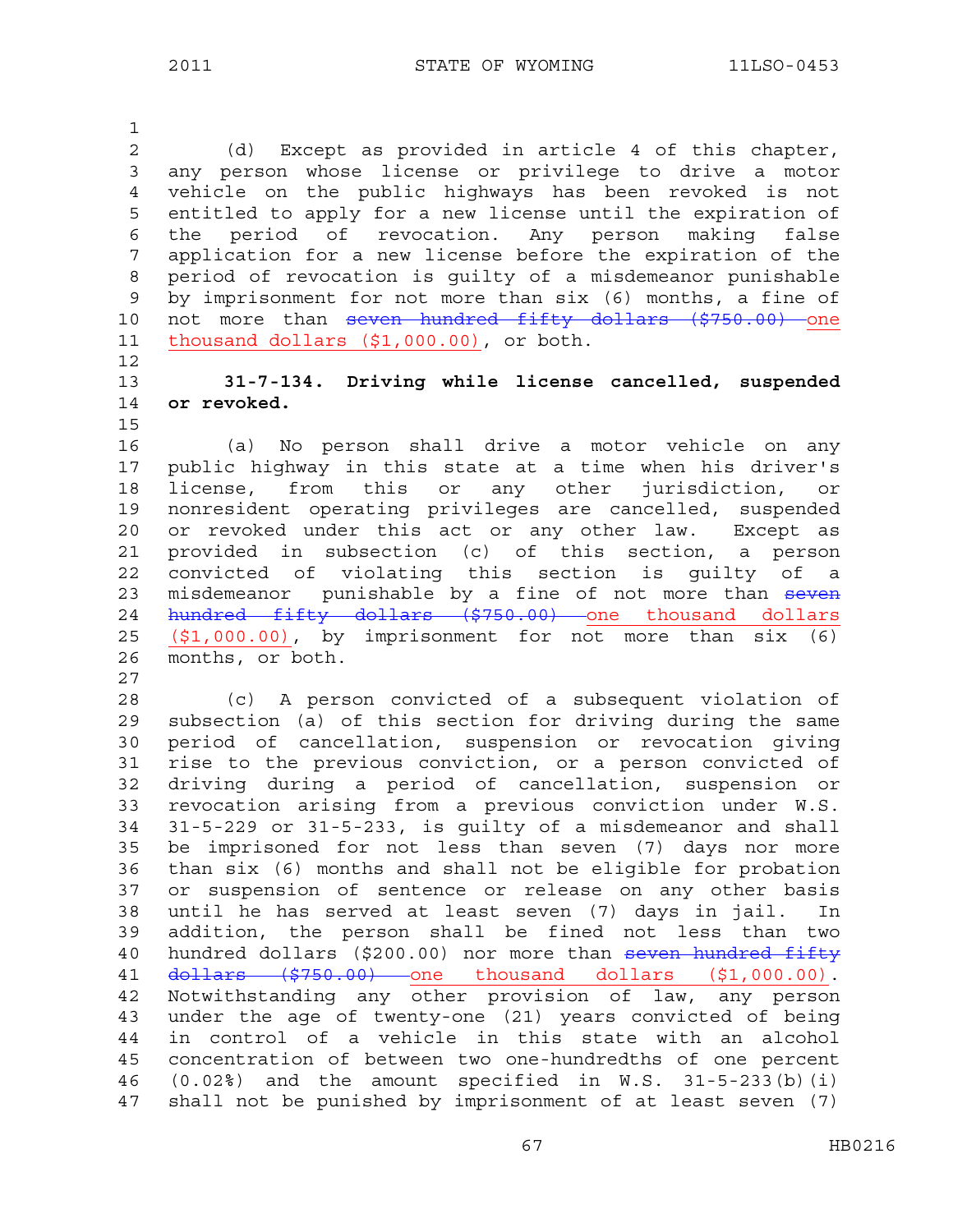(d) Except as provided in article 4 of this chapter, any person whose license or privilege to drive a motor vehicle on the public highways has been revoked is not entitled to apply for a new license until the expiration of the period of revocation. Any person making false application for a new license before the expiration of the period of revocation is guilty of a misdemeanor punishable by imprisonment for not more than six (6) months, a fine of not more than ~~seven hundred fifty dollars ($750.00)~~ one thousand dollars ($1,000.00), or both.

**31-7-134. Driving while license cancelled, suspended or revoked.**

(a) No person shall drive a motor vehicle on any public highway in this state at a time when his driver's license, from this or any other jurisdiction, or nonresident operating privileges are cancelled, suspended or revoked under this act or any other law. Except as provided in subsection (c) of this section, a person convicted of violating this section is guilty of a misdemeanor punishable by a fine of not more than ~~seven hundred fifty dollars ($750.00)~~ one thousand dollars ($1,000.00), by imprisonment for not more than six (6) months, or both.

(c) A person convicted of a subsequent violation of subsection (a) of this section for driving during the same period of cancellation, suspension or revocation giving rise to the previous conviction, or a person convicted of driving during a period of cancellation, suspension or revocation arising from a previous conviction under W.S. 31-5-229 or 31-5-233, is guilty of a misdemeanor and shall be imprisoned for not less than seven (7) days nor more than six (6) months and shall not be eligible for probation or suspension of sentence or release on any other basis until he has served at least seven (7) days in jail. In addition, the person shall be fined not less than two hundred dollars ($200.00) nor more than ~~seven hundred fifty dollars ($750.00)~~ one thousand dollars ($1,000.00). Notwithstanding any other provision of law, any person under the age of twenty-one (21) years convicted of being in control of a vehicle in this state with an alcohol concentration of between two one-hundredths of one percent (0.02%) and the amount specified in W.S. 31-5-233(b)(i) shall not be punished by imprisonment of at least seven (7)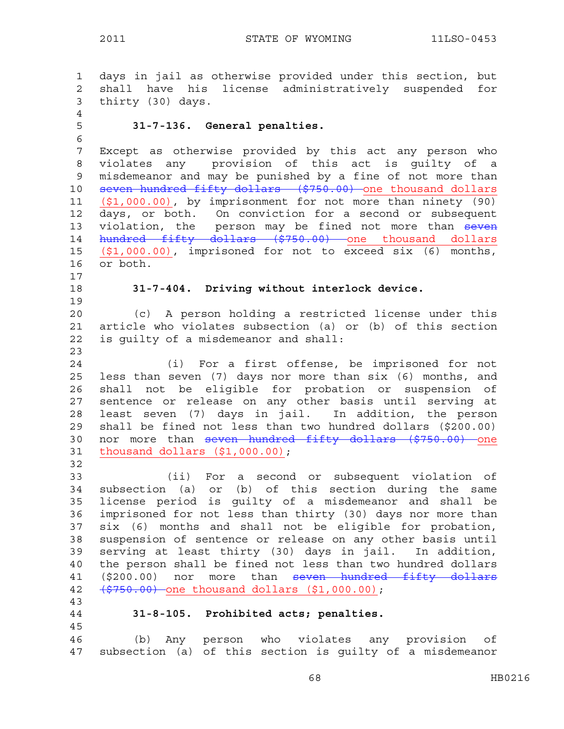days in jail as otherwise provided under this section, but shall have his license administratively suspended for thirty (30) days.

**31-7-136. General penalties.**

Except as otherwise provided by this act any person who violates any provision of this act is guilty of a misdemeanor and may be punished by a fine of not more than ~~seven hundred fifty dollars ($750.00)~~ one thousand dollars ($1,000.00), by imprisonment for not more than ninety (90) days, or both. On conviction for a second or subsequent violation, the person may be fined not more than ~~seven hundred fifty dollars ($750.00)~~ one thousand dollars ($1,000.00), imprisoned for not to exceed six (6) months, or both.

**31-7-404. Driving without interlock device.**

(c) A person holding a restricted license under this article who violates subsection (a) or (b) of this section is guilty of a misdemeanor and shall:

(i) For a first offense, be imprisoned for not less than seven (7) days nor more than six (6) months, and shall not be eligible for probation or suspension of sentence or release on any other basis until serving at least seven (7) days in jail. In addition, the person shall be fined not less than two hundred dollars ($200.00) nor more than ~~seven hundred fifty dollars ($750.00)~~ one thousand dollars ($1,000.00);

(ii) For a second or subsequent violation of subsection (a) or (b) of this section during the same license period is guilty of a misdemeanor and shall be imprisoned for not less than thirty (30) days nor more than six (6) months and shall not be eligible for probation, suspension of sentence or release on any other basis until serving at least thirty (30) days in jail. In addition, the person shall be fined not less than two hundred dollars ($200.00) nor more than ~~seven hundred fifty dollars ($750.00)~~ one thousand dollars ($1,000.00);

**31-8-105. Prohibited acts; penalties.**

(b) Any person who violates any provision of subsection (a) of this section is guilty of a misdemeanor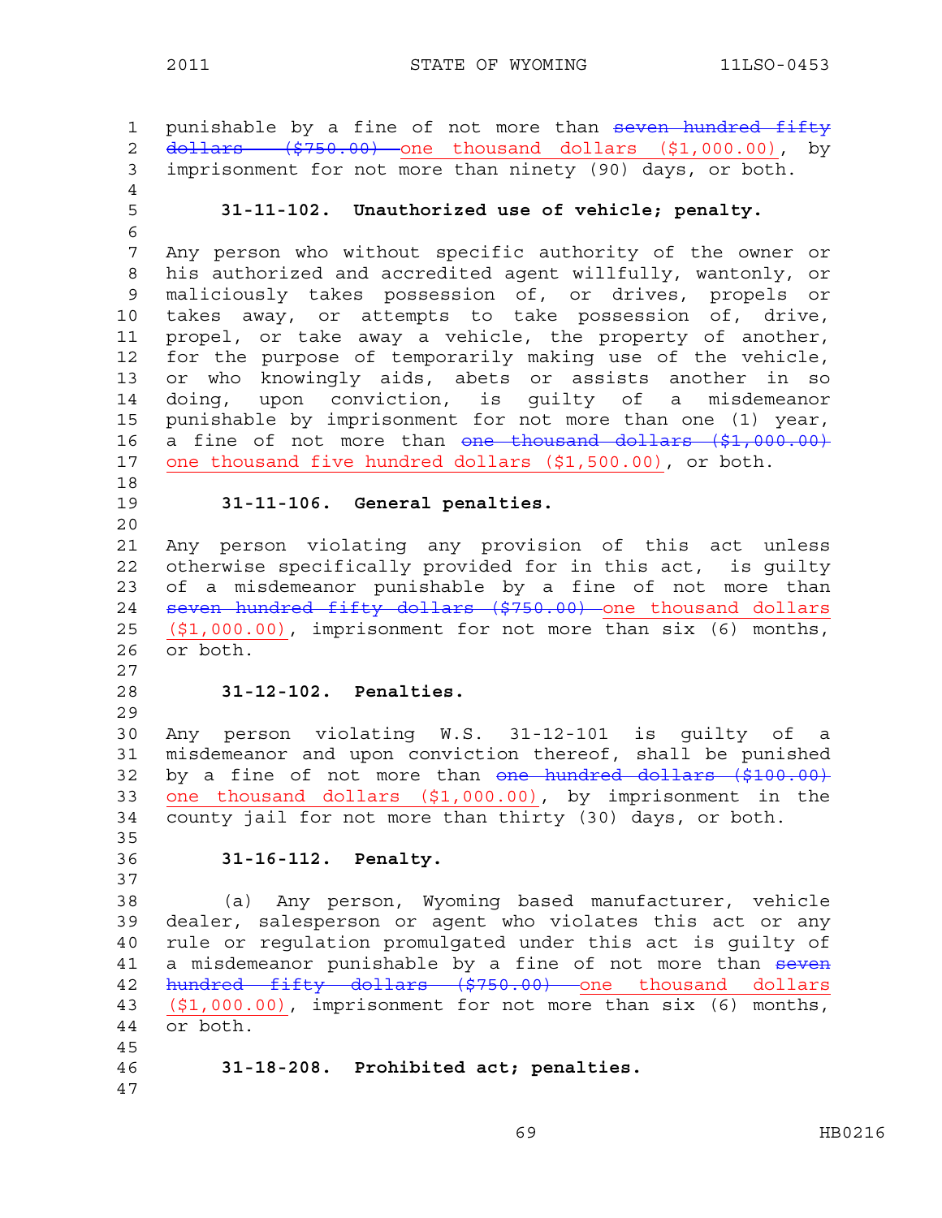punishable by a fine of not more than ~~seven hundred fifty dollars ($750.00)~~ one thousand dollars ($1,000.00), by imprisonment for not more than ninety (90) days, or both.

**31-11-102. Unauthorized use of vehicle; penalty.**

Any person who without specific authority of the owner or his authorized and accredited agent willfully, wantonly, or maliciously takes possession of, or drives, propels or takes away, or attempts to take possession of, drive, propel, or take away a vehicle, the property of another, for the purpose of temporarily making use of the vehicle, or who knowingly aids, abets or assists another in so doing, upon conviction, is guilty of a misdemeanor punishable by imprisonment for not more than one (1) year, a fine of not more than ~~one thousand dollars ($1,000.00)~~ one thousand five hundred dollars ($1,500.00), or both.

**31-11-106. General penalties.**

Any person violating any provision of this act unless otherwise specifically provided for in this act, is guilty of a misdemeanor punishable by a fine of not more than ~~seven hundred fifty dollars ($750.00)~~ one thousand dollars ($1,000.00), imprisonment for not more than six (6) months, or both.

**31-12-102. Penalties.**

Any person violating W.S. 31-12-101 is guilty of a misdemeanor and upon conviction thereof, shall be punished by a fine of not more than ~~one hundred dollars ($100.00)~~ one thousand dollars ($1,000.00), by imprisonment in the county jail for not more than thirty (30) days, or both.

**31-16-112. Penalty.**

(a) Any person, Wyoming based manufacturer, vehicle dealer, salesperson or agent who violates this act or any rule or regulation promulgated under this act is guilty of a misdemeanor punishable by a fine of not more than ~~seven hundred fifty dollars ($750.00)~~ one thousand dollars ($1,000.00), imprisonment for not more than six (6) months, or both.

**31-18-208. Prohibited act; penalties.**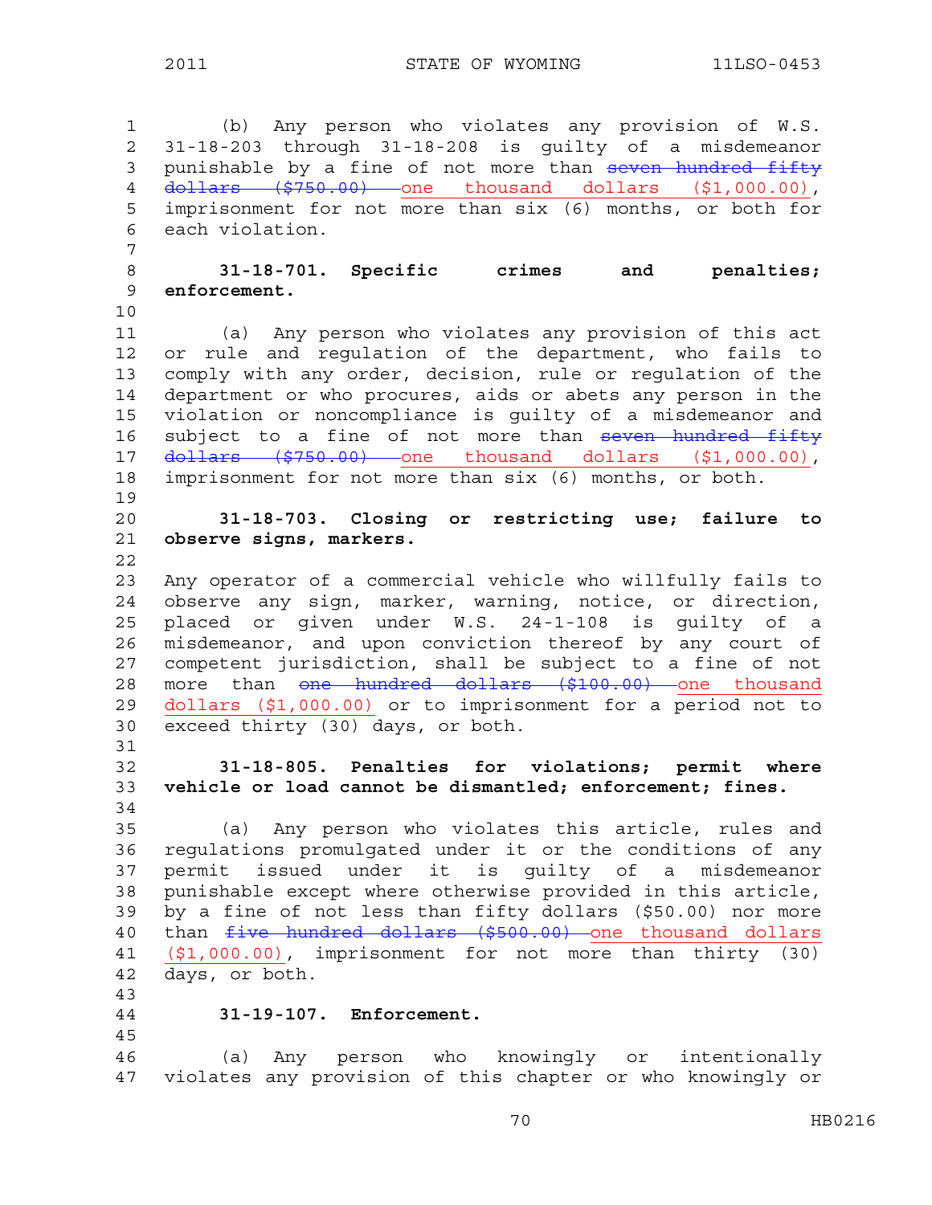(b) Any person who violates any provision of W.S. 31-18-203 through 31-18-208 is guilty of a misdemeanor punishable by a fine of not more than ~~seven hundred fifty dollars ($750.00)~~ <u>one thousand dollars ($1,000.00)</u>, imprisonment for not more than six (6) months, or both for each violation.

**31-18-701. Specific crimes and penalties; enforcement.**

(a) Any person who violates any provision of this act or rule and regulation of the department, who fails to comply with any order, decision, rule or regulation of the department or who procures, aids or abets any person in the violation or noncompliance is guilty of a misdemeanor and subject to a fine of not more than ~~seven hundred fifty dollars ($750.00)~~ <u>one thousand dollars ($1,000.00)</u>, imprisonment for not more than six (6) months, or both.

**31-18-703. Closing or restricting use; failure to observe signs, markers.**

Any operator of a commercial vehicle who willfully fails to observe any sign, marker, warning, notice, or direction, placed or given under W.S. 24-1-108 is guilty of a misdemeanor, and upon conviction thereof by any court of competent jurisdiction, shall be subject to a fine of not more than ~~one hundred dollars ($100.00)~~ <u>one thousand dollars ($1,000.00)</u> or to imprisonment for a period not to exceed thirty (30) days, or both.

**31-18-805. Penalties for violations; permit where vehicle or load cannot be dismantled; enforcement; fines.**

(a) Any person who violates this article, rules and regulations promulgated under it or the conditions of any permit issued under it is guilty of a misdemeanor punishable except where otherwise provided in this article, by a fine of not less than fifty dollars ($50.00) nor more than ~~five hundred dollars ($500.00)~~ <u>one thousand dollars ($1,000.00)</u>, imprisonment for not more than thirty (30) days, or both.

**31-19-107. Enforcement.**

(a) Any person who knowingly or intentionally violates any provision of this chapter or who knowingly or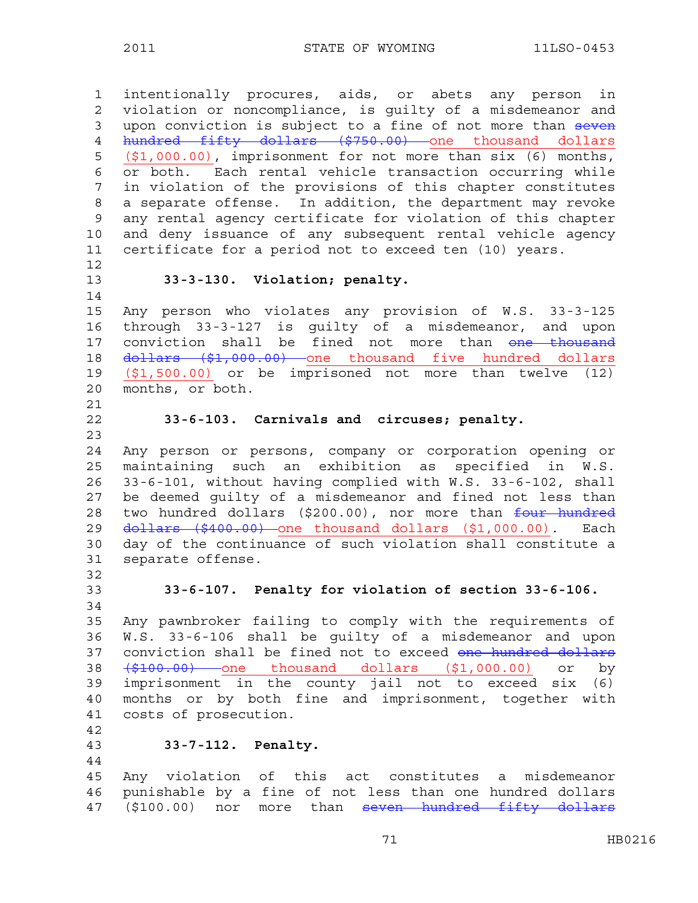intentionally procures, aids, or abets any person in violation or noncompliance, is guilty of a misdemeanor and upon conviction is subject to a fine of not more than ~~seven hundred fifty dollars ($750.00)~~ <u>one thousand dollars ($1,000.00)</u>, imprisonment for not more than six (6) months, or both. Each rental vehicle transaction occurring while in violation of the provisions of this chapter constitutes a separate offense. In addition, the department may revoke any rental agency certificate for violation of this chapter and deny issuance of any subsequent rental vehicle agency certificate for a period not to exceed ten (10) years.

**33-3-130. Violation; penalty.**

Any person who violates any provision of W.S. 33-3-125 through 33-3-127 is guilty of a misdemeanor, and upon conviction shall be fined not more than ~~one thousand dollars ($1,000.00)~~ <u>one thousand five hundred dollars ($1,500.00)</u> or be imprisoned not more than twelve (12) months, or both.

**33-6-103. Carnivals and circuses; penalty.**

Any person or persons, company or corporation opening or maintaining such an exhibition as specified in W.S. 33-6-101, without having complied with W.S. 33-6-102, shall be deemed guilty of a misdemeanor and fined not less than two hundred dollars ($200.00), nor more than ~~four hundred dollars ($400.00)~~ <u>one thousand dollars ($1,000.00)</u>. Each day of the continuance of such violation shall constitute a separate offense.

**33-6-107. Penalty for violation of section 33-6-106.**

Any pawnbroker failing to comply with the requirements of W.S. 33-6-106 shall be guilty of a misdemeanor and upon conviction shall be fined not to exceed ~~one hundred dollars ($100.00)~~ <u>one thousand dollars ($1,000.00)</u> or by imprisonment in the county jail not to exceed six (6) months or by both fine and imprisonment, together with costs of prosecution.

**33-7-112. Penalty.**

Any violation of this act constitutes a misdemeanor punishable by a fine of not less than one hundred dollars ($100.00) nor more than ~~seven hundred fifty dollars~~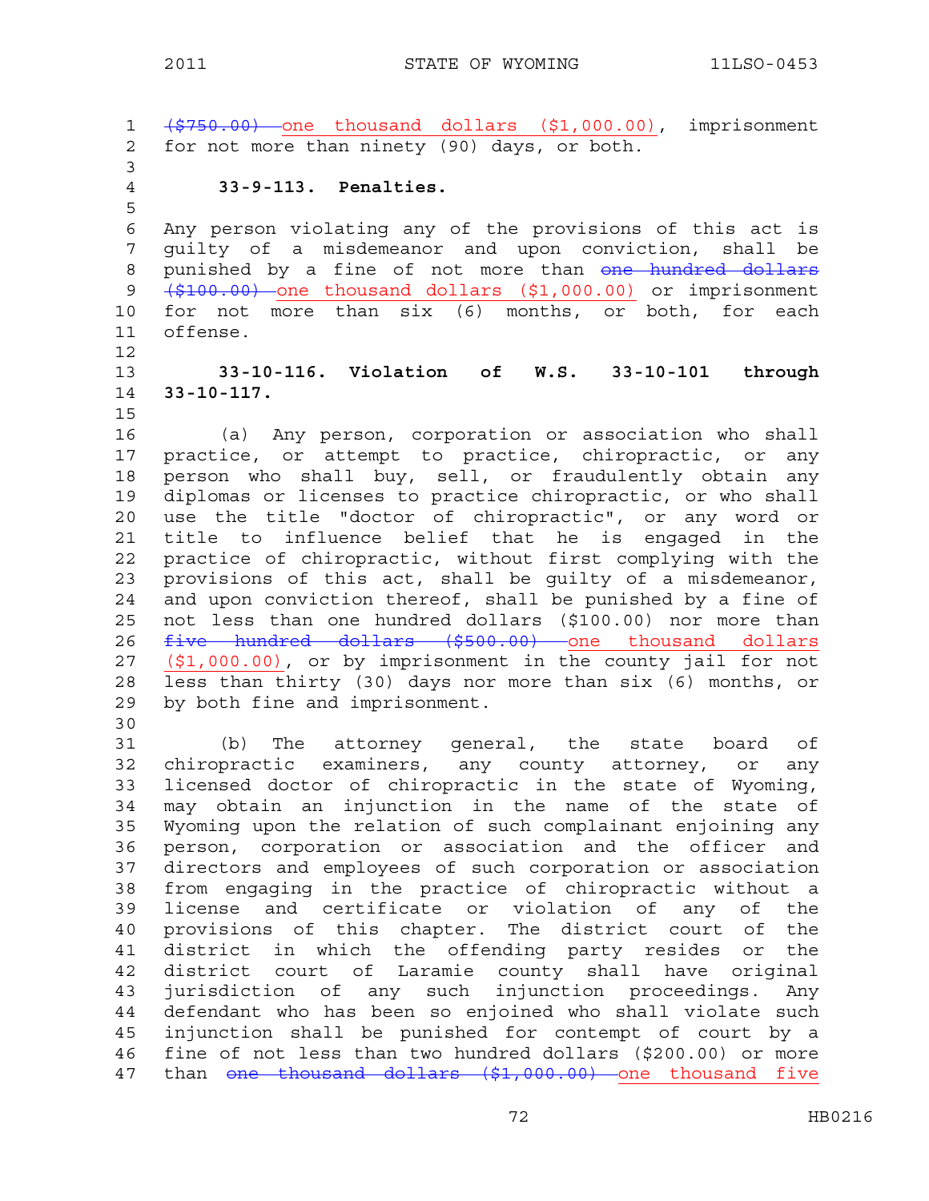~~($750.00)~~ one thousand dollars ($1,000.00), imprisonment for not more than ninety (90) days, or both.

**33-9-113. Penalties.**

Any person violating any of the provisions of this act is guilty of a misdemeanor and upon conviction, shall be punished by a fine of not more than ~~one hundred dollars ($100.00)~~ one thousand dollars ($1,000.00) or imprisonment for not more than six (6) months, or both, for each offense.

**33-10-116. Violation of W.S. 33-10-101 through 33-10-117.**

(a) Any person, corporation or association who shall practice, or attempt to practice, chiropractic, or any person who shall buy, sell, or fraudulently obtain any diplomas or licenses to practice chiropractic, or who shall use the title "doctor of chiropractic", or any word or title to influence belief that he is engaged in the practice of chiropractic, without first complying with the provisions of this act, shall be guilty of a misdemeanor, and upon conviction thereof, shall be punished by a fine of not less than one hundred dollars ($100.00) nor more than ~~five hundred dollars ($500.00)~~ one thousand dollars ($1,000.00), or by imprisonment in the county jail for not less than thirty (30) days nor more than six (6) months, or by both fine and imprisonment.

(b) The attorney general, the state board of chiropractic examiners, any county attorney, or any licensed doctor of chiropractic in the state of Wyoming, may obtain an injunction in the name of the state of Wyoming upon the relation of such complainant enjoining any person, corporation or association and the officer and directors and employees of such corporation or association from engaging in the practice of chiropractic without a license and certificate or violation of any of the provisions of this chapter. The district court of the district in which the offending party resides or the district court of Laramie county shall have original jurisdiction of any such injunction proceedings. Any defendant who has been so enjoined who shall violate such injunction shall be punished for contempt of court by a fine of not less than two hundred dollars ($200.00) or more than ~~one thousand dollars ($1,000.00)~~ one thousand five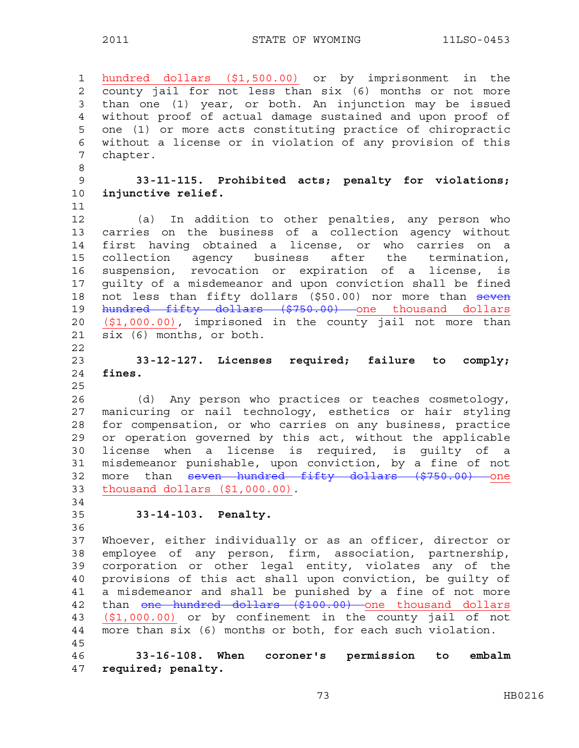hundred dollars ($1,500.00) or by imprisonment in the county jail for not less than six (6) months or not more than one (1) year, or both. An injunction may be issued without proof of actual damage sustained and upon proof of one (1) or more acts constituting practice of chiropractic without a license or in violation of any provision of this chapter.

**33-11-115. Prohibited acts; penalty for violations; injunctive relief.**

(a) In addition to other penalties, any person who carries on the business of a collection agency without first having obtained a license, or who carries on a collection agency business after the termination, suspension, revocation or expiration of a license, is guilty of a misdemeanor and upon conviction shall be fined not less than fifty dollars ($50.00) nor more than ~~seven hundred fifty dollars ($750.00)~~ one thousand dollars ($1,000.00), imprisoned in the county jail not more than six (6) months, or both.

**33-12-127. Licenses required; failure to comply; fines.**

(d) Any person who practices or teaches cosmetology, manicuring or nail technology, esthetics or hair styling for compensation, or who carries on any business, practice or operation governed by this act, without the applicable license when a license is required, is guilty of a misdemeanor punishable, upon conviction, by a fine of not more than ~~seven hundred fifty dollars ($750.00)~~ one thousand dollars ($1,000.00).

**33-14-103. Penalty.**

Whoever, either individually or as an officer, director or employee of any person, firm, association, partnership, corporation or other legal entity, violates any of the provisions of this act shall upon conviction, be guilty of a misdemeanor and shall be punished by a fine of not more than ~~one hundred dollars ($100.00)~~ one thousand dollars ($1,000.00) or by confinement in the county jail of not more than six (6) months or both, for each such violation.

**33-16-108. When coroner's permission to embalm required; penalty.**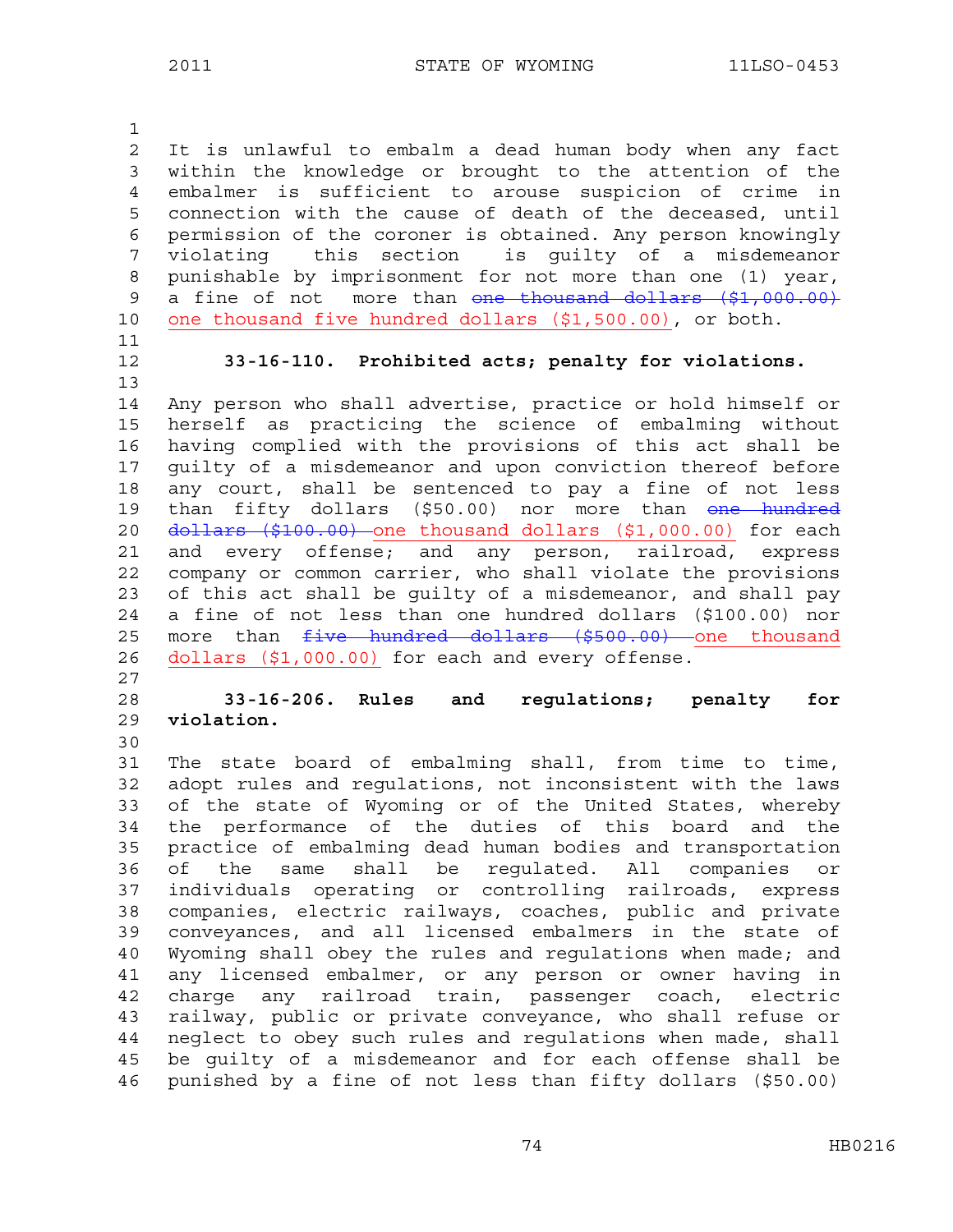It is unlawful to embalm a dead human body when any fact within the knowledge or brought to the attention of the embalmer is sufficient to arouse suspicion of crime in connection with the cause of death of the deceased, until permission of the coroner is obtained. Any person knowingly violating this section is guilty of a misdemeanor punishable by imprisonment for not more than one (1) year, a fine of not more than ~~one thousand dollars ($1,000.00)~~ one thousand five hundred dollars ($1,500.00), or both.

**33-16-110. Prohibited acts; penalty for violations.**

Any person who shall advertise, practice or hold himself or herself as practicing the science of embalming without having complied with the provisions of this act shall be guilty of a misdemeanor and upon conviction thereof before any court, shall be sentenced to pay a fine of not less than fifty dollars ($50.00) nor more than ~~one hundred dollars ($100.00)~~ one thousand dollars ($1,000.00) for each and every offense; and any person, railroad, express company or common carrier, who shall violate the provisions of this act shall be guilty of a misdemeanor, and shall pay a fine of not less than one hundred dollars ($100.00) nor more than ~~five hundred dollars ($500.00)~~ one thousand dollars ($1,000.00) for each and every offense.

**33-16-206. Rules and regulations; penalty for violation.**

The state board of embalming shall, from time to time, adopt rules and regulations, not inconsistent with the laws of the state of Wyoming or of the United States, whereby the performance of the duties of this board and the practice of embalming dead human bodies and transportation of the same shall be regulated. All companies or individuals operating or controlling railroads, express companies, electric railways, coaches, public and private conveyances, and all licensed embalmers in the state of Wyoming shall obey the rules and regulations when made; and any licensed embalmer, or any person or owner having in charge any railroad train, passenger coach, electric railway, public or private conveyance, who shall refuse or neglect to obey such rules and regulations when made, shall be guilty of a misdemeanor and for each offense shall be punished by a fine of not less than fifty dollars ($50.00)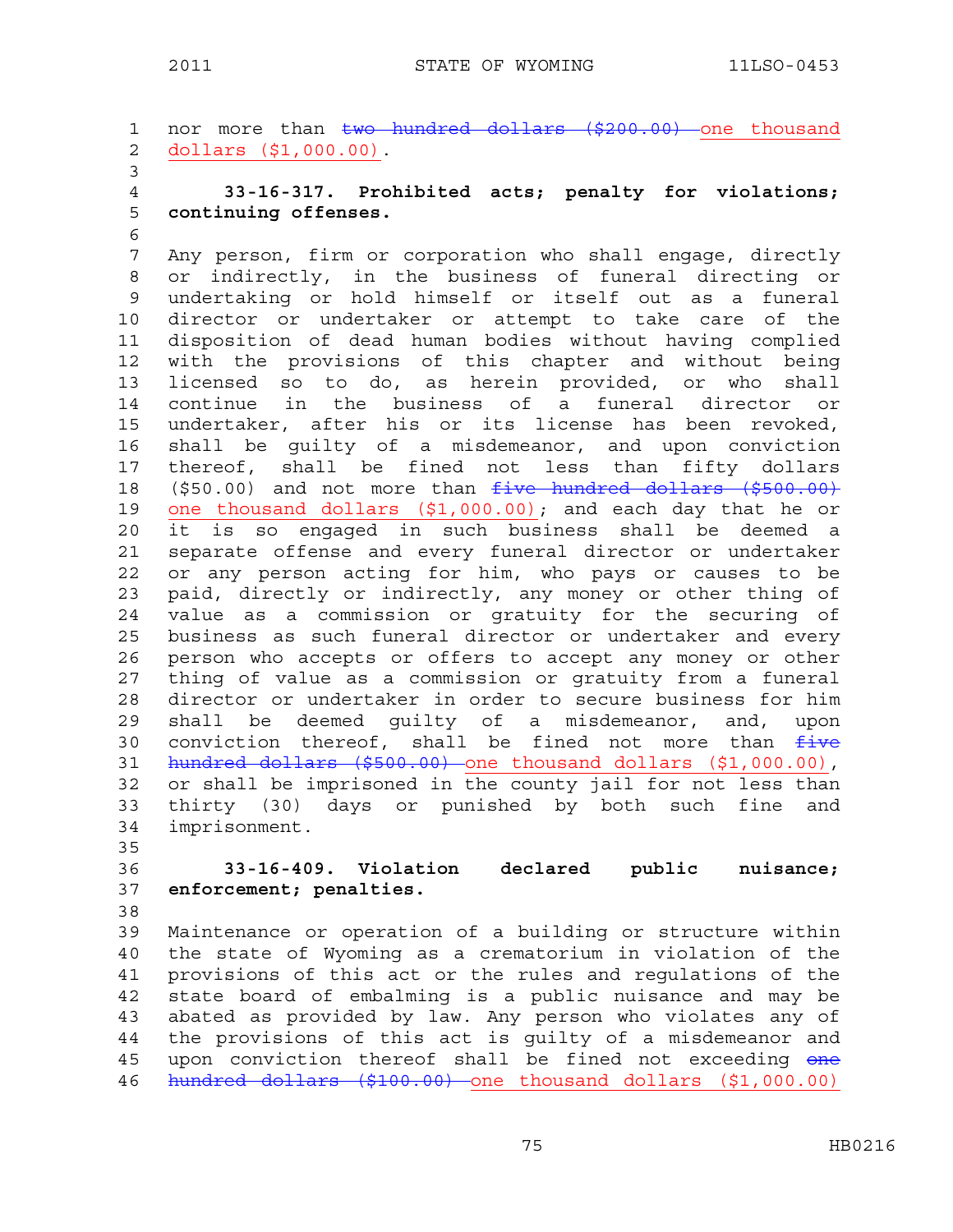nor more than ~~two hundred dollars ($200.00)~~ <u>one thousand dollars ($1,000.00)</u>.

**33-16-317. Prohibited acts; penalty for violations; continuing offenses.**

Any person, firm or corporation who shall engage, directly or indirectly, in the business of funeral directing or undertaking or hold himself or itself out as a funeral director or undertaker or attempt to take care of the disposition of dead human bodies without having complied with the provisions of this chapter and without being licensed so to do, as herein provided, or who shall continue in the business of a funeral director or undertaker, after his or its license has been revoked, shall be guilty of a misdemeanor, and upon conviction thereof, shall be fined not less than fifty dollars ($50.00) and not more than ~~five hundred dollars ($500.00)~~ <u>one thousand dollars ($1,000.00)</u>; and each day that he or it is so engaged in such business shall be deemed a separate offense and every funeral director or undertaker or any person acting for him, who pays or causes to be paid, directly or indirectly, any money or other thing of value as a commission or gratuity for the securing of business as such funeral director or undertaker and every person who accepts or offers to accept any money or other thing of value as a commission or gratuity from a funeral director or undertaker in order to secure business for him shall be deemed guilty of a misdemeanor, and, upon conviction thereof, shall be fined not more than ~~five hundred dollars ($500.00)~~ <u>one thousand dollars ($1,000.00)</u>, or shall be imprisoned in the county jail for not less than thirty (30) days or punished by both such fine and imprisonment.

**33-16-409. Violation declared public nuisance; enforcement; penalties.**

Maintenance or operation of a building or structure within the state of Wyoming as a crematorium in violation of the provisions of this act or the rules and regulations of the state board of embalming is a public nuisance and may be abated as provided by law. Any person who violates any of the provisions of this act is guilty of a misdemeanor and upon conviction thereof shall be fined not exceeding ~~one hundred dollars ($100.00)~~ <u>one thousand dollars ($1,000.00)</u>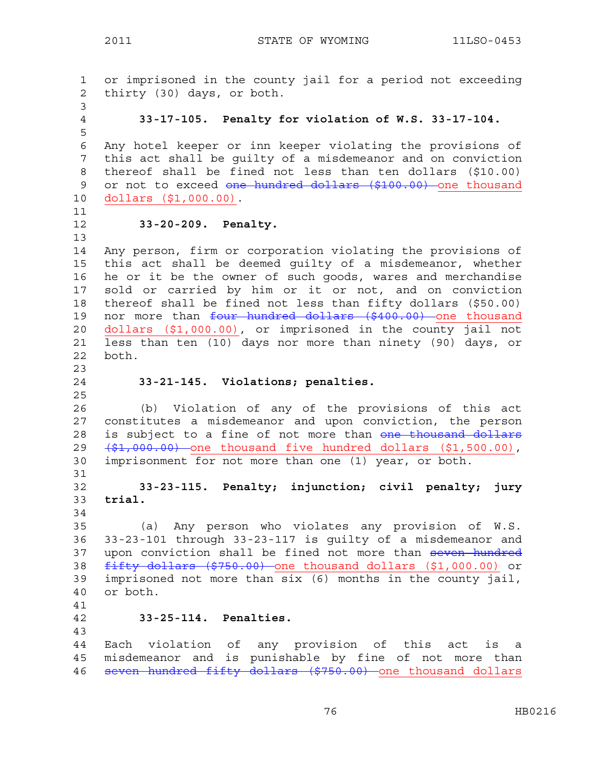or imprisoned in the county jail for a period not exceeding thirty (30) days, or both.

**33-17-105. Penalty for violation of W.S. 33-17-104.**

Any hotel keeper or inn keeper violating the provisions of this act shall be guilty of a misdemeanor and on conviction thereof shall be fined not less than ten dollars ($10.00) or not to exceed ~~one hundred dollars ($100.00)~~ one thousand dollars ($1,000.00).

**33-20-209. Penalty.**

Any person, firm or corporation violating the provisions of this act shall be deemed guilty of a misdemeanor, whether he or it be the owner of such goods, wares and merchandise sold or carried by him or it or not, and on conviction thereof shall be fined not less than fifty dollars ($50.00) nor more than ~~four hundred dollars ($400.00)~~ one thousand dollars ($1,000.00), or imprisoned in the county jail not less than ten (10) days nor more than ninety (90) days, or both.

**33-21-145. Violations; penalties.**

(b) Violation of any of the provisions of this act constitutes a misdemeanor and upon conviction, the person is subject to a fine of not more than ~~one thousand dollars ($1,000.00)~~ one thousand five hundred dollars ($1,500.00), imprisonment for not more than one (1) year, or both.

**33-23-115. Penalty; injunction; civil penalty; jury trial.**

(a) Any person who violates any provision of W.S. 33-23-101 through 33-23-117 is guilty of a misdemeanor and upon conviction shall be fined not more than ~~seven hundred fifty dollars ($750.00)~~ one thousand dollars ($1,000.00) or imprisoned not more than six (6) months in the county jail, or both.

**33-25-114. Penalties.**

Each violation of any provision of this act is a misdemeanor and is punishable by fine of not more than ~~seven hundred fifty dollars ($750.00)~~ one thousand dollars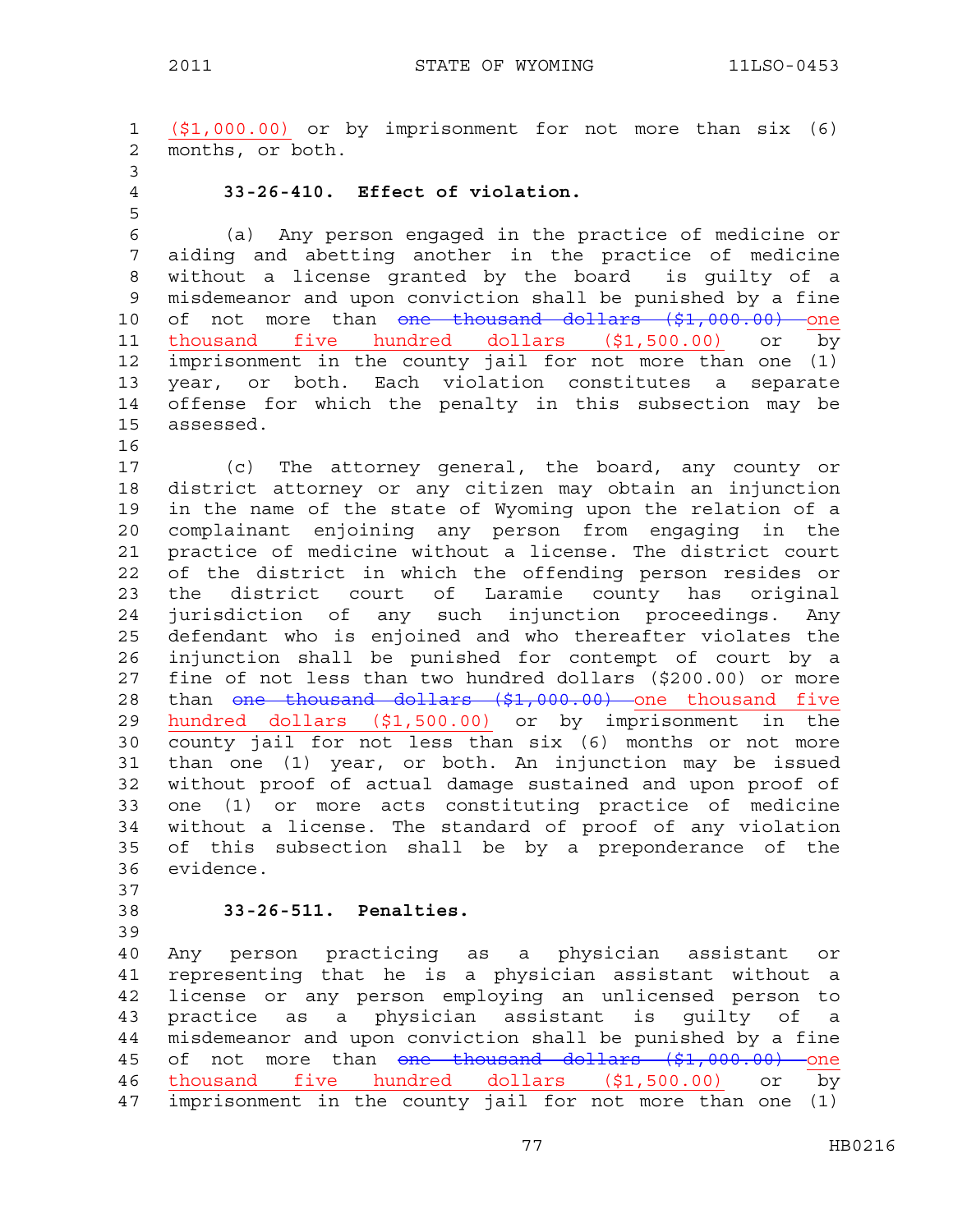($1,000.00) or by imprisonment for not more than six (6) months, or both.

**33-26-410. Effect of violation.**

(a) Any person engaged in the practice of medicine or aiding and abetting another in the practice of medicine without a license granted by the board is guilty of a misdemeanor and upon conviction shall be punished by a fine of not more than ~~one thousand dollars ($1,000.00)~~ one thousand five hundred dollars ($1,500.00) or by imprisonment in the county jail for not more than one (1) year, or both. Each violation constitutes a separate offense for which the penalty in this subsection may be assessed.

(c) The attorney general, the board, any county or district attorney or any citizen may obtain an injunction in the name of the state of Wyoming upon the relation of a complainant enjoining any person from engaging in the practice of medicine without a license. The district court of the district in which the offending person resides or the district court of Laramie county has original jurisdiction of any such injunction proceedings. Any defendant who is enjoined and who thereafter violates the injunction shall be punished for contempt of court by a fine of not less than two hundred dollars ($200.00) or more than ~~one thousand dollars ($1,000.00)~~ one thousand five hundred dollars ($1,500.00) or by imprisonment in the county jail for not less than six (6) months or not more than one (1) year, or both. An injunction may be issued without proof of actual damage sustained and upon proof of one (1) or more acts constituting practice of medicine without a license. The standard of proof of any violation of this subsection shall be by a preponderance of the evidence.

**33-26-511. Penalties.**

Any person practicing as a physician assistant or representing that he is a physician assistant without a license or any person employing an unlicensed person to practice as a physician assistant is guilty of a misdemeanor and upon conviction shall be punished by a fine of not more than ~~one thousand dollars ($1,000.00)~~ one thousand five hundred dollars ($1,500.00) or by imprisonment in the county jail for not more than one (1)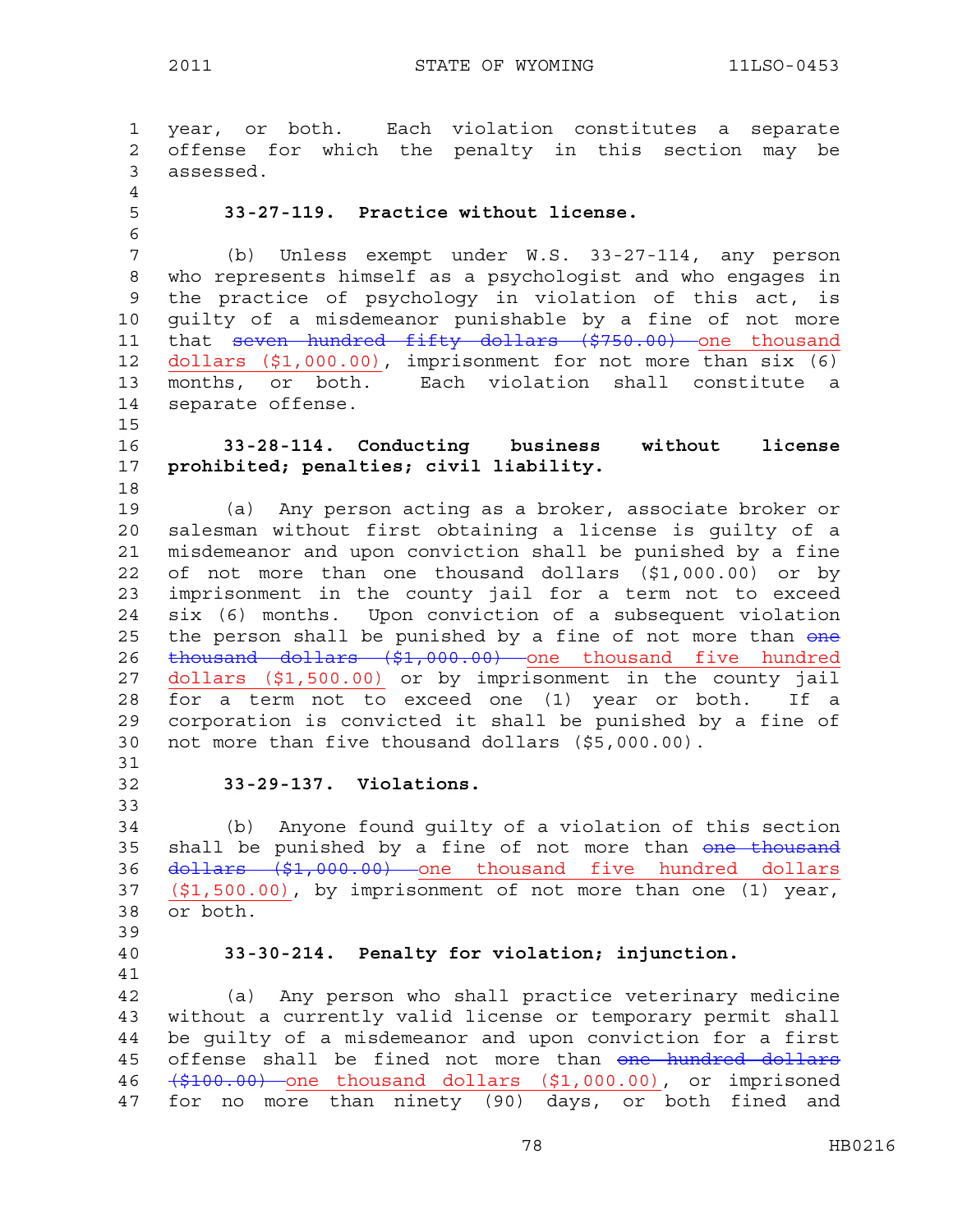year, or both. Each violation constitutes a separate offense for which the penalty in this section may be assessed.

**33-27-119. Practice without license.**

(b) Unless exempt under W.S. 33-27-114, any person who represents himself as a psychologist and who engages in the practice of psychology in violation of this act, is guilty of a misdemeanor punishable by a fine of not more that ~~seven hundred fifty dollars ($750.00)~~ <u>one thousand dollars ($1,000.00)</u>, imprisonment for not more than six (6) months, or both. Each violation shall constitute a separate offense.

**33-28-114. Conducting business without license prohibited; penalties; civil liability.**

(a) Any person acting as a broker, associate broker or salesman without first obtaining a license is guilty of a misdemeanor and upon conviction shall be punished by a fine of not more than one thousand dollars ($1,000.00) or by imprisonment in the county jail for a term not to exceed six (6) months. Upon conviction of a subsequent violation the person shall be punished by a fine of not more than ~~one thousand dollars ($1,000.00)~~ <u>one thousand five hundred dollars ($1,500.00)</u> or by imprisonment in the county jail for a term not to exceed one (1) year or both. If a corporation is convicted it shall be punished by a fine of not more than five thousand dollars ($5,000.00).

**33-29-137. Violations.**

(b) Anyone found guilty of a violation of this section shall be punished by a fine of not more than ~~one thousand dollars ($1,000.00)~~ <u>one thousand five hundred dollars ($1,500.00)</u>, by imprisonment of not more than one (1) year, or both.

**33-30-214. Penalty for violation; injunction.**

(a) Any person who shall practice veterinary medicine without a currently valid license or temporary permit shall be guilty of a misdemeanor and upon conviction for a first offense shall be fined not more than ~~one hundred dollars ($100.00)~~ <u>one thousand dollars ($1,000.00)</u>, or imprisoned for no more than ninety (90) days, or both fined and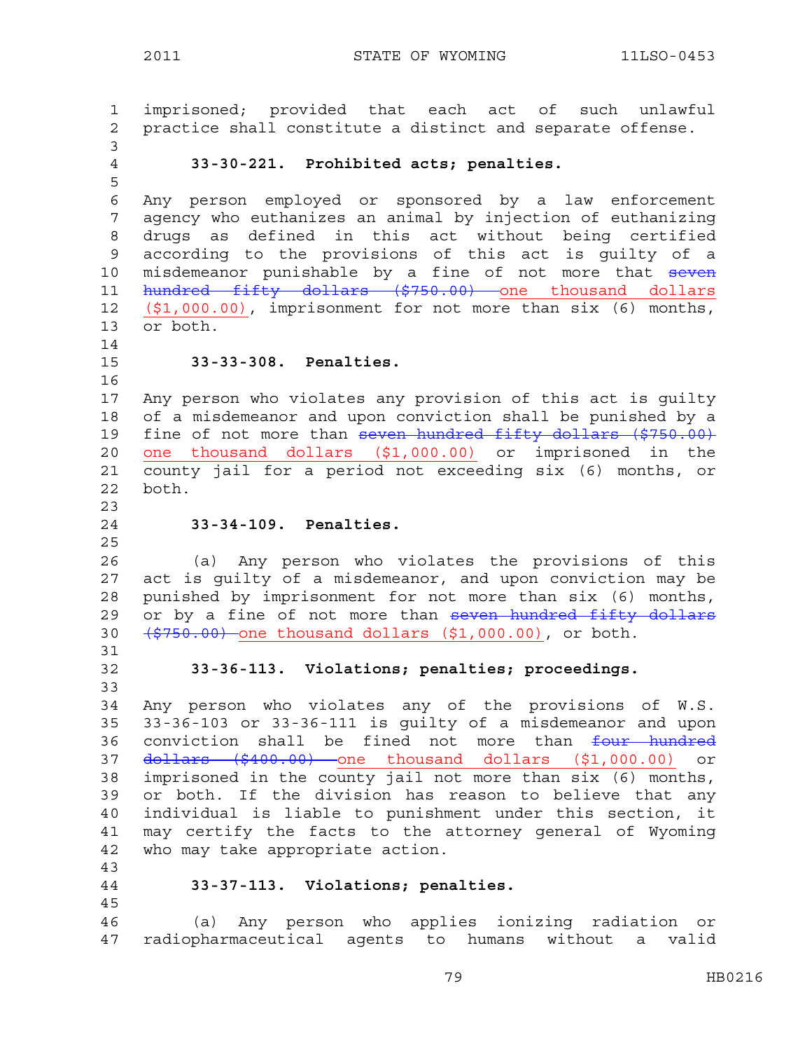imprisoned; provided that each act of such unlawful practice shall constitute a distinct and separate offense.

**33-30-221. Prohibited acts; penalties.**

Any person employed or sponsored by a law enforcement agency who euthanizes an animal by injection of euthanizing drugs as defined in this act without being certified according to the provisions of this act is guilty of a misdemeanor punishable by a fine of not more that ~~seven hundred fifty dollars ($750.00)~~ one thousand dollars ($1,000.00), imprisonment for not more than six (6) months, or both.

**33-33-308. Penalties.**

Any person who violates any provision of this act is guilty of a misdemeanor and upon conviction shall be punished by a fine of not more than ~~seven hundred fifty dollars ($750.00)~~ one thousand dollars ($1,000.00) or imprisoned in the county jail for a period not exceeding six (6) months, or both.

**33-34-109. Penalties.**

(a) Any person who violates the provisions of this act is guilty of a misdemeanor, and upon conviction may be punished by imprisonment for not more than six (6) months, or by a fine of not more than ~~seven hundred fifty dollars ($750.00)~~ one thousand dollars ($1,000.00), or both.

**33-36-113. Violations; penalties; proceedings.**

Any person who violates any of the provisions of W.S. 33-36-103 or 33-36-111 is guilty of a misdemeanor and upon conviction shall be fined not more than ~~four hundred dollars ($400.00)~~ one thousand dollars ($1,000.00) or imprisoned in the county jail not more than six (6) months, or both. If the division has reason to believe that any individual is liable to punishment under this section, it may certify the facts to the attorney general of Wyoming who may take appropriate action.

**33-37-113. Violations; penalties.**

(a) Any person who applies ionizing radiation or radiopharmaceutical agents to humans without a valid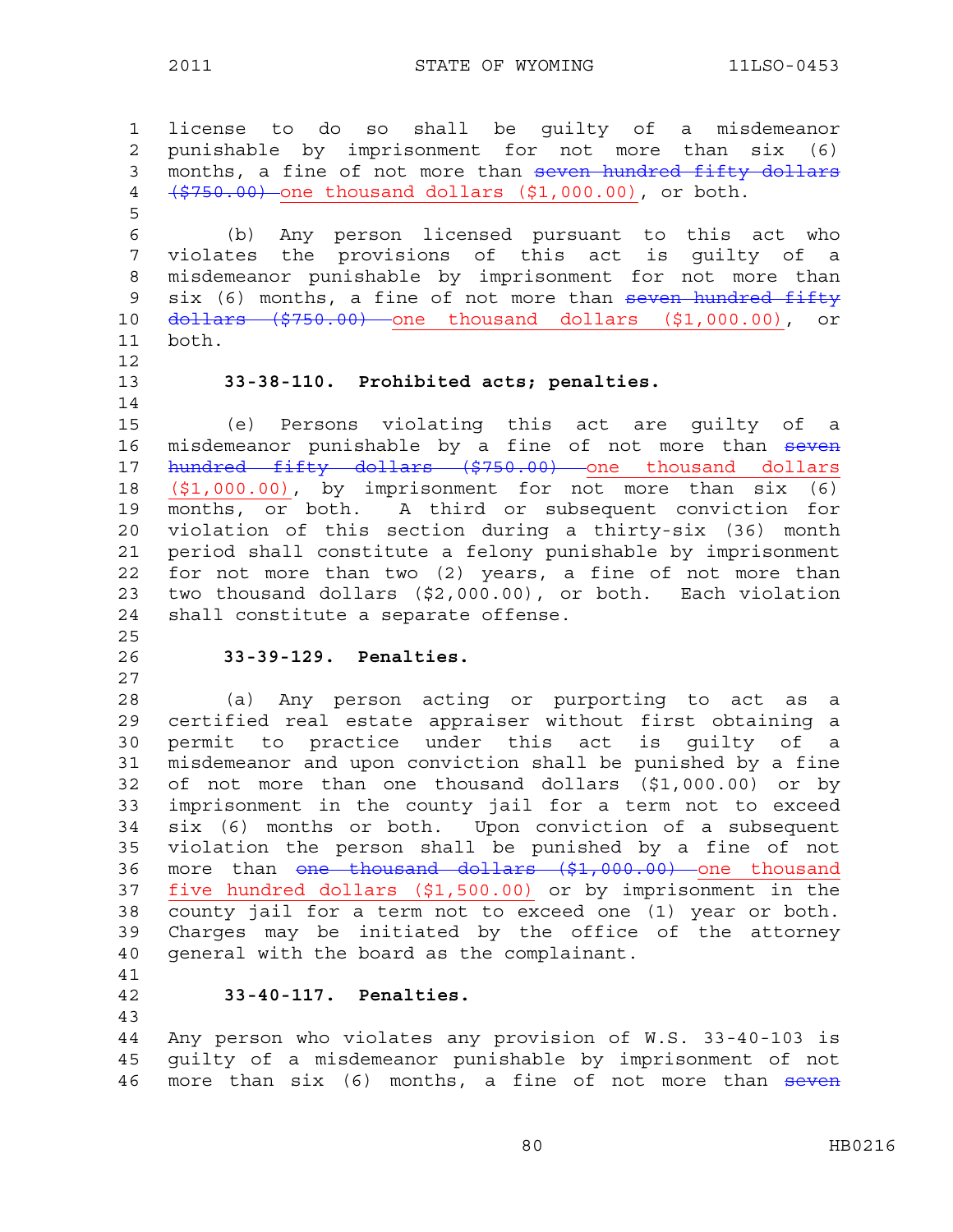license to do so shall be guilty of a misdemeanor punishable by imprisonment for not more than six (6) months, a fine of not more than ~~seven hundred fifty dollars ($750.00)~~ one thousand dollars ($1,000.00), or both.

(b) Any person licensed pursuant to this act who violates the provisions of this act is guilty of a misdemeanor punishable by imprisonment for not more than six (6) months, a fine of not more than ~~seven hundred fifty dollars ($750.00)~~ one thousand dollars ($1,000.00), or both.

**33-38-110. Prohibited acts; penalties.**

(e) Persons violating this act are guilty of a misdemeanor punishable by a fine of not more than ~~seven hundred fifty dollars ($750.00)~~ one thousand dollars ($1,000.00), by imprisonment for not more than six (6) months, or both. A third or subsequent conviction for violation of this section during a thirty-six (36) month period shall constitute a felony punishable by imprisonment for not more than two (2) years, a fine of not more than two thousand dollars ($2,000.00), or both. Each violation shall constitute a separate offense.

**33-39-129. Penalties.**

(a) Any person acting or purporting to act as a certified real estate appraiser without first obtaining a permit to practice under this act is guilty of a misdemeanor and upon conviction shall be punished by a fine of not more than one thousand dollars ($1,000.00) or by imprisonment in the county jail for a term not to exceed six (6) months or both. Upon conviction of a subsequent violation the person shall be punished by a fine of not more than ~~one thousand dollars ($1,000.00)~~ one thousand five hundred dollars ($1,500.00) or by imprisonment in the county jail for a term not to exceed one (1) year or both. Charges may be initiated by the office of the attorney general with the board as the complainant.

**33-40-117. Penalties.**

Any person who violates any provision of W.S. 33-40-103 is guilty of a misdemeanor punishable by imprisonment of not more than six (6) months, a fine of not more than ~~seven~~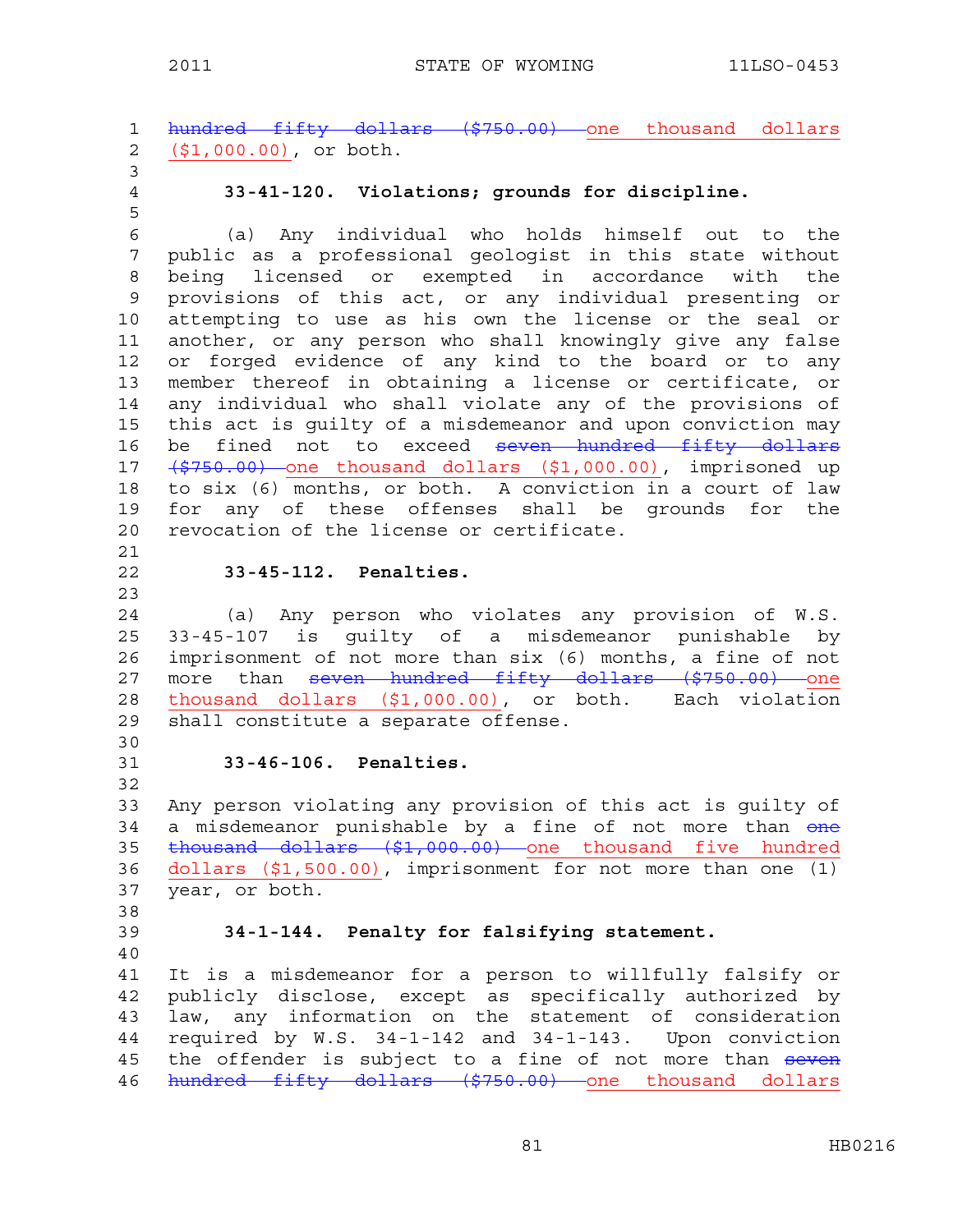~~hundred fifty dollars ($750.00)~~ one thousand dollars ($1,000.00), or both.

**33-41-120. Violations; grounds for discipline.**

(a) Any individual who holds himself out to the public as a professional geologist in this state without being licensed or exempted in accordance with the provisions of this act, or any individual presenting or attempting to use as his own the license or the seal or another, or any person who shall knowingly give any false or forged evidence of any kind to the board or to any member thereof in obtaining a license or certificate, or any individual who shall violate any of the provisions of this act is guilty of a misdemeanor and upon conviction may be fined not to exceed ~~seven hundred fifty dollars ($750.00)~~ one thousand dollars ($1,000.00), imprisoned up to six (6) months, or both. A conviction in a court of law for any of these offenses shall be grounds for the revocation of the license or certificate.

**33-45-112. Penalties.**

(a) Any person who violates any provision of W.S. 33-45-107 is guilty of a misdemeanor punishable by imprisonment of not more than six (6) months, a fine of not more than ~~seven hundred fifty dollars ($750.00)~~ one thousand dollars ($1,000.00), or both. Each violation shall constitute a separate offense.

**33-46-106. Penalties.**

Any person violating any provision of this act is guilty of a misdemeanor punishable by a fine of not more than ~~one thousand dollars ($1,000.00)~~ one thousand five hundred dollars ($1,500.00), imprisonment for not more than one (1) year, or both.

**34-1-144. Penalty for falsifying statement.**

It is a misdemeanor for a person to willfully falsify or publicly disclose, except as specifically authorized by law, any information on the statement of consideration required by W.S. 34-1-142 and 34-1-143. Upon conviction the offender is subject to a fine of not more than ~~seven hundred fifty dollars ($750.00)~~ one thousand dollars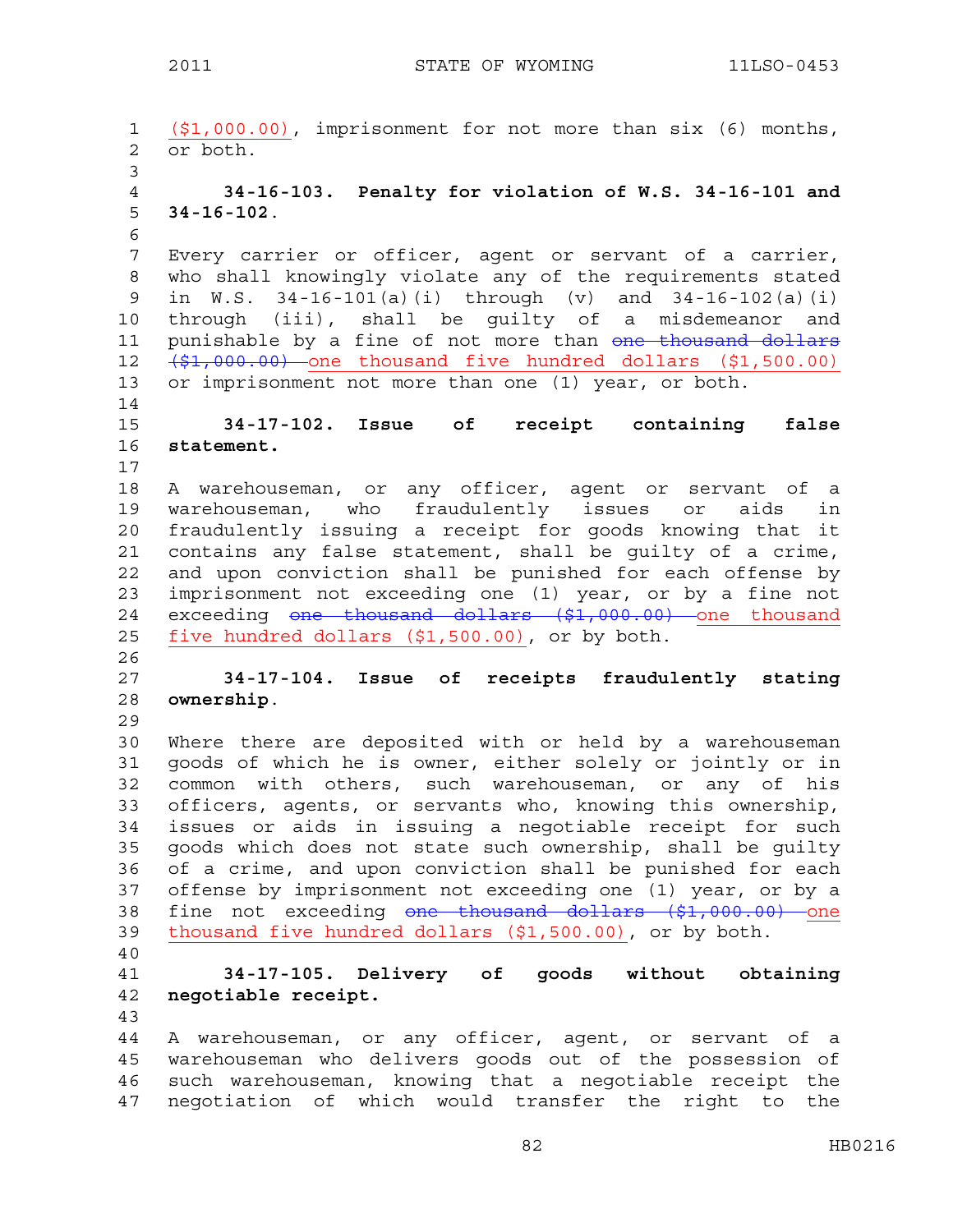($1,000.00), imprisonment for not more than six (6) months, or both.

**34-16-103. Penalty for violation of W.S. 34-16-101 and 34-16-102.**

Every carrier or officer, agent or servant of a carrier, who shall knowingly violate any of the requirements stated in W.S. 34-16-101(a)(i) through (v) and 34-16-102(a)(i) through (iii), shall be guilty of a misdemeanor and punishable by a fine of not more than ~~one thousand dollars ($1,000.00)~~ one thousand five hundred dollars ($1,500.00) or imprisonment not more than one (1) year, or both.

**34-17-102. Issue of receipt containing false statement.**

A warehouseman, or any officer, agent or servant of a warehouseman, who fraudulently issues or aids in fraudulently issuing a receipt for goods knowing that it contains any false statement, shall be guilty of a crime, and upon conviction shall be punished for each offense by imprisonment not exceeding one (1) year, or by a fine not exceeding ~~one thousand dollars ($1,000.00)~~ one thousand five hundred dollars ($1,500.00), or by both.

**34-17-104. Issue of receipts fraudulently stating ownership.**

Where there are deposited with or held by a warehouseman goods of which he is owner, either solely or jointly or in common with others, such warehouseman, or any of his officers, agents, or servants who, knowing this ownership, issues or aids in issuing a negotiable receipt for such goods which does not state such ownership, shall be guilty of a crime, and upon conviction shall be punished for each offense by imprisonment not exceeding one (1) year, or by a fine not exceeding ~~one thousand dollars ($1,000.00)~~ one thousand five hundred dollars ($1,500.00), or by both.

**34-17-105. Delivery of goods without obtaining negotiable receipt.**

A warehouseman, or any officer, agent, or servant of a warehouseman who delivers goods out of the possession of such warehouseman, knowing that a negotiable receipt the negotiation of which would transfer the right to the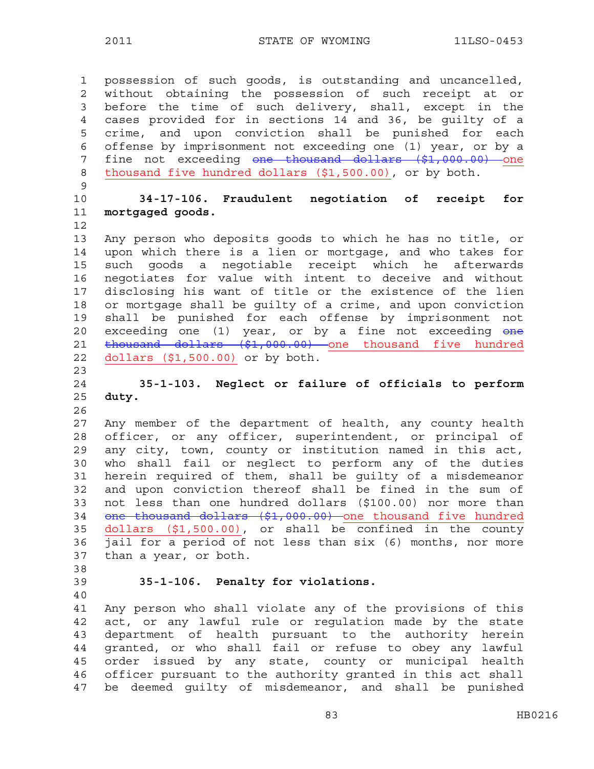possession of such goods, is outstanding and uncancelled, without obtaining the possession of such receipt at or before the time of such delivery, shall, except in the cases provided for in sections 14 and 36, be guilty of a crime, and upon conviction shall be punished for each offense by imprisonment not exceeding one (1) year, or by a fine not exceeding ~~one thousand dollars ($1,000.00)~~ one thousand five hundred dollars ($1,500.00), or by both.

**34-17-106. Fraudulent negotiation of receipt for mortgaged goods.**

Any person who deposits goods to which he has no title, or upon which there is a lien or mortgage, and who takes for such goods a negotiable receipt which he afterwards negotiates for value with intent to deceive and without disclosing his want of title or the existence of the lien or mortgage shall be guilty of a crime, and upon conviction shall be punished for each offense by imprisonment not exceeding one (1) year, or by a fine not exceeding ~~one thousand dollars ($1,000.00)~~ one thousand five hundred dollars ($1,500.00) or by both.

**35-1-103. Neglect or failure of officials to perform duty.**

Any member of the department of health, any county health officer, or any officer, superintendent, or principal of any city, town, county or institution named in this act, who shall fail or neglect to perform any of the duties herein required of them, shall be guilty of a misdemeanor and upon conviction thereof shall be fined in the sum of not less than one hundred dollars ($100.00) nor more than ~~one thousand dollars ($1,000.00)~~ one thousand five hundred dollars ($1,500.00), or shall be confined in the county jail for a period of not less than six (6) months, nor more than a year, or both.

**35-1-106. Penalty for violations.**

Any person who shall violate any of the provisions of this act, or any lawful rule or regulation made by the state department of health pursuant to the authority herein granted, or who shall fail or refuse to obey any lawful order issued by any state, county or municipal health officer pursuant to the authority granted in this act shall be deemed guilty of misdemeanor, and shall be punished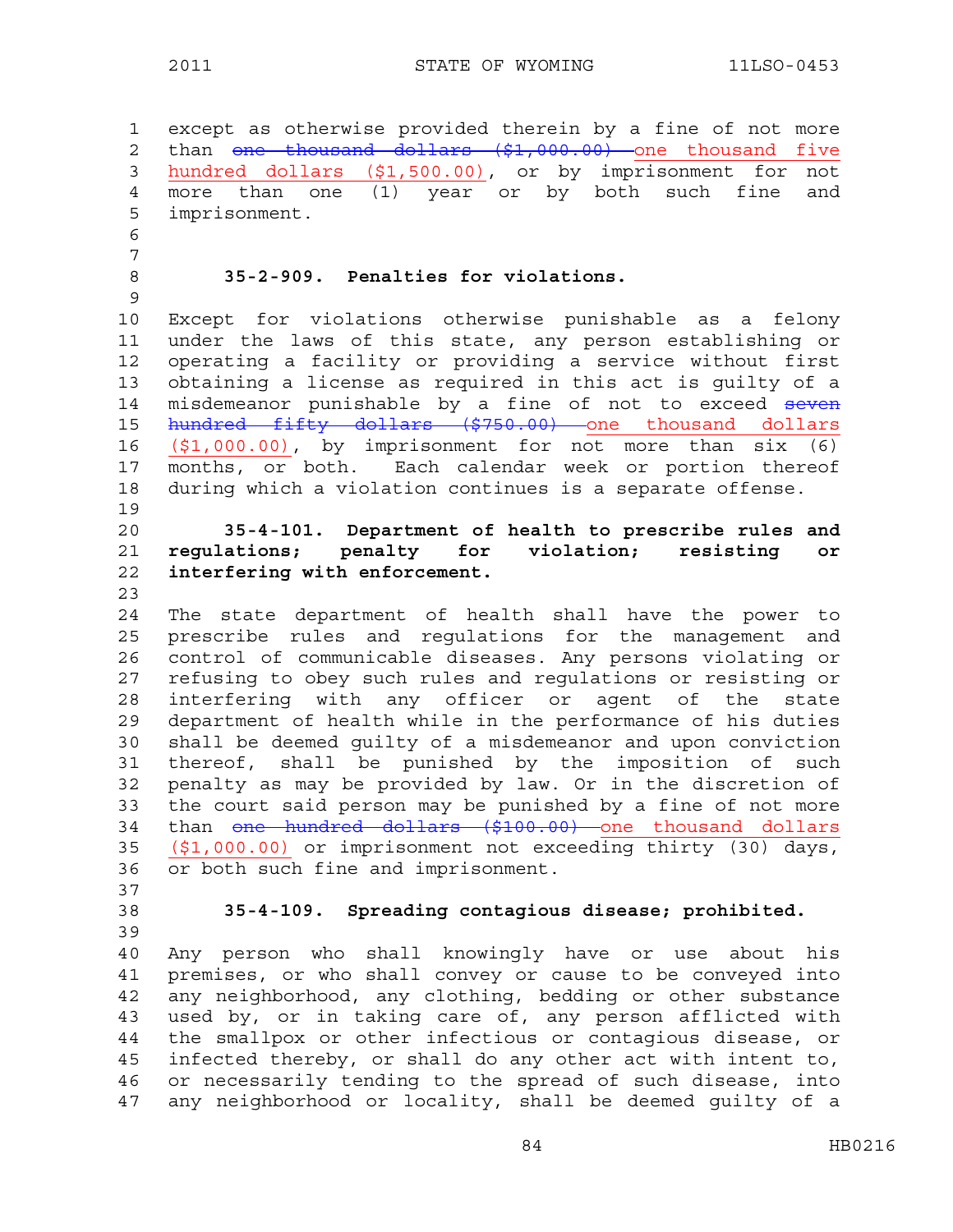except as otherwise provided therein by a fine of not more than ~~one thousand dollars ($1,000.00)~~ one thousand five hundred dollars ($1,500.00), or by imprisonment for not more than one (1) year or by both such fine and imprisonment.

**35-2-909. Penalties for violations.**

Except for violations otherwise punishable as a felony under the laws of this state, any person establishing or operating a facility or providing a service without first obtaining a license as required in this act is guilty of a misdemeanor punishable by a fine of not to exceed ~~seven hundred fifty dollars ($750.00)~~ one thousand dollars ($1,000.00), by imprisonment for not more than six (6) months, or both. Each calendar week or portion thereof during which a violation continues is a separate offense.

**35-4-101. Department of health to prescribe rules and regulations; penalty for violation; resisting or interfering with enforcement.**

The state department of health shall have the power to prescribe rules and regulations for the management and control of communicable diseases. Any persons violating or refusing to obey such rules and regulations or resisting or interfering with any officer or agent of the state department of health while in the performance of his duties shall be deemed guilty of a misdemeanor and upon conviction thereof, shall be punished by the imposition of such penalty as may be provided by law. Or in the discretion of the court said person may be punished by a fine of not more than ~~one hundred dollars ($100.00)~~ one thousand dollars ($1,000.00) or imprisonment not exceeding thirty (30) days, or both such fine and imprisonment.

**35-4-109. Spreading contagious disease; prohibited.**

Any person who shall knowingly have or use about his premises, or who shall convey or cause to be conveyed into any neighborhood, any clothing, bedding or other substance used by, or in taking care of, any person afflicted with the smallpox or other infectious or contagious disease, or infected thereby, or shall do any other act with intent to, or necessarily tending to the spread of such disease, into any neighborhood or locality, shall be deemed guilty of a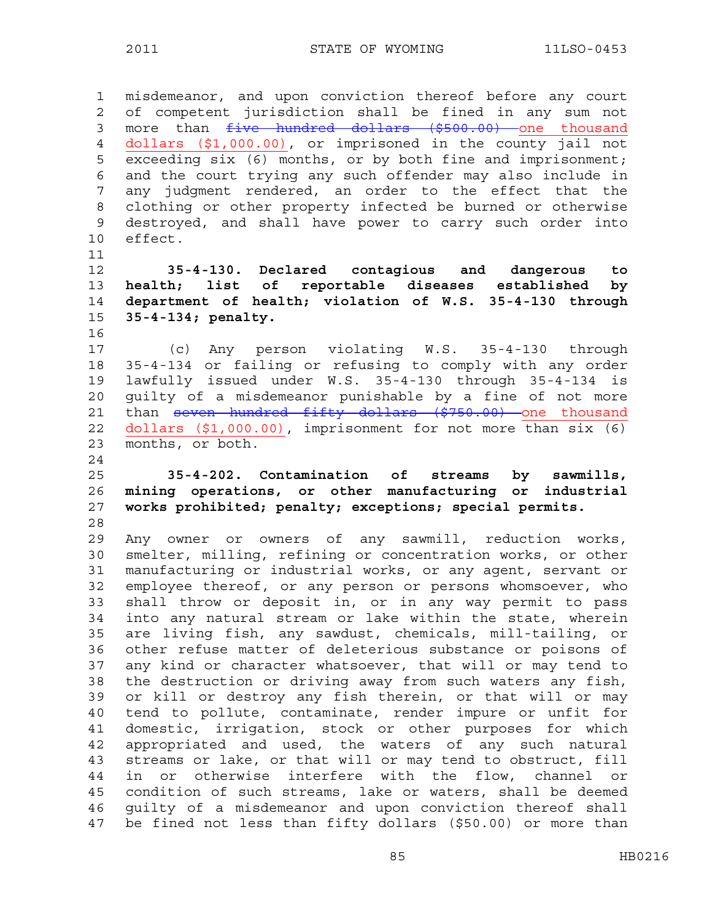misdemeanor, and upon conviction thereof before any court of competent jurisdiction shall be fined in any sum not more than ~~five hundred dollars ($500.00)~~ <u>one thousand dollars ($1,000.00)</u>, or imprisoned in the county jail not exceeding six (6) months, or by both fine and imprisonment; and the court trying any such offender may also include in any judgment rendered, an order to the effect that the clothing or other property infected be burned or otherwise destroyed, and shall have power to carry such order into effect.

**35-4-130. Declared contagious and dangerous to health; list of reportable diseases established by department of health; violation of W.S. 35-4-130 through 35-4-134; penalty.**

(c) Any person violating W.S. 35-4-130 through 35-4-134 or failing or refusing to comply with any order lawfully issued under W.S. 35-4-130 through 35-4-134 is guilty of a misdemeanor punishable by a fine of not more than ~~seven hundred fifty dollars ($750.00)~~ <u>one thousand dollars ($1,000.00)</u>, imprisonment for not more than six (6) months, or both.

**35-4-202. Contamination of streams by sawmills, mining operations, or other manufacturing or industrial works prohibited; penalty; exceptions; special permits.**

Any owner or owners of any sawmill, reduction works, smelter, milling, refining or concentration works, or other manufacturing or industrial works, or any agent, servant or employee thereof, or any person or persons whomsoever, who shall throw or deposit in, or in any way permit to pass into any natural stream or lake within the state, wherein are living fish, any sawdust, chemicals, mill-tailing, or other refuse matter of deleterious substance or poisons of any kind or character whatsoever, that will or may tend to the destruction or driving away from such waters any fish, or kill or destroy any fish therein, or that will or may tend to pollute, contaminate, render impure or unfit for domestic, irrigation, stock or other purposes for which appropriated and used, the waters of any such natural streams or lake, or that will or may tend to obstruct, fill in or otherwise interfere with the flow, channel or condition of such streams, lake or waters, shall be deemed guilty of a misdemeanor and upon conviction thereof shall be fined not less than fifty dollars ($50.00) or more than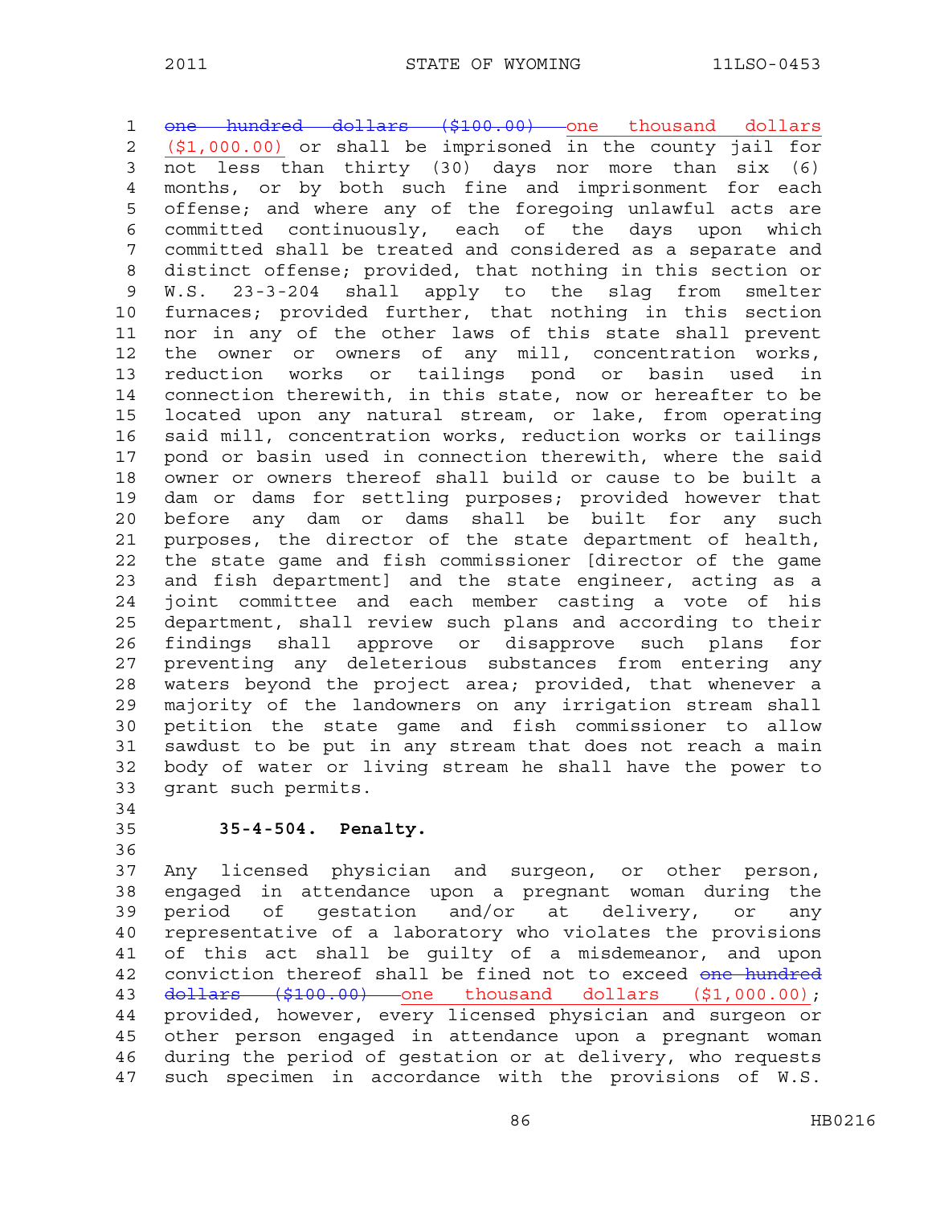~~one hundred dollars ($100.00)~~ one thousand dollars ($1,000.00) or shall be imprisoned in the county jail for not less than thirty (30) days nor more than six (6) months, or by both such fine and imprisonment for each offense; and where any of the foregoing unlawful acts are committed continuously, each of the days upon which committed shall be treated and considered as a separate and distinct offense; provided, that nothing in this section or W.S. 23-3-204 shall apply to the slag from smelter furnaces; provided further, that nothing in this section nor in any of the other laws of this state shall prevent the owner or owners of any mill, concentration works, reduction works or tailings pond or basin used in connection therewith, in this state, now or hereafter to be located upon any natural stream, or lake, from operating said mill, concentration works, reduction works or tailings pond or basin used in connection therewith, where the said owner or owners thereof shall build or cause to be built a dam or dams for settling purposes; provided however that before any dam or dams shall be built for any such purposes, the director of the state department of health, the state game and fish commissioner [director of the game and fish department] and the state engineer, acting as a joint committee and each member casting a vote of his department, shall review such plans and according to their findings shall approve or disapprove such plans for preventing any deleterious substances from entering any waters beyond the project area; provided, that whenever a majority of the landowners on any irrigation stream shall petition the state game and fish commissioner to allow sawdust to be put in any stream that does not reach a main body of water or living stream he shall have the power to grant such permits.

**35-4-504. Penalty.**

Any licensed physician and surgeon, or other person, engaged in attendance upon a pregnant woman during the period of gestation and/or at delivery, or any representative of a laboratory who violates the provisions of this act shall be guilty of a misdemeanor, and upon conviction thereof shall be fined not to exceed ~~one hundred dollars ($100.00)~~ one thousand dollars ($1,000.00); provided, however, every licensed physician and surgeon or other person engaged in attendance upon a pregnant woman during the period of gestation or at delivery, who requests such specimen in accordance with the provisions of W.S.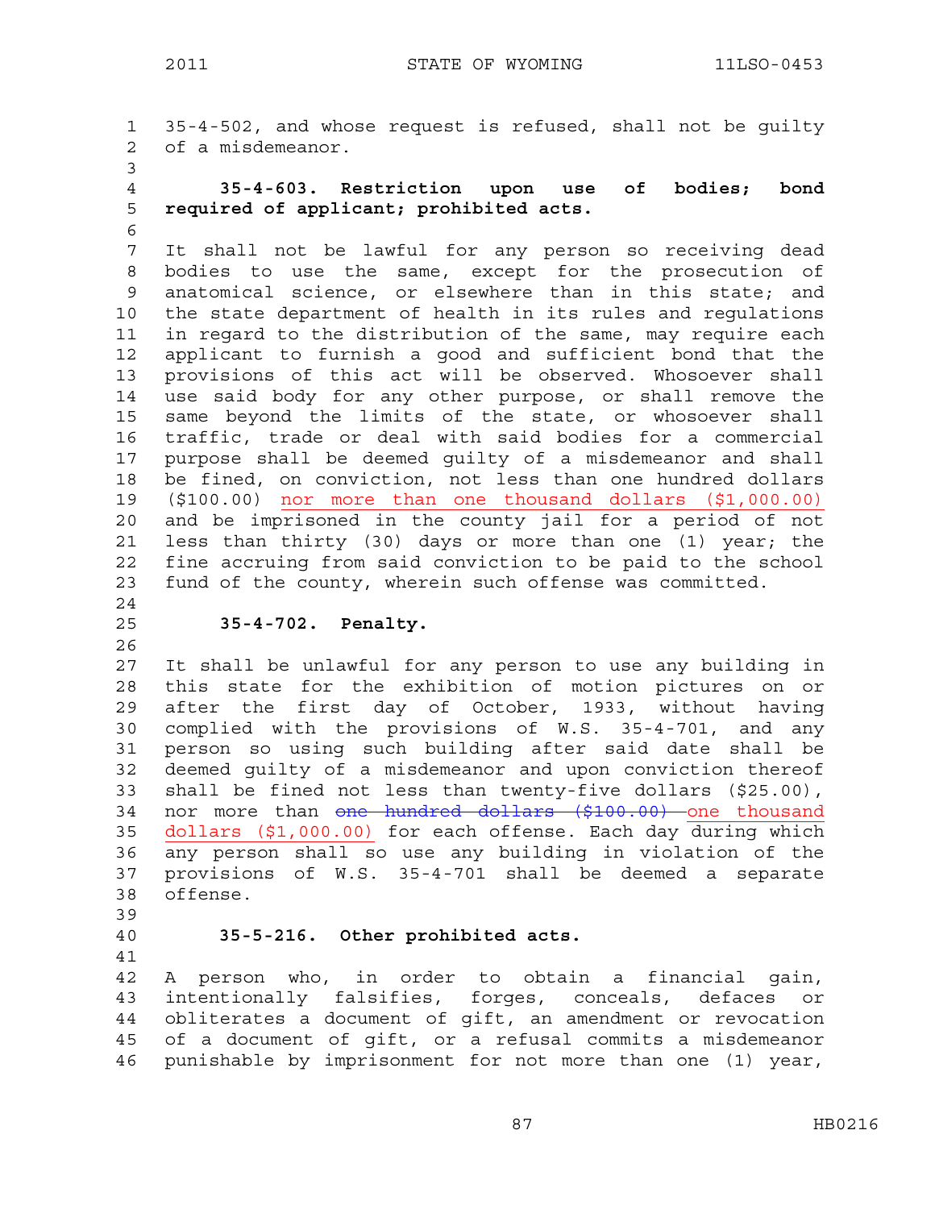35-4-502, and whose request is refused, shall not be guilty of a misdemeanor.

**35-4-603. Restriction upon use of bodies; bond required of applicant; prohibited acts.**

It shall not be lawful for any person so receiving dead bodies to use the same, except for the prosecution of anatomical science, or elsewhere than in this state; and the state department of health in its rules and regulations in regard to the distribution of the same, may require each applicant to furnish a good and sufficient bond that the provisions of this act will be observed. Whosoever shall use said body for any other purpose, or shall remove the same beyond the limits of the state, or whosoever shall traffic, trade or deal with said bodies for a commercial purpose shall be deemed guilty of a misdemeanor and shall be fined, on conviction, not less than one hundred dollars ($100.00) nor more than one thousand dollars ($1,000.00) and be imprisoned in the county jail for a period of not less than thirty (30) days or more than one (1) year; the fine accruing from said conviction to be paid to the school fund of the county, wherein such offense was committed.

**35-4-702. Penalty.**

It shall be unlawful for any person to use any building in this state for the exhibition of motion pictures on or after the first day of October, 1933, without having complied with the provisions of W.S. 35-4-701, and any person so using such building after said date shall be deemed guilty of a misdemeanor and upon conviction thereof shall be fined not less than twenty-five dollars ($25.00), nor more than ~~one hundred dollars ($100.00)~~ one thousand dollars ($1,000.00) for each offense. Each day during which any person shall so use any building in violation of the provisions of W.S. 35-4-701 shall be deemed a separate offense.

**35-5-216. Other prohibited acts.**

A person who, in order to obtain a financial gain, intentionally falsifies, forges, conceals, defaces or obliterates a document of gift, an amendment or revocation of a document of gift, or a refusal commits a misdemeanor punishable by imprisonment for not more than one (1) year,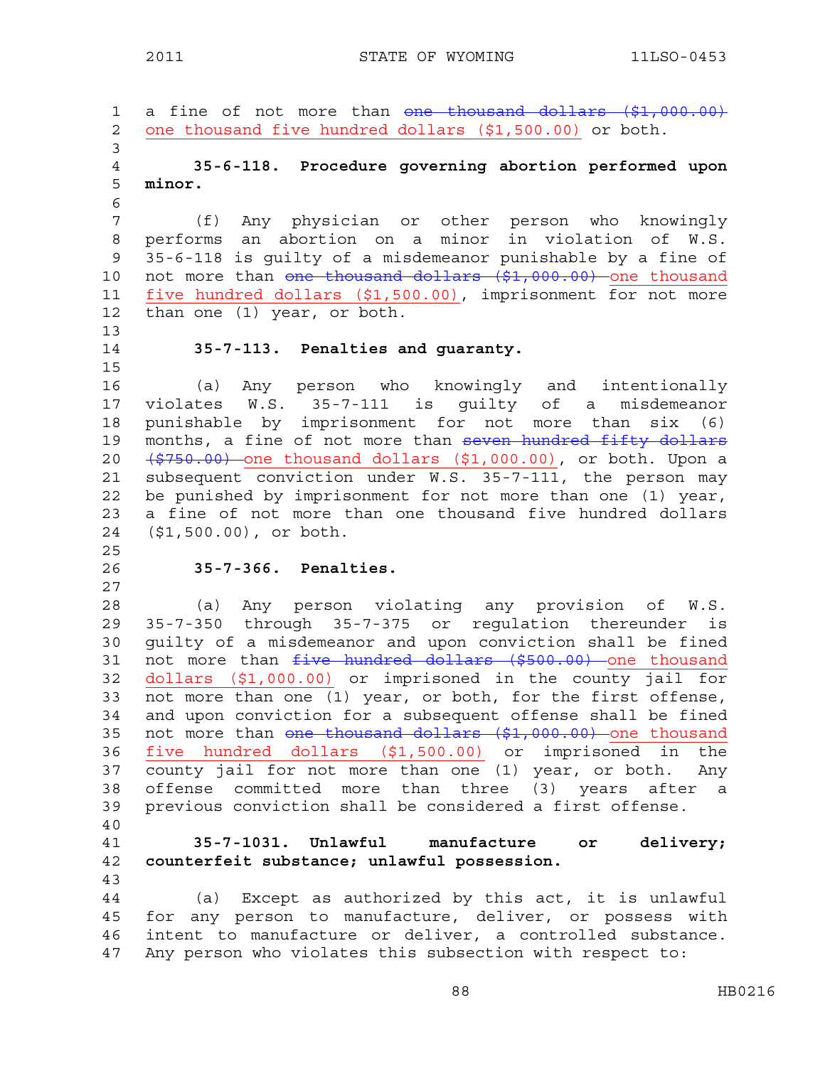a fine of not more than ~~one thousand dollars ($1,000.00)~~ one thousand five hundred dollars ($1,500.00) or both.

**35-6-118. Procedure governing abortion performed upon minor.**

(f) Any physician or other person who knowingly performs an abortion on a minor in violation of W.S. 35-6-118 is guilty of a misdemeanor punishable by a fine of not more than ~~one thousand dollars ($1,000.00)~~ one thousand five hundred dollars ($1,500.00), imprisonment for not more than one (1) year, or both.

**35-7-113. Penalties and guaranty.**

(a) Any person who knowingly and intentionally violates W.S. 35-7-111 is guilty of a misdemeanor punishable by imprisonment for not more than six (6) months, a fine of not more than ~~seven hundred fifty dollars ($750.00)~~ one thousand dollars ($1,000.00), or both. Upon a subsequent conviction under W.S. 35-7-111, the person may be punished by imprisonment for not more than one (1) year, a fine of not more than one thousand five hundred dollars ($1,500.00), or both.

**35-7-366. Penalties.**

(a) Any person violating any provision of W.S. 35-7-350 through 35-7-375 or regulation thereunder is guilty of a misdemeanor and upon conviction shall be fined not more than ~~five hundred dollars ($500.00)~~ one thousand dollars ($1,000.00) or imprisoned in the county jail for not more than one (1) year, or both, for the first offense, and upon conviction for a subsequent offense shall be fined not more than ~~one thousand dollars ($1,000.00)~~ one thousand five hundred dollars ($1,500.00) or imprisoned in the county jail for not more than one (1) year, or both. Any offense committed more than three (3) years after a previous conviction shall be considered a first offense.

**35-7-1031. Unlawful manufacture or delivery; counterfeit substance; unlawful possession.**

(a) Except as authorized by this act, it is unlawful for any person to manufacture, deliver, or possess with intent to manufacture or deliver, a controlled substance. Any person who violates this subsection with respect to: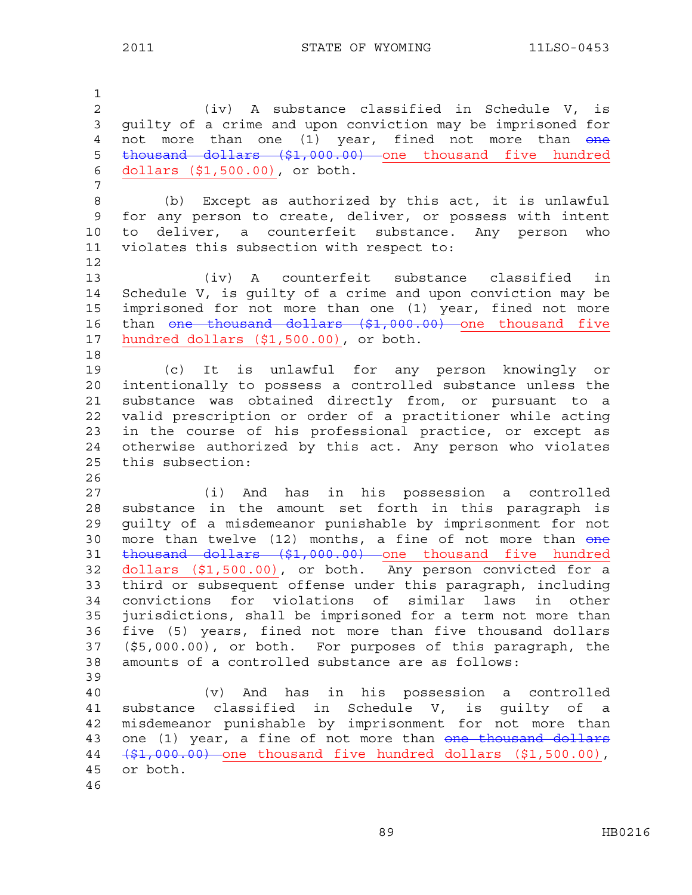(iv) A substance classified in Schedule V, is guilty of a crime and upon conviction may be imprisoned for not more than one (1) year, fined not more than ~~one thousand dollars ($1,000.00)~~ one thousand five hundred dollars ($1,500.00), or both.

(b) Except as authorized by this act, it is unlawful for any person to create, deliver, or possess with intent to deliver, a counterfeit substance. Any person who violates this subsection with respect to:

(iv) A counterfeit substance classified in Schedule V, is guilty of a crime and upon conviction may be imprisoned for not more than one (1) year, fined not more than ~~one thousand dollars ($1,000.00)~~ one thousand five hundred dollars ($1,500.00), or both.

(c) It is unlawful for any person knowingly or intentionally to possess a controlled substance unless the substance was obtained directly from, or pursuant to a valid prescription or order of a practitioner while acting in the course of his professional practice, or except as otherwise authorized by this act. Any person who violates this subsection:

(i) And has in his possession a controlled substance in the amount set forth in this paragraph is guilty of a misdemeanor punishable by imprisonment for not more than twelve (12) months, a fine of not more than ~~one thousand dollars ($1,000.00)~~ one thousand five hundred dollars ($1,500.00), or both. Any person convicted for a third or subsequent offense under this paragraph, including convictions for violations of similar laws in other jurisdictions, shall be imprisoned for a term not more than five (5) years, fined not more than five thousand dollars ($5,000.00), or both. For purposes of this paragraph, the amounts of a controlled substance are as follows:

(v) And has in his possession a controlled substance classified in Schedule V, is guilty of a misdemeanor punishable by imprisonment for not more than one (1) year, a fine of not more than ~~one thousand dollars ($1,000.00)~~ one thousand five hundred dollars ($1,500.00), or both.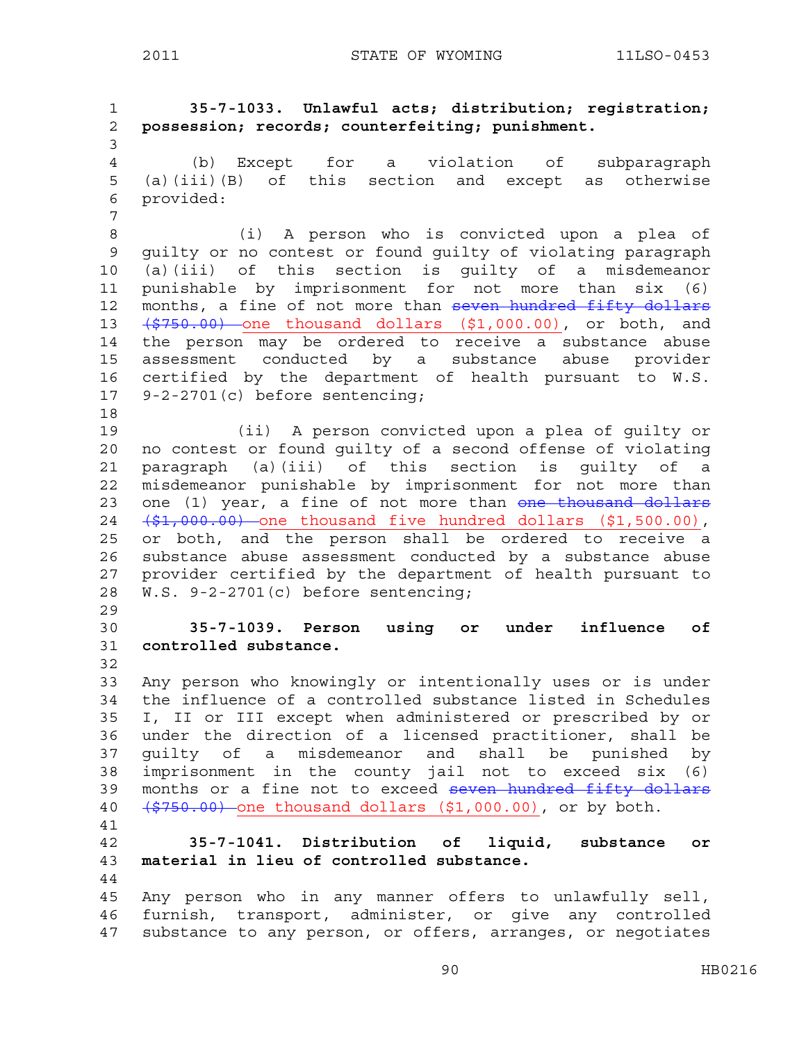**35-7-1033. Unlawful acts; distribution; registration; possession; records; counterfeiting; punishment.**

(b) Except for a violation of subparagraph (a)(iii)(B) of this section and except as otherwise provided:

(i) A person who is convicted upon a plea of guilty or no contest or found guilty of violating paragraph (a)(iii) of this section is guilty of a misdemeanor punishable by imprisonment for not more than six (6) months, a fine of not more than ~~seven hundred fifty dollars ($750.00)~~ one thousand dollars ($1,000.00), or both, and the person may be ordered to receive a substance abuse assessment conducted by a substance abuse provider certified by the department of health pursuant to W.S. 9-2-2701(c) before sentencing;

(ii) A person convicted upon a plea of guilty or no contest or found guilty of a second offense of violating paragraph (a)(iii) of this section is guilty of a misdemeanor punishable by imprisonment for not more than one (1) year, a fine of not more than ~~one thousand dollars ($1,000.00)~~ one thousand five hundred dollars ($1,500.00), or both, and the person shall be ordered to receive a substance abuse assessment conducted by a substance abuse provider certified by the department of health pursuant to W.S. 9-2-2701(c) before sentencing;

**35-7-1039. Person using or under influence of controlled substance.**

Any person who knowingly or intentionally uses or is under the influence of a controlled substance listed in Schedules I, II or III except when administered or prescribed by or under the direction of a licensed practitioner, shall be guilty of a misdemeanor and shall be punished by imprisonment in the county jail not to exceed six (6) months or a fine not to exceed ~~seven hundred fifty dollars ($750.00)~~ one thousand dollars ($1,000.00), or by both.

**35-7-1041. Distribution of liquid, substance or material in lieu of controlled substance.**

Any person who in any manner offers to unlawfully sell, furnish, transport, administer, or give any controlled substance to any person, or offers, arranges, or negotiates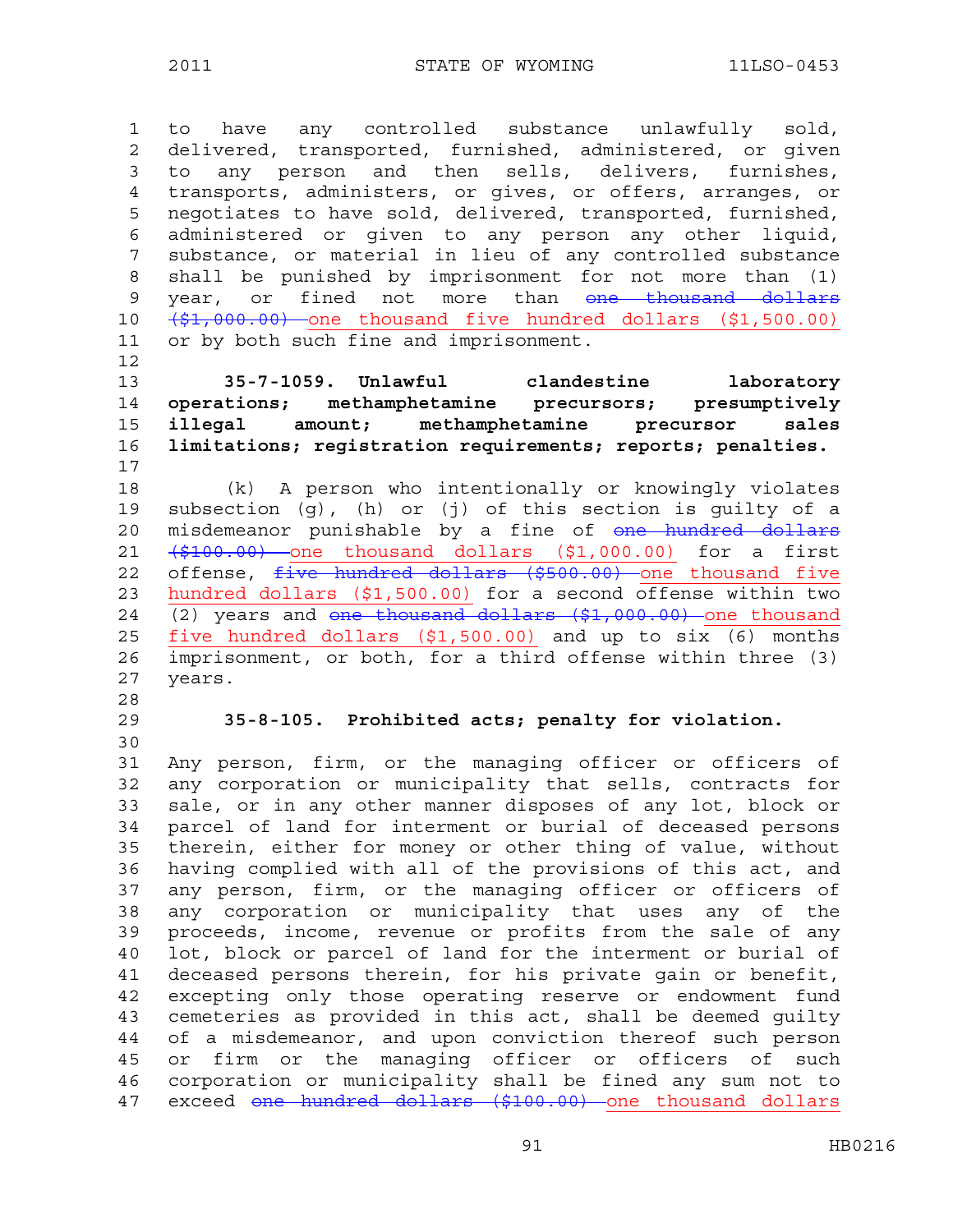to have any controlled substance unlawfully sold, delivered, transported, furnished, administered, or given to any person and then sells, delivers, furnishes, transports, administers, or gives, or offers, arranges, or negotiates to have sold, delivered, transported, furnished, administered or given to any person any other liquid, substance, or material in lieu of any controlled substance shall be punished by imprisonment for not more than (1) year, or fined not more than ~~one thousand dollars ($1,000.00)~~ one thousand five hundred dollars ($1,500.00) or by both such fine and imprisonment.

**35-7-1059. Unlawful clandestine laboratory operations; methamphetamine precursors; presumptively illegal amount; methamphetamine precursor sales limitations; registration requirements; reports; penalties.**

(k) A person who intentionally or knowingly violates subsection (g), (h) or (j) of this section is guilty of a misdemeanor punishable by a fine of ~~one hundred dollars ($100.00)~~ one thousand dollars ($1,000.00) for a first offense, ~~five hundred dollars ($500.00)~~ one thousand five hundred dollars ($1,500.00) for a second offense within two (2) years and ~~one thousand dollars ($1,000.00)~~ one thousand five hundred dollars ($1,500.00) and up to six (6) months imprisonment, or both, for a third offense within three (3) years.

**35-8-105. Prohibited acts; penalty for violation.**

Any person, firm, or the managing officer or officers of any corporation or municipality that sells, contracts for sale, or in any other manner disposes of any lot, block or parcel of land for interment or burial of deceased persons therein, either for money or other thing of value, without having complied with all of the provisions of this act, and any person, firm, or the managing officer or officers of any corporation or municipality that uses any of the proceeds, income, revenue or profits from the sale of any lot, block or parcel of land for the interment or burial of deceased persons therein, for his private gain or benefit, excepting only those operating reserve or endowment fund cemeteries as provided in this act, shall be deemed guilty of a misdemeanor, and upon conviction thereof such person or firm or the managing officer or officers of such corporation or municipality shall be fined any sum not to exceed ~~one hundred dollars ($100.00)~~ one thousand dollars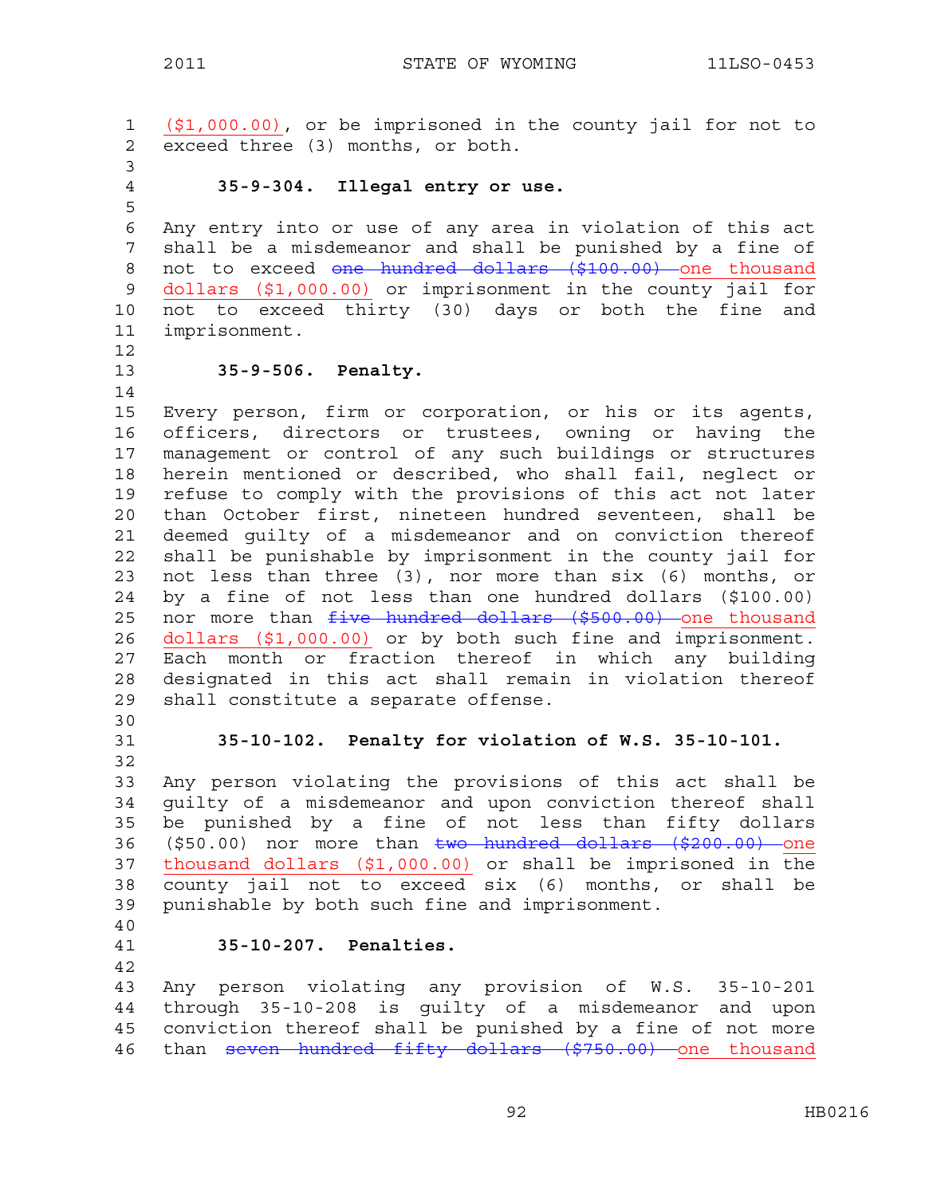($1,000.00), or be imprisoned in the county jail for not to exceed three (3) months, or both.

**35-9-304. Illegal entry or use.**

Any entry into or use of any area in violation of this act shall be a misdemeanor and shall be punished by a fine of not to exceed ~~one hundred dollars ($100.00)~~ one thousand dollars ($1,000.00) or imprisonment in the county jail for not to exceed thirty (30) days or both the fine and imprisonment.

**35-9-506. Penalty.**

Every person, firm or corporation, or his or its agents, officers, directors or trustees, owning or having the management or control of any such buildings or structures herein mentioned or described, who shall fail, neglect or refuse to comply with the provisions of this act not later than October first, nineteen hundred seventeen, shall be deemed guilty of a misdemeanor and on conviction thereof shall be punishable by imprisonment in the county jail for not less than three (3), nor more than six (6) months, or by a fine of not less than one hundred dollars ($100.00) nor more than ~~five hundred dollars ($500.00)~~ one thousand dollars ($1,000.00) or by both such fine and imprisonment. Each month or fraction thereof in which any building designated in this act shall remain in violation thereof shall constitute a separate offense.

**35-10-102. Penalty for violation of W.S. 35-10-101.**

Any person violating the provisions of this act shall be guilty of a misdemeanor and upon conviction thereof shall be punished by a fine of not less than fifty dollars ($50.00) nor more than ~~two hundred dollars ($200.00)~~ one thousand dollars ($1,000.00) or shall be imprisoned in the county jail not to exceed six (6) months, or shall be punishable by both such fine and imprisonment.

**35-10-207. Penalties.**

Any person violating any provision of W.S. 35-10-201 through 35-10-208 is guilty of a misdemeanor and upon conviction thereof shall be punished by a fine of not more than ~~seven hundred fifty dollars ($750.00)~~ one thousand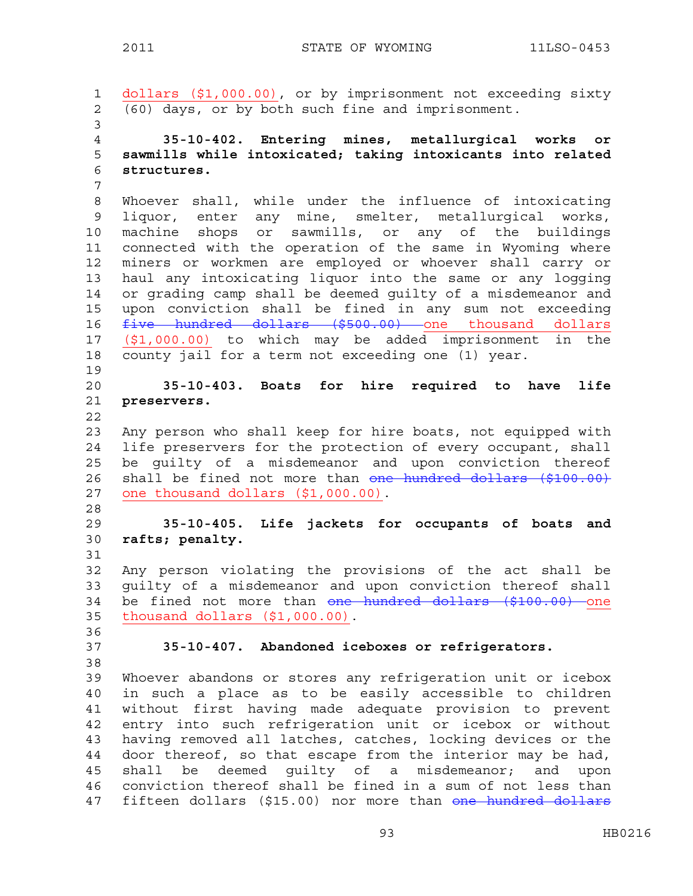dollars ($1,000.00), or by imprisonment not exceeding sixty (60) days, or by both such fine and imprisonment.

**35-10-402. Entering mines, metallurgical works or sawmills while intoxicated; taking intoxicants into related structures.**

Whoever shall, while under the influence of intoxicating liquor, enter any mine, smelter, metallurgical works, machine shops or sawmills, or any of the buildings connected with the operation of the same in Wyoming where miners or workmen are employed or whoever shall carry or haul any intoxicating liquor into the same or any logging or grading camp shall be deemed guilty of a misdemeanor and upon conviction shall be fined in any sum not exceeding ~~five hundred dollars ($500.00)~~ one thousand dollars ($1,000.00) to which may be added imprisonment in the county jail for a term not exceeding one (1) year.

**35-10-403. Boats for hire required to have life preservers.**

Any person who shall keep for hire boats, not equipped with life preservers for the protection of every occupant, shall be guilty of a misdemeanor and upon conviction thereof shall be fined not more than ~~one hundred dollars ($100.00)~~ one thousand dollars ($1,000.00).

**35-10-405. Life jackets for occupants of boats and rafts; penalty.**

Any person violating the provisions of the act shall be guilty of a misdemeanor and upon conviction thereof shall be fined not more than ~~one hundred dollars ($100.00)~~ one thousand dollars ($1,000.00).

**35-10-407. Abandoned iceboxes or refrigerators.**

Whoever abandons or stores any refrigeration unit or icebox in such a place as to be easily accessible to children without first having made adequate provision to prevent entry into such refrigeration unit or icebox or without having removed all latches, catches, locking devices or the door thereof, so that escape from the interior may be had, shall be deemed guilty of a misdemeanor; and upon conviction thereof shall be fined in a sum of not less than fifteen dollars ($15.00) nor more than ~~one hundred dollars~~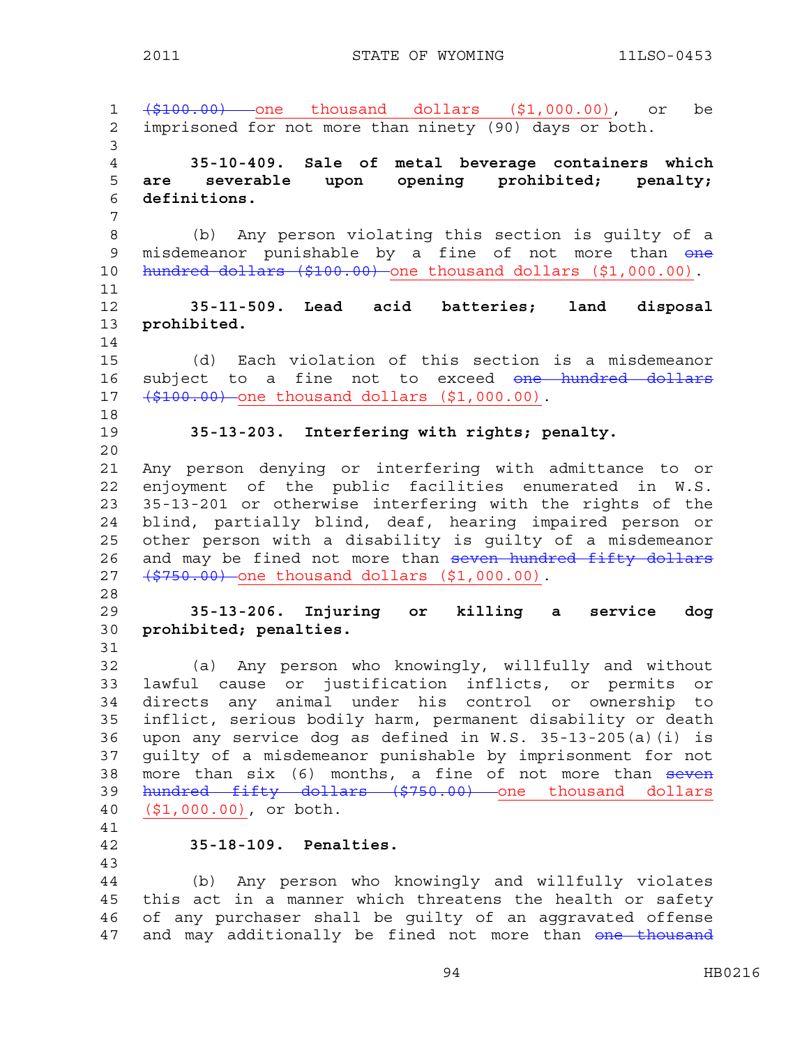~~($100.00)~~ one thousand dollars ($1,000.00), or be imprisoned for not more than ninety (90) days or both.

**35-10-409. Sale of metal beverage containers which are severable upon opening prohibited; penalty; definitions.**

(b) Any person violating this section is guilty of a misdemeanor punishable by a fine of not more than ~~one hundred dollars ($100.00)~~ one thousand dollars ($1,000.00).

**35-11-509. Lead acid batteries; land disposal prohibited.**

(d) Each violation of this section is a misdemeanor subject to a fine not to exceed ~~one hundred dollars ($100.00)~~ one thousand dollars ($1,000.00).

**35-13-203. Interfering with rights; penalty.**

Any person denying or interfering with admittance to or enjoyment of the public facilities enumerated in W.S. 35-13-201 or otherwise interfering with the rights of the blind, partially blind, deaf, hearing impaired person or other person with a disability is guilty of a misdemeanor and may be fined not more than ~~seven hundred fifty dollars ($750.00)~~ one thousand dollars ($1,000.00).

**35-13-206. Injuring or killing a service dog prohibited; penalties.**

(a) Any person who knowingly, willfully and without lawful cause or justification inflicts, or permits or directs any animal under his control or ownership to inflict, serious bodily harm, permanent disability or death upon any service dog as defined in W.S. 35-13-205(a)(i) is guilty of a misdemeanor punishable by imprisonment for not more than six (6) months, a fine of not more than ~~seven hundred fifty dollars ($750.00)~~ one thousand dollars ($1,000.00), or both.

**35-18-109. Penalties.**

(b) Any person who knowingly and willfully violates this act in a manner which threatens the health or safety of any purchaser shall be guilty of an aggravated offense and may additionally be fined not more than ~~one thousand~~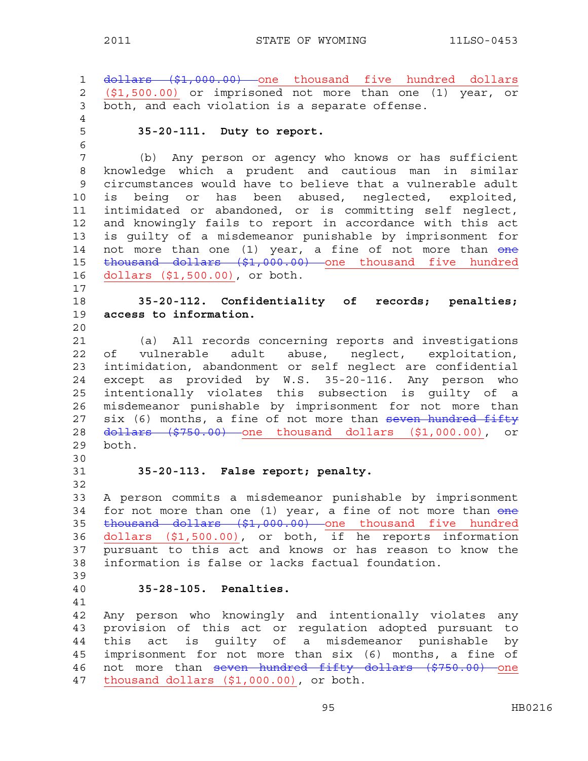~~dollars ($1,000.00)~~ one thousand five hundred dollars ($1,500.00) or imprisoned not more than one (1) year, or both, and each violation is a separate offense.

**35-20-111. Duty to report.**

(b) Any person or agency who knows or has sufficient knowledge which a prudent and cautious man in similar circumstances would have to believe that a vulnerable adult is being or has been abused, neglected, exploited, intimidated or abandoned, or is committing self neglect, and knowingly fails to report in accordance with this act is guilty of a misdemeanor punishable by imprisonment for not more than one (1) year, a fine of not more than ~~one thousand dollars ($1,000.00)~~ one thousand five hundred dollars ($1,500.00), or both.

**35-20-112. Confidentiality of records; penalties; access to information.**

(a) All records concerning reports and investigations of vulnerable adult abuse, neglect, exploitation, intimidation, abandonment or self neglect are confidential except as provided by W.S. 35-20-116. Any person who intentionally violates this subsection is guilty of a misdemeanor punishable by imprisonment for not more than six (6) months, a fine of not more than ~~seven hundred fifty dollars ($750.00)~~ one thousand dollars ($1,000.00), or both.

**35-20-113. False report; penalty.**

A person commits a misdemeanor punishable by imprisonment for not more than one (1) year, a fine of not more than ~~one thousand dollars ($1,000.00)~~ one thousand five hundred dollars ($1,500.00), or both, if he reports information pursuant to this act and knows or has reason to know the information is false or lacks factual foundation.

**35-28-105. Penalties.**

Any person who knowingly and intentionally violates any provision of this act or regulation adopted pursuant to this act is guilty of a misdemeanor punishable by imprisonment for not more than six (6) months, a fine of not more than ~~seven hundred fifty dollars ($750.00)~~ one thousand dollars ($1,000.00), or both.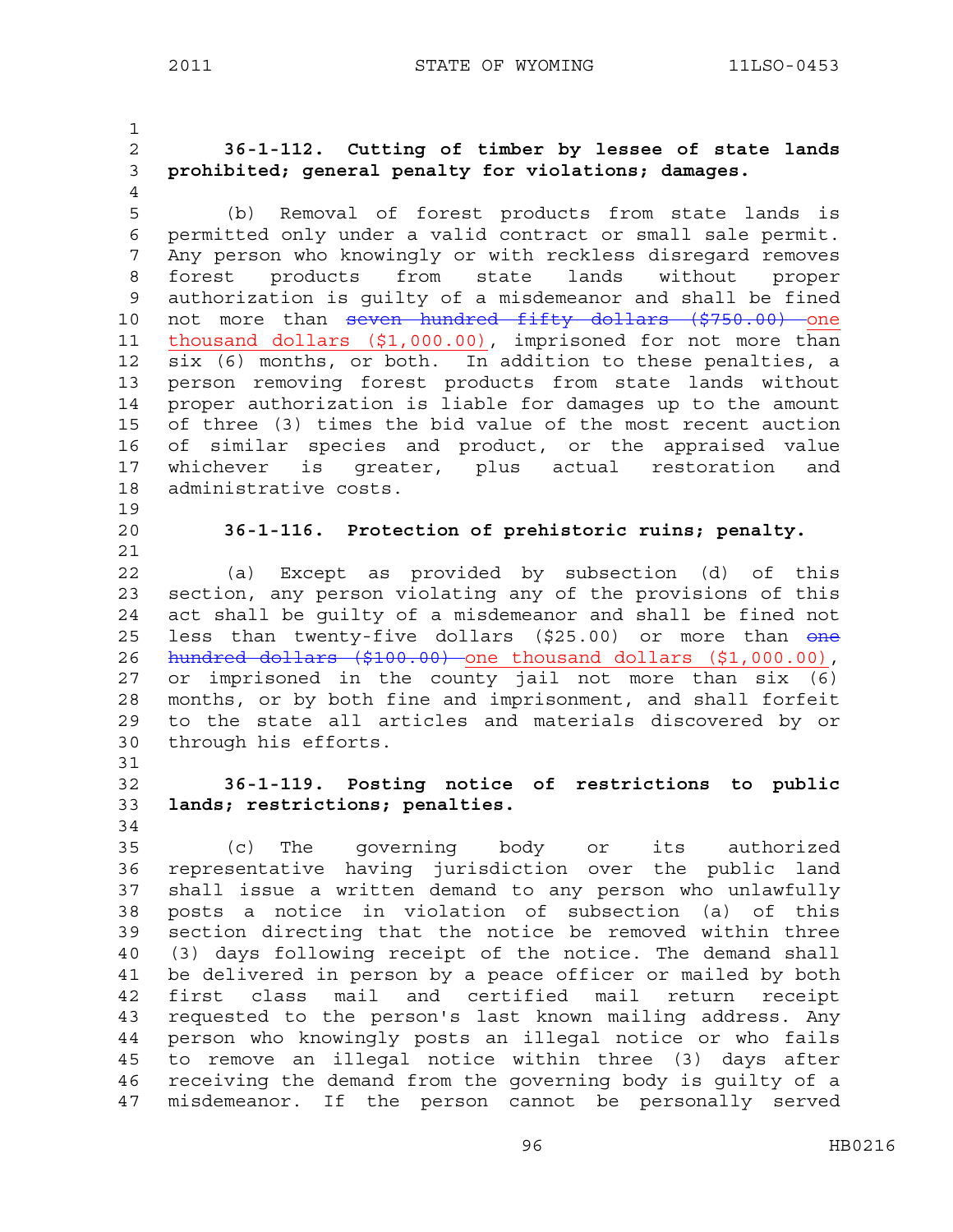**36-1-112. Cutting of timber by lessee of state lands prohibited; general penalty for violations; damages.**

(b) Removal of forest products from state lands is permitted only under a valid contract or small sale permit. Any person who knowingly or with reckless disregard removes forest products from state lands without proper authorization is guilty of a misdemeanor and shall be fined not more than ~~seven hundred fifty dollars ($750.00)~~ one thousand dollars ($1,000.00), imprisoned for not more than six (6) months, or both. In addition to these penalties, a person removing forest products from state lands without proper authorization is liable for damages up to the amount of three (3) times the bid value of the most recent auction of similar species and product, or the appraised value whichever is greater, plus actual restoration and administrative costs.

**36-1-116. Protection of prehistoric ruins; penalty.**

(a) Except as provided by subsection (d) of this section, any person violating any of the provisions of this act shall be guilty of a misdemeanor and shall be fined not less than twenty-five dollars ($25.00) or more than ~~one hundred dollars ($100.00)~~ one thousand dollars ($1,000.00), or imprisoned in the county jail not more than six (6) months, or by both fine and imprisonment, and shall forfeit to the state all articles and materials discovered by or through his efforts.

**36-1-119. Posting notice of restrictions to public lands; restrictions; penalties.**

(c) The governing body or its authorized representative having jurisdiction over the public land shall issue a written demand to any person who unlawfully posts a notice in violation of subsection (a) of this section directing that the notice be removed within three (3) days following receipt of the notice. The demand shall be delivered in person by a peace officer or mailed by both first class mail and certified mail return receipt requested to the person's last known mailing address. Any person who knowingly posts an illegal notice or who fails to remove an illegal notice within three (3) days after receiving the demand from the governing body is guilty of a misdemeanor. If the person cannot be personally served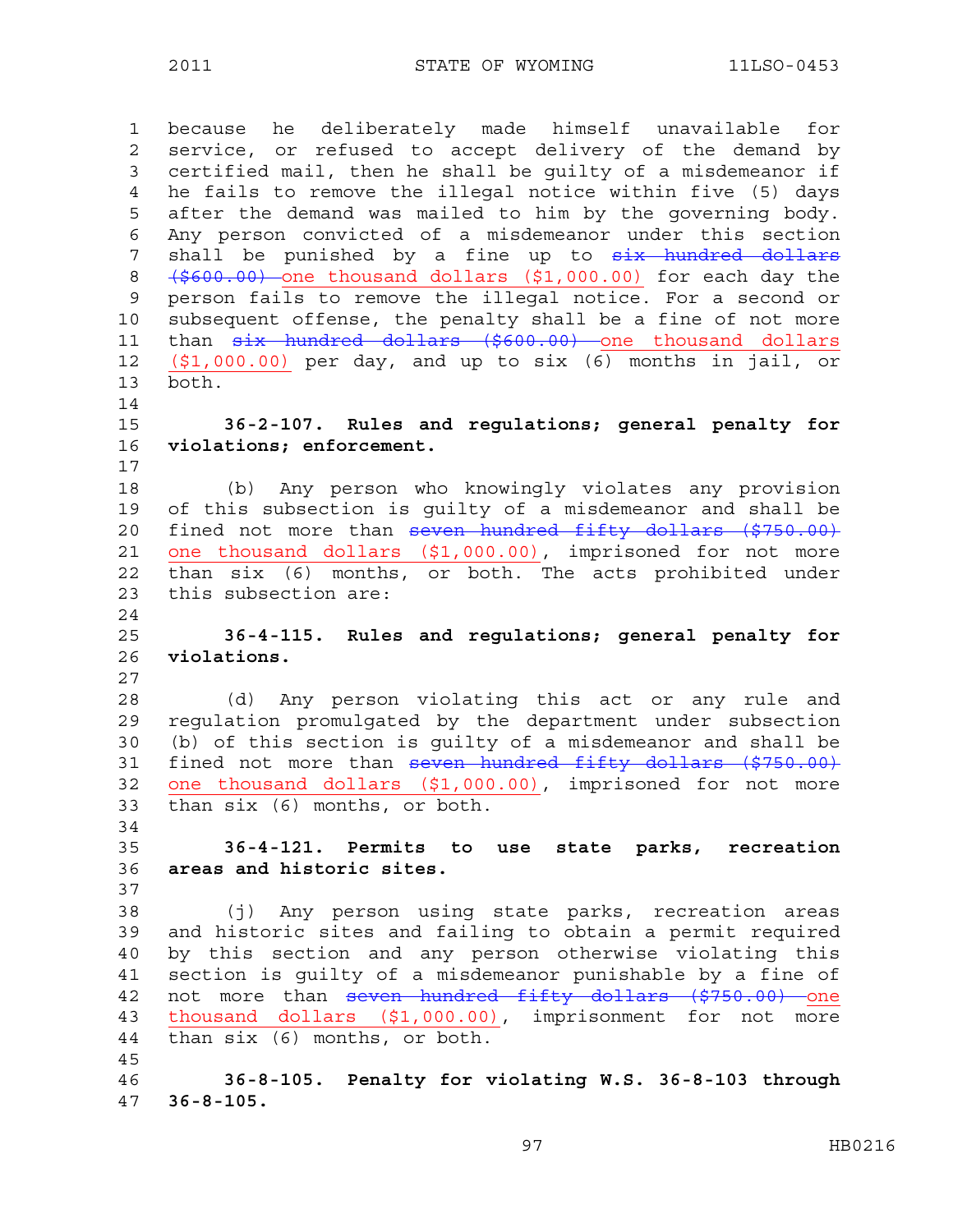because he deliberately made himself unavailable for service, or refused to accept delivery of the demand by certified mail, then he shall be guilty of a misdemeanor if he fails to remove the illegal notice within five (5) days after the demand was mailed to him by the governing body. Any person convicted of a misdemeanor under this section shall be punished by a fine up to ~~six hundred dollars ($600.00)~~ one thousand dollars ($1,000.00) for each day the person fails to remove the illegal notice. For a second or subsequent offense, the penalty shall be a fine of not more than ~~six hundred dollars ($600.00)~~ one thousand dollars ($1,000.00) per day, and up to six (6) months in jail, or both.

**36-2-107. Rules and regulations; general penalty for violations; enforcement.**

(b) Any person who knowingly violates any provision of this subsection is guilty of a misdemeanor and shall be fined not more than ~~seven hundred fifty dollars ($750.00)~~ one thousand dollars ($1,000.00), imprisoned for not more than six (6) months, or both. The acts prohibited under this subsection are:

**36-4-115. Rules and regulations; general penalty for violations.**

(d) Any person violating this act or any rule and regulation promulgated by the department under subsection (b) of this section is guilty of a misdemeanor and shall be fined not more than ~~seven hundred fifty dollars ($750.00)~~ one thousand dollars ($1,000.00), imprisoned for not more than six (6) months, or both.

**36-4-121. Permits to use state parks, recreation areas and historic sites.**

(j) Any person using state parks, recreation areas and historic sites and failing to obtain a permit required by this section and any person otherwise violating this section is guilty of a misdemeanor punishable by a fine of not more than ~~seven hundred fifty dollars ($750.00)~~ one thousand dollars ($1,000.00), imprisonment for not more than six (6) months, or both.

**36-8-105. Penalty for violating W.S. 36-8-103 through 36-8-105.**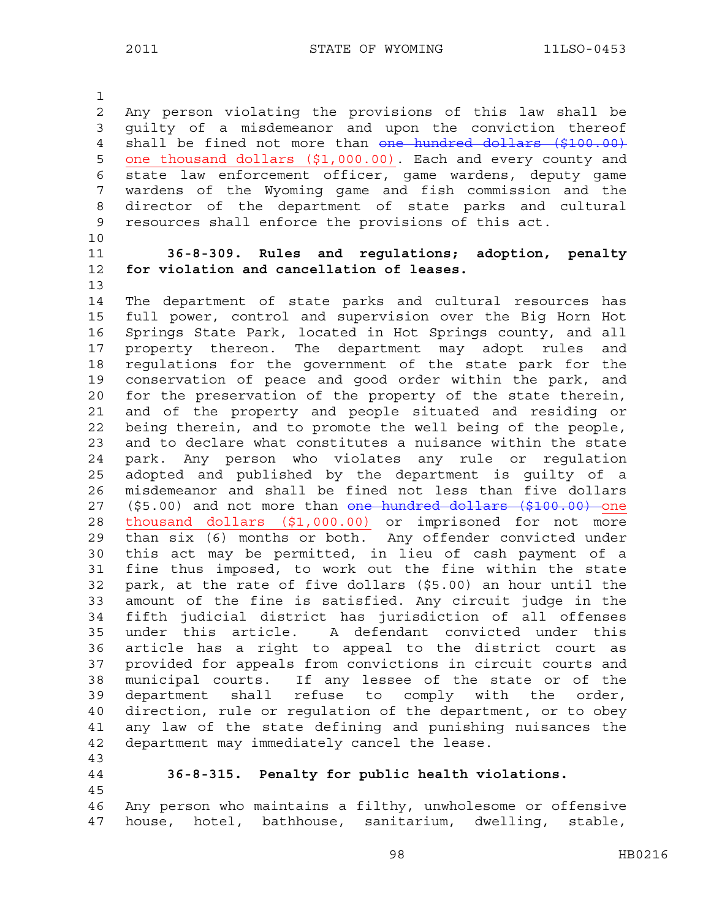Any person violating the provisions of this law shall be guilty of a misdemeanor and upon the conviction thereof shall be fined not more than ~~one hundred dollars ($100.00)~~ one thousand dollars ($1,000.00). Each and every county and state law enforcement officer, game wardens, deputy game wardens of the Wyoming game and fish commission and the director of the department of state parks and cultural resources shall enforce the provisions of this act.

**36-8-309. Rules and regulations; adoption, penalty for violation and cancellation of leases.**

The department of state parks and cultural resources has full power, control and supervision over the Big Horn Hot Springs State Park, located in Hot Springs county, and all property thereon. The department may adopt rules and regulations for the government of the state park for the conservation of peace and good order within the park, and for the preservation of the property of the state therein, and of the property and people situated and residing or being therein, and to promote the well being of the people, and to declare what constitutes a nuisance within the state park. Any person who violates any rule or regulation adopted and published by the department is guilty of a misdemeanor and shall be fined not less than five dollars ($5.00) and not more than ~~one hundred dollars ($100.00)~~ one thousand dollars ($1,000.00) or imprisoned for not more than six (6) months or both. Any offender convicted under this act may be permitted, in lieu of cash payment of a fine thus imposed, to work out the fine within the state park, at the rate of five dollars ($5.00) an hour until the amount of the fine is satisfied. Any circuit judge in the fifth judicial district has jurisdiction of all offenses under this article. A defendant convicted under this article has a right to appeal to the district court as provided for appeals from convictions in circuit courts and municipal courts. If any lessee of the state or of the department shall refuse to comply with the order, direction, rule or regulation of the department, or to obey any law of the state defining and punishing nuisances the department may immediately cancel the lease.

**36-8-315. Penalty for public health violations.**

Any person who maintains a filthy, unwholesome or offensive house, hotel, bathhouse, sanitarium, dwelling, stable,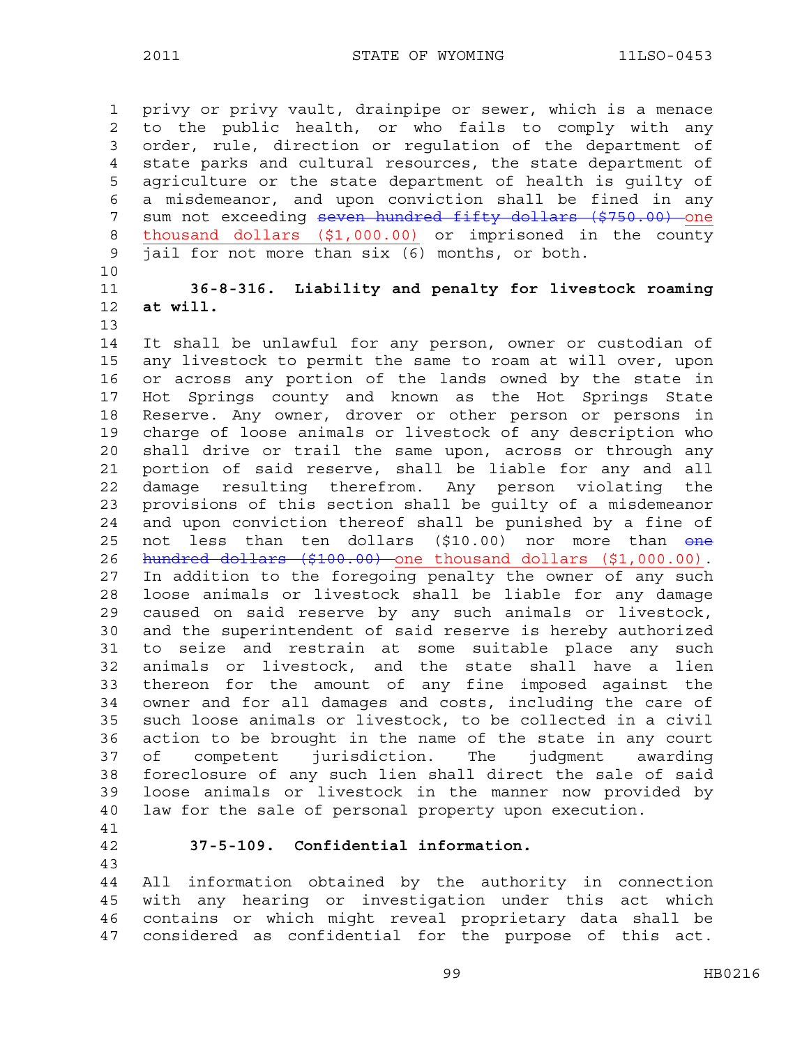privy or privy vault, drainpipe or sewer, which is a menace to the public health, or who fails to comply with any order, rule, direction or regulation of the department of state parks and cultural resources, the state department of agriculture or the state department of health is guilty of a misdemeanor, and upon conviction shall be fined in any sum not exceeding ~~seven hundred fifty dollars ($750.00)~~ <u>one thousand dollars ($1,000.00)</u> or imprisoned in the county jail for not more than six (6) months, or both.

**36-8-316. Liability and penalty for livestock roaming at will.**

It shall be unlawful for any person, owner or custodian of any livestock to permit the same to roam at will over, upon or across any portion of the lands owned by the state in Hot Springs county and known as the Hot Springs State Reserve. Any owner, drover or other person or persons in charge of loose animals or livestock of any description who shall drive or trail the same upon, across or through any portion of said reserve, shall be liable for any and all damage resulting therefrom. Any person violating the provisions of this section shall be guilty of a misdemeanor and upon conviction thereof shall be punished by a fine of not less than ten dollars ($10.00) nor more than ~~one hundred dollars ($100.00)~~ <u>one thousand dollars ($1,000.00)</u>. In addition to the foregoing penalty the owner of any such loose animals or livestock shall be liable for any damage caused on said reserve by any such animals or livestock, and the superintendent of said reserve is hereby authorized to seize and restrain at some suitable place any such animals or livestock, and the state shall have a lien thereon for the amount of any fine imposed against the owner and for all damages and costs, including the care of such loose animals or livestock, to be collected in a civil action to be brought in the name of the state in any court of competent jurisdiction. The judgment awarding foreclosure of any such lien shall direct the sale of said loose animals or livestock in the manner now provided by law for the sale of personal property upon execution.

**37-5-109. Confidential information.**

All information obtained by the authority in connection with any hearing or investigation under this act which contains or which might reveal proprietary data shall be considered as confidential for the purpose of this act.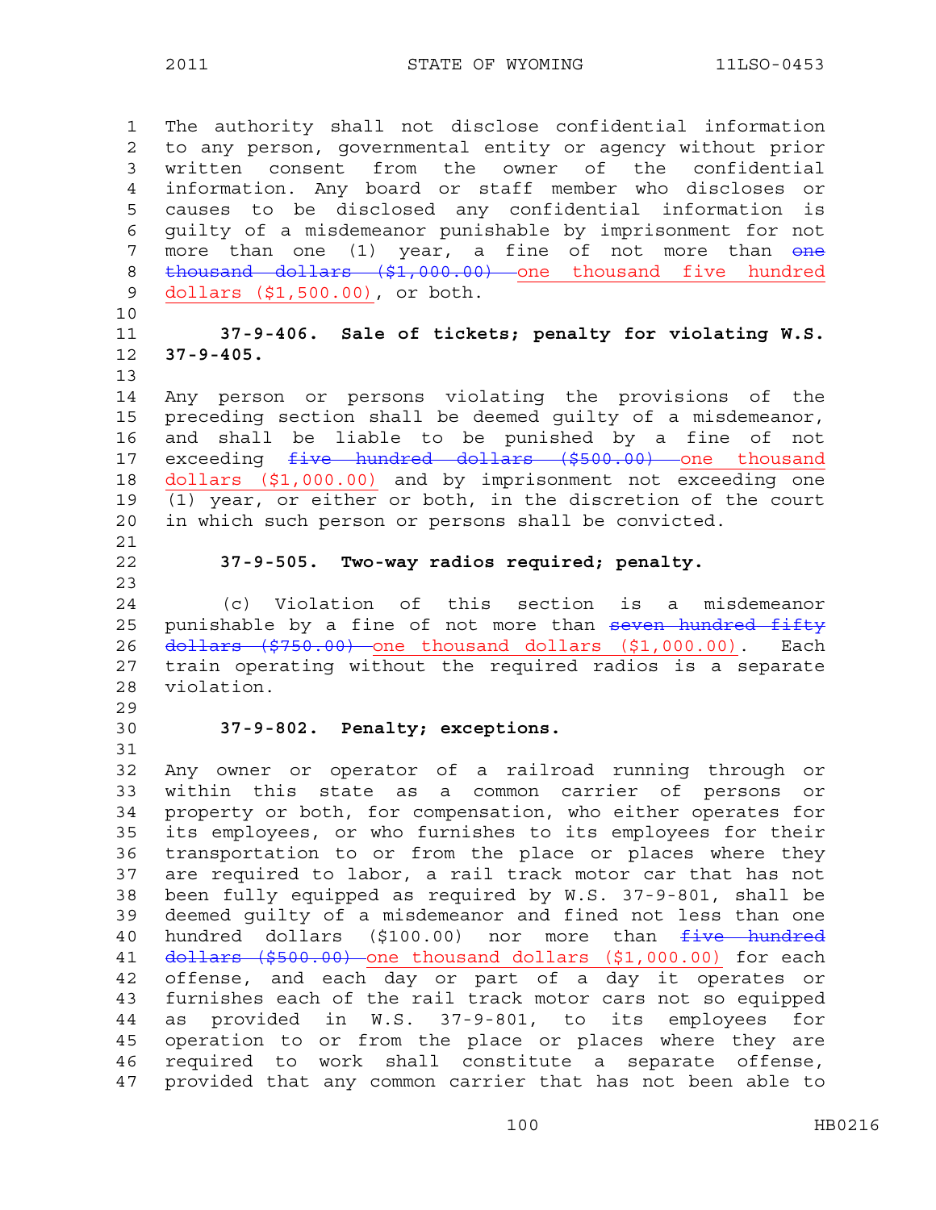The authority shall not disclose confidential information to any person, governmental entity or agency without prior written consent from the owner of the confidential information. Any board or staff member who discloses or causes to be disclosed any confidential information is guilty of a misdemeanor punishable by imprisonment for not more than one (1) year, a fine of not more than ~~one thousand dollars ($1,000.00)~~ one thousand five hundred dollars ($1,500.00), or both.

**37-9-406. Sale of tickets; penalty for violating W.S. 37-9-405.**

Any person or persons violating the provisions of the preceding section shall be deemed guilty of a misdemeanor, and shall be liable to be punished by a fine of not exceeding ~~five hundred dollars ($500.00)~~ one thousand dollars ($1,000.00) and by imprisonment not exceeding one (1) year, or either or both, in the discretion of the court in which such person or persons shall be convicted.

**37-9-505. Two-way radios required; penalty.**

(c) Violation of this section is a misdemeanor punishable by a fine of not more than ~~seven hundred fifty dollars ($750.00)~~ one thousand dollars ($1,000.00). Each train operating without the required radios is a separate violation.

**37-9-802. Penalty; exceptions.**

Any owner or operator of a railroad running through or within this state as a common carrier of persons or property or both, for compensation, who either operates for its employees, or who furnishes to its employees for their transportation to or from the place or places where they are required to labor, a rail track motor car that has not been fully equipped as required by W.S. 37-9-801, shall be deemed guilty of a misdemeanor and fined not less than one hundred dollars ($100.00) nor more than ~~five hundred dollars ($500.00)~~ one thousand dollars ($1,000.00) for each offense, and each day or part of a day it operates or furnishes each of the rail track motor cars not so equipped as provided in W.S. 37-9-801, to its employees for operation to or from the place or places where they are required to work shall constitute a separate offense, provided that any common carrier that has not been able to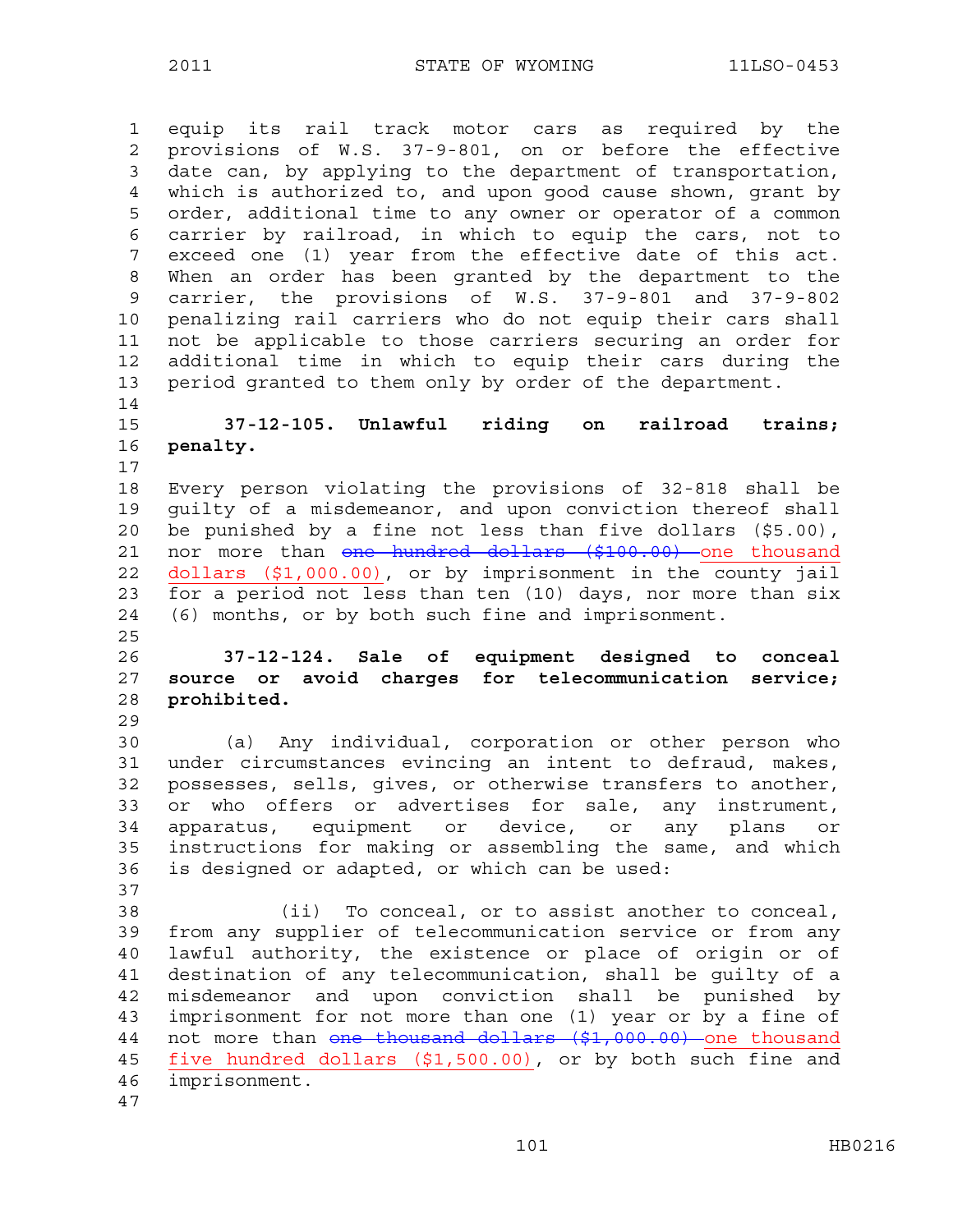equip its rail track motor cars as required by the provisions of W.S. 37-9-801, on or before the effective date can, by applying to the department of transportation, which is authorized to, and upon good cause shown, grant by order, additional time to any owner or operator of a common carrier by railroad, in which to equip the cars, not to exceed one (1) year from the effective date of this act. When an order has been granted by the department to the carrier, the provisions of W.S. 37-9-801 and 37-9-802 penalizing rail carriers who do not equip their cars shall not be applicable to those carriers securing an order for additional time in which to equip their cars during the period granted to them only by order of the department.

**37-12-105. Unlawful riding on railroad trains; penalty.**

Every person violating the provisions of 32-818 shall be guilty of a misdemeanor, and upon conviction thereof shall be punished by a fine not less than five dollars ($5.00), nor more than ~~one hundred dollars ($100.00)~~ one thousand dollars ($1,000.00), or by imprisonment in the county jail for a period not less than ten (10) days, nor more than six (6) months, or by both such fine and imprisonment.

**37-12-124. Sale of equipment designed to conceal source or avoid charges for telecommunication service; prohibited.**

(a) Any individual, corporation or other person who under circumstances evincing an intent to defraud, makes, possesses, sells, gives, or otherwise transfers to another, or who offers or advertises for sale, any instrument, apparatus, equipment or device, or any plans or instructions for making or assembling the same, and which is designed or adapted, or which can be used:

(ii) To conceal, or to assist another to conceal, from any supplier of telecommunication service or from any lawful authority, the existence or place of origin or of destination of any telecommunication, shall be guilty of a misdemeanor and upon conviction shall be punished by imprisonment for not more than one (1) year or by a fine of not more than ~~one thousand dollars ($1,000.00)~~ one thousand five hundred dollars ($1,500.00), or by both such fine and imprisonment.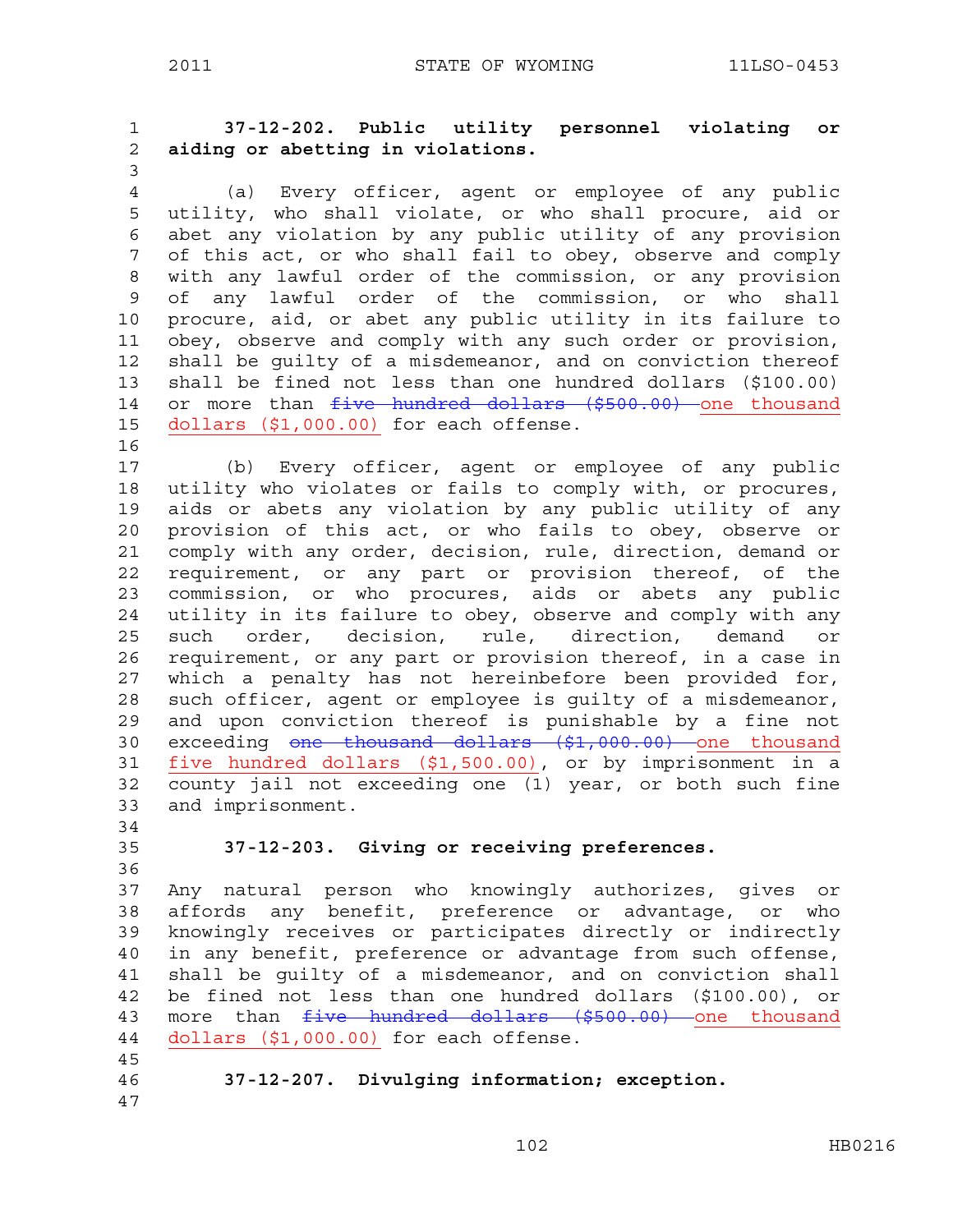**37-12-202. Public utility personnel violating or aiding or abetting in violations.**

(a) Every officer, agent or employee of any public utility, who shall violate, or who shall procure, aid or abet any violation by any public utility of any provision of this act, or who shall fail to obey, observe and comply with any lawful order of the commission, or any provision of any lawful order of the commission, or who shall procure, aid, or abet any public utility in its failure to obey, observe and comply with any such order or provision, shall be guilty of a misdemeanor, and on conviction thereof shall be fined not less than one hundred dollars ($100.00) or more than ~~five hundred dollars ($500.00)~~ one thousand dollars ($1,000.00) for each offense.

(b) Every officer, agent or employee of any public utility who violates or fails to comply with, or procures, aids or abets any violation by any public utility of any provision of this act, or who fails to obey, observe or comply with any order, decision, rule, direction, demand or requirement, or any part or provision thereof, of the commission, or who procures, aids or abets any public utility in its failure to obey, observe and comply with any such order, decision, rule, direction, demand or requirement, or any part or provision thereof, in a case in which a penalty has not hereinbefore been provided for, such officer, agent or employee is guilty of a misdemeanor, and upon conviction thereof is punishable by a fine not exceeding ~~one thousand dollars ($1,000.00)~~ one thousand five hundred dollars ($1,500.00), or by imprisonment in a county jail not exceeding one (1) year, or both such fine and imprisonment.

**37-12-203. Giving or receiving preferences.**

Any natural person who knowingly authorizes, gives or affords any benefit, preference or advantage, or who knowingly receives or participates directly or indirectly in any benefit, preference or advantage from such offense, shall be guilty of a misdemeanor, and on conviction shall be fined not less than one hundred dollars ($100.00), or more than ~~five hundred dollars ($500.00)~~ one thousand dollars ($1,000.00) for each offense.

**37-12-207. Divulging information; exception.**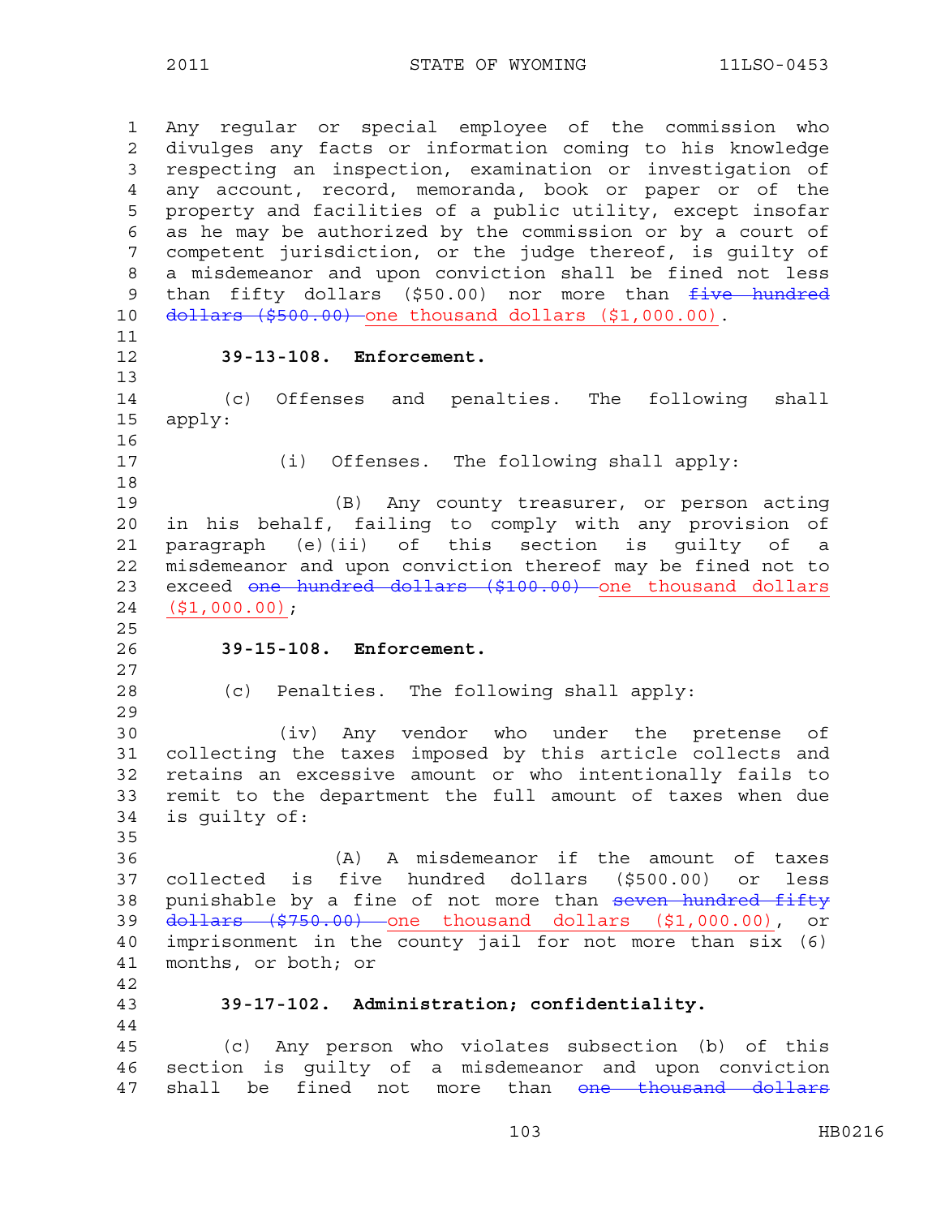Any regular or special employee of the commission who divulges any facts or information coming to his knowledge respecting an inspection, examination or investigation of any account, record, memoranda, book or paper or of the property and facilities of a public utility, except insofar as he may be authorized by the commission or by a court of competent jurisdiction, or the judge thereof, is guilty of a misdemeanor and upon conviction shall be fined not less than fifty dollars ($50.00) nor more than ~~five hundred dollars ($500.00)~~ one thousand dollars ($1,000.00).

**39-13-108. Enforcement.**

(c) Offenses and penalties. The following shall apply:

(i) Offenses. The following shall apply:

(B) Any county treasurer, or person acting in his behalf, failing to comply with any provision of paragraph (e)(ii) of this section is guilty of a misdemeanor and upon conviction thereof may be fined not to exceed ~~one hundred dollars ($100.00)~~ one thousand dollars ($1,000.00);

**39-15-108. Enforcement.**

(c) Penalties. The following shall apply:

(iv) Any vendor who under the pretense of collecting the taxes imposed by this article collects and retains an excessive amount or who intentionally fails to remit to the department the full amount of taxes when due is guilty of:

(A) A misdemeanor if the amount of taxes collected is five hundred dollars ($500.00) or less punishable by a fine of not more than ~~seven hundred fifty dollars ($750.00)~~ one thousand dollars ($1,000.00), or imprisonment in the county jail for not more than six (6) months, or both; or

**39-17-102. Administration; confidentiality.**

(c) Any person who violates subsection (b) of this section is guilty of a misdemeanor and upon conviction shall be fined not more than ~~one thousand dollars~~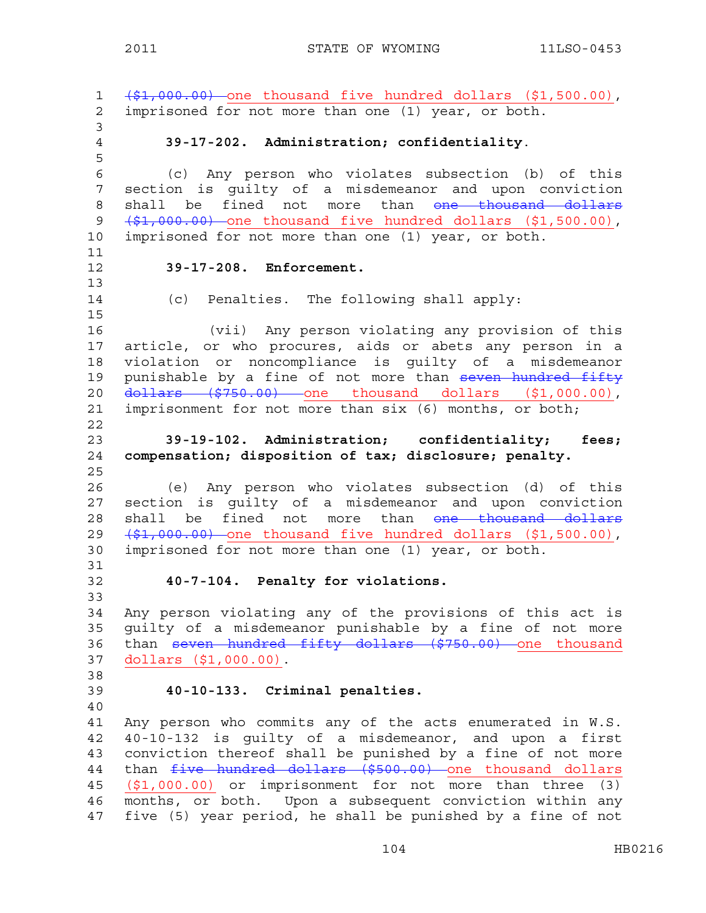~~($1,000.00)~~ one thousand five hundred dollars ($1,500.00), imprisoned for not more than one (1) year, or both.

**39-17-202. Administration; confidentiality.**

(c) Any person who violates subsection (b) of this section is guilty of a misdemeanor and upon conviction shall be fined not more than ~~one thousand dollars ($1,000.00)~~ one thousand five hundred dollars ($1,500.00), imprisoned for not more than one (1) year, or both.

**39-17-208. Enforcement.**

(c) Penalties. The following shall apply:

(vii) Any person violating any provision of this article, or who procures, aids or abets any person in a violation or noncompliance is guilty of a misdemeanor punishable by a fine of not more than ~~seven hundred fifty dollars ($750.00)~~ one thousand dollars ($1,000.00), imprisonment for not more than six (6) months, or both;

**39-19-102. Administration; confidentiality; fees; compensation; disposition of tax; disclosure; penalty.**

(e) Any person who violates subsection (d) of this section is guilty of a misdemeanor and upon conviction shall be fined not more than ~~one thousand dollars ($1,000.00)~~ one thousand five hundred dollars ($1,500.00), imprisoned for not more than one (1) year, or both.

**40-7-104. Penalty for violations.**

Any person violating any of the provisions of this act is guilty of a misdemeanor punishable by a fine of not more than ~~seven hundred fifty dollars ($750.00)~~ one thousand dollars ($1,000.00).

**40-10-133. Criminal penalties.**

Any person who commits any of the acts enumerated in W.S. 40-10-132 is guilty of a misdemeanor, and upon a first conviction thereof shall be punished by a fine of not more than ~~five hundred dollars ($500.00)~~ one thousand dollars ($1,000.00) or imprisonment for not more than three (3) months, or both. Upon a subsequent conviction within any five (5) year period, he shall be punished by a fine of not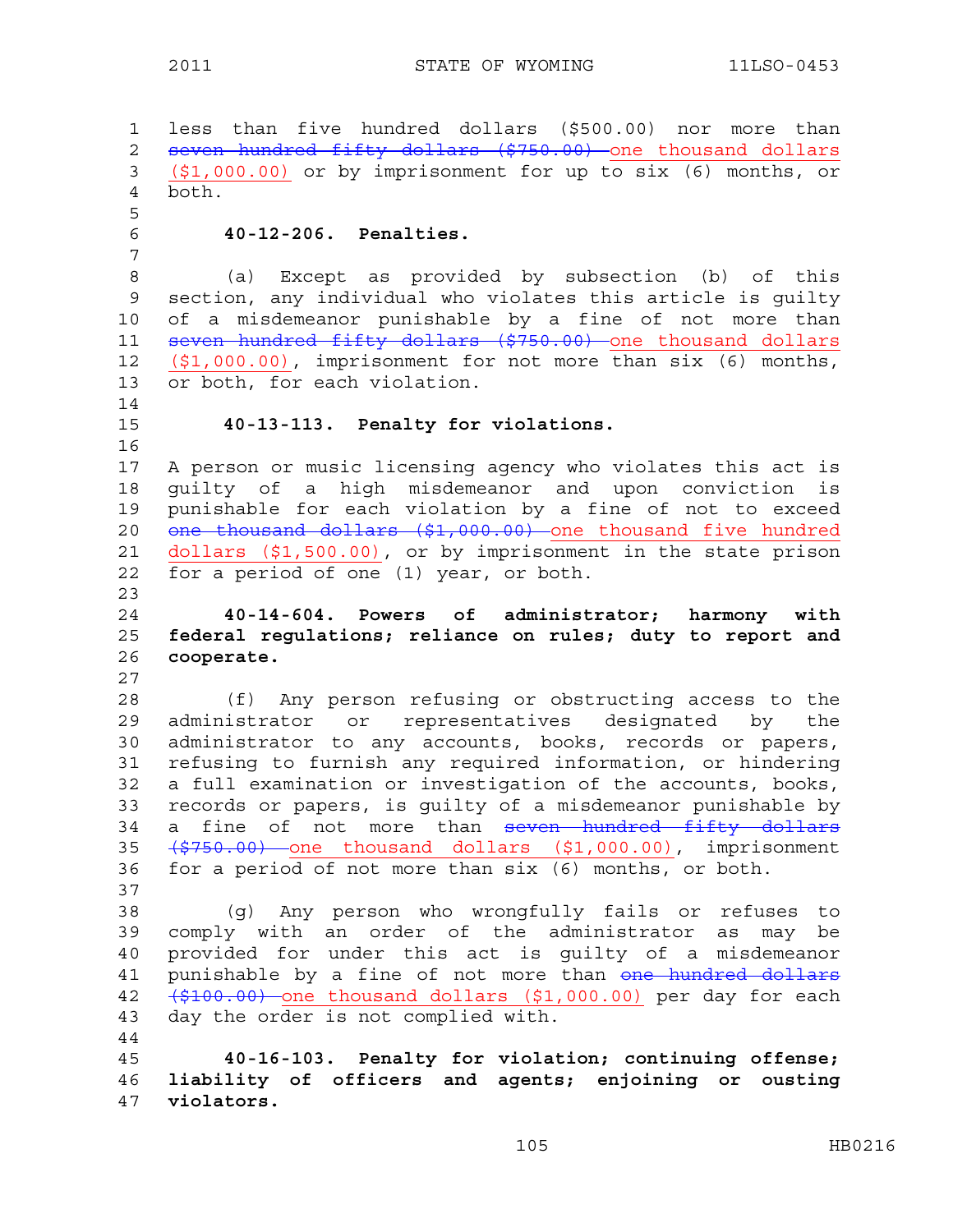less than five hundred dollars ($500.00) nor more than ~~seven hundred fifty dollars ($750.00)~~ <u>one thousand dollars ($1,000.00)</u> or by imprisonment for up to six (6) months, or both.

**40-12-206. Penalties.**

(a) Except as provided by subsection (b) of this section, any individual who violates this article is guilty of a misdemeanor punishable by a fine of not more than ~~seven hundred fifty dollars ($750.00)~~ <u>one thousand dollars ($1,000.00)</u>, imprisonment for not more than six (6) months, or both, for each violation.

**40-13-113. Penalty for violations.**

A person or music licensing agency who violates this act is guilty of a high misdemeanor and upon conviction is punishable for each violation by a fine of not to exceed ~~one thousand dollars ($1,000.00)~~ <u>one thousand five hundred dollars ($1,500.00)</u>, or by imprisonment in the state prison for a period of one (1) year, or both.

**40-14-604. Powers of administrator; harmony with federal regulations; reliance on rules; duty to report and cooperate.**

(f) Any person refusing or obstructing access to the administrator or representatives designated by the administrator to any accounts, books, records or papers, refusing to furnish any required information, or hindering a full examination or investigation of the accounts, books, records or papers, is guilty of a misdemeanor punishable by a fine of not more than ~~seven hundred fifty dollars ($750.00)~~ <u>one thousand dollars ($1,000.00)</u>, imprisonment for a period of not more than six (6) months, or both.

(g) Any person who wrongfully fails or refuses to comply with an order of the administrator as may be provided for under this act is guilty of a misdemeanor punishable by a fine of not more than ~~one hundred dollars ($100.00)~~ <u>one thousand dollars ($1,000.00)</u> per day for each day the order is not complied with.

**40-16-103. Penalty for violation; continuing offense; liability of officers and agents; enjoining or ousting violators.**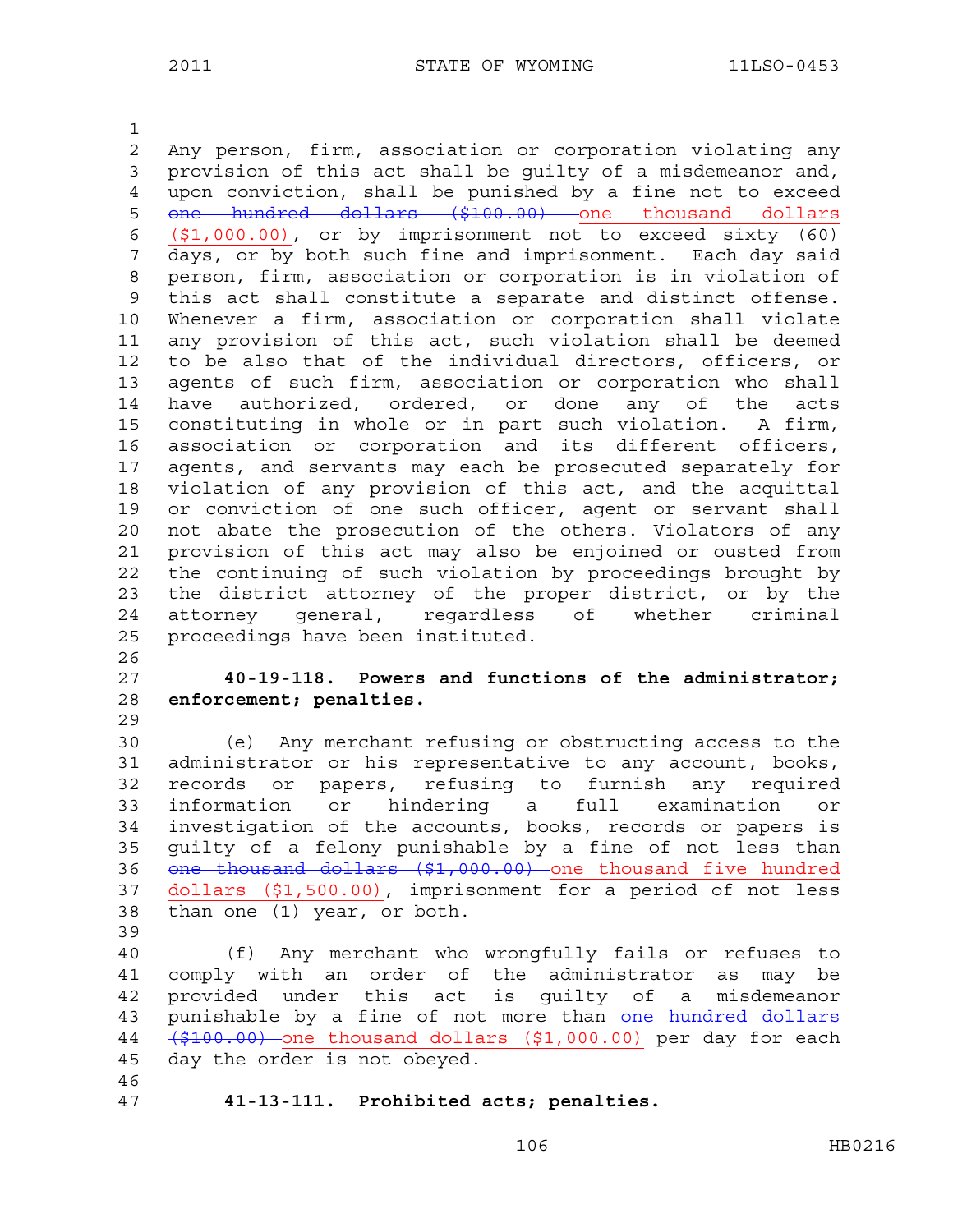Any person, firm, association or corporation violating any provision of this act shall be guilty of a misdemeanor and, upon conviction, shall be punished by a fine not to exceed ~~one hundred dollars ($100.00)~~ one thousand dollars ($1,000.00), or by imprisonment not to exceed sixty (60) days, or by both such fine and imprisonment. Each day said person, firm, association or corporation is in violation of this act shall constitute a separate and distinct offense. Whenever a firm, association or corporation shall violate any provision of this act, such violation shall be deemed to be also that of the individual directors, officers, or agents of such firm, association or corporation who shall have authorized, ordered, or done any of the acts constituting in whole or in part such violation. A firm, association or corporation and its different officers, agents, and servants may each be prosecuted separately for violation of any provision of this act, and the acquittal or conviction of one such officer, agent or servant shall not abate the prosecution of the others. Violators of any provision of this act may also be enjoined or ousted from the continuing of such violation by proceedings brought by the district attorney of the proper district, or by the attorney general, regardless of whether criminal proceedings have been instituted.

**40-19-118. Powers and functions of the administrator; enforcement; penalties.**

(e) Any merchant refusing or obstructing access to the administrator or his representative to any account, books, records or papers, refusing to furnish any required information or hindering a full examination or investigation of the accounts, books, records or papers is guilty of a felony punishable by a fine of not less than ~~one thousand dollars ($1,000.00)~~ one thousand five hundred dollars ($1,500.00), imprisonment for a period of not less than one (1) year, or both.

(f) Any merchant who wrongfully fails or refuses to comply with an order of the administrator as may be provided under this act is guilty of a misdemeanor punishable by a fine of not more than ~~one hundred dollars ($100.00)~~ one thousand dollars ($1,000.00) per day for each day the order is not obeyed.

**41-13-111. Prohibited acts; penalties.**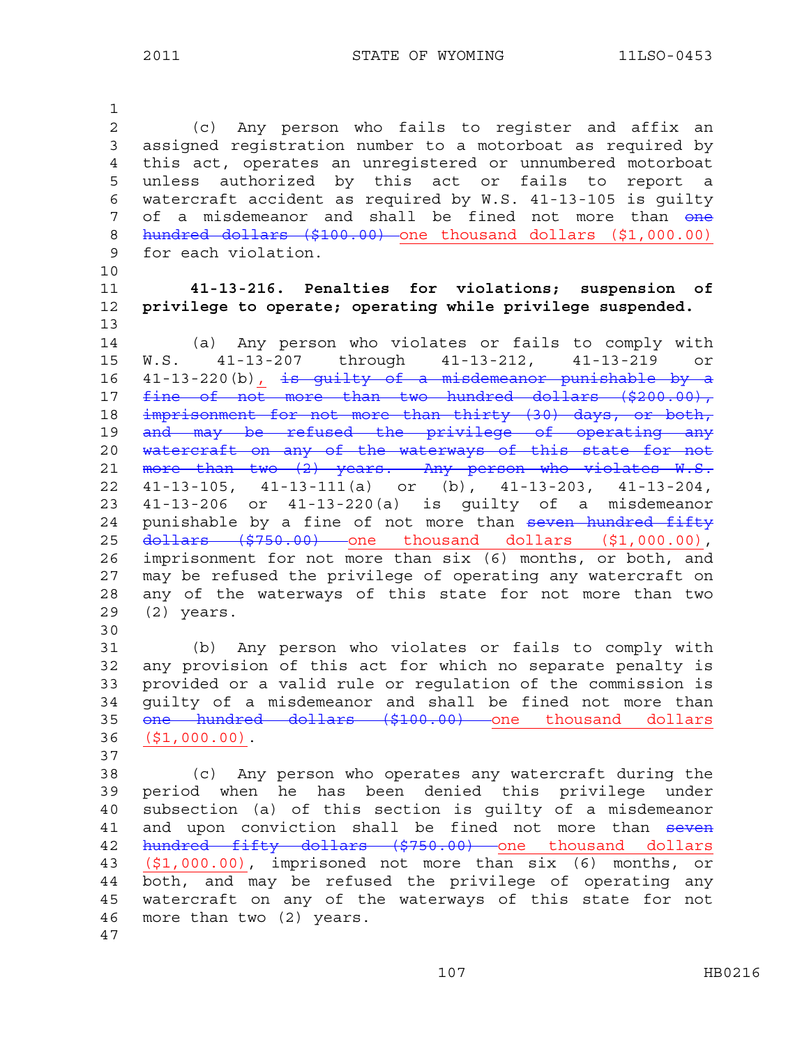(c) Any person who fails to register and affix an assigned registration number to a motorboat as required by this act, operates an unregistered or unnumbered motorboat unless authorized by this act or fails to report a watercraft accident as required by W.S. 41-13-105 is guilty of a misdemeanor and shall be fined not more than ~~one hundred dollars ($100.00)~~ one thousand dollars ($1,000.00) for each violation.

**41-13-216. Penalties for violations; suspension of privilege to operate; operating while privilege suspended.**

(a) Any person who violates or fails to comply with W.S. 41-13-207 through 41-13-212, 41-13-219 or 41-13-220(b), ~~is guilty of a misdemeanor punishable by a fine of not more than two hundred dollars ($200.00), imprisonment for not more than thirty (30) days, or both, and may be refused the privilege of operating any watercraft on any of the waterways of this state for not more than two (2) years. Any person who violates W.S.~~ 41-13-105, 41-13-111(a) or (b), 41-13-203, 41-13-204, 41-13-206 or 41-13-220(a) is guilty of a misdemeanor punishable by a fine of not more than ~~seven hundred fifty dollars ($750.00)~~ one thousand dollars ($1,000.00), imprisonment for not more than six (6) months, or both, and may be refused the privilege of operating any watercraft on any of the waterways of this state for not more than two (2) years.

(b) Any person who violates or fails to comply with any provision of this act for which no separate penalty is provided or a valid rule or regulation of the commission is guilty of a misdemeanor and shall be fined not more than ~~one hundred dollars ($100.00)~~ one thousand dollars ($1,000.00).

(c) Any person who operates any watercraft during the period when he has been denied this privilege under subsection (a) of this section is guilty of a misdemeanor and upon conviction shall be fined not more than ~~seven hundred fifty dollars ($750.00)~~ one thousand dollars ($1,000.00), imprisoned not more than six (6) months, or both, and may be refused the privilege of operating any watercraft on any of the waterways of this state for not more than two (2) years.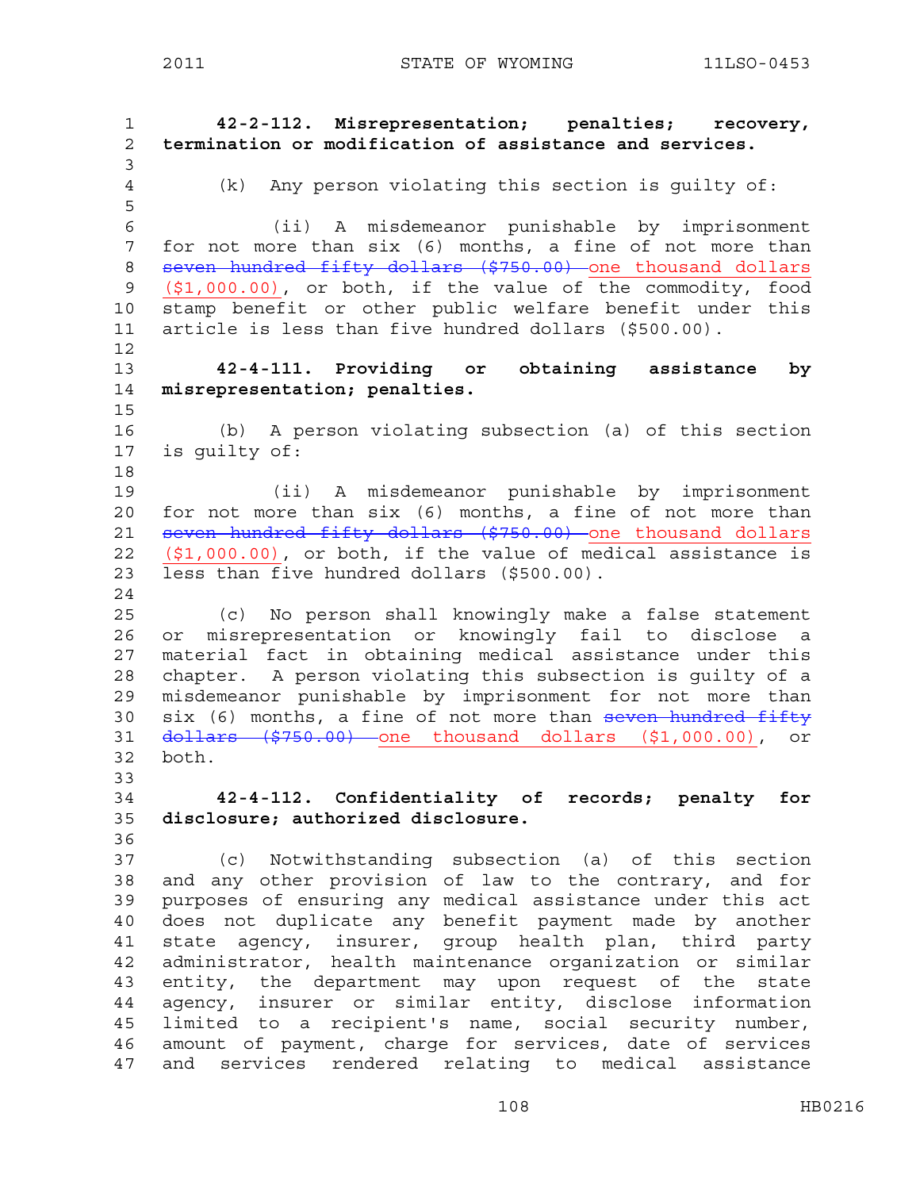**42-2-112. Misrepresentation; penalties; recovery, termination or modification of assistance and services.**

(k) Any person violating this section is guilty of:

(ii) A misdemeanor punishable by imprisonment for not more than six (6) months, a fine of not more than ~~seven hundred fifty dollars ($750.00)~~ one thousand dollars ($1,000.00), or both, if the value of the commodity, food stamp benefit or other public welfare benefit under this article is less than five hundred dollars ($500.00).

**42-4-111. Providing or obtaining assistance by misrepresentation; penalties.**

(b) A person violating subsection (a) of this section is guilty of:

(ii) A misdemeanor punishable by imprisonment for not more than six (6) months, a fine of not more than ~~seven hundred fifty dollars ($750.00)~~ one thousand dollars ($1,000.00), or both, if the value of medical assistance is less than five hundred dollars ($500.00).

(c) No person shall knowingly make a false statement or misrepresentation or knowingly fail to disclose a material fact in obtaining medical assistance under this chapter. A person violating this subsection is guilty of a misdemeanor punishable by imprisonment for not more than six (6) months, a fine of not more than ~~seven hundred fifty dollars ($750.00)~~ one thousand dollars ($1,000.00), or both.

**42-4-112. Confidentiality of records; penalty for disclosure; authorized disclosure.**

(c) Notwithstanding subsection (a) of this section and any other provision of law to the contrary, and for purposes of ensuring any medical assistance under this act does not duplicate any benefit payment made by another state agency, insurer, group health plan, third party administrator, health maintenance organization or similar entity, the department may upon request of the state agency, insurer or similar entity, disclose information limited to a recipient's name, social security number, amount of payment, charge for services, date of services and services rendered relating to medical assistance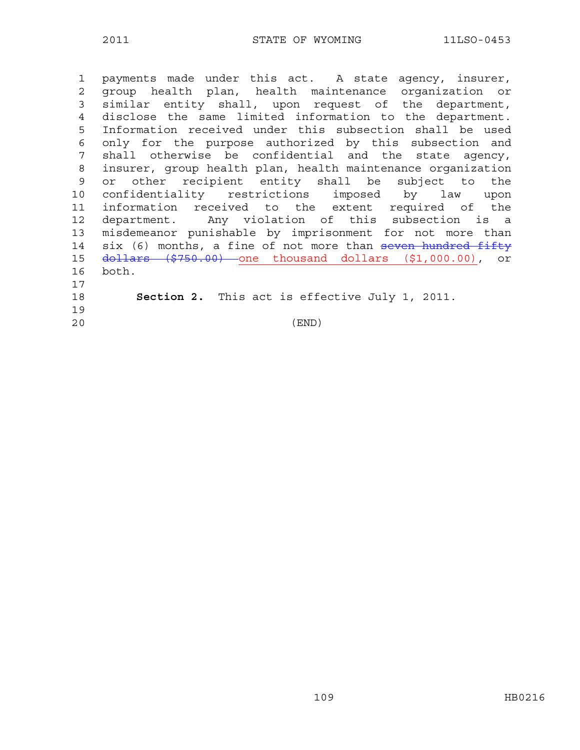payments made under this act. A state agency, insurer, group health plan, health maintenance organization or similar entity shall, upon request of the department, disclose the same limited information to the department. Information received under this subsection shall be used only for the purpose authorized by this subsection and shall otherwise be confidential and the state agency, insurer, group health plan, health maintenance organization or other recipient entity shall be subject to the confidentiality restrictions imposed by law upon information received to the extent required of the department. Any violation of this subsection is a misdemeanor punishable by imprisonment for not more than six (6) months, a fine of not more than ~~seven hundred fifty dollars ($750.00)~~ one thousand dollars ($1,000.00), or both.

**Section 2.** This act is effective July 1, 2011.

(END)